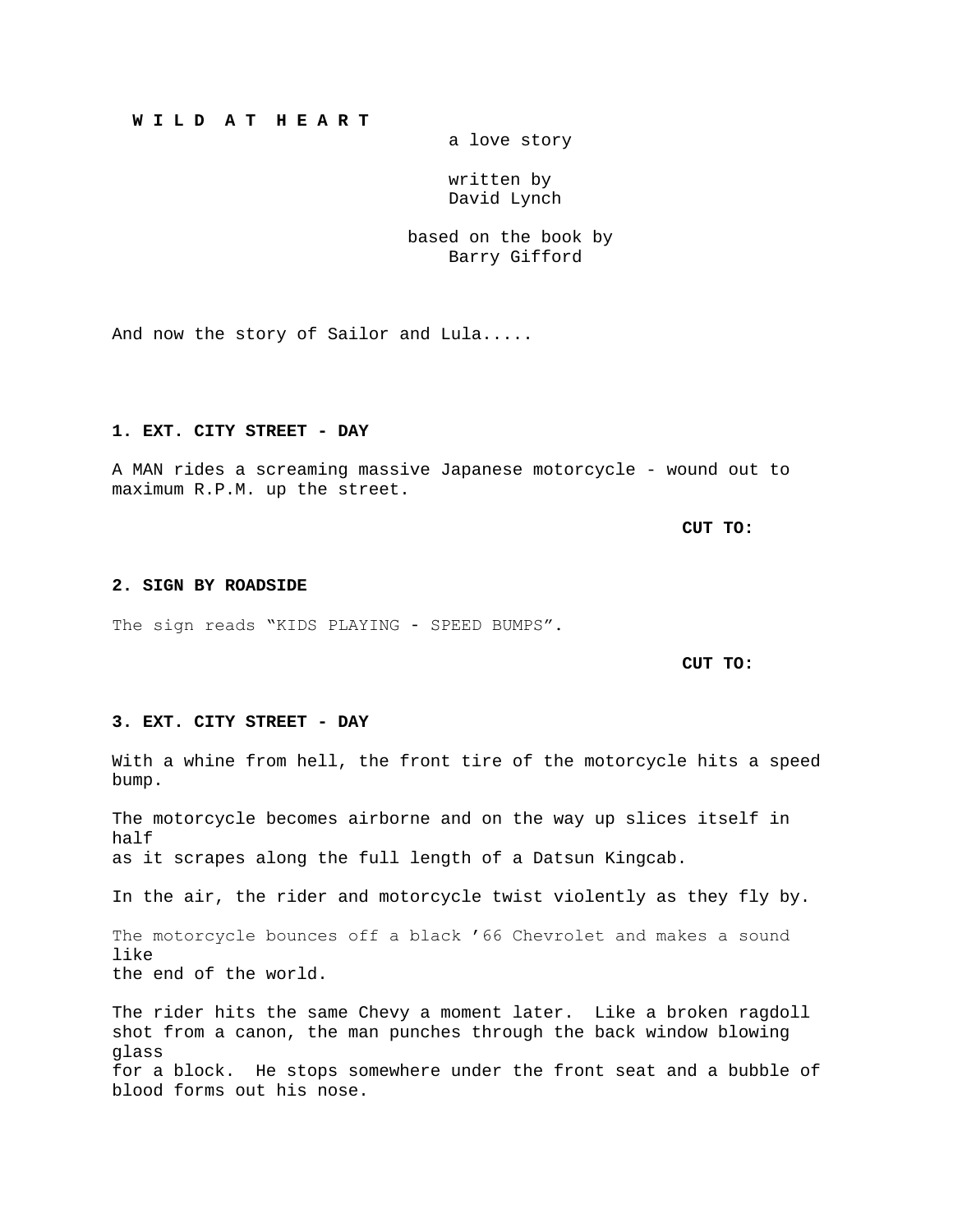**W I L D  A T  H E A R T**

a love story

written by
David Lynch

based on the book by
Barry Gifford

And now the story of Sailor and Lula.....

**1. EXT. CITY STREET - DAY**

A MAN rides a screaming massive Japanese motorcycle - wound out to maximum R.P.M. up the street.

**CUT TO:**

**2. SIGN BY ROADSIDE**

The sign reads "KIDS PLAYING - SPEED BUMPS".

**CUT TO:**

**3. EXT. CITY STREET - DAY**

With a whine from hell, the front tire of the motorcycle hits a speed bump.

The motorcycle becomes airborne and on the way up slices itself in half as it scrapes along the full length of a Datsun Kingcab.

In the air, the rider and motorcycle twist violently as they fly by.

The motorcycle bounces off a black '66 Chevrolet and makes a sound like the end of the world.

The rider hits the same Chevy a moment later. Like a broken ragdoll shot from a canon, the man punches through the back window blowing glass for a block. He stops somewhere under the front seat and a bubble of blood forms out his nose.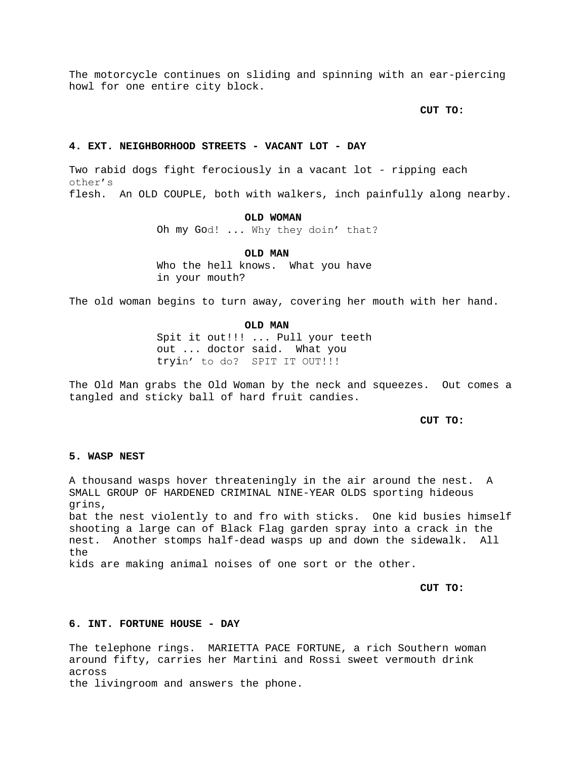The motorcycle continues on sliding and spinning with an ear-piercing howl for one entire city block.

**CUT TO:**

**4. EXT. NEIGHBORHOOD STREETS - VACANT LOT - DAY**

Two rabid dogs fight ferociously in a vacant lot - ripping each other's flesh. An OLD COUPLE, both with walkers, inch painfully along nearby.

**OLD WOMAN**

Oh my God! ... Why they doin' that?

**OLD MAN**

Who the hell knows. What you have in your mouth?

The old woman begins to turn away, covering her mouth with her hand.

**OLD MAN**

Spit it out!!! ... Pull your teeth out ... doctor said. What you tryin' to do? SPIT IT OUT!!!

The Old Man grabs the Old Woman by the neck and squeezes. Out comes a tangled and sticky ball of hard fruit candies.

**CUT TO:**

**5. WASP NEST**

A thousand wasps hover threateningly in the air around the nest. A SMALL GROUP OF HARDENED CRIMINAL NINE-YEAR OLDS sporting hideous grins, bat the nest violently to and fro with sticks. One kid busies himself shooting a large can of Black Flag garden spray into a crack in the nest. Another stomps half-dead wasps up and down the sidewalk. All the kids are making animal noises of one sort or the other.

**CUT TO:**

**6. INT. FORTUNE HOUSE - DAY**

The telephone rings. MARIETTA PACE FORTUNE, a rich Southern woman around fifty, carries her Martini and Rossi sweet vermouth drink across the livingroom and answers the phone.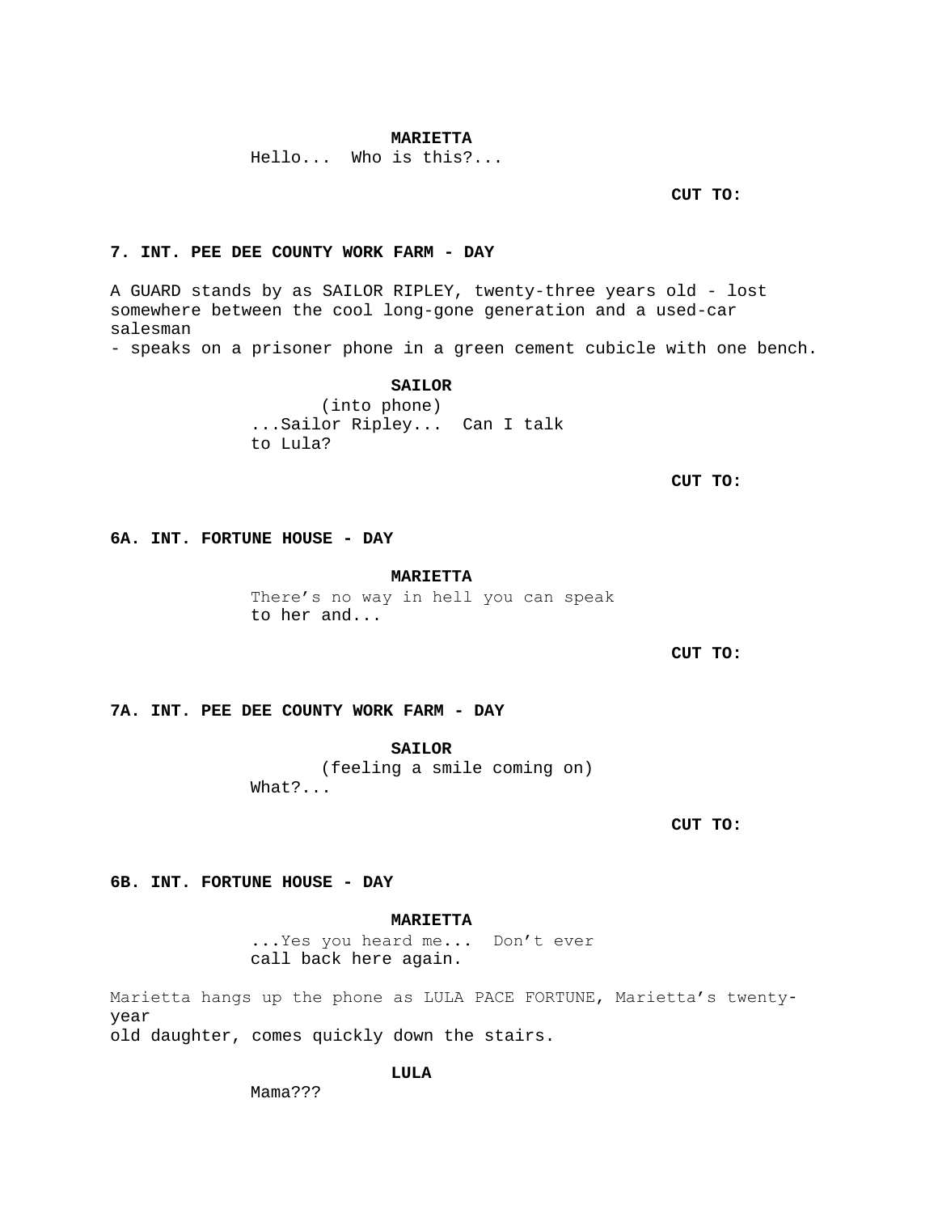**MARIETTA**
Hello... Who is this?...

**CUT TO:**

**7. INT. PEE DEE COUNTY WORK FARM - DAY**

A GUARD stands by as SAILOR RIPLEY, twenty-three years old - lost somewhere between the cool long-gone generation and a used-car salesman - speaks on a prisoner phone in a green cement cubicle with one bench.

**SAILOR**
(into phone)
...Sailor Ripley... Can I talk to Lula?

**CUT TO:**

**6A. INT. FORTUNE HOUSE - DAY**

**MARIETTA**
There's no way in hell you can speak to her and...

**CUT TO:**

**7A. INT. PEE DEE COUNTY WORK FARM - DAY**

**SAILOR**
(feeling a smile coming on)
What?...

**CUT TO:**

**6B. INT. FORTUNE HOUSE - DAY**

**MARIETTA**
...Yes you heard me... Don't ever call back here again.

Marietta hangs up the phone as LULA PACE FORTUNE, Marietta's twenty-year old daughter, comes quickly down the stairs.

**LULA**
Mama???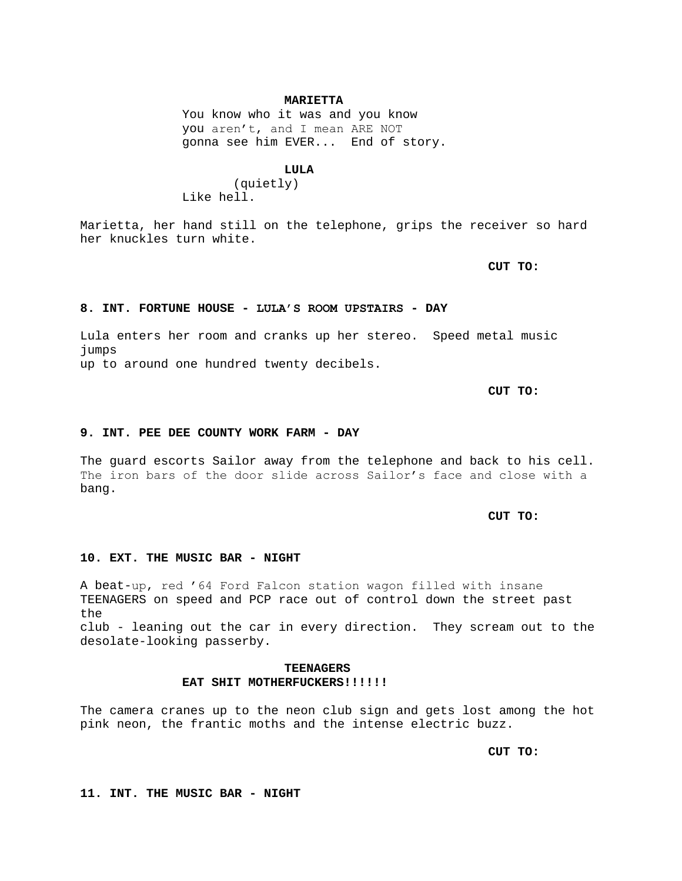**MARIETTA**
You know who it was and you know you aren't, and I mean ARE NOT gonna see him EVER... End of story.

**LULA**
(quietly)
Like hell.

Marietta, her hand still on the telephone, grips the receiver so hard her knuckles turn white.

**CUT TO:**

**8. INT. FORTUNE HOUSE - LULA'S ROOM UPSTAIRS - DAY**

Lula enters her room and cranks up her stereo. Speed metal music jumps
up to around one hundred twenty decibels.

**CUT TO:**

**9. INT. PEE DEE COUNTY WORK FARM - DAY**

The guard escorts Sailor away from the telephone and back to his cell. The iron bars of the door slide across Sailor's face and close with a bang.

**CUT TO:**

**10. EXT. THE MUSIC BAR - NIGHT**

A beat-up, red '64 Ford Falcon station wagon filled with insane TEENAGERS on speed and PCP race out of control down the street past the
club - leaning out the car in every direction. They scream out to the desolate-looking passerby.

**TEENAGERS**
**EAT SHIT MOTHERFUCKERS!!!!!!**

The camera cranes up to the neon club sign and gets lost among the hot pink neon, the frantic moths and the intense electric buzz.

**CUT TO:**

**11. INT. THE MUSIC BAR - NIGHT**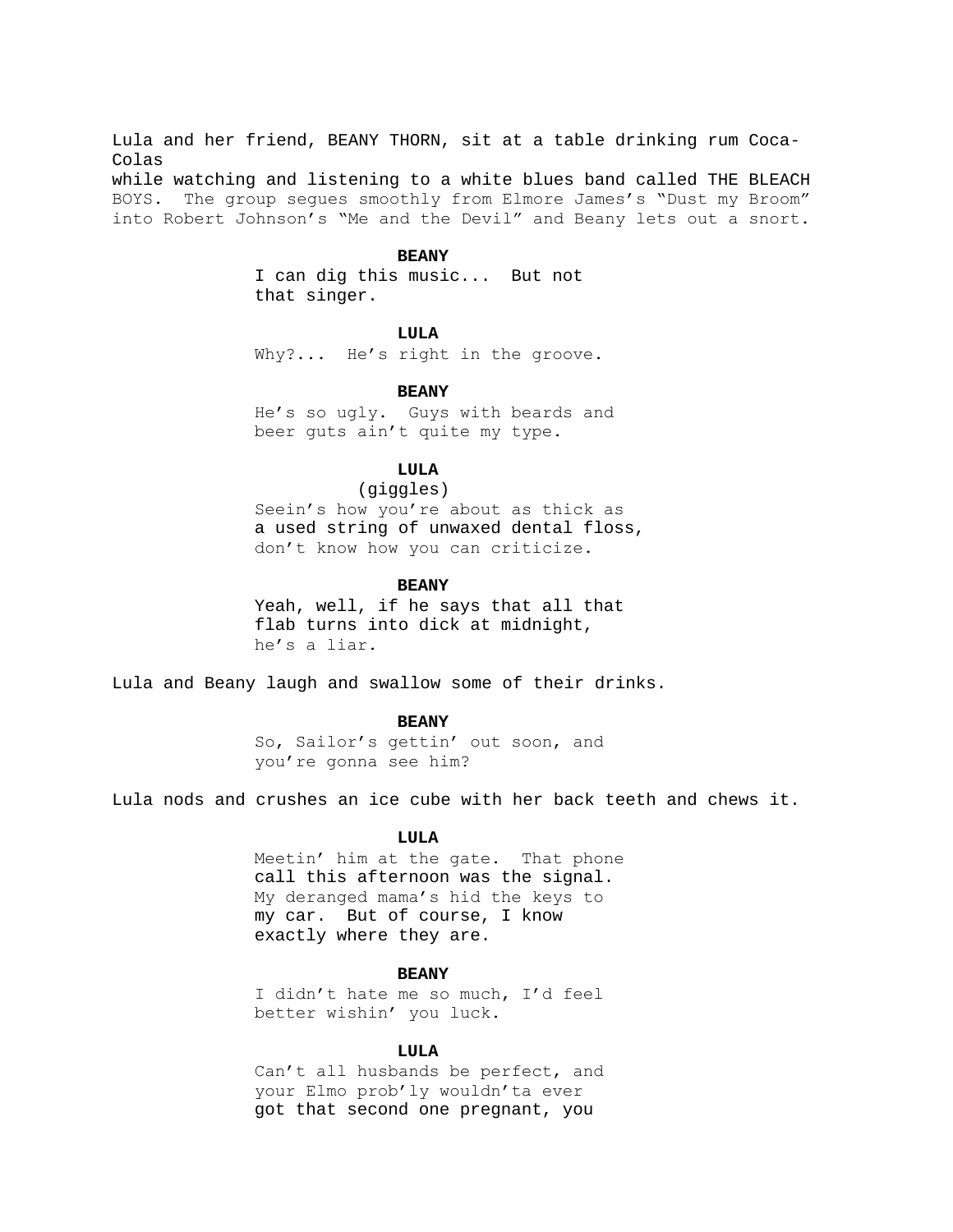Lula and her friend, BEANY THORN, sit at a table drinking rum Coca-Colas
while watching and listening to a white blues band called THE BLEACH BOYS. The group segues smoothly from Elmore James's "Dust my Broom" into Robert Johnson's "Me and the Devil" and Beany lets out a snort.

**BEANY**
I can dig this music... But not that singer.

**LULA**
Why?... He's right in the groove.

**BEANY**
He's so ugly. Guys with beards and beer guts ain't quite my type.

**LULA**
(giggles)
Seein's how you're about as thick as a used string of unwaxed dental floss, don't know how you can criticize.

**BEANY**
Yeah, well, if he says that all that flab turns into dick at midnight, he's a liar.

Lula and Beany laugh and swallow some of their drinks.

**BEANY**
So, Sailor's gettin' out soon, and you're gonna see him?

Lula nods and crushes an ice cube with her back teeth and chews it.

**LULA**
Meetin' him at the gate. That phone call this afternoon was the signal. My deranged mama's hid the keys to my car. But of course, I know exactly where they are.

**BEANY**
I didn't hate me so much, I'd feel better wishin' you luck.

**LULA**
Can't all husbands be perfect, and your Elmo prob'ly wouldn'ta ever got that second one pregnant, you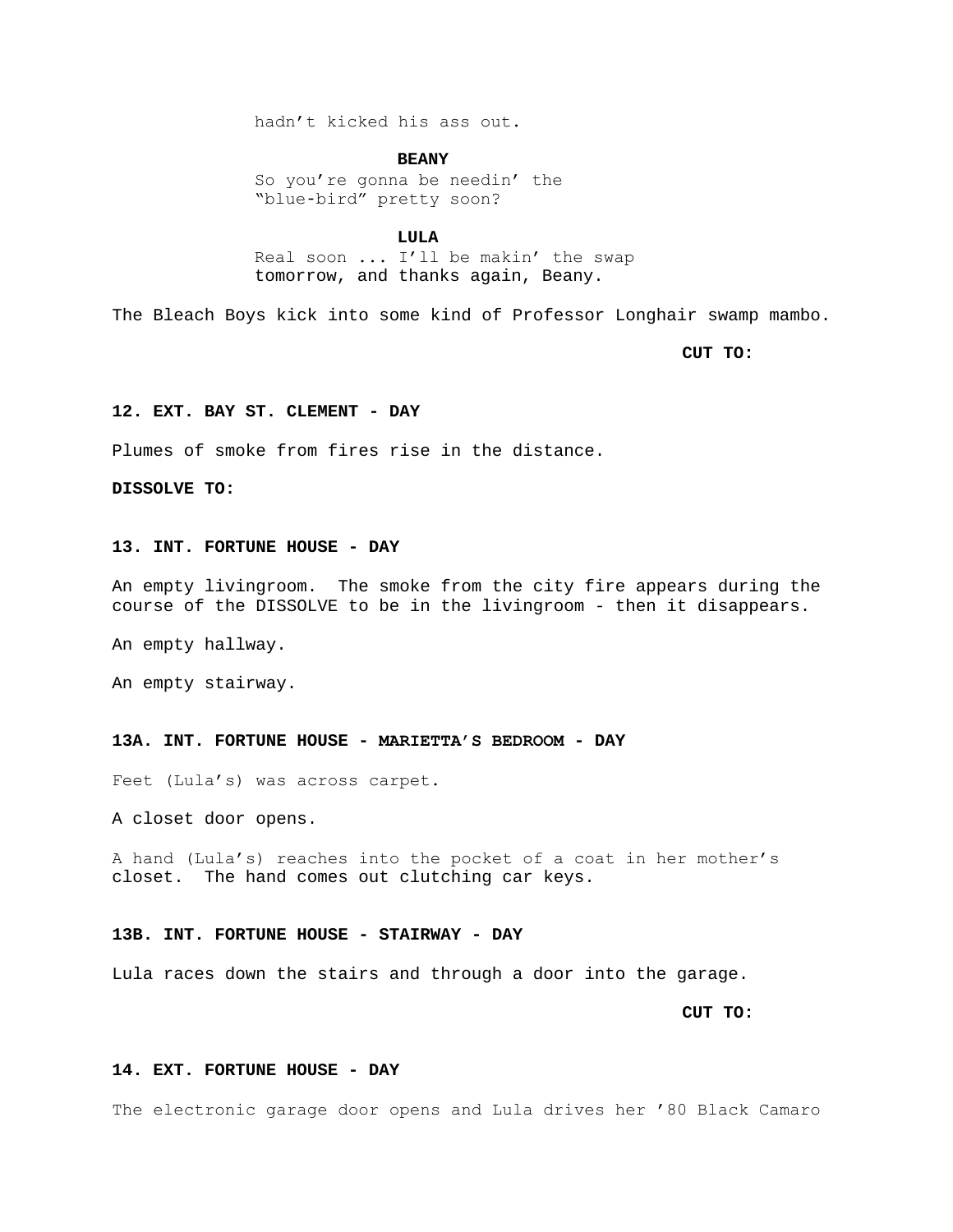hadn't kicked his ass out.

**BEANY**

So you're gonna be needin' the "blue-bird" pretty soon?

**LULA**

Real soon ... I'll be makin' the swap tomorrow, and thanks again, Beany.

The Bleach Boys kick into some kind of Professor Longhair swamp mambo.

**CUT TO:**

**12. EXT. BAY ST. CLEMENT - DAY**

Plumes of smoke from fires rise in the distance.

**DISSOLVE TO:**

**13. INT. FORTUNE HOUSE - DAY**

An empty livingroom. The smoke from the city fire appears during the course of the DISSOLVE to be in the livingroom - then it disappears.

An empty hallway.

An empty stairway.

**13A. INT. FORTUNE HOUSE - MARIETTA'S BEDROOM - DAY**

Feet (Lula's) was across carpet.

A closet door opens.

A hand (Lula's) reaches into the pocket of a coat in her mother's closet. The hand comes out clutching car keys.

**13B. INT. FORTUNE HOUSE - STAIRWAY - DAY**

Lula races down the stairs and through a door into the garage.

**CUT TO:**

**14. EXT. FORTUNE HOUSE - DAY**

The electronic garage door opens and Lula drives her '80 Black Camaro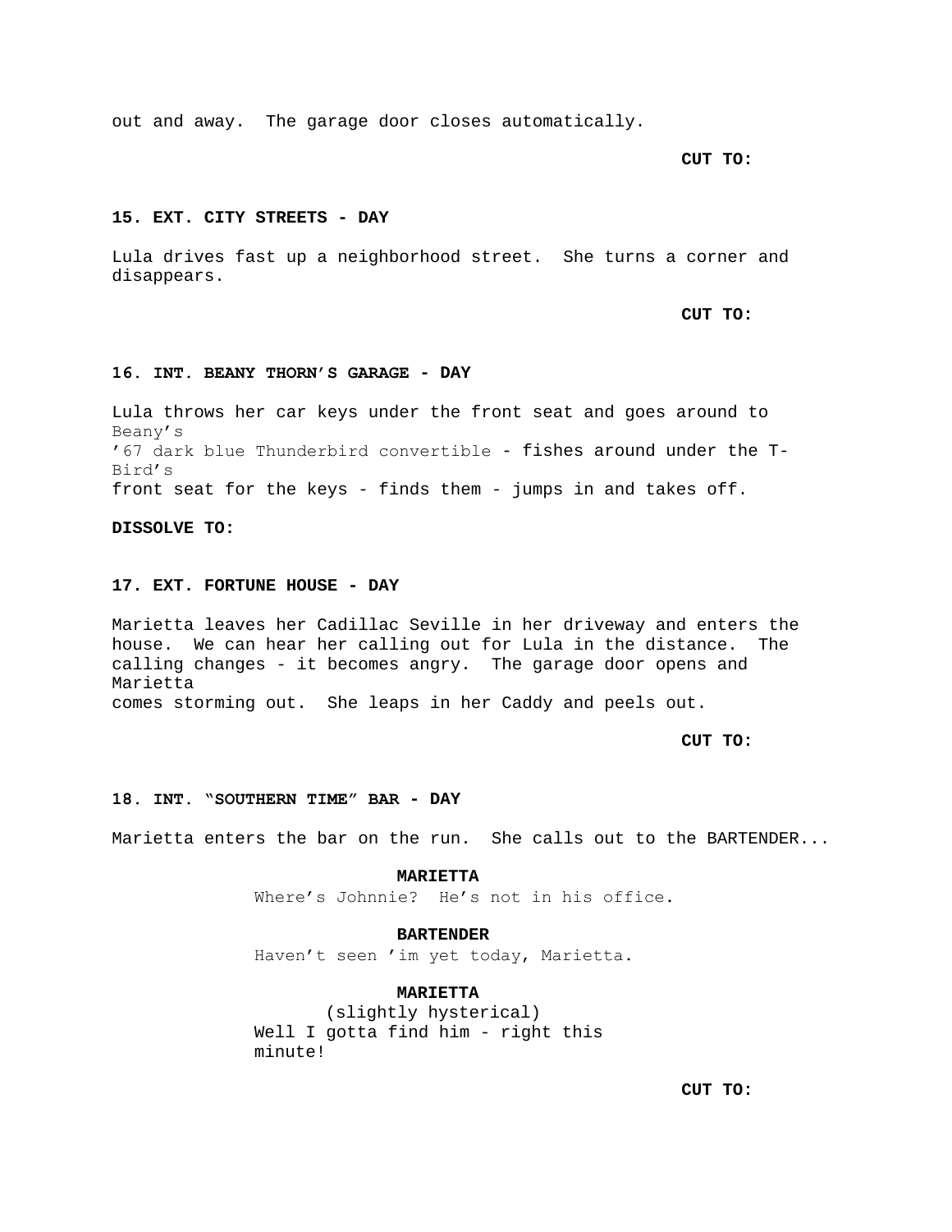out and away. The garage door closes automatically.

**CUT TO:**

**15. EXT. CITY STREETS - DAY**

Lula drives fast up a neighborhood street. She turns a corner and disappears.

**CUT TO:**

**16. INT. BEANY THORN'S GARAGE - DAY**

Lula throws her car keys under the front seat and goes around to Beany's '67 dark blue Thunderbird convertible - fishes around under the T-Bird's front seat for the keys - finds them - jumps in and takes off.

**DISSOLVE TO:**

**17. EXT. FORTUNE HOUSE - DAY**

Marietta leaves her Cadillac Seville in her driveway and enters the house. We can hear her calling out for Lula in the distance. The calling changes - it becomes angry. The garage door opens and Marietta comes storming out. She leaps in her Caddy and peels out.

**CUT TO:**

**18. INT. "SOUTHERN TIME" BAR - DAY**

Marietta enters the bar on the run. She calls out to the BARTENDER...

**MARIETTA**
Where's Johnnie? He's not in his office.

**BARTENDER**
Haven't seen 'im yet today, Marietta.

**MARIETTA**
(slightly hysterical)
Well I gotta find him - right this minute!

**CUT TO:**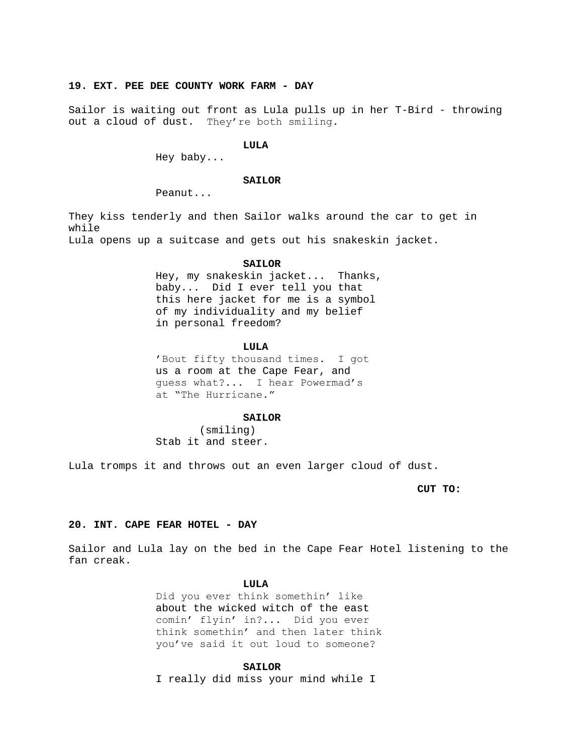**19. EXT. PEE DEE COUNTY WORK FARM - DAY**

Sailor is waiting out front as Lula pulls up in her T-Bird - throwing out a cloud of dust. They're both smiling.

**LULA**

Hey baby...

**SAILOR**

Peanut...

They kiss tenderly and then Sailor walks around the car to get in while
Lula opens up a suitcase and gets out his snakeskin jacket.

**SAILOR**

Hey, my snakeskin jacket... Thanks, baby... Did I ever tell you that this here jacket for me is a symbol of my individuality and my belief in personal freedom?

**LULA**

'Bout fifty thousand times. I got us a room at the Cape Fear, and guess what?... I hear Powermad's at "The Hurricane."

**SAILOR**

(smiling)
Stab it and steer.

Lula tromps it and throws out an even larger cloud of dust.

**CUT TO:**

**20. INT. CAPE FEAR HOTEL - DAY**

Sailor and Lula lay on the bed in the Cape Fear Hotel listening to the fan creak.

**LULA**

Did you ever think somethin' like about the wicked witch of the east comin' flyin' in?... Did you ever think somethin' and then later think you've said it out loud to someone?

**SAILOR**

I really did miss your mind while I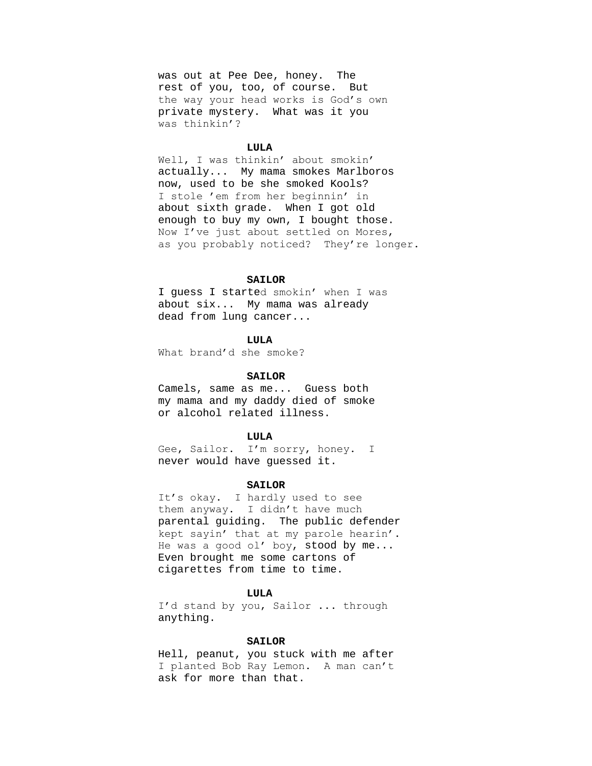was out at Pee Dee, honey. The rest of you, too, of course. But the way your head works is God's own private mystery. What was it you was thinkin'?

**LULA**

Well, I was thinkin' about smokin' actually... My mama smokes Marlboros now, used to be she smoked Kools? I stole 'em from her beginnin' in about sixth grade. When I got old enough to buy my own, I bought those. Now I've just about settled on Mores, as you probably noticed? They're longer.

**SAILOR**

I guess I started smokin' when I was about six... My mama was already dead from lung cancer...

**LULA**

What brand'd she smoke?

**SAILOR**

Camels, same as me... Guess both my mama and my daddy died of smoke or alcohol related illness.

**LULA**

Gee, Sailor. I'm sorry, honey. I never would have guessed it.

**SAILOR**

It's okay. I hardly used to see them anyway. I didn't have much parental guiding. The public defender kept sayin' that at my parole hearin'. He was a good ol' boy, stood by me... Even brought me some cartons of cigarettes from time to time.

**LULA**

I'd stand by you, Sailor ... through anything.

**SAILOR**

Hell, peanut, you stuck with me after I planted Bob Ray Lemon. A man can't ask for more than that.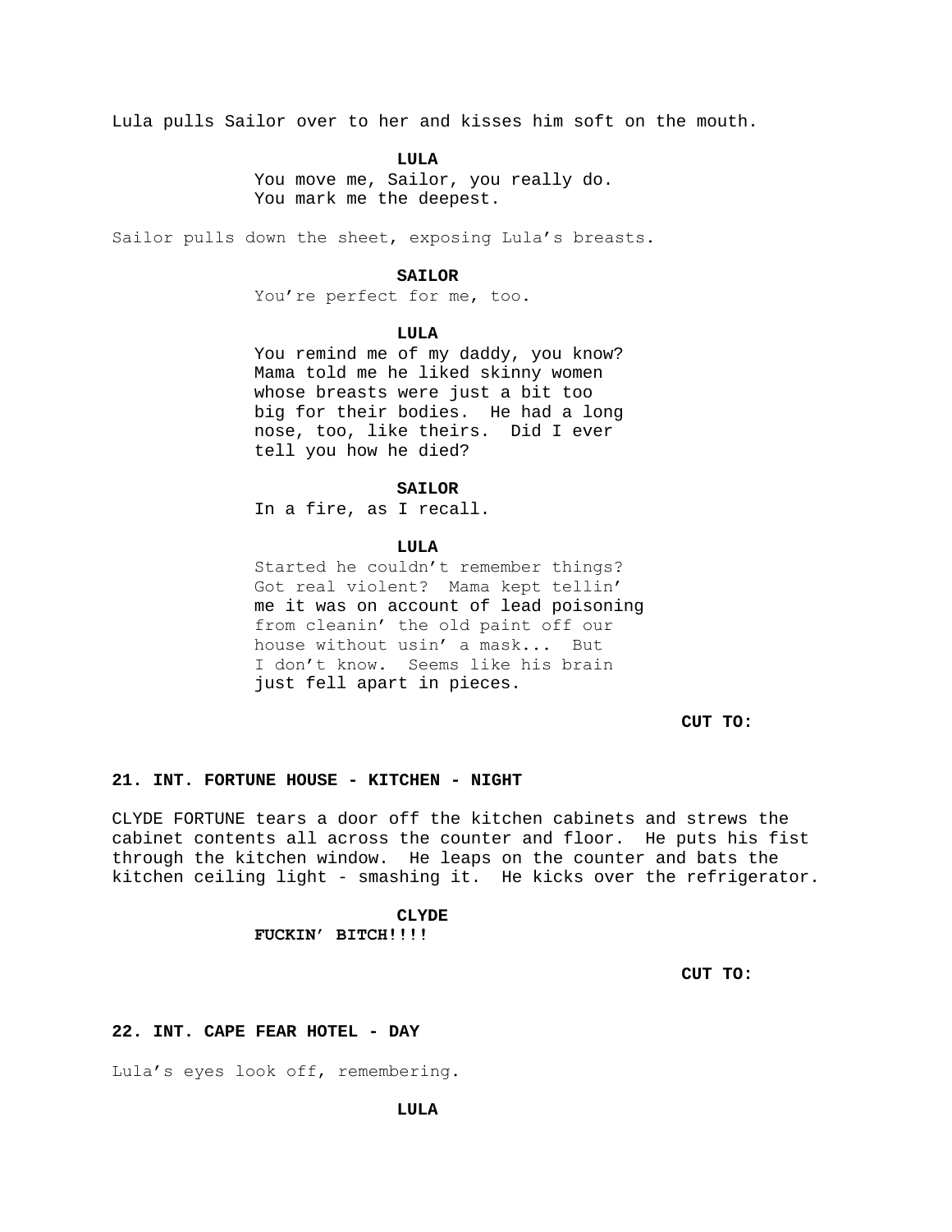Lula pulls Sailor over to her and kisses him soft on the mouth.

**LULA**

You move me, Sailor, you really do. You mark me the deepest.

Sailor pulls down the sheet, exposing Lula's breasts.

**SAILOR**

You're perfect for me, too.

**LULA**

You remind me of my daddy, you know? Mama told me he liked skinny women whose breasts were just a bit too big for their bodies. He had a long nose, too, like theirs. Did I ever tell you how he died?

**SAILOR**

In a fire, as I recall.

**LULA**

Started he couldn't remember things? Got real violent? Mama kept tellin' me it was on account of lead poisoning from cleanin' the old paint off our house without usin' a mask... But I don't know. Seems like his brain just fell apart in pieces.

**CUT TO:**

**21. INT. FORTUNE HOUSE - KITCHEN - NIGHT**

CLYDE FORTUNE tears a door off the kitchen cabinets and strews the cabinet contents all across the counter and floor. He puts his fist through the kitchen window. He leaps on the counter and bats the kitchen ceiling light - smashing it. He kicks over the refrigerator.

**CLYDE**

**FUCKIN' BITCH!!!!**

**CUT TO:**

**22. INT. CAPE FEAR HOTEL - DAY**

Lula's eyes look off, remembering.

**LULA**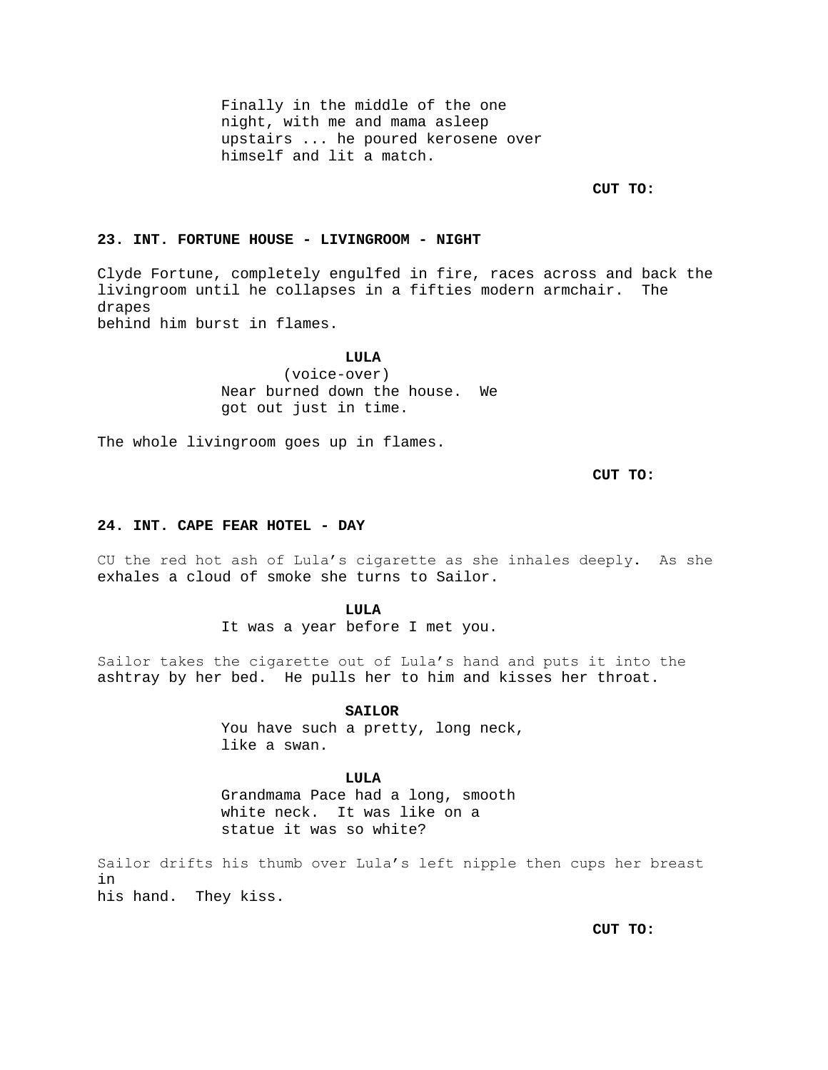Finally in the middle of the one
night, with me and mama asleep
upstairs ... he poured kerosene over
himself and lit a match.

**CUT TO:**

**23. INT. FORTUNE HOUSE - LIVINGROOM - NIGHT**

Clyde Fortune, completely engulfed in fire, races across and back the livingroom until he collapses in a fifties modern armchair. The drapes
behind him burst in flames.

**LULA**
(voice-over)
Near burned down the house. We
got out just in time.

The whole livingroom goes up in flames.

**CUT TO:**

**24. INT. CAPE FEAR HOTEL - DAY**

CU the red hot ash of Lula's cigarette as she inhales deeply. As she exhales a cloud of smoke she turns to Sailor.

**LULA**
It was a year before I met you.

Sailor takes the cigarette out of Lula's hand and puts it into the ashtray by her bed. He pulls her to him and kisses her throat.

**SAILOR**
You have such a pretty, long neck,
like a swan.

**LULA**
Grandmama Pace had a long, smooth
white neck. It was like on a
statue it was so white?

Sailor drifts his thumb over Lula's left nipple then cups her breast in
his hand. They kiss.

**CUT TO:**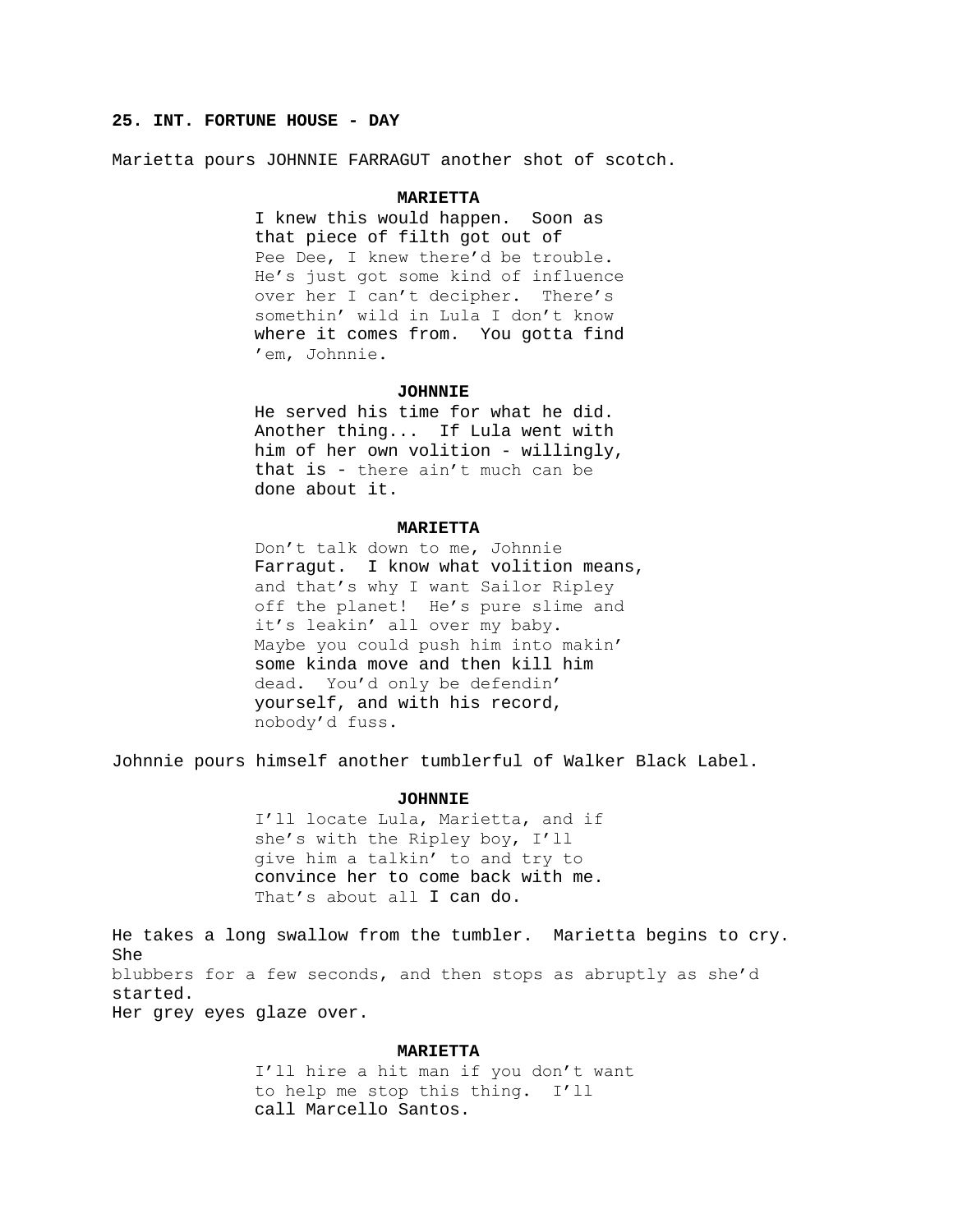**25. INT. FORTUNE HOUSE - DAY**

Marietta pours JOHNNIE FARRAGUT another shot of scotch.

**MARIETTA**

I knew this would happen. Soon as that piece of filth got out of Pee Dee, I knew there'd be trouble. He's just got some kind of influence over her I can't decipher. There's somethin' wild in Lula I don't know where it comes from. You gotta find 'em, Johnnie.

**JOHNNIE**

He served his time for what he did. Another thing... If Lula went with him of her own volition - willingly, that is - there ain't much can be done about it.

**MARIETTA**

Don't talk down to me, Johnnie Farragut. I know what volition means, and that's why I want Sailor Ripley off the planet! He's pure slime and it's leakin' all over my baby. Maybe you could push him into makin' some kinda move and then kill him dead. You'd only be defendin' yourself, and with his record, nobody'd fuss.

Johnnie pours himself another tumblerful of Walker Black Label.

**JOHNNIE**

I'll locate Lula, Marietta, and if she's with the Ripley boy, I'll give him a talkin' to and try to convince her to come back with me. That's about all I can do.

He takes a long swallow from the tumbler. Marietta begins to cry. She blubbers for a few seconds, and then stops as abruptly as she'd started. Her grey eyes glaze over.

**MARIETTA**

I'll hire a hit man if you don't want to help me stop this thing. I'll call Marcello Santos.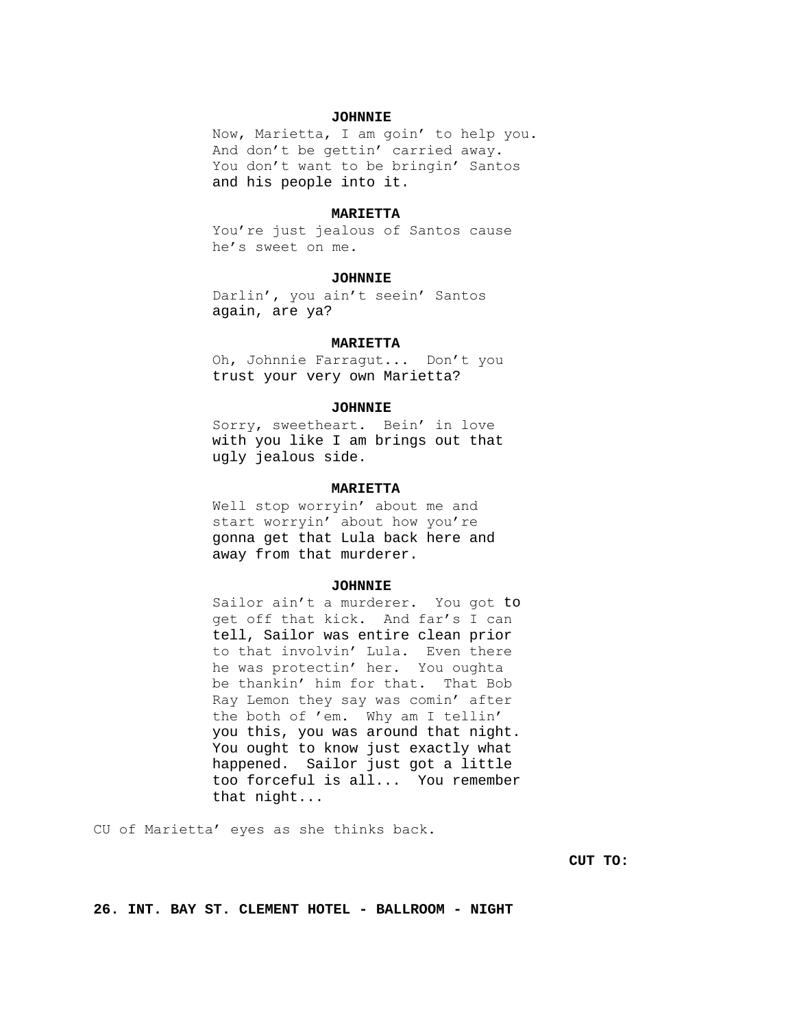**JOHNNIE**

Now, Marietta, I am goin' to help you. And don't be gettin' carried away. You don't want to be bringin' Santos and his people into it.

**MARIETTA**

You're just jealous of Santos cause he's sweet on me.

**JOHNNIE**

Darlin', you ain't seein' Santos again, are ya?

**MARIETTA**

Oh, Johnnie Farragut... Don't you trust your very own Marietta?

**JOHNNIE**

Sorry, sweetheart. Bein' in love with you like I am brings out that ugly jealous side.

**MARIETTA**

Well stop worryin' about me and start worryin' about how you're gonna get that Lula back here and away from that murderer.

**JOHNNIE**

Sailor ain't a murderer. You got to get off that kick. And far's I can tell, Sailor was entire clean prior to that involvin' Lula. Even there he was protectin' her. You oughta be thankin' him for that. That Bob Ray Lemon they say was comin' after the both of 'em. Why am I tellin' you this, you was around that night. You ought to know just exactly what happened. Sailor just got a little too forceful is all... You remember that night...

CU of Marietta' eyes as she thinks back.

**CUT TO:**

**26. INT. BAY ST. CLEMENT HOTEL - BALLROOM - NIGHT**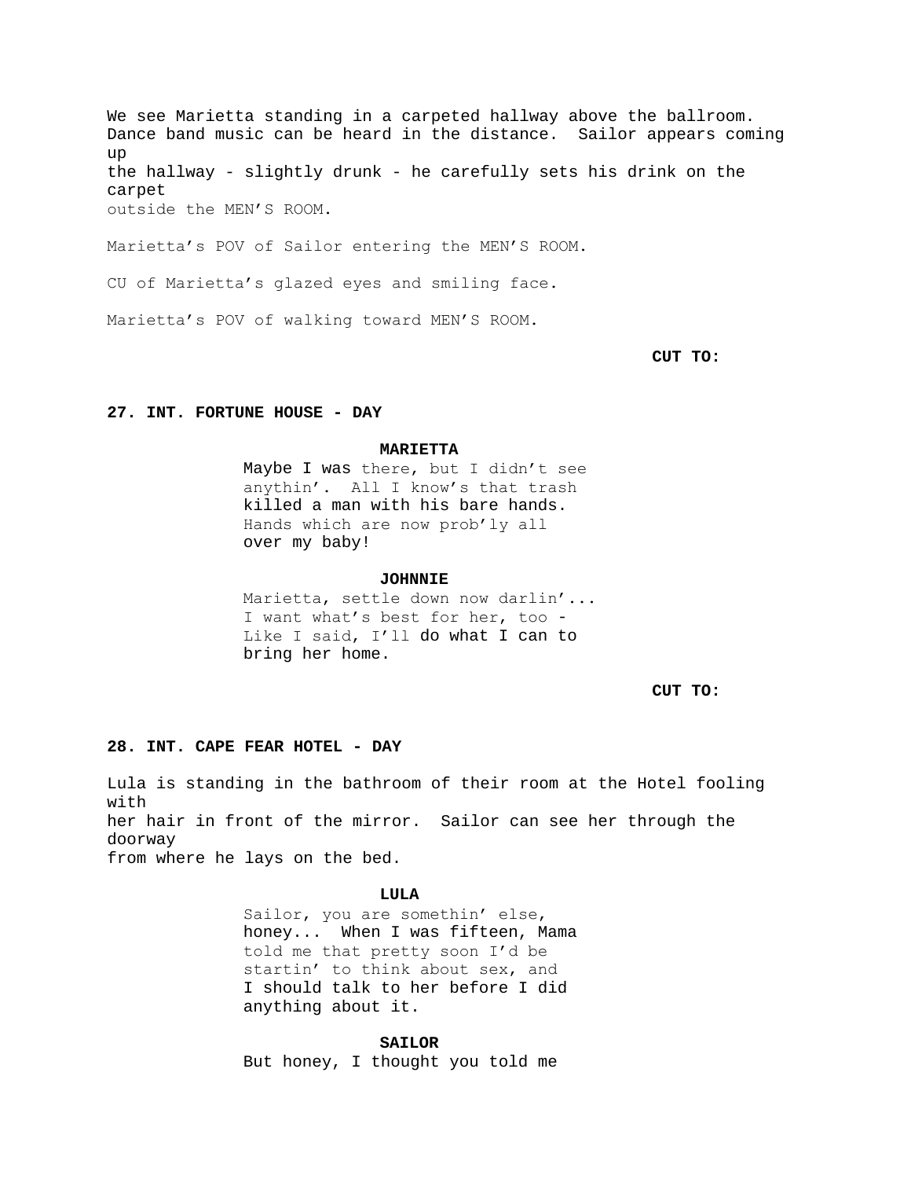We see Marietta standing in a carpeted hallway above the ballroom. Dance band music can be heard in the distance. Sailor appears coming up the hallway - slightly drunk - he carefully sets his drink on the carpet outside the MEN'S ROOM.

Marietta's POV of Sailor entering the MEN'S ROOM.

CU of Marietta's glazed eyes and smiling face.

Marietta's POV of walking toward MEN'S ROOM.

**CUT TO:**

**27. INT. FORTUNE HOUSE - DAY**

**MARIETTA**

Maybe I was there, but I didn't see anythin'. All I know's that trash killed a man with his bare hands. Hands which are now prob'ly all over my baby!

**JOHNNIE**

Marietta, settle down now darlin'... I want what's best for her, too - Like I said, I'll do what I can to bring her home.

**CUT TO:**

**28. INT. CAPE FEAR HOTEL - DAY**

Lula is standing in the bathroom of their room at the Hotel fooling with her hair in front of the mirror. Sailor can see her through the doorway from where he lays on the bed.

**LULA**

Sailor, you are somethin' else, honey... When I was fifteen, Mama told me that pretty soon I'd be startin' to think about sex, and I should talk to her before I did anything about it.

**SAILOR**

But honey, I thought you told me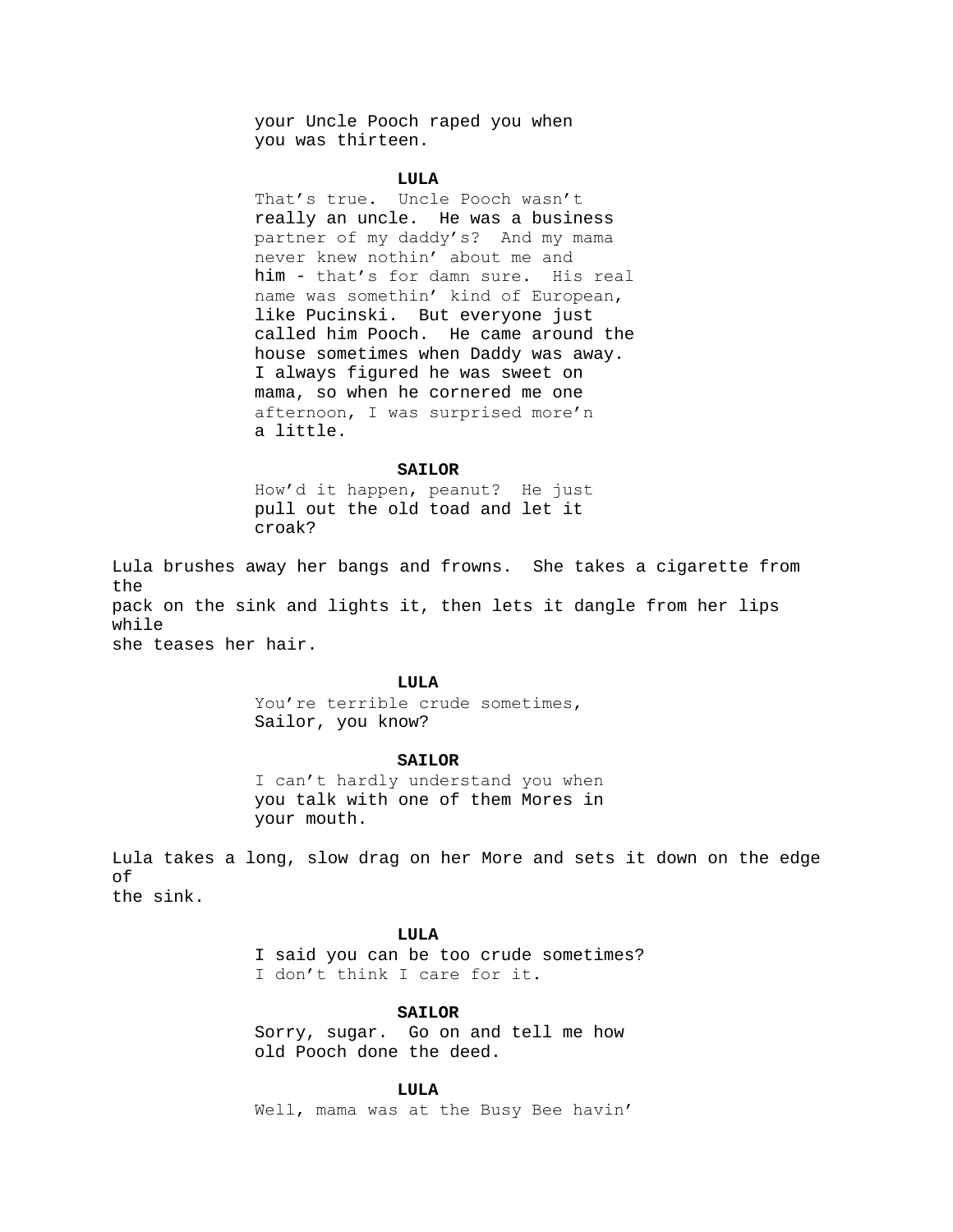your Uncle Pooch raped you when
you was thirteen.

**LULA**

That's true. Uncle Pooch wasn't
really an uncle. He was a business
partner of my daddy's? And my mama
never knew nothin' about me and
him - that's for damn sure. His real
name was somethin' kind of European,
like Pucinski. But everyone just
called him Pooch. He came around the
house sometimes when Daddy was away.
I always figured he was sweet on
mama, so when he cornered me one
afternoon, I was surprised more'n
a little.

**SAILOR**

How'd it happen, peanut? He just
pull out the old toad and let it
croak?

Lula brushes away her bangs and frowns. She takes a cigarette from the pack on the sink and lights it, then lets it dangle from her lips while she teases her hair.

**LULA**

You're terrible crude sometimes,
Sailor, you know?

**SAILOR**

I can't hardly understand you when
you talk with one of them Mores in
your mouth.

Lula takes a long, slow drag on her More and sets it down on the edge of the sink.

**LULA**

I said you can be too crude sometimes?
I don't think I care for it.

**SAILOR**

Sorry, sugar. Go on and tell me how
old Pooch done the deed.

**LULA**

Well, mama was at the Busy Bee havin'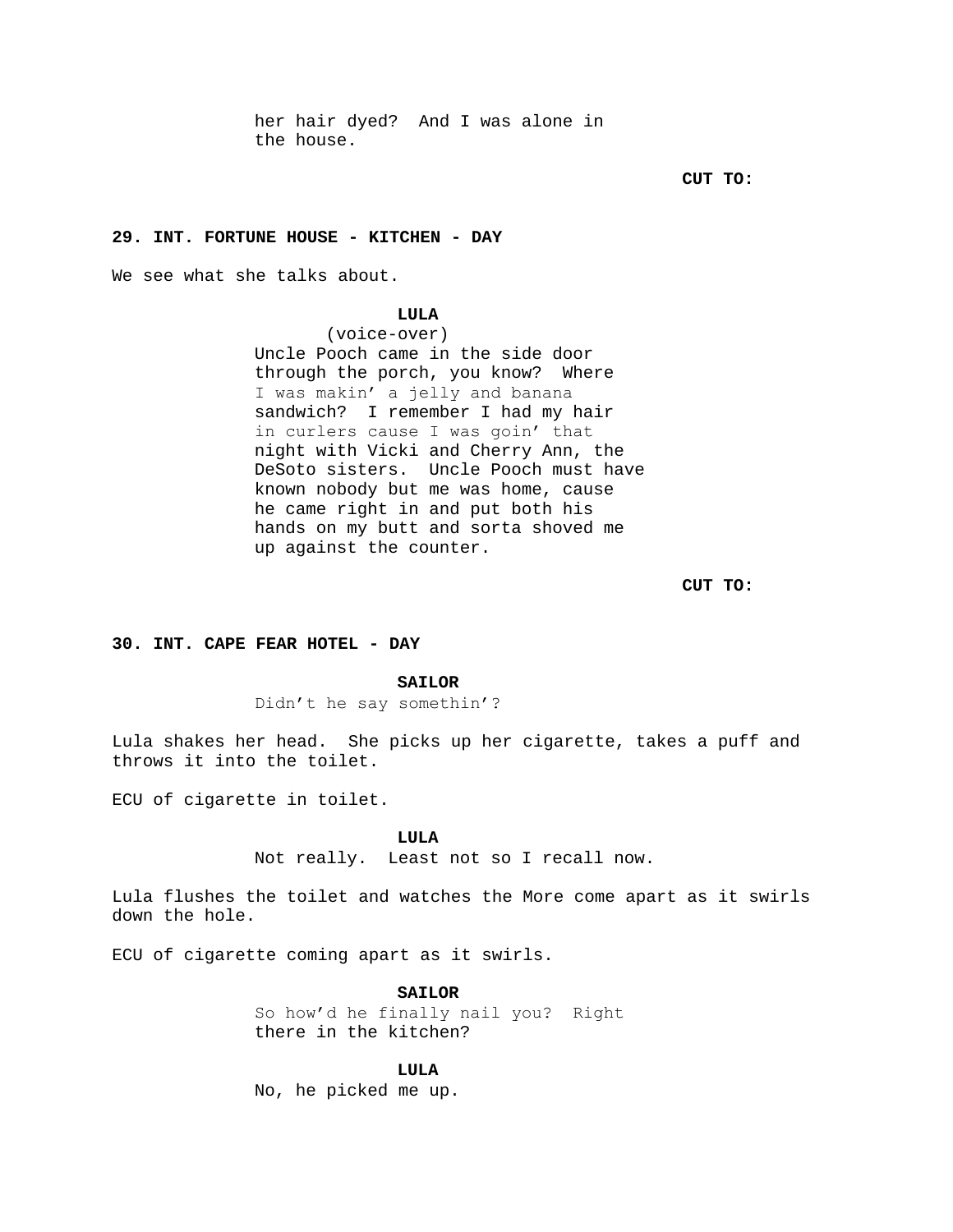her hair dyed?  And I was alone in the house.

**CUT TO:**

**29. INT. FORTUNE HOUSE - KITCHEN - DAY**

We see what she talks about.

**LULA**
(voice-over)
Uncle Pooch came in the side door through the porch, you know?  Where I was makin' a jelly and banana sandwich?  I remember I had my hair in curlers cause I was goin' that night with Vicki and Cherry Ann, the DeSoto sisters.  Uncle Pooch must have known nobody but me was home, cause he came right in and put both his hands on my butt and sorta shoved me up against the counter.

**CUT TO:**

**30. INT. CAPE FEAR HOTEL - DAY**

**SAILOR**
Didn't he say somethin'?

Lula shakes her head.  She picks up her cigarette, takes a puff and throws it into the toilet.

ECU of cigarette in toilet.

**LULA**
Not really.  Least not so I recall now.

Lula flushes the toilet and watches the More come apart as it swirls down the hole.

ECU of cigarette coming apart as it swirls.

**SAILOR**
So how'd he finally nail you?  Right there in the kitchen?

**LULA**
No, he picked me up.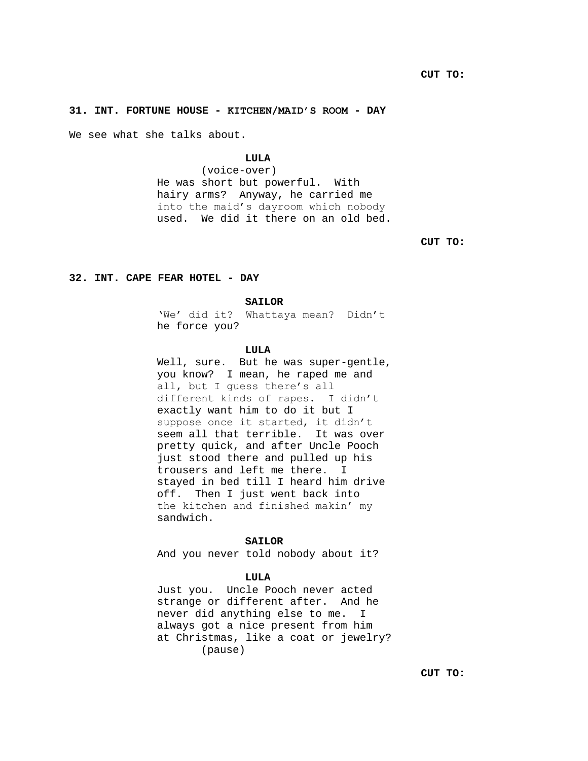CUT TO:

**31. INT. FORTUNE HOUSE - KITCHEN/MAID'S ROOM - DAY**

We see what she talks about.

**LULA**
(voice-over)
He was short but powerful.  With hairy arms?  Anyway, he carried me into the maid's dayroom which nobody used.  We did it there on an old bed.

CUT TO:

**32. INT. CAPE FEAR HOTEL - DAY**

**SAILOR**
'We' did it?  Whattaya mean?  Didn't he force you?

**LULA**
Well, sure.  But he was super-gentle, you know?  I mean, he raped me and all, but I guess there's all different kinds of rapes.  I didn't exactly want him to do it but I suppose once it started, it didn't seem all that terrible.  It was over pretty quick, and after Uncle Pooch just stood there and pulled up his trousers and left me there.  I stayed in bed till I heard him drive off.  Then I just went back into the kitchen and finished makin' my sandwich.

**SAILOR**
And you never told nobody about it?

**LULA**
Just you.  Uncle Pooch never acted strange or different after.  And he never did anything else to me.  I always got a nice present from him at Christmas, like a coat or jewelry?
(pause)

CUT TO: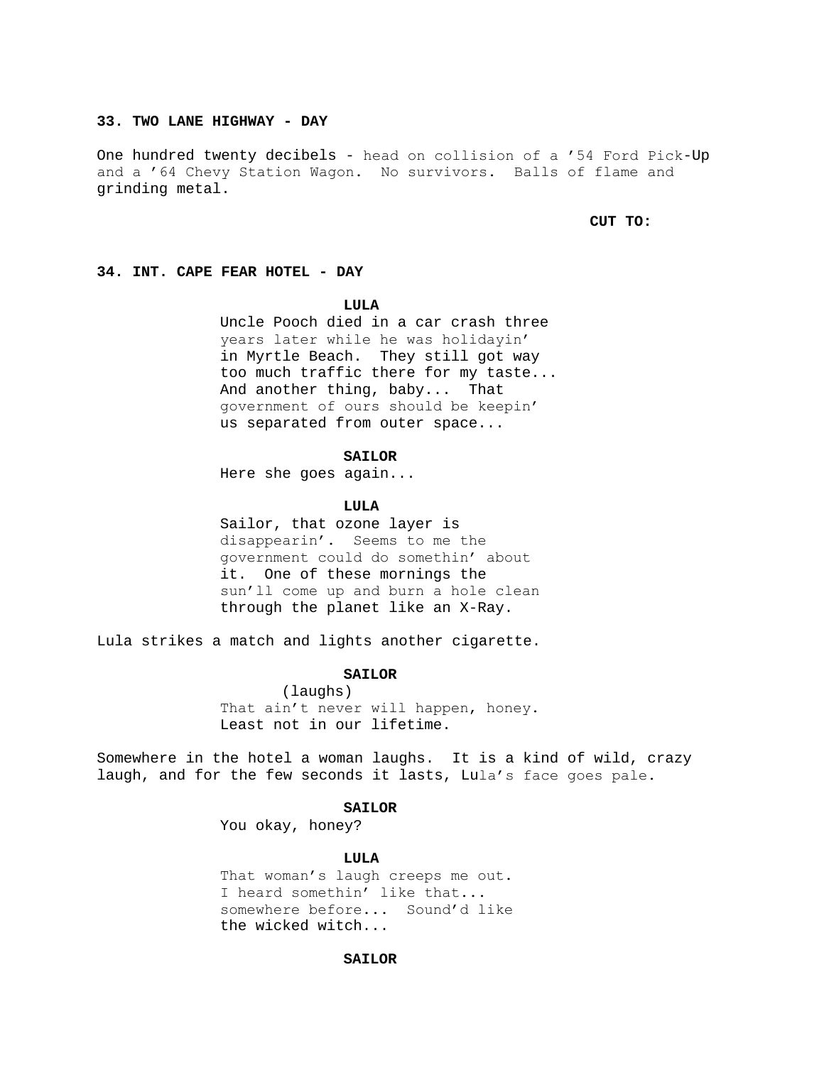**33. TWO LANE HIGHWAY - DAY**

One hundred twenty decibels - head on collision of a '54 Ford Pick-Up and a '64 Chevy Station Wagon. No survivors. Balls of flame and grinding metal.

**CUT TO:**

**34. INT. CAPE FEAR HOTEL - DAY**

**LULA**
Uncle Pooch died in a car crash three years later while he was holidayin' in Myrtle Beach. They still got way too much traffic there for my taste... And another thing, baby... That government of ours should be keepin' us separated from outer space...

**SAILOR**
Here she goes again...

**LULA**
Sailor, that ozone layer is disappearin'. Seems to me the government could do somethin' about it. One of these mornings the sun'll come up and burn a hole clean through the planet like an X-Ray.

Lula strikes a match and lights another cigarette.

**SAILOR**
(laughs)
That ain't never will happen, honey. Least not in our lifetime.

Somewhere in the hotel a woman laughs. It is a kind of wild, crazy laugh, and for the few seconds it lasts, Lula's face goes pale.

**SAILOR**
You okay, honey?

**LULA**
That woman's laugh creeps me out. I heard somethin' like that... somewhere before... Sound'd like the wicked witch...

**SAILOR**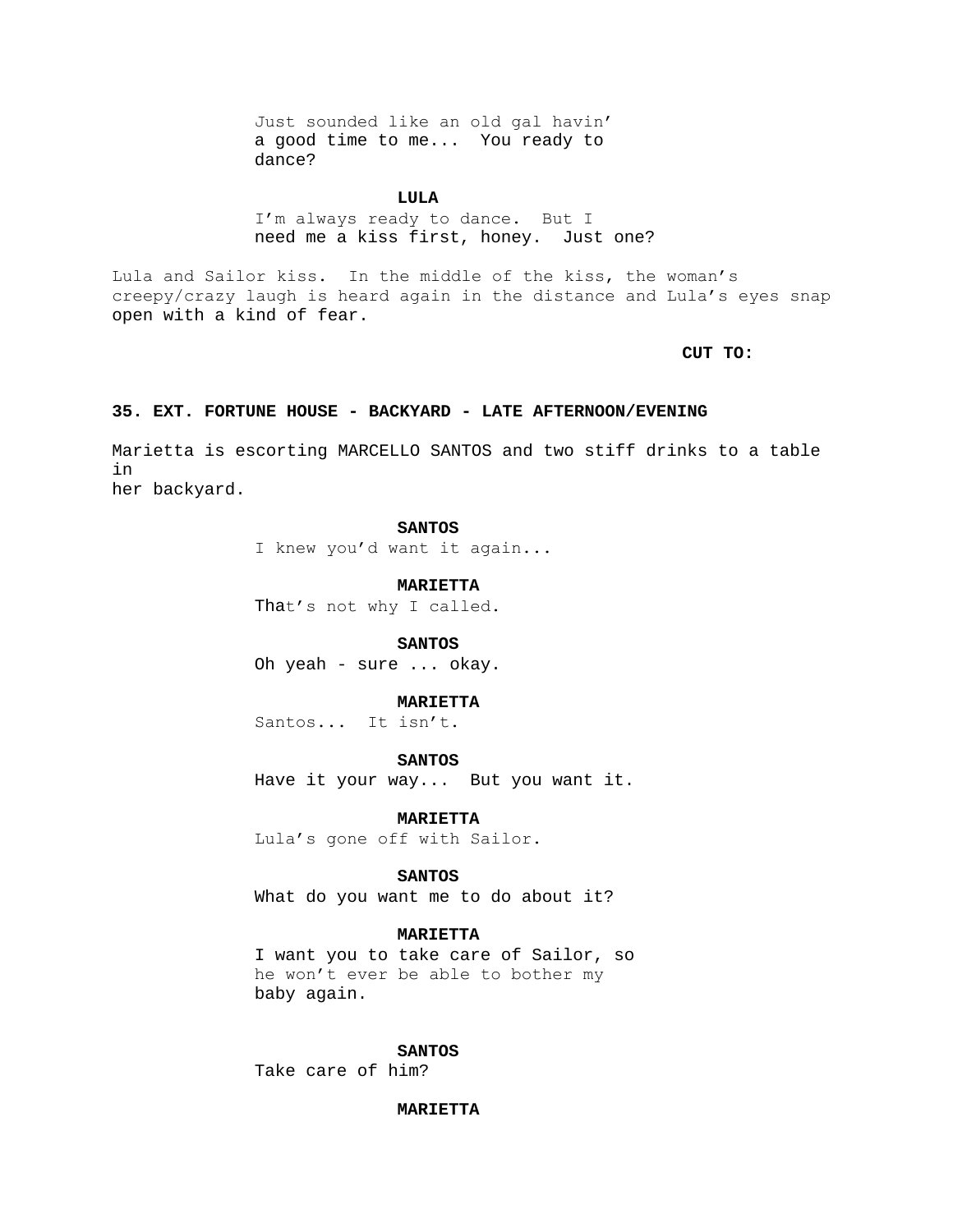Just sounded like an old gal havin'
a good time to me... You ready to
dance?

**LULA**
I'm always ready to dance. But I
need me a kiss first, honey. Just one?

Lula and Sailor kiss. In the middle of the kiss, the woman's creepy/crazy laugh is heard again in the distance and Lula's eyes snap open with a kind of fear.

**CUT TO:**

**35. EXT. FORTUNE HOUSE - BACKYARD - LATE AFTERNOON/EVENING**

Marietta is escorting MARCELLO SANTOS and two stiff drinks to a table in
her backyard.

**SANTOS**
I knew you'd want it again...

**MARIETTA**
That's not why I called.

**SANTOS**
Oh yeah - sure ... okay.

**MARIETTA**
Santos... It isn't.

**SANTOS**
Have it your way... But you want it.

**MARIETTA**
Lula's gone off with Sailor.

**SANTOS**
What do you want me to do about it?

**MARIETTA**
I want you to take care of Sailor, so
he won't ever be able to bother my
baby again.

**SANTOS**
Take care of him?

**MARIETTA**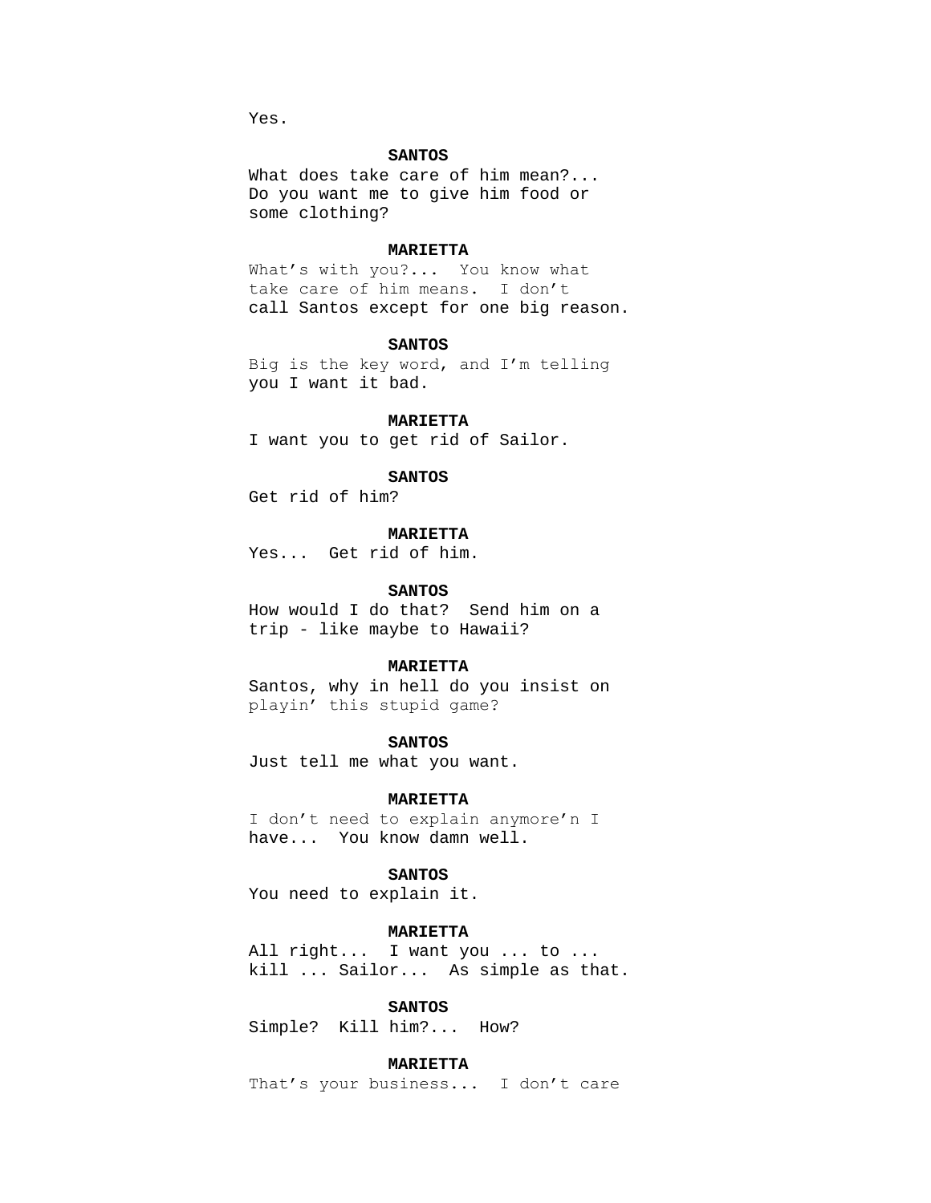Yes.

**SANTOS**

What does take care of him mean?...
Do you want me to give him food or
some clothing?

**MARIETTA**

What's with you?... You know what
take care of him means. I don't
call Santos except for one big reason.

**SANTOS**

Big is the key word, and I'm telling
you I want it bad.

**MARIETTA**

I want you to get rid of Sailor.

**SANTOS**

Get rid of him?

**MARIETTA**

Yes... Get rid of him.

**SANTOS**

How would I do that? Send him on a
trip - like maybe to Hawaii?

**MARIETTA**

Santos, why in hell do you insist on
playin' this stupid game?

**SANTOS**

Just tell me what you want.

**MARIETTA**

I don't need to explain anymore'n I
have... You know damn well.

**SANTOS**

You need to explain it.

**MARIETTA**

All right... I want you ... to ...
kill ... Sailor... As simple as that.

**SANTOS**

Simple? Kill him?... How?

**MARIETTA**

That's your business... I don't care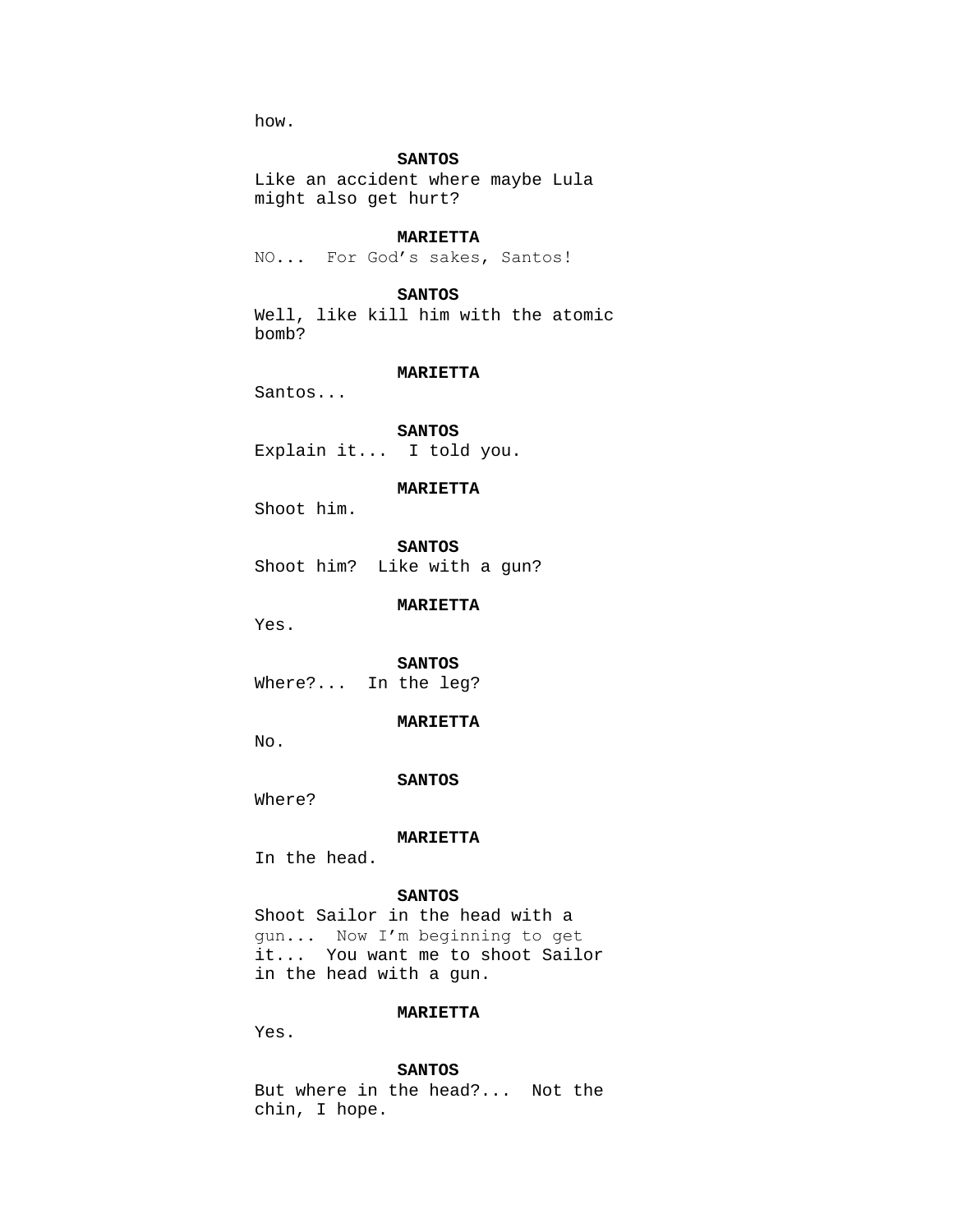how.

**SANTOS**

Like an accident where maybe Lula might also get hurt?

**MARIETTA**

NO... For God's sakes, Santos!

**SANTOS**

Well, like kill him with the atomic bomb?

**MARIETTA**

Santos...

**SANTOS**

Explain it... I told you.

**MARIETTA**

Shoot him.

**SANTOS**

Shoot him? Like with a gun?

**MARIETTA**

Yes.

**SANTOS**

Where?... In the leg?

**MARIETTA**

No.

**SANTOS**

Where?

**MARIETTA**

In the head.

**SANTOS**

Shoot Sailor in the head with a gun... Now I'm beginning to get it... You want me to shoot Sailor in the head with a gun.

**MARIETTA**

Yes.

**SANTOS**

But where in the head?... Not the chin, I hope.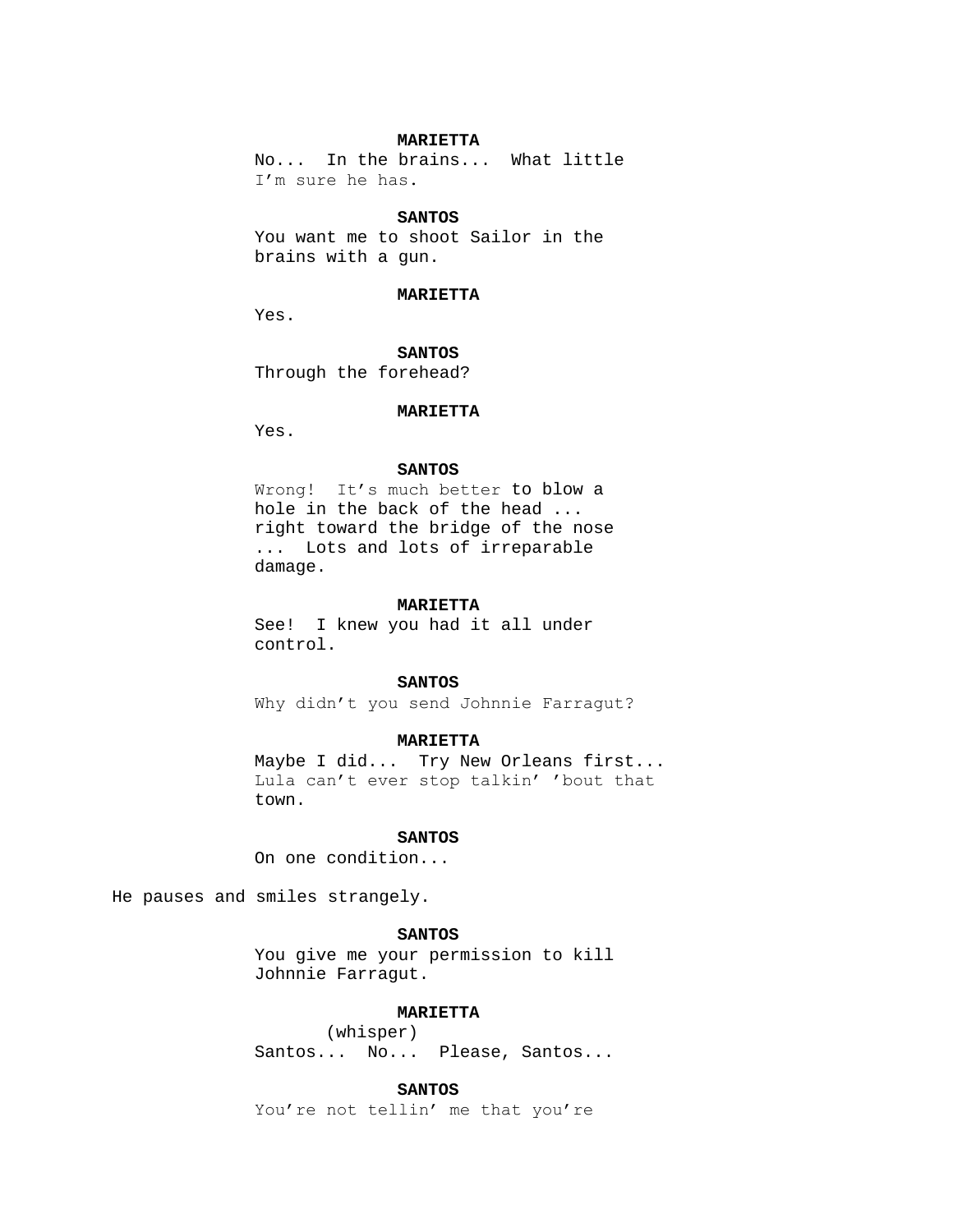**MARIETTA**

No... In the brains... What little I'm sure he has.

**SANTOS**

You want me to shoot Sailor in the brains with a gun.

**MARIETTA**

Yes.

**SANTOS**

Through the forehead?

**MARIETTA**

Yes.

**SANTOS**

Wrong! It's much better to blow a hole in the back of the head ... right toward the bridge of the nose ... Lots and lots of irreparable damage.

**MARIETTA**

See! I knew you had it all under control.

**SANTOS**

Why didn't you send Johnnie Farragut?

**MARIETTA**

Maybe I did... Try New Orleans first... Lula can't ever stop talkin' 'bout that town.

**SANTOS**

On one condition...

He pauses and smiles strangely.

**SANTOS**

You give me your permission to kill Johnnie Farragut.

**MARIETTA**

(whisper)

Santos... No... Please, Santos...

**SANTOS**

You're not tellin' me that you're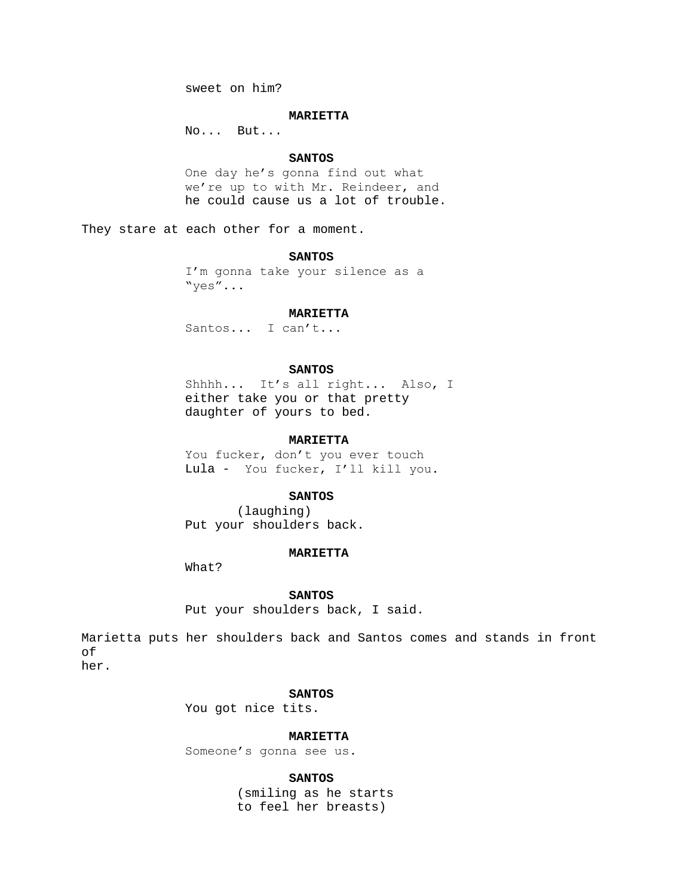sweet on him?

**MARIETTA**

No... But...

**SANTOS**

One day he's gonna find out what we're up to with Mr. Reindeer, and he could cause us a lot of trouble.

They stare at each other for a moment.

**SANTOS**

I'm gonna take your silence as a "yes"...

**MARIETTA**

Santos... I can't...

**SANTOS**

Shhhh... It's all right... Also, I either take you or that pretty daughter of yours to bed.

**MARIETTA**

You fucker, don't you ever touch Lula - You fucker, I'll kill you.

**SANTOS**

(laughing)

Put your shoulders back.

**MARIETTA**

What?

**SANTOS**

Put your shoulders back, I said.

Marietta puts her shoulders back and Santos comes and stands in front of her.

**SANTOS**

You got nice tits.

**MARIETTA**

Someone's gonna see us.

**SANTOS**

(smiling as he starts to feel her breasts)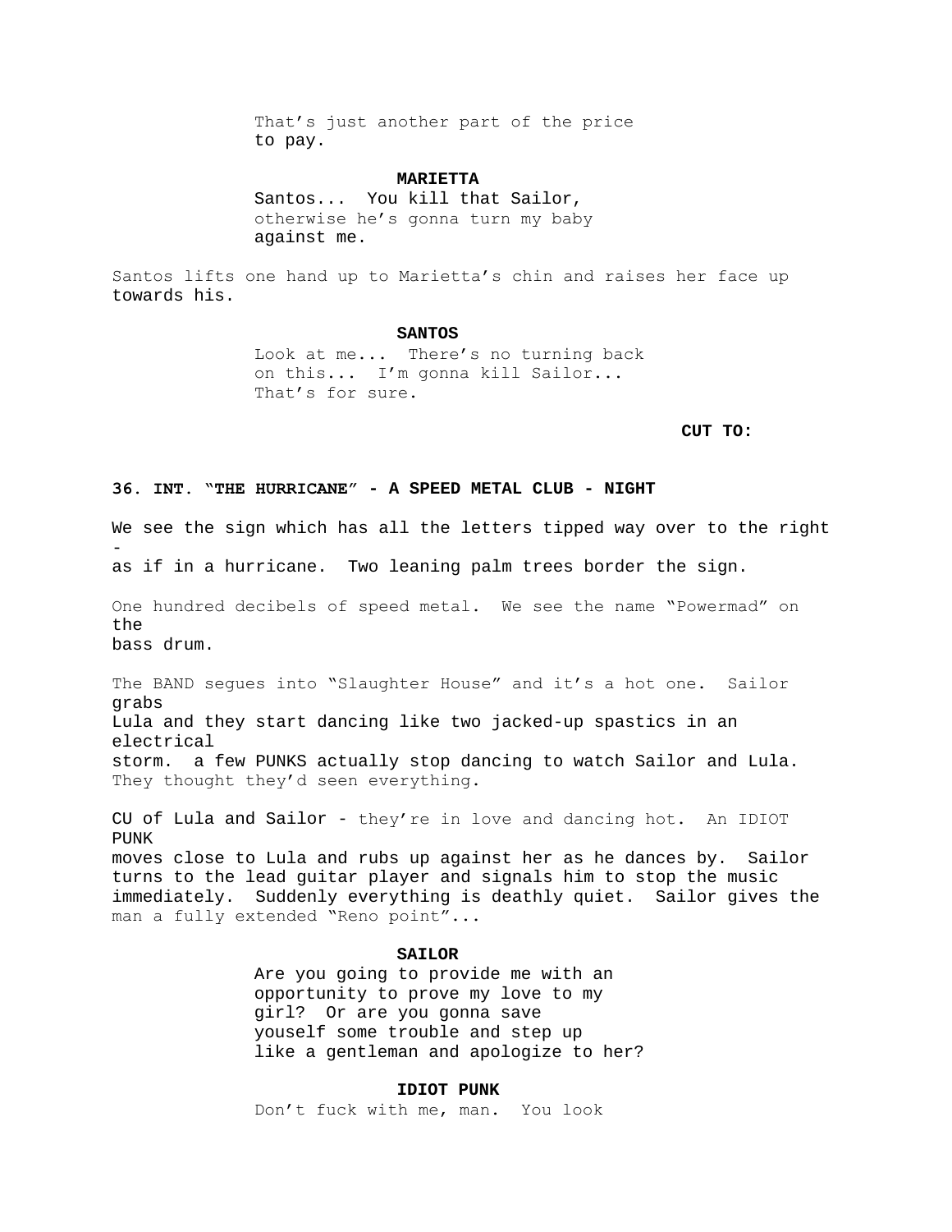That's just another part of the price
to pay.

**MARIETTA**

Santos... You kill that Sailor,
otherwise he's gonna turn my baby
against me.

Santos lifts one hand up to Marietta's chin and raises her face up towards his.

**SANTOS**

Look at me... There's no turning back
on this... I'm gonna kill Sailor...
That's for sure.

**CUT TO:**

**36. INT. "THE HURRICANE" - A SPEED METAL CLUB - NIGHT**

We see the sign which has all the letters tipped way over to the right -
as if in a hurricane. Two leaning palm trees border the sign.

One hundred decibels of speed metal. We see the name "Powermad" on the
bass drum.

The BAND segues into "Slaughter House" and it's a hot one. Sailor grabs
Lula and they start dancing like two jacked-up spastics in an electrical
storm. a few PUNKS actually stop dancing to watch Sailor and Lula.
They thought they'd seen everything.

CU of Lula and Sailor - they're in love and dancing hot. An IDIOT PUNK
moves close to Lula and rubs up against her as he dances by. Sailor
turns to the lead guitar player and signals him to stop the music
immediately. Suddenly everything is deathly quiet. Sailor gives the
man a fully extended "Reno point"...

**SAILOR**

Are you going to provide me with an
opportunity to prove my love to my
girl? Or are you gonna save
youself some trouble and step up
like a gentleman and apologize to her?

**IDIOT PUNK**

Don't fuck with me, man. You look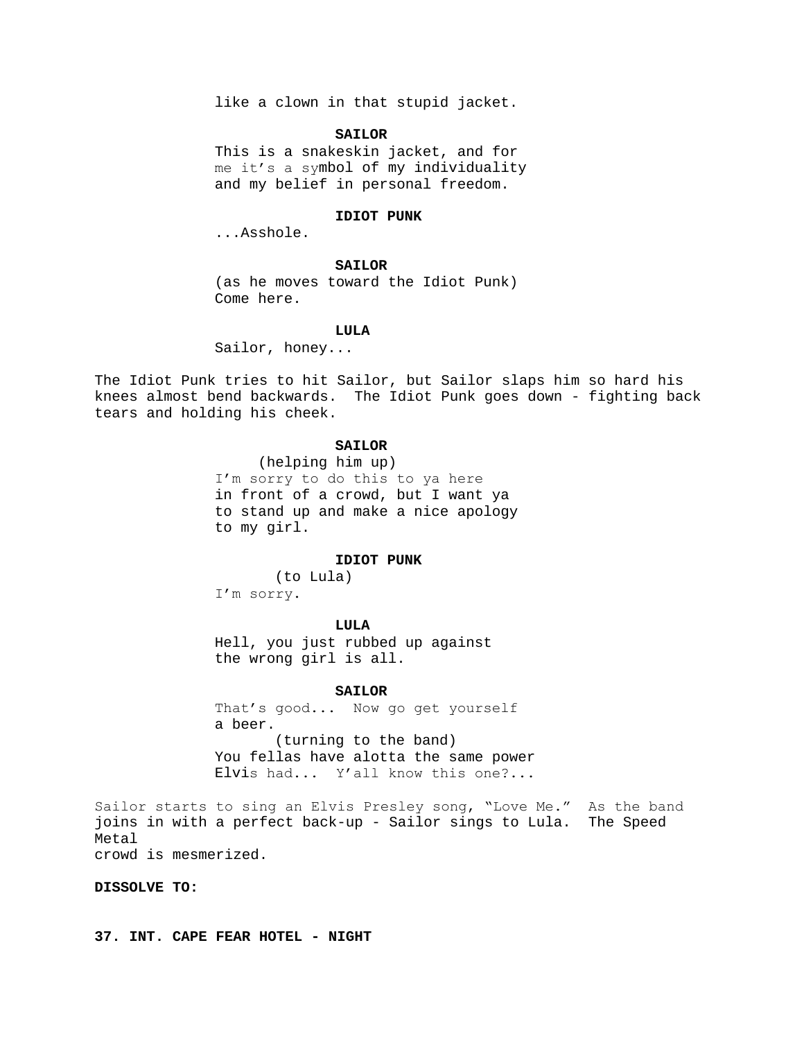like a clown in that stupid jacket.

**SAILOR**

This is a snakeskin jacket, and for me it's a symbol of my individuality and my belief in personal freedom.

**IDIOT PUNK**

...Asshole.

**SAILOR**

(as he moves toward the Idiot Punk)
Come here.

**LULA**

Sailor, honey...

The Idiot Punk tries to hit Sailor, but Sailor slaps him so hard his knees almost bend backwards. The Idiot Punk goes down - fighting back tears and holding his cheek.

**SAILOR**

(helping him up)
I'm sorry to do this to ya here in front of a crowd, but I want ya to stand up and make a nice apology to my girl.

**IDIOT PUNK**

(to Lula)
I'm sorry.

**LULA**

Hell, you just rubbed up against the wrong girl is all.

**SAILOR**

That's good... Now go get yourself a beer.
(turning to the band)
You fellas have alotta the same power Elvis had... Y'all know this one?...

Sailor starts to sing an Elvis Presley song, "Love Me." As the band joins in with a perfect back-up - Sailor sings to Lula. The Speed Metal crowd is mesmerized.

**DISSOLVE TO:**

**37. INT. CAPE FEAR HOTEL - NIGHT**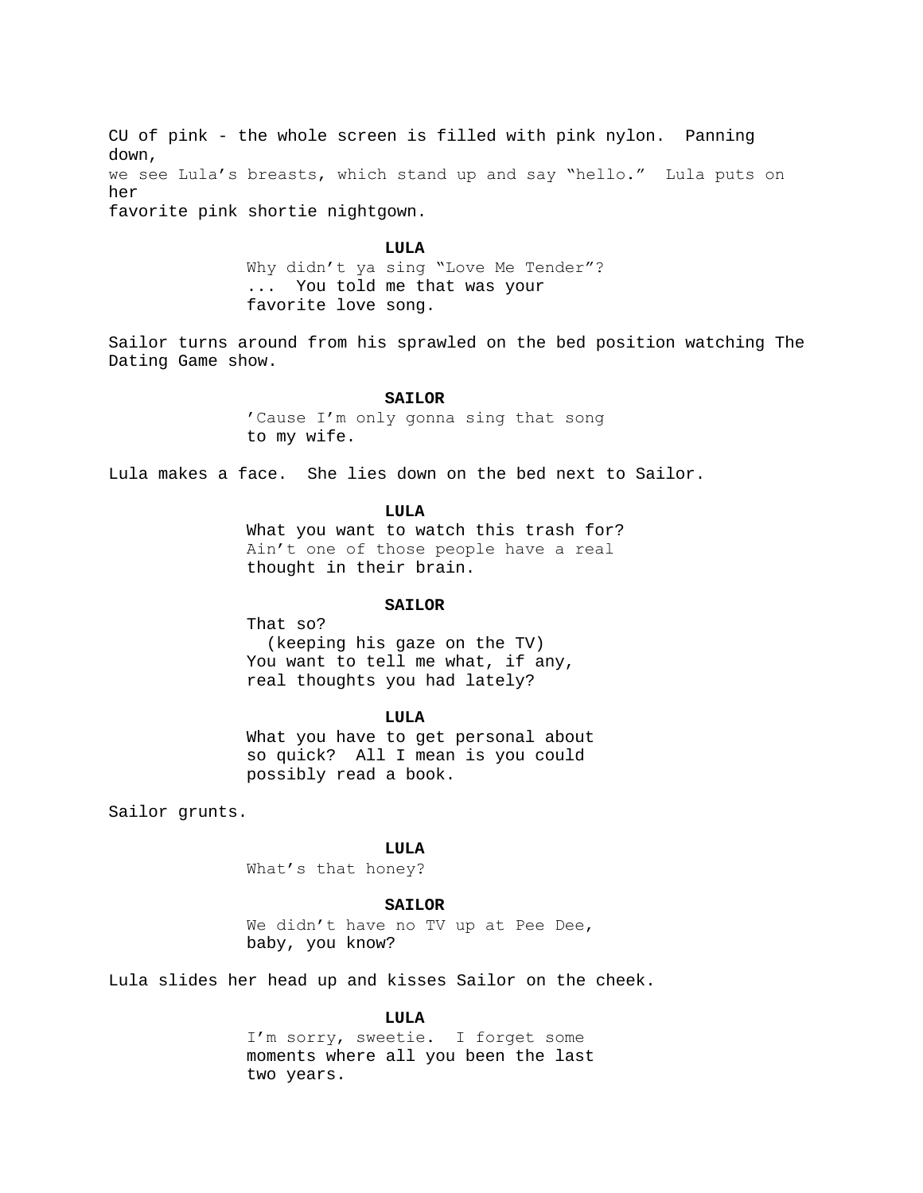CU of pink - the whole screen is filled with pink nylon. Panning down,
we see Lula's breasts, which stand up and say "hello." Lula puts on her
favorite pink shortie nightgown.

**LULA**
Why didn't ya sing "Love Me Tender"?
... You told me that was your
favorite love song.

Sailor turns around from his sprawled on the bed position watching The Dating Game show.

**SAILOR**
'Cause I'm only gonna sing that song
to my wife.

Lula makes a face. She lies down on the bed next to Sailor.

**LULA**
What you want to watch this trash for?
Ain't one of those people have a real
thought in their brain.

**SAILOR**
That so?
(keeping his gaze on the TV)
You want to tell me what, if any,
real thoughts you had lately?

**LULA**
What you have to get personal about
so quick? All I mean is you could
possibly read a book.

Sailor grunts.

**LULA**
What's that honey?

**SAILOR**
We didn't have no TV up at Pee Dee,
baby, you know?

Lula slides her head up and kisses Sailor on the cheek.

**LULA**
I'm sorry, sweetie. I forget some
moments where all you been the last
two years.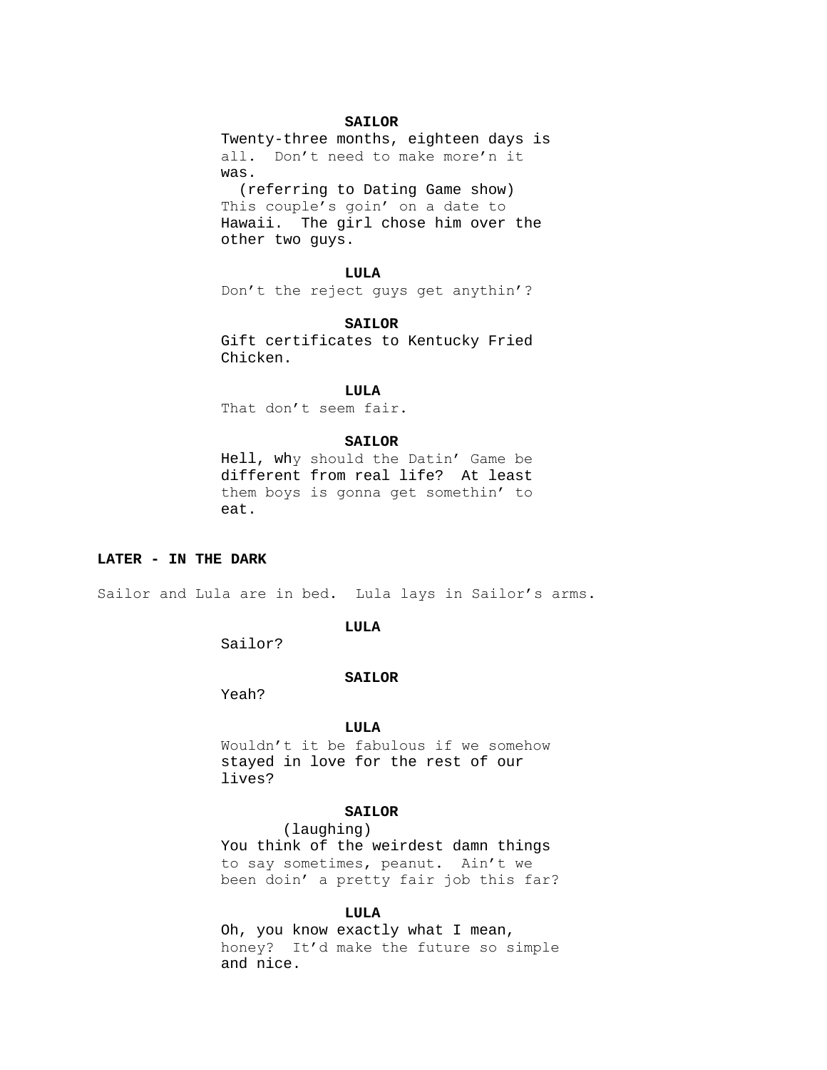**SAILOR**

Twenty-three months, eighteen days is all. Don't need to make more'n it was.

(referring to Dating Game show)

This couple's goin' on a date to Hawaii. The girl chose him over the other two guys.

**LULA**

Don't the reject guys get anythin'?

**SAILOR**

Gift certificates to Kentucky Fried Chicken.

**LULA**

That don't seem fair.

**SAILOR**

Hell, why should the Datin' Game be different from real life? At least them boys is gonna get somethin' to eat.

**LATER - IN THE DARK**

Sailor and Lula are in bed. Lula lays in Sailor's arms.

**LULA**

Sailor?

**SAILOR**

Yeah?

**LULA**

Wouldn't it be fabulous if we somehow stayed in love for the rest of our lives?

**SAILOR**

(laughing)

You think of the weirdest damn things to say sometimes, peanut. Ain't we been doin' a pretty fair job this far?

**LULA**

Oh, you know exactly what I mean, honey? It'd make the future so simple and nice.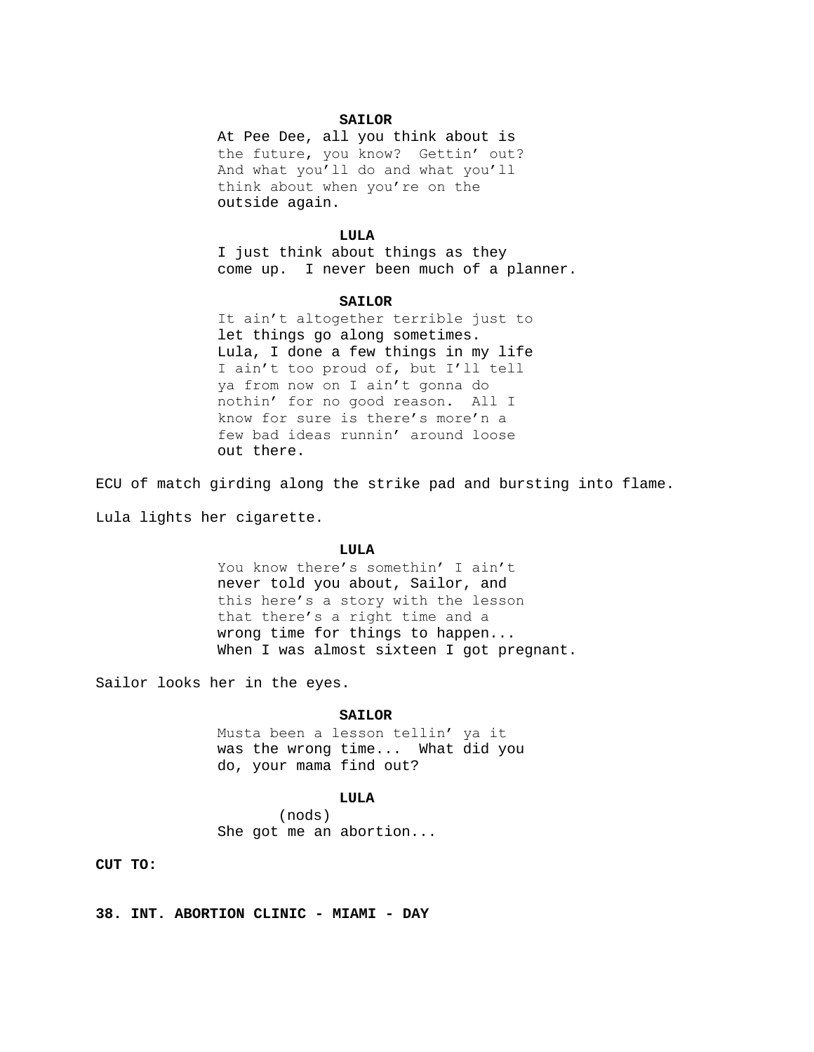**SAILOR**

At Pee Dee, all you think about is the future, you know? Gettin' out? And what you'll do and what you'll think about when you're on the outside again.

**LULA**

I just think about things as they come up. I never been much of a planner.

**SAILOR**

It ain't altogether terrible just to let things go along sometimes. Lula, I done a few things in my life I ain't too proud of, but I'll tell ya from now on I ain't gonna do nothin' for no good reason. All I know for sure is there's more'n a few bad ideas runnin' around loose out there.

ECU of match girding along the strike pad and bursting into flame.

Lula lights her cigarette.

**LULA**

You know there's somethin' I ain't never told you about, Sailor, and this here's a story with the lesson that there's a right time and a wrong time for things to happen... When I was almost sixteen I got pregnant.

Sailor looks her in the eyes.

**SAILOR**

Musta been a lesson tellin' ya it was the wrong time... What did you do, your mama find out?

**LULA**

(nods)

She got me an abortion...

**CUT TO:**

**38. INT. ABORTION CLINIC - MIAMI - DAY**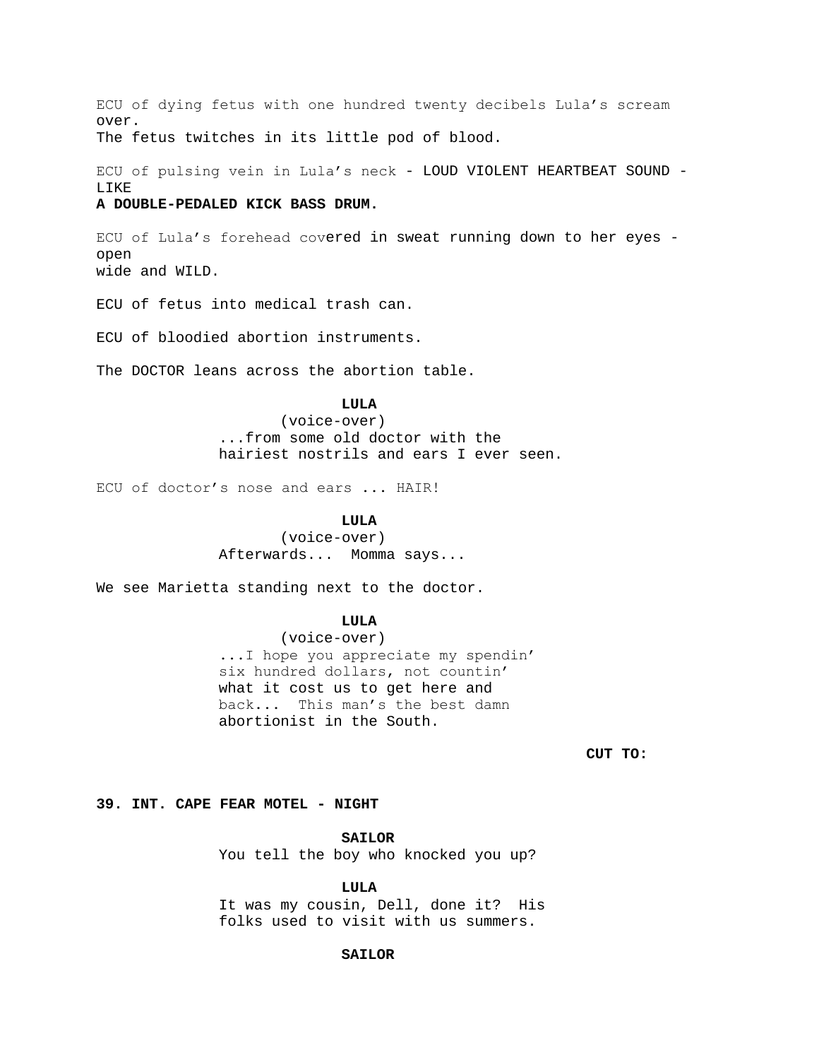ECU of dying fetus with one hundred twenty decibels Lula's scream over.
The fetus twitches in its little pod of blood.

ECU of pulsing vein in Lula's neck - LOUD VIOLENT HEARTBEAT SOUND - LIKE
**A DOUBLE-PEDALED KICK BASS DRUM.**

ECU of Lula's forehead covered in sweat running down to her eyes - open
wide and WILD.

ECU of fetus into medical trash can.

ECU of bloodied abortion instruments.

The DOCTOR leans across the abortion table.

**LULA**
(voice-over)
...from some old doctor with the hairiest nostrils and ears I ever seen.

ECU of doctor's nose and ears ... HAIR!

**LULA**
(voice-over)
Afterwards... Momma says...

We see Marietta standing next to the doctor.

**LULA**
(voice-over)
...I hope you appreciate my spendin' six hundred dollars, not countin' what it cost us to get here and back... This man's the best damn abortionist in the South.

**CUT TO:**

**39. INT. CAPE FEAR MOTEL - NIGHT**

**SAILOR**
You tell the boy who knocked you up?

**LULA**
It was my cousin, Dell, done it? His folks used to visit with us summers.

**SAILOR**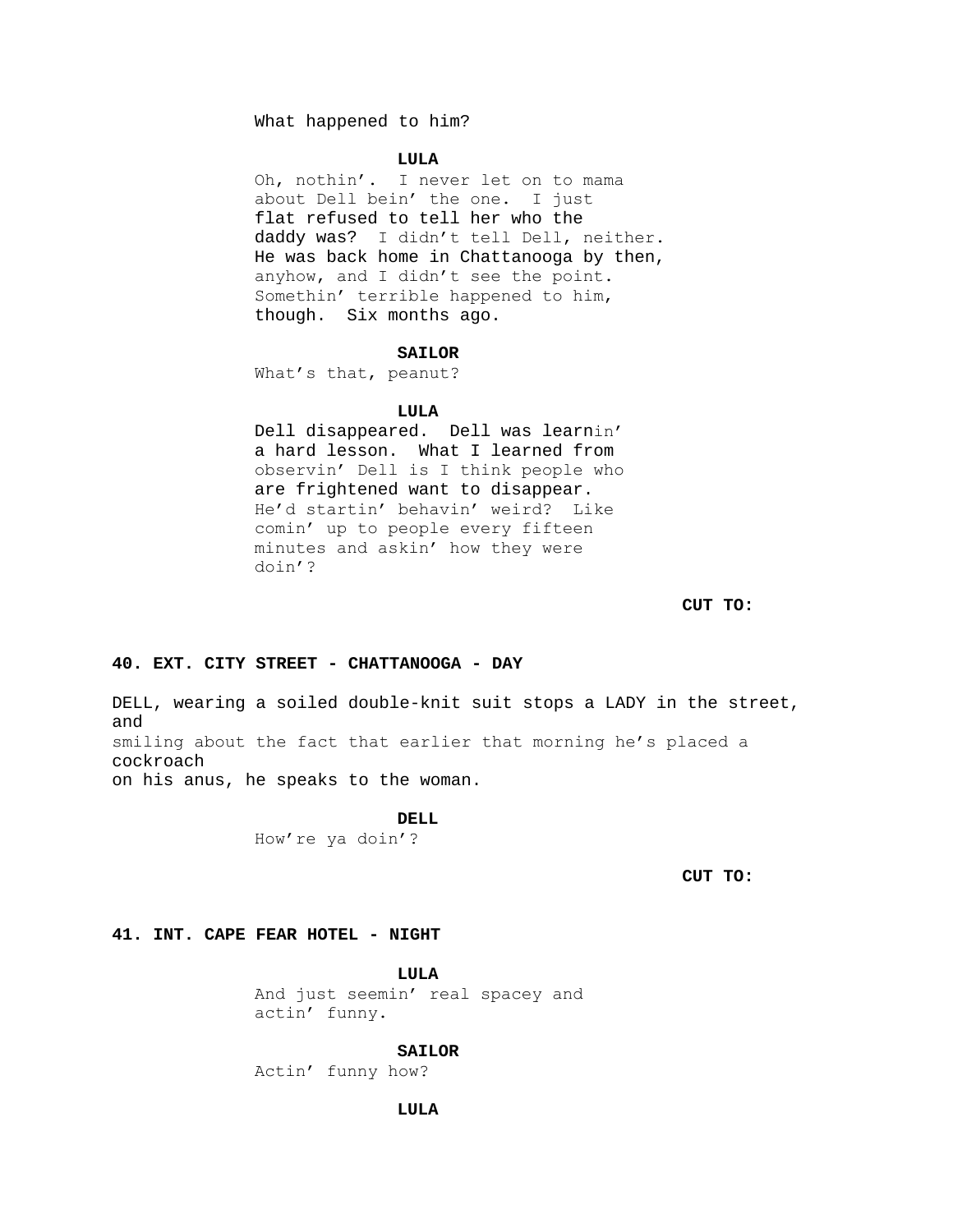What happened to him?

**LULA**

Oh, nothin'. I never let on to mama about Dell bein' the one. I just flat refused to tell her who the daddy was? I didn't tell Dell, neither. He was back home in Chattanooga by then, anyhow, and I didn't see the point. Somethin' terrible happened to him, though. Six months ago.

**SAILOR**

What's that, peanut?

**LULA**

Dell disappeared. Dell was learnin' a hard lesson. What I learned from observin' Dell is I think people who are frightened want to disappear. He'd startin' behavin' weird? Like comin' up to people every fifteen minutes and askin' how they were doin'?

**CUT TO:**

**40. EXT. CITY STREET - CHATTANOOGA - DAY**

DELL, wearing a soiled double-knit suit stops a LADY in the street, and smiling about the fact that earlier that morning he's placed a cockroach on his anus, he speaks to the woman.

**DELL**

How're ya doin'?

**CUT TO:**

**41. INT. CAPE FEAR HOTEL - NIGHT**

**LULA**

And just seemin' real spacey and actin' funny.

**SAILOR**

Actin' funny how?

**LULA**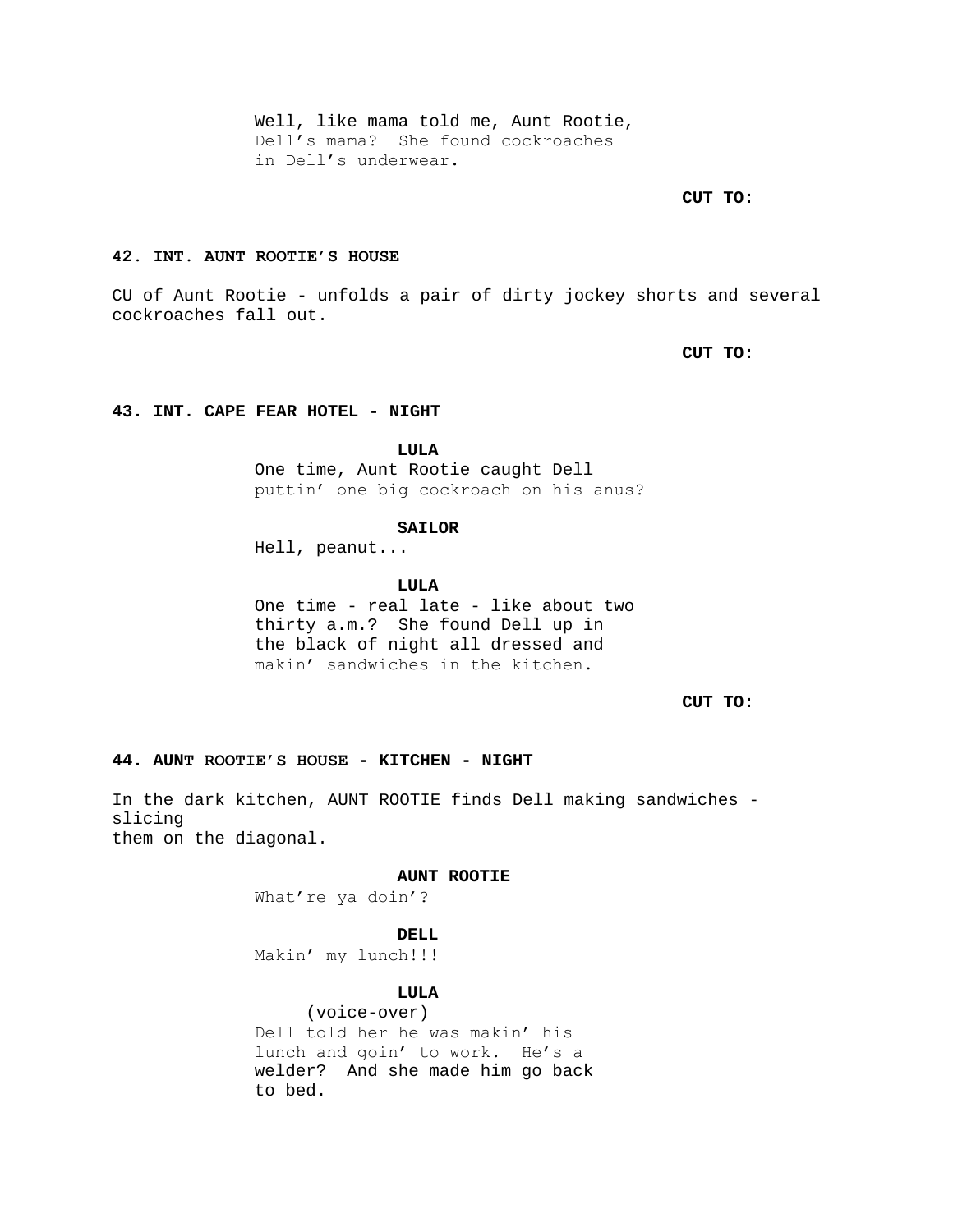Well, like mama told me, Aunt Rootie, Dell's mama? She found cockroaches in Dell's underwear.

**CUT TO:**

**42. INT. AUNT ROOTIE'S HOUSE**

CU of Aunt Rootie - unfolds a pair of dirty jockey shorts and several cockroaches fall out.

**CUT TO:**

**43. INT. CAPE FEAR HOTEL - NIGHT**

**LULA**
One time, Aunt Rootie caught Dell puttin' one big cockroach on his anus?

**SAILOR**
Hell, peanut...

**LULA**
One time - real late - like about two thirty a.m.? She found Dell up in the black of night all dressed and makin' sandwiches in the kitchen.

**CUT TO:**

**44. AUNT ROOTIE'S HOUSE - KITCHEN - NIGHT**

In the dark kitchen, AUNT ROOTIE finds Dell making sandwiches - slicing
them on the diagonal.

**AUNT ROOTIE**
What're ya doin'?

**DELL**
Makin' my lunch!!!

**LULA**
(voice-over)
Dell told her he was makin' his lunch and goin' to work. He's a welder? And she made him go back to bed.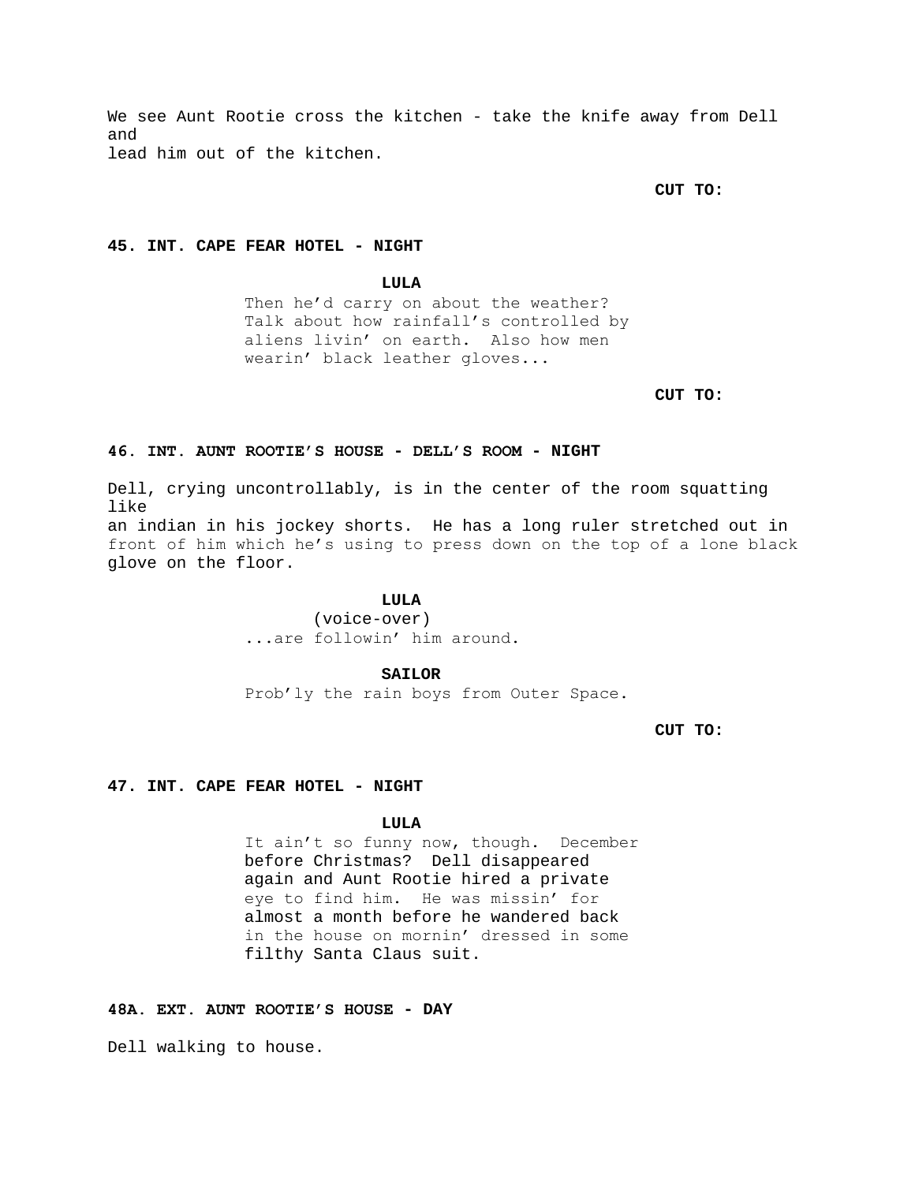We see Aunt Rootie cross the kitchen - take the knife away from Dell and lead him out of the kitchen.

**CUT TO:**

**45. INT. CAPE FEAR HOTEL - NIGHT**

**LULA**

Then he'd carry on about the weather? Talk about how rainfall's controlled by aliens livin' on earth. Also how men wearin' black leather gloves...

**CUT TO:**

**46. INT. AUNT ROOTIE'S HOUSE - DELL'S ROOM - NIGHT**

Dell, crying uncontrollably, is in the center of the room squatting like an indian in his jockey shorts. He has a long ruler stretched out in front of him which he's using to press down on the top of a lone black glove on the floor.

**LULA**

(voice-over)

...are followin' him around.

**SAILOR**

Prob'ly the rain boys from Outer Space.

**CUT TO:**

**47. INT. CAPE FEAR HOTEL - NIGHT**

**LULA**

It ain't so funny now, though. December before Christmas? Dell disappeared again and Aunt Rootie hired a private eye to find him. He was missin' for almost a month before he wandered back in the house on mornin' dressed in some filthy Santa Claus suit.

**48A. EXT. AUNT ROOTIE'S HOUSE - DAY**

Dell walking to house.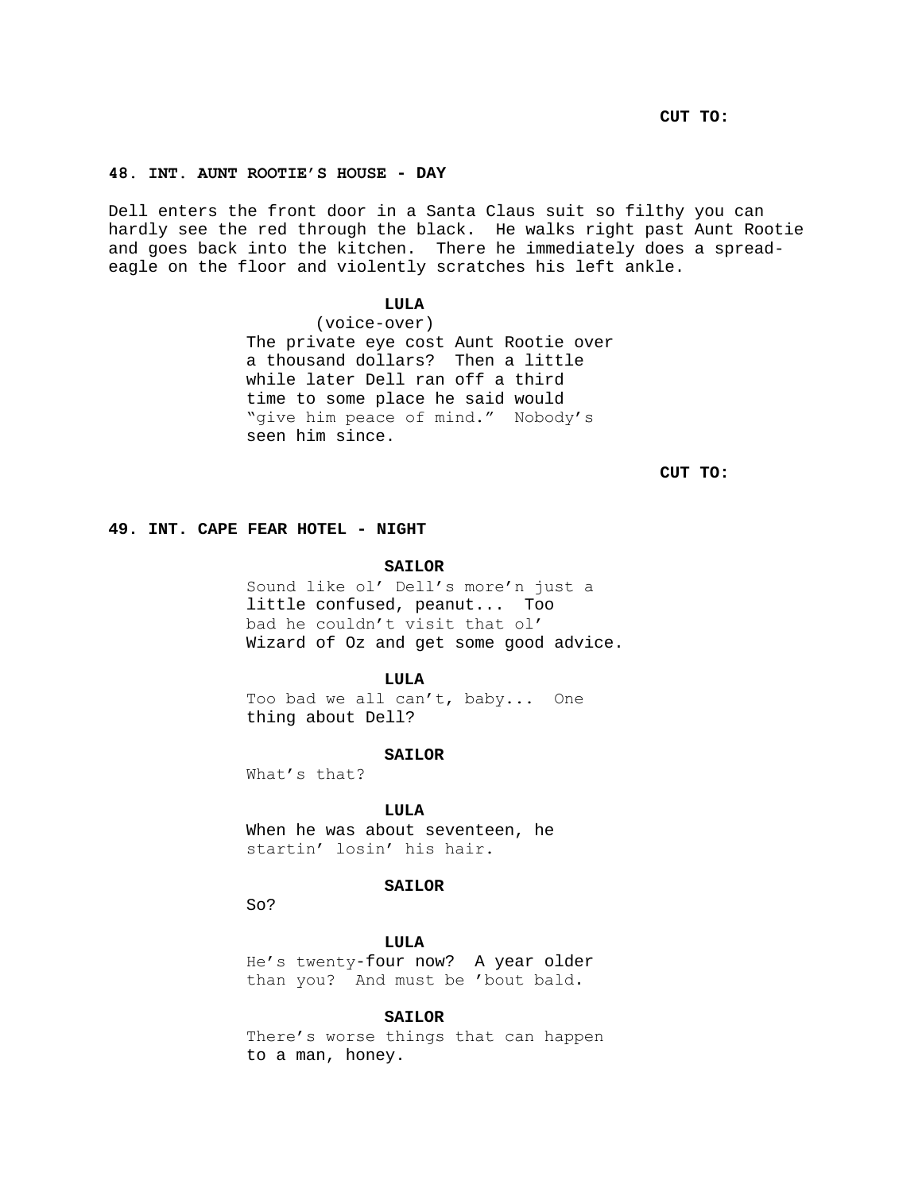**CUT TO:**

**48. INT. AUNT ROOTIE'S HOUSE - DAY**

Dell enters the front door in a Santa Claus suit so filthy you can hardly see the red through the black. He walks right past Aunt Rootie and goes back into the kitchen. There he immediately does a spread-eagle on the floor and violently scratches his left ankle.

**LULA**
(voice-over)
The private eye cost Aunt Rootie over a thousand dollars? Then a little while later Dell ran off a third time to some place he said would "give him peace of mind." Nobody's seen him since.

**CUT TO:**

**49. INT. CAPE FEAR HOTEL - NIGHT**

**SAILOR**
Sound like ol' Dell's more'n just a little confused, peanut... Too bad he couldn't visit that ol' Wizard of Oz and get some good advice.

**LULA**
Too bad we all can't, baby... One thing about Dell?

**SAILOR**
What's that?

**LULA**
When he was about seventeen, he startin' losin' his hair.

**SAILOR**
So?

**LULA**
He's twenty-four now? A year older than you? And must be 'bout bald.

**SAILOR**
There's worse things that can happen to a man, honey.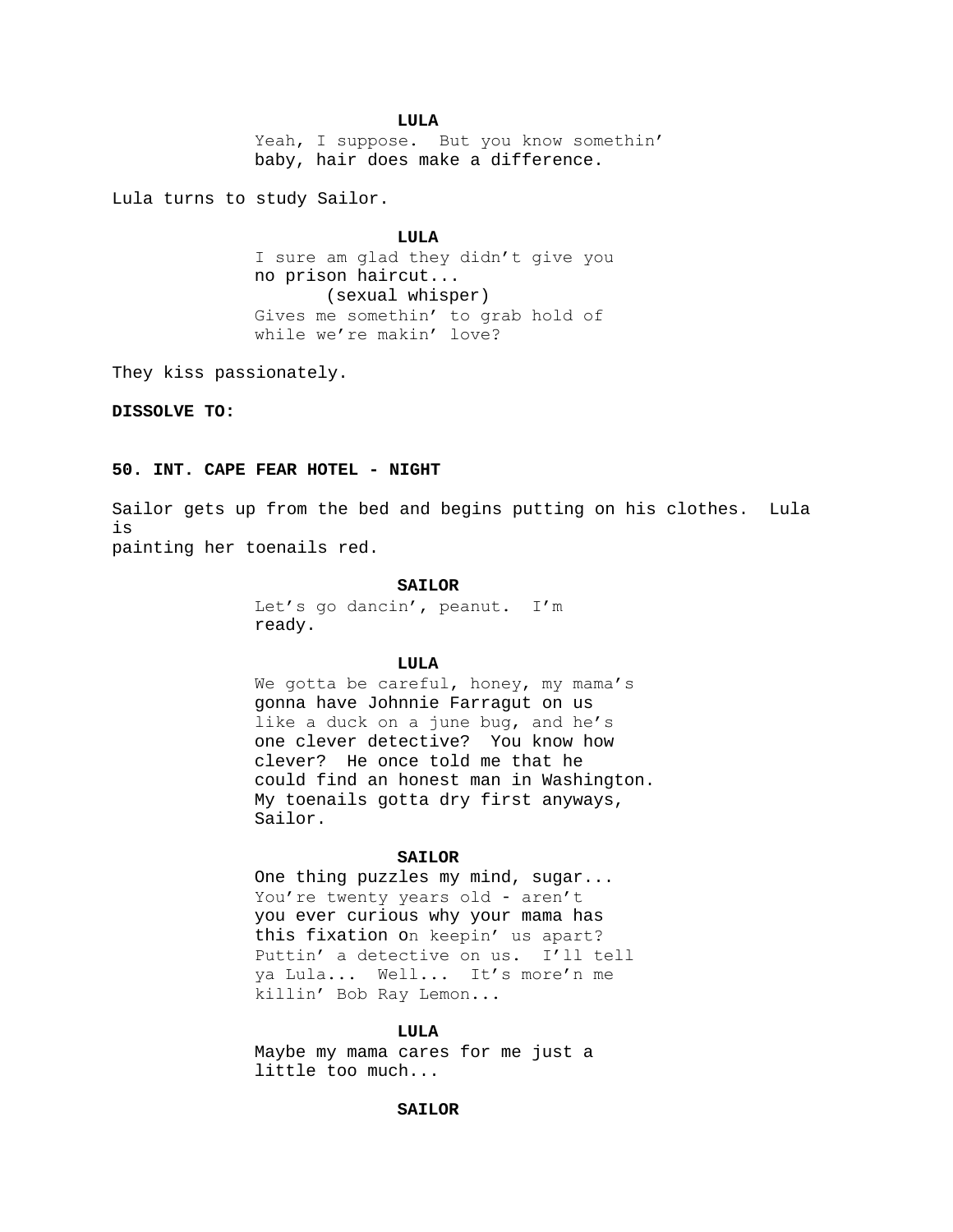**LULA**

Yeah, I suppose. But you know somethin' baby, hair does make a difference.

Lula turns to study Sailor.

**LULA**

I sure am glad they didn't give you no prison haircut...
(sexual whisper)
Gives me somethin' to grab hold of while we're makin' love?

They kiss passionately.

**DISSOLVE TO:**

**50. INT. CAPE FEAR HOTEL - NIGHT**

Sailor gets up from the bed and begins putting on his clothes. Lula is
painting her toenails red.

**SAILOR**

Let's go dancin', peanut. I'm ready.

**LULA**

We gotta be careful, honey, my mama's gonna have Johnnie Farragut on us like a duck on a june bug, and he's one clever detective? You know how clever? He once told me that he could find an honest man in Washington. My toenails gotta dry first anyways, Sailor.

**SAILOR**

One thing puzzles my mind, sugar... You're twenty years old - aren't you ever curious why your mama has this fixation on keepin' us apart? Puttin' a detective on us. I'll tell ya Lula... Well... It's more'n me killin' Bob Ray Lemon...

**LULA**

Maybe my mama cares for me just a little too much...

**SAILOR**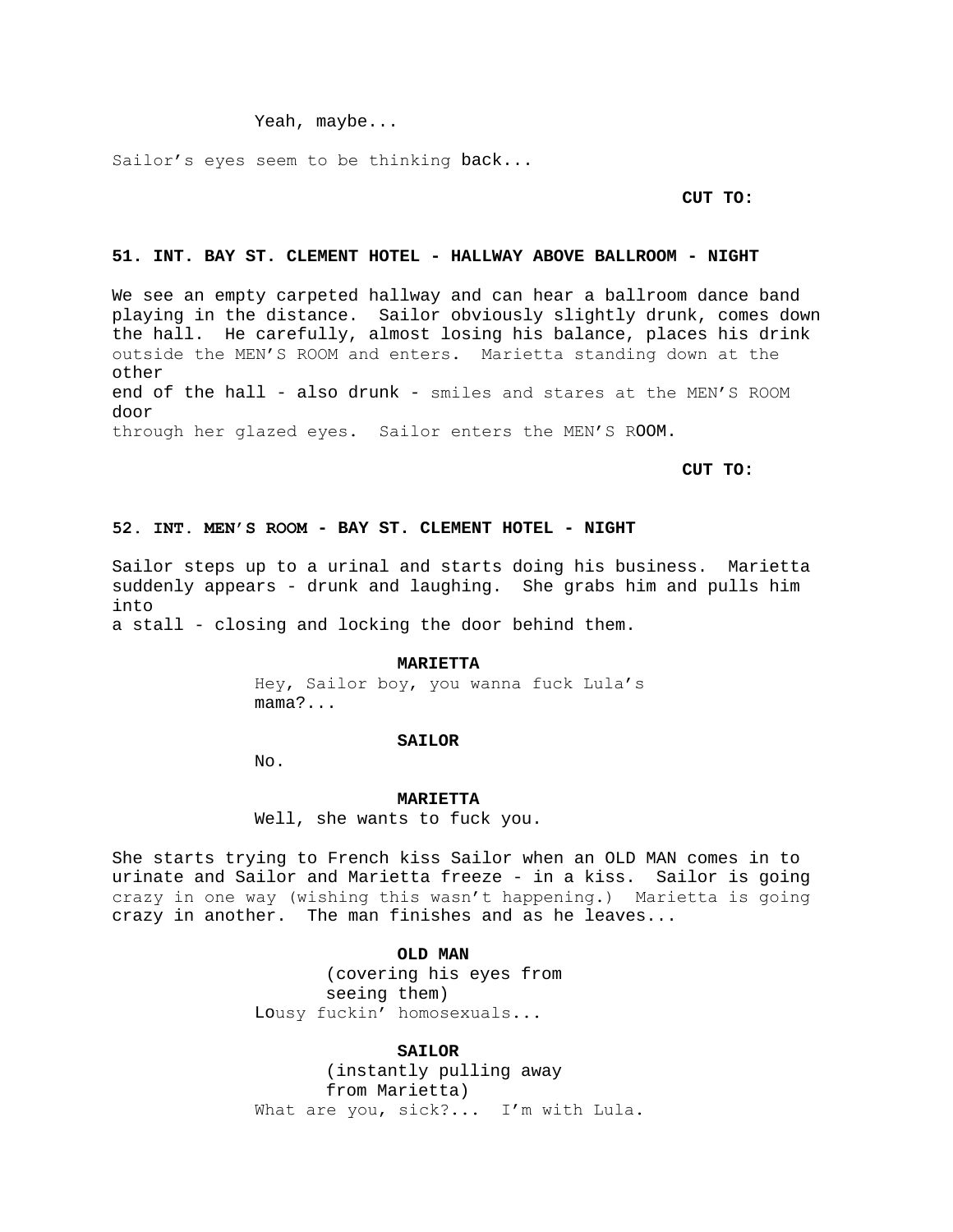Yeah, maybe...

Sailor's eyes seem to be thinking back...

**CUT TO:**

**51. INT. BAY ST. CLEMENT HOTEL - HALLWAY ABOVE BALLROOM - NIGHT**

We see an empty carpeted hallway and can hear a ballroom dance band playing in the distance. Sailor obviously slightly drunk, comes down the hall. He carefully, almost losing his balance, places his drink outside the MEN'S ROOM and enters. Marietta standing down at the other end of the hall - also drunk - smiles and stares at the MEN'S ROOM door through her glazed eyes. Sailor enters the MEN'S ROOM.

**CUT TO:**

**52. INT. MEN'S ROOM - BAY ST. CLEMENT HOTEL - NIGHT**

Sailor steps up to a urinal and starts doing his business. Marietta suddenly appears - drunk and laughing. She grabs him and pulls him into a stall - closing and locking the door behind them.

**MARIETTA**

Hey, Sailor boy, you wanna fuck Lula's mama?...

**SAILOR**

No.

**MARIETTA**

Well, she wants to fuck you.

She starts trying to French kiss Sailor when an OLD MAN comes in to urinate and Sailor and Marietta freeze - in a kiss. Sailor is going crazy in one way (wishing this wasn't happening.) Marietta is going crazy in another. The man finishes and as he leaves...

**OLD MAN**

(covering his eyes from seeing them)

Lousy fuckin' homosexuals...

**SAILOR**

(instantly pulling away from Marietta)

What are you, sick?... I'm with Lula.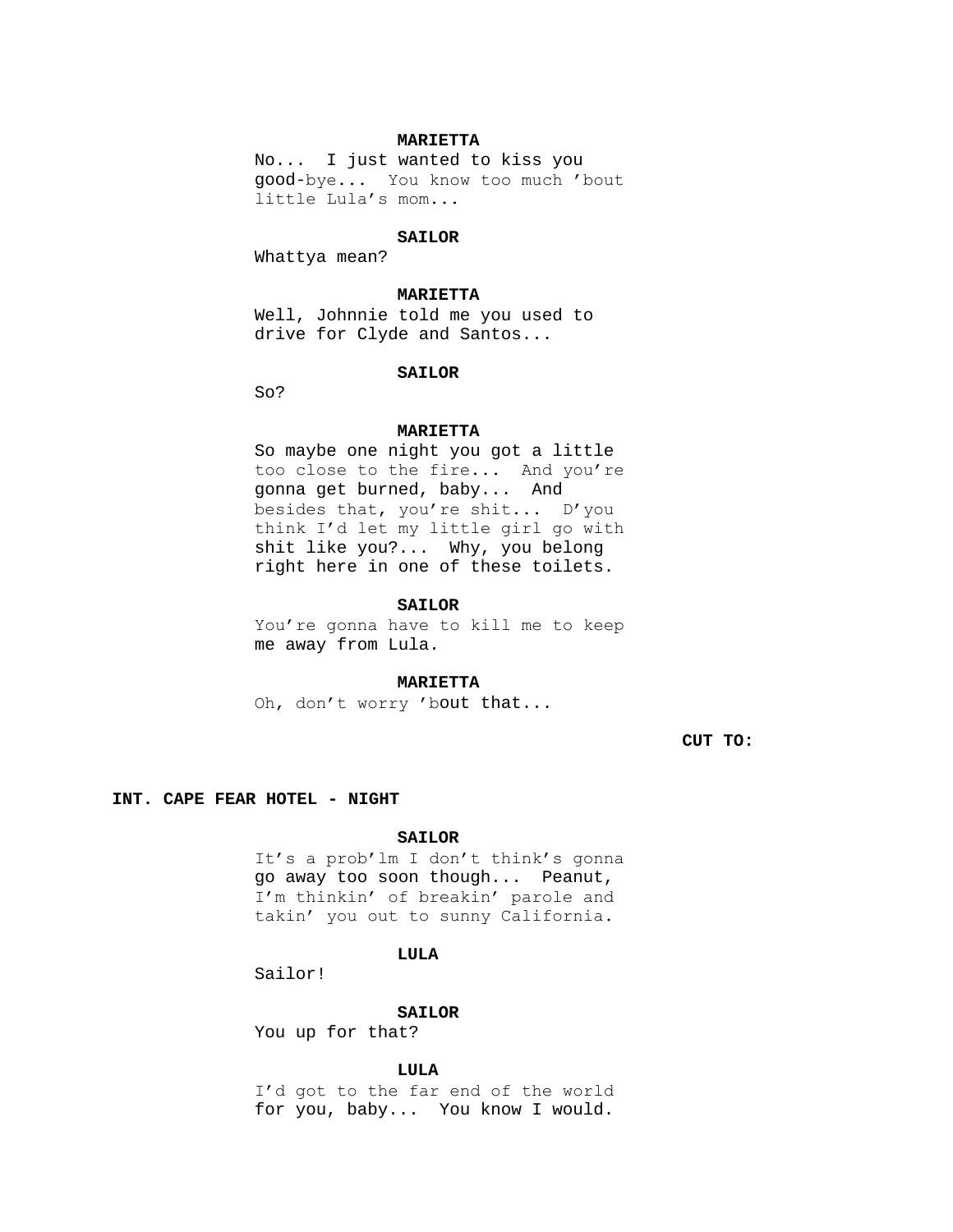**MARIETTA**

No... I just wanted to kiss you good-bye... You know too much 'bout little Lula's mom...

**SAILOR**

Whattya mean?

**MARIETTA**

Well, Johnnie told me you used to drive for Clyde and Santos...

**SAILOR**

So?

**MARIETTA**

So maybe one night you got a little too close to the fire... And you're gonna get burned, baby... And besides that, you're shit... D'you think I'd let my little girl go with shit like you?... Why, you belong right here in one of these toilets.

**SAILOR**

You're gonna have to kill me to keep me away from Lula.

**MARIETTA**

Oh, don't worry 'bout that...

**CUT TO:**

**INT. CAPE FEAR HOTEL - NIGHT**

**SAILOR**

It's a prob'lm I don't think's gonna go away too soon though... Peanut, I'm thinkin' of breakin' parole and takin' you out to sunny California.

**LULA**

Sailor!

**SAILOR**

You up for that?

**LULA**

I'd got to the far end of the world for you, baby... You know I would.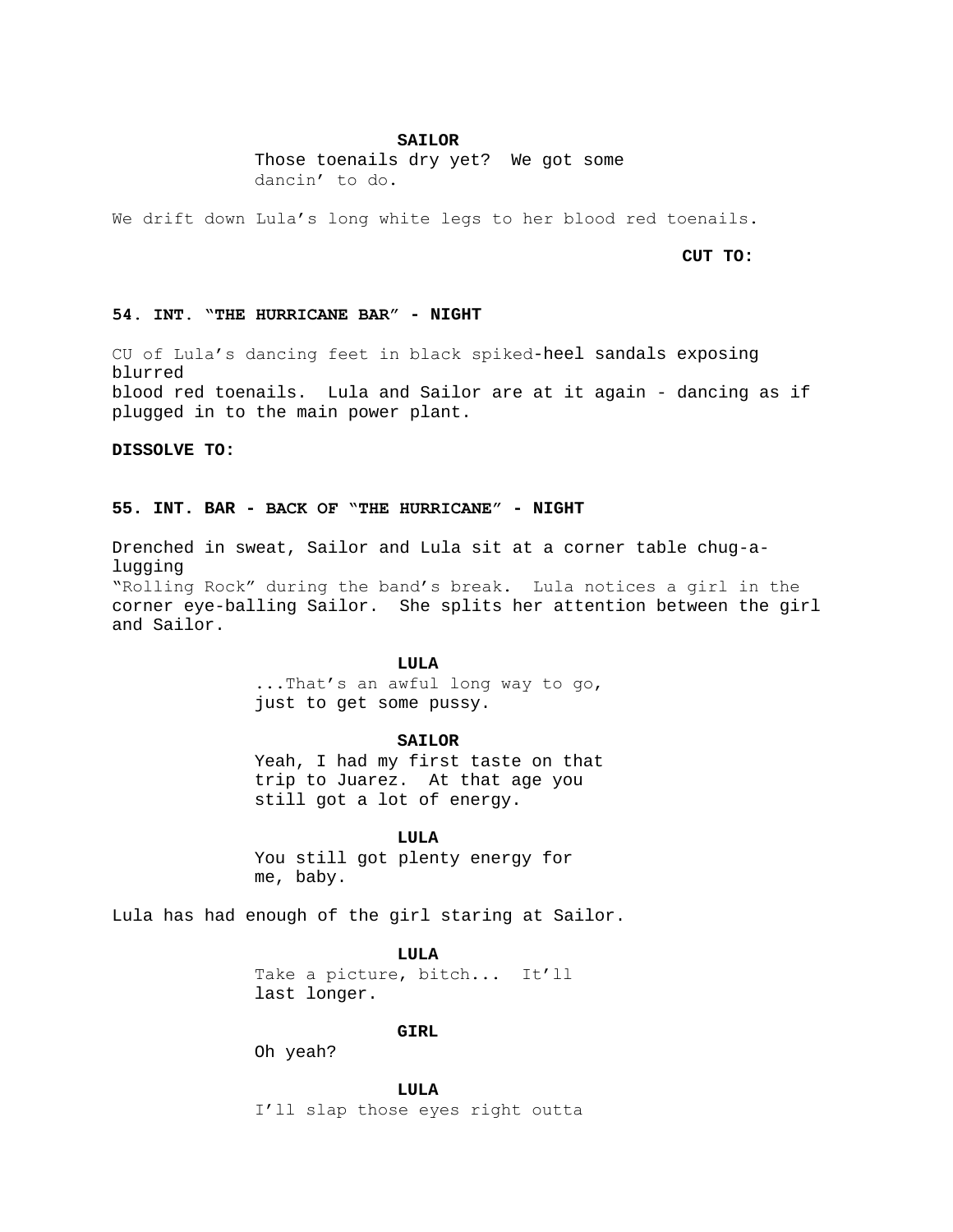**SAILOR**

Those toenails dry yet? We got some dancin' to do.

We drift down Lula's long white legs to her blood red toenails.

**CUT TO:**

**54. INT. "THE HURRICANE BAR" - NIGHT**

CU of Lula's dancing feet in black spiked-heel sandals exposing blurred blood red toenails. Lula and Sailor are at it again - dancing as if plugged in to the main power plant.

**DISSOLVE TO:**

**55. INT. BAR - BACK OF "THE HURRICANE" - NIGHT**

Drenched in sweat, Sailor and Lula sit at a corner table chug-a-lugging "Rolling Rock" during the band's break. Lula notices a girl in the corner eye-balling Sailor. She splits her attention between the girl and Sailor.

**LULA**

...That's an awful long way to go, just to get some pussy.

**SAILOR**

Yeah, I had my first taste on that trip to Juarez. At that age you still got a lot of energy.

**LULA**

You still got plenty energy for me, baby.

Lula has had enough of the girl staring at Sailor.

**LULA**

Take a picture, bitch... It'll last longer.

**GIRL**

Oh yeah?

**LULA**

I'll slap those eyes right outta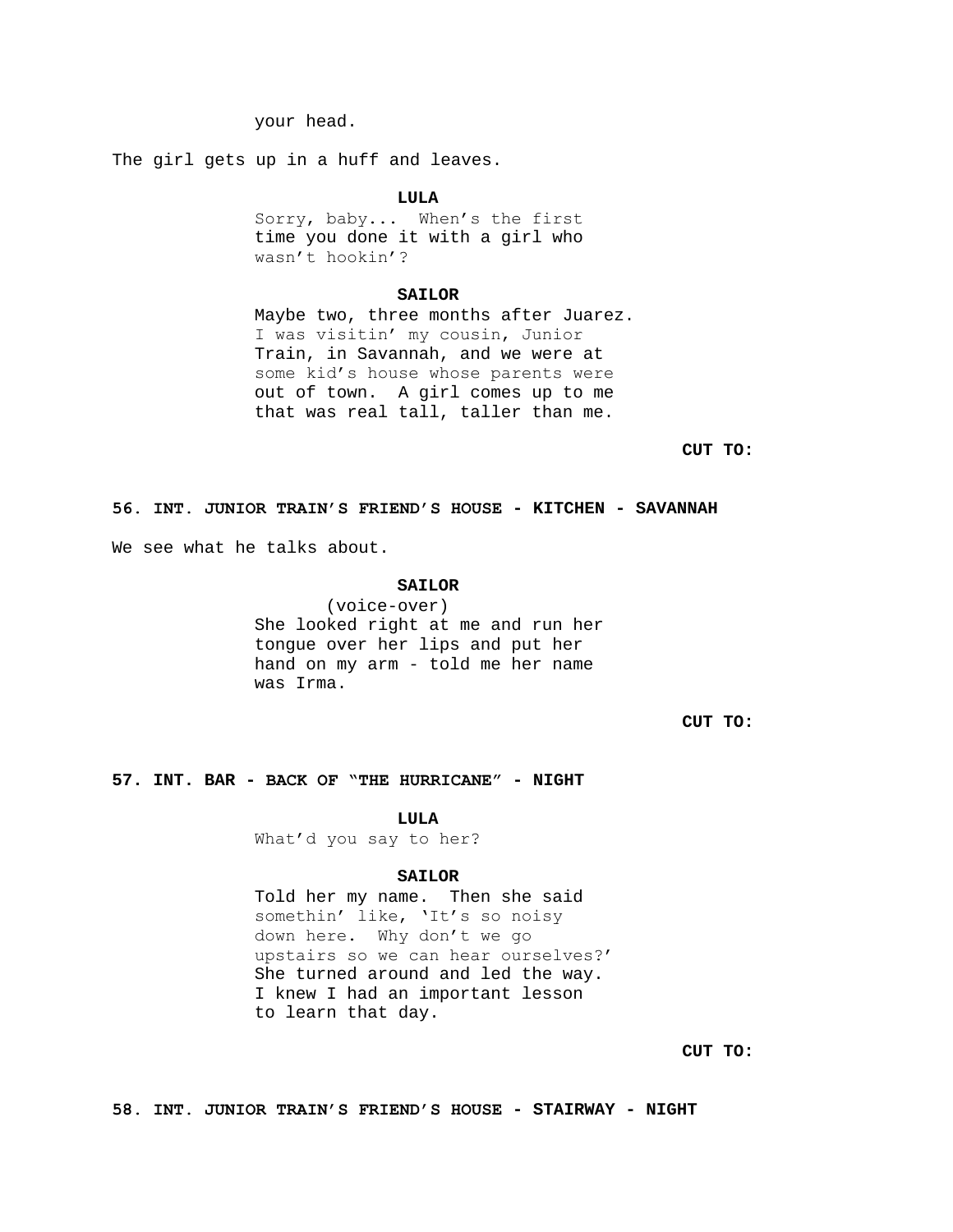your head.

The girl gets up in a huff and leaves.

**LULA**

Sorry, baby... When's the first time you done it with a girl who wasn't hookin'?

**SAILOR**

Maybe two, three months after Juarez. I was visitin' my cousin, Junior Train, in Savannah, and we were at some kid's house whose parents were out of town. A girl comes up to me that was real tall, taller than me.

**CUT TO:**

**56. INT. JUNIOR TRAIN'S FRIEND'S HOUSE - KITCHEN - SAVANNAH**

We see what he talks about.

**SAILOR**

(voice-over)

She looked right at me and run her tongue over her lips and put her hand on my arm - told me her name was Irma.

**CUT TO:**

**57. INT. BAR - BACK OF "THE HURRICANE" - NIGHT**

**LULA**

What'd you say to her?

**SAILOR**

Told her my name. Then she said somethin' like, 'It's so noisy down here. Why don't we go upstairs so we can hear ourselves?' She turned around and led the way. I knew I had an important lesson to learn that day.

**CUT TO:**

**58. INT. JUNIOR TRAIN'S FRIEND'S HOUSE - STAIRWAY - NIGHT**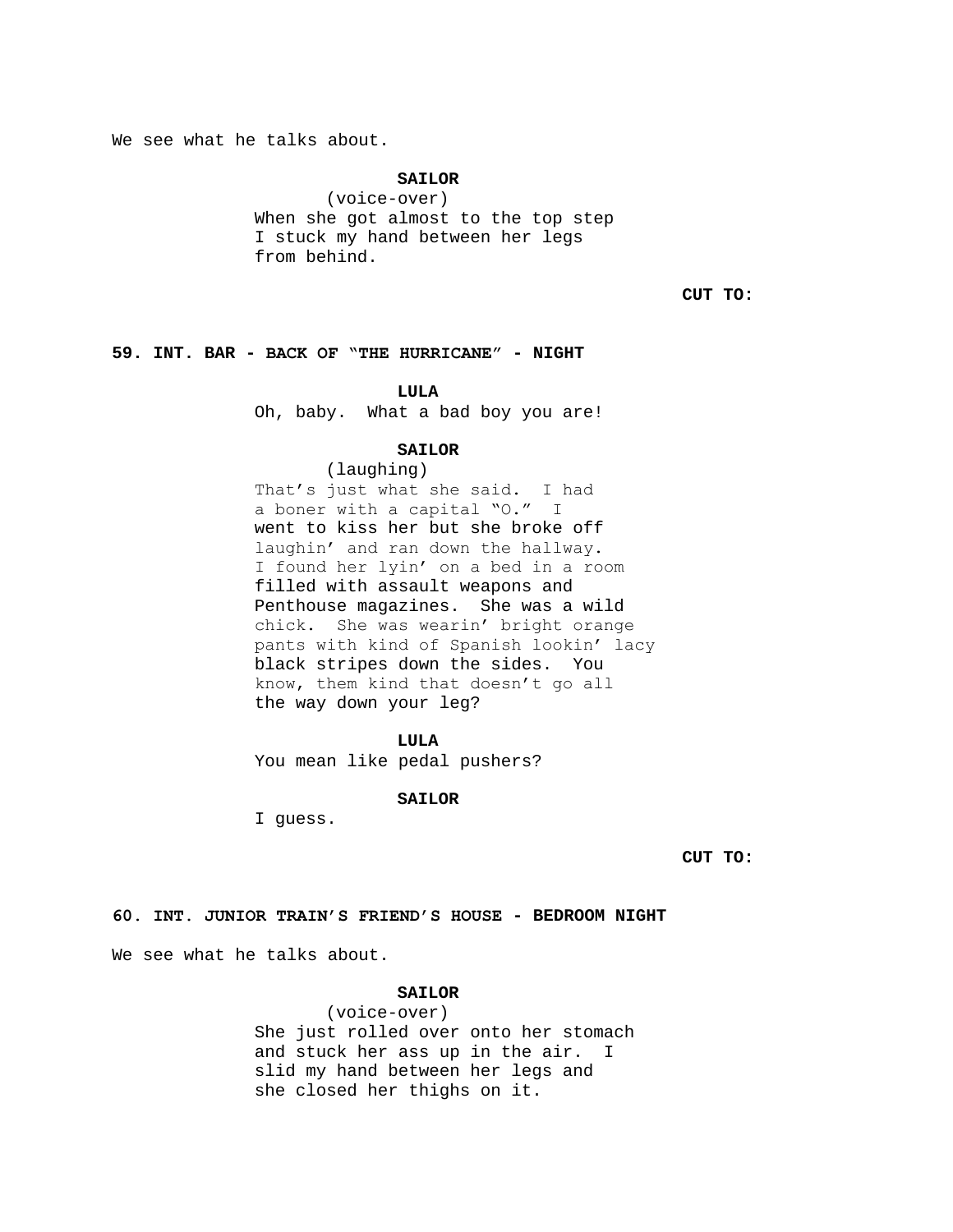We see what he talks about.

**SAILOR**
(voice-over)
When she got almost to the top step I stuck my hand between her legs from behind.

**CUT TO:**

**59. INT. BAR - BACK OF "THE HURRICANE" - NIGHT**

**LULA**
Oh, baby. What a bad boy you are!

**SAILOR**
(laughing)
That's just what she said. I had a boner with a capital "O." I went to kiss her but she broke off laughin' and ran down the hallway. I found her lyin' on a bed in a room filled with assault weapons and Penthouse magazines. She was a wild chick. She was wearin' bright orange pants with kind of Spanish lookin' lacy black stripes down the sides. You know, them kind that doesn't go all the way down your leg?

**LULA**
You mean like pedal pushers?

**SAILOR**
I guess.

**CUT TO:**

**60. INT. JUNIOR TRAIN'S FRIEND'S HOUSE - BEDROOM NIGHT**

We see what he talks about.

**SAILOR**
(voice-over)
She just rolled over onto her stomach and stuck her ass up in the air. I slid my hand between her legs and she closed her thighs on it.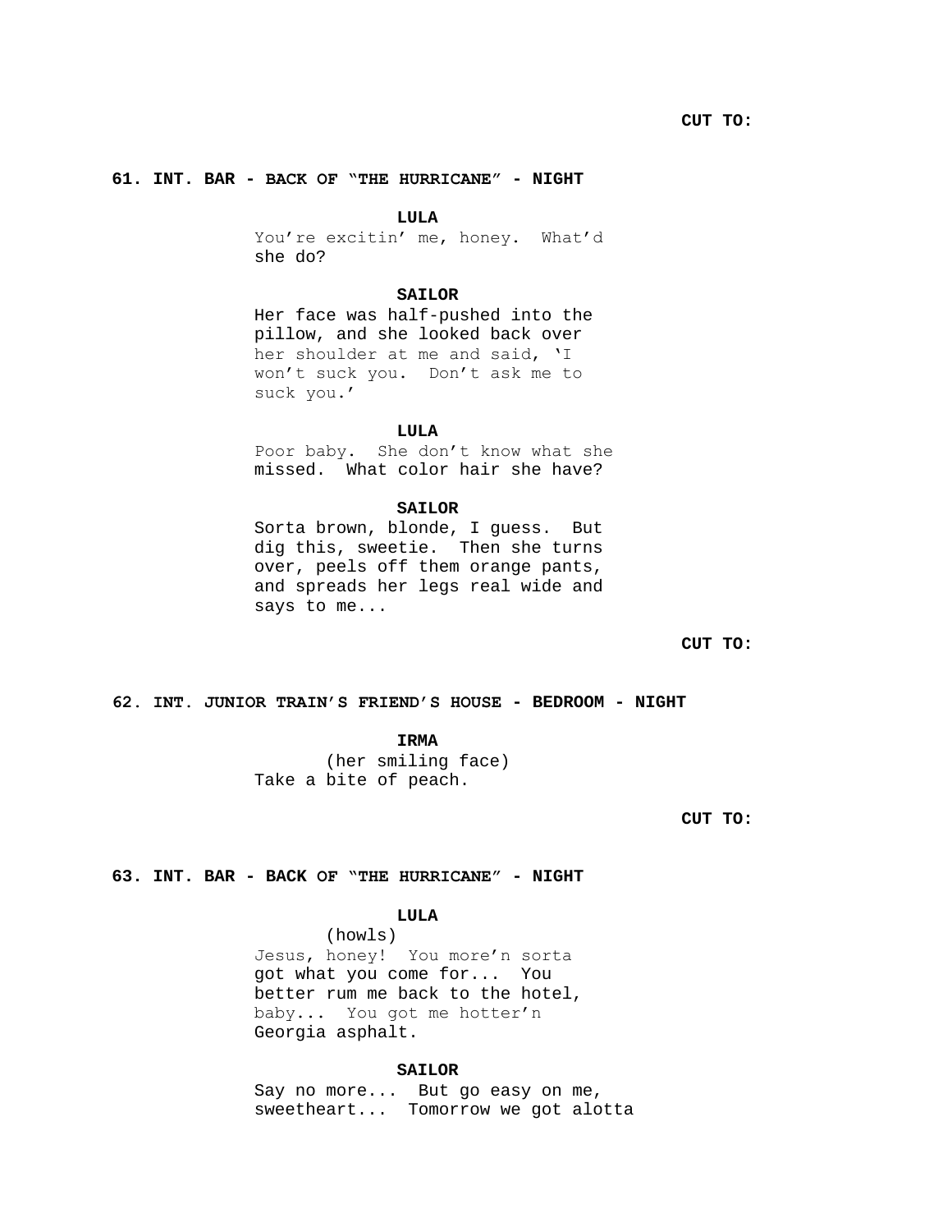CUT TO:

**61. INT. BAR - BACK OF "THE HURRICANE" - NIGHT**

**LULA**
You're excitin' me, honey. What'd she do?

**SAILOR**
Her face was half-pushed into the pillow, and she looked back over her shoulder at me and said, 'I won't suck you. Don't ask me to suck you.'

**LULA**
Poor baby. She don't know what she missed. What color hair she have?

**SAILOR**
Sorta brown, blonde, I guess. But dig this, sweetie. Then she turns over, peels off them orange pants, and spreads her legs real wide and says to me...

CUT TO:

**62. INT. JUNIOR TRAIN'S FRIEND'S HOUSE - BEDROOM - NIGHT**

**IRMA**
(her smiling face)
Take a bite of peach.

CUT TO:

**63. INT. BAR - BACK OF "THE HURRICANE" - NIGHT**

**LULA**
(howls)
Jesus, honey! You more'n sorta got what you come for... You better rum me back to the hotel, baby... You got me hotter'n Georgia asphalt.

**SAILOR**
Say no more... But go easy on me, sweetheart... Tomorrow we got alotta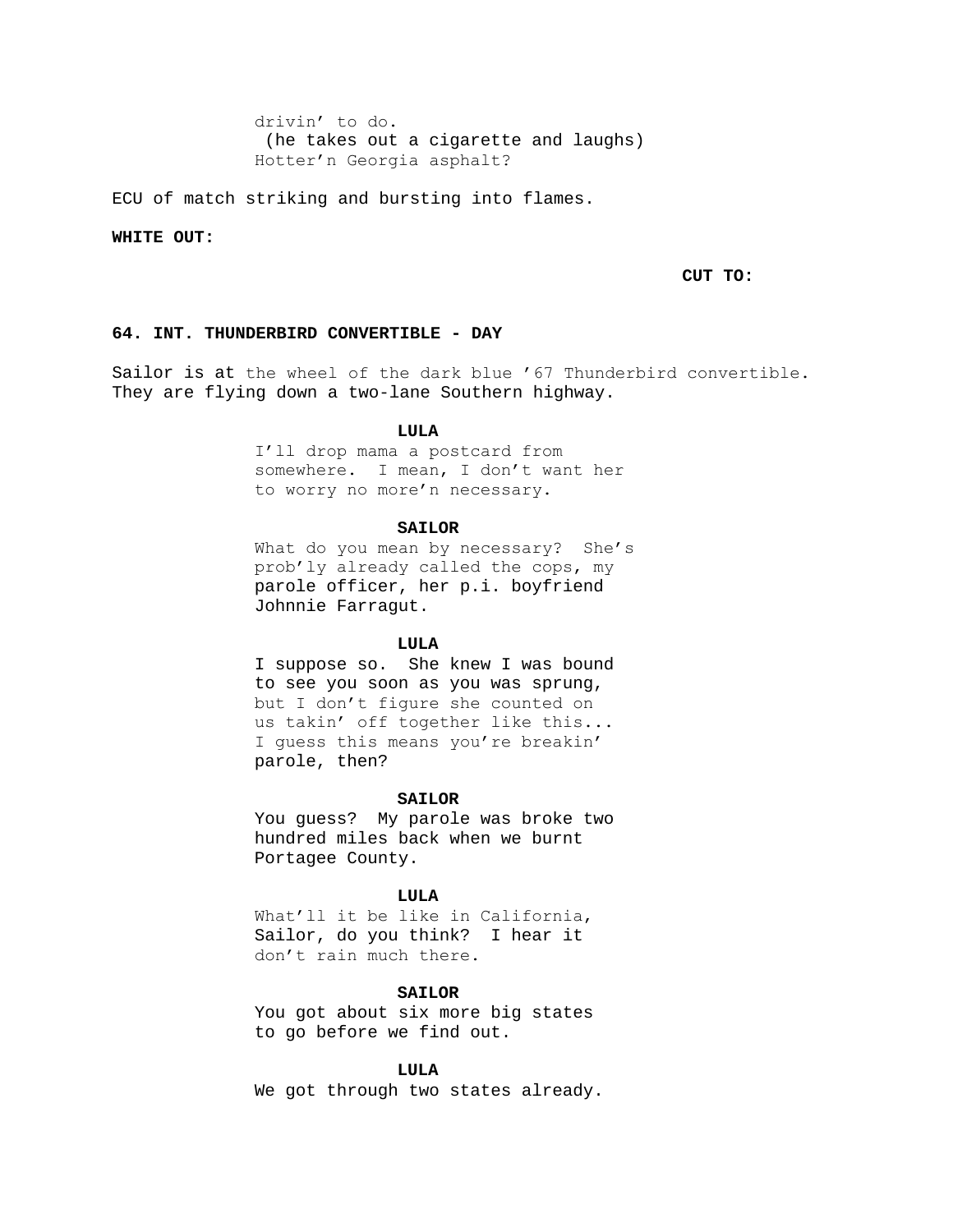drivin' to do.
(he takes out a cigarette and laughs)
Hotter'n Georgia asphalt?

ECU of match striking and bursting into flames.

**WHITE OUT:**

**CUT TO:**

**64. INT. THUNDERBIRD CONVERTIBLE - DAY**

Sailor is at the wheel of the dark blue '67 Thunderbird convertible. They are flying down a two-lane Southern highway.

**LULA**
I'll drop mama a postcard from somewhere. I mean, I don't want her to worry no more'n necessary.

**SAILOR**
What do you mean by necessary? She's prob'ly already called the cops, my parole officer, her p.i. boyfriend Johnnie Farragut.

**LULA**
I suppose so. She knew I was bound to see you soon as you was sprung, but I don't figure she counted on us takin' off together like this... I guess this means you're breakin' parole, then?

**SAILOR**
You guess? My parole was broke two hundred miles back when we burnt Portagee County.

**LULA**
What'll it be like in California, Sailor, do you think? I hear it don't rain much there.

**SAILOR**
You got about six more big states to go before we find out.

**LULA**
We got through two states already.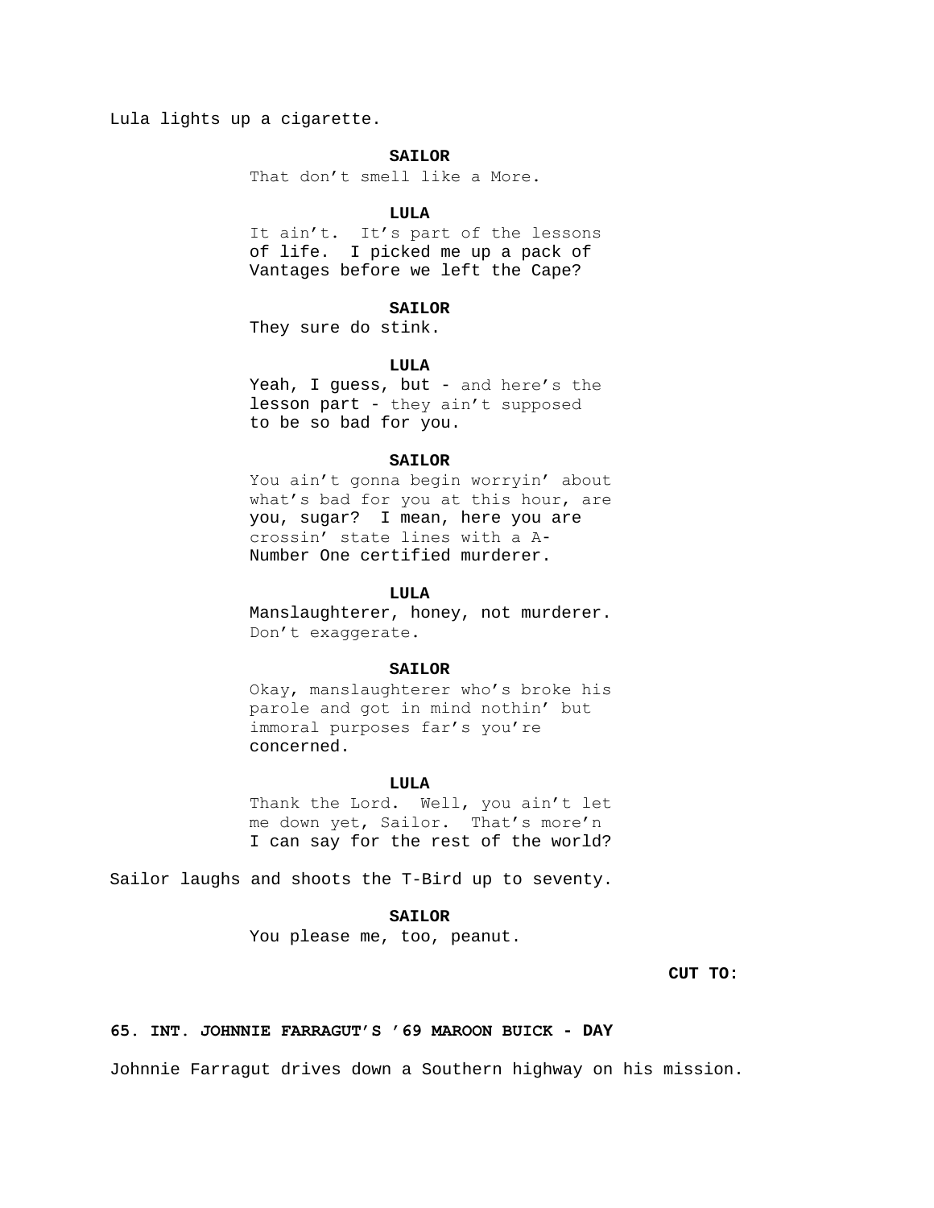Lula lights up a cigarette.

**SAILOR**

That don't smell like a More.

**LULA**

It ain't. It's part of the lessons of life. I picked me up a pack of Vantages before we left the Cape?

**SAILOR**

They sure do stink.

**LULA**

Yeah, I guess, but - and here's the lesson part - they ain't supposed to be so bad for you.

**SAILOR**

You ain't gonna begin worryin' about what's bad for you at this hour, are you, sugar? I mean, here you are crossin' state lines with a A-Number One certified murderer.

**LULA**

Manslaughterer, honey, not murderer. Don't exaggerate.

**SAILOR**

Okay, manslaughterer who's broke his parole and got in mind nothin' but immoral purposes far's you're concerned.

**LULA**

Thank the Lord. Well, you ain't let me down yet, Sailor. That's more'n I can say for the rest of the world?

Sailor laughs and shoots the T-Bird up to seventy.

**SAILOR**

You please me, too, peanut.

**CUT TO:**

**65. INT. JOHNNIE FARRAGUT'S '69 MAROON BUICK - DAY**

Johnnie Farragut drives down a Southern highway on his mission.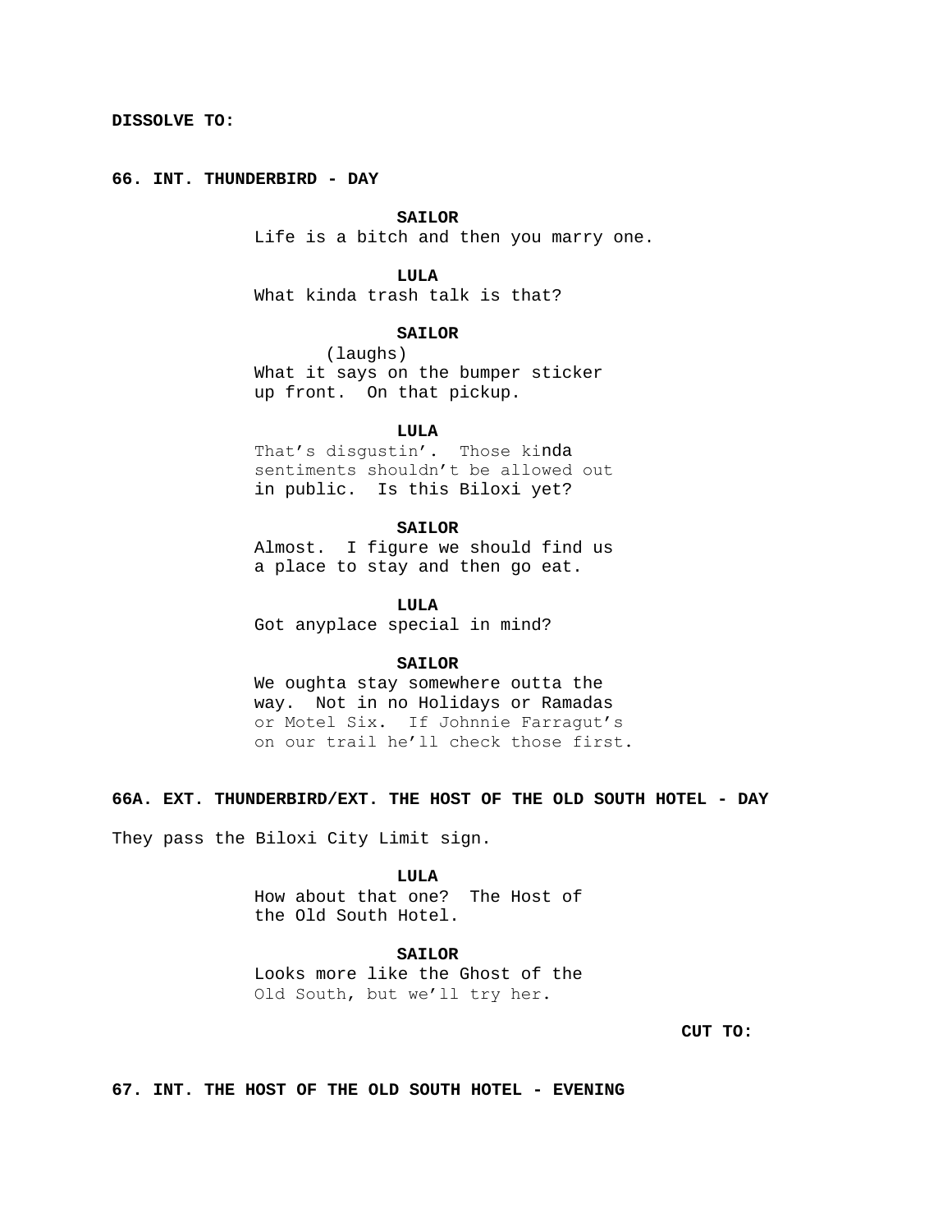**DISSOLVE TO:**

**66. INT. THUNDERBIRD - DAY**

**SAILOR**
Life is a bitch and then you marry one.

**LULA**
What kinda trash talk is that?

**SAILOR**
(laughs)
What it says on the bumper sticker
up front. On that pickup.

**LULA**
That's disgustin'. Those kinda
sentiments shouldn't be allowed out
in public. Is this Biloxi yet?

**SAILOR**
Almost. I figure we should find us
a place to stay and then go eat.

**LULA**
Got anyplace special in mind?

**SAILOR**
We oughta stay somewhere outta the
way. Not in no Holidays or Ramadas
or Motel Six. If Johnnie Farragut's
on our trail he'll check those first.

**66A. EXT. THUNDERBIRD/EXT. THE HOST OF THE OLD SOUTH HOTEL - DAY**

They pass the Biloxi City Limit sign.

**LULA**
How about that one? The Host of
the Old South Hotel.

**SAILOR**
Looks more like the Ghost of the
Old South, but we'll try her.

**CUT TO:**

**67. INT. THE HOST OF THE OLD SOUTH HOTEL - EVENING**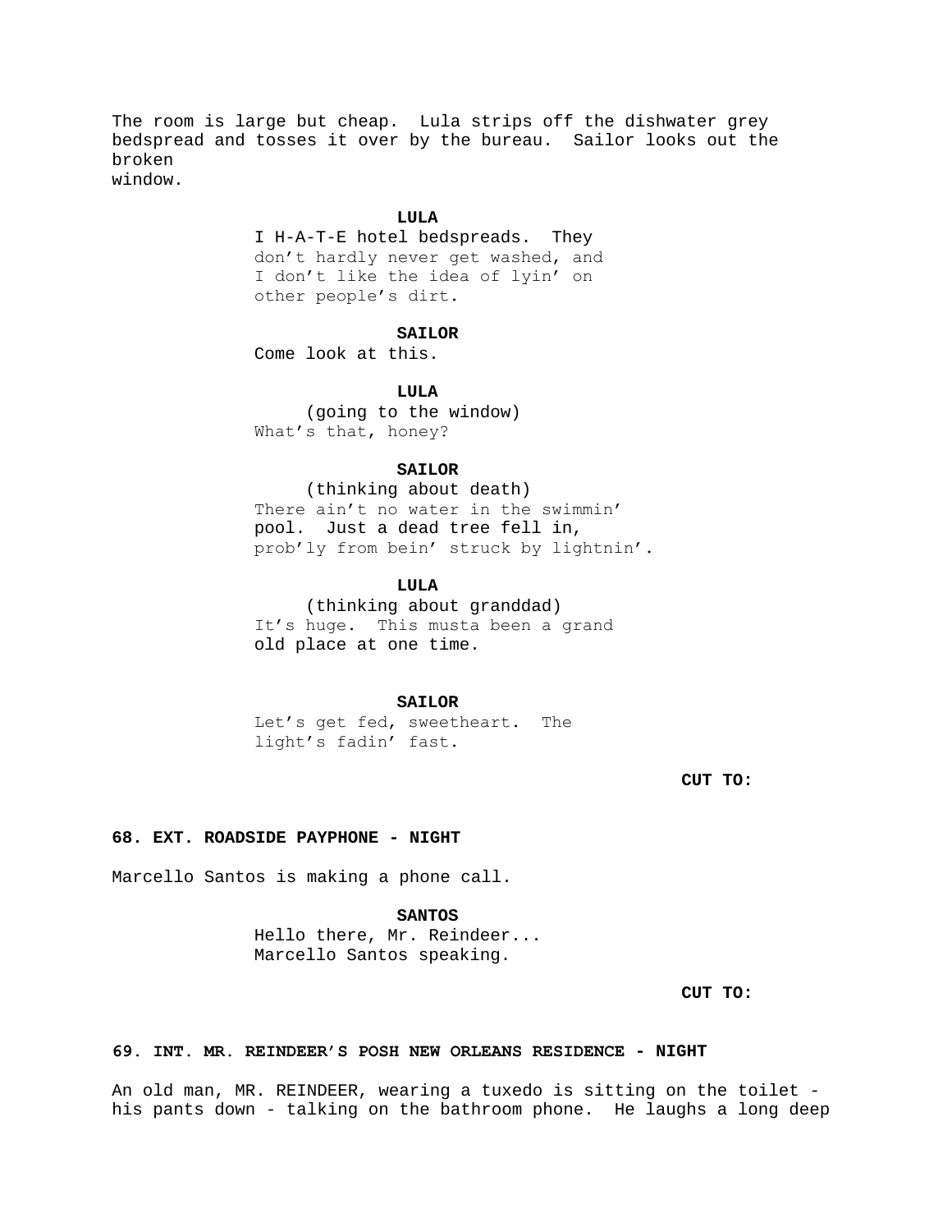The room is large but cheap. Lula strips off the dishwater grey bedspread and tosses it over by the bureau. Sailor looks out the broken
window.

**LULA**
I H-A-T-E hotel bedspreads. They don't hardly never get washed, and I don't like the idea of lyin' on other people's dirt.

**SAILOR**
Come look at this.

**LULA**
(going to the window)
What's that, honey?

**SAILOR**
(thinking about death)
There ain't no water in the swimmin' pool. Just a dead tree fell in, prob'ly from bein' struck by lightnin'.

**LULA**
(thinking about granddad)
It's huge. This musta been a grand old place at one time.

**SAILOR**
Let's get fed, sweetheart. The light's fadin' fast.

**CUT TO:**

**68. EXT. ROADSIDE PAYPHONE - NIGHT**

Marcello Santos is making a phone call.

**SANTOS**
Hello there, Mr. Reindeer...
Marcello Santos speaking.

**CUT TO:**

**69. INT. MR. REINDEER'S POSH NEW ORLEANS RESIDENCE - NIGHT**

An old man, MR. REINDEER, wearing a tuxedo is sitting on the toilet - his pants down - talking on the bathroom phone. He laughs a long deep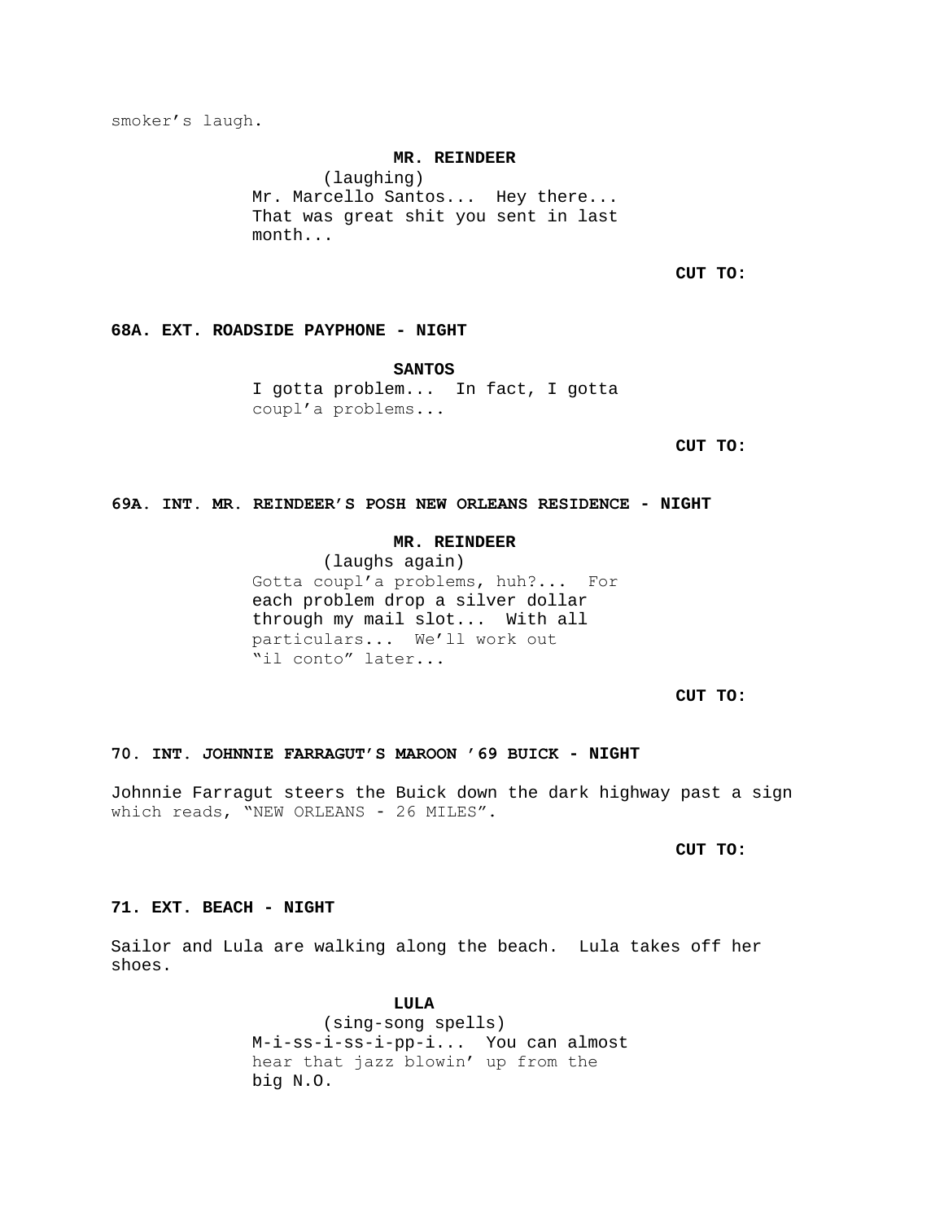smoker's laugh.

**MR. REINDEER**

(laughing)

Mr. Marcello Santos... Hey there... That was great shit you sent in last month...

**CUT TO:**

**68A. EXT. ROADSIDE PAYPHONE - NIGHT**

**SANTOS**

I gotta problem... In fact, I gotta coupl'a problems...

**CUT TO:**

**69A. INT. MR. REINDEER'S POSH NEW ORLEANS RESIDENCE - NIGHT**

**MR. REINDEER**

(laughs again)

Gotta coupl'a problems, huh?... For each problem drop a silver dollar through my mail slot... With all particulars... We'll work out "il conto" later...

**CUT TO:**

**70. INT. JOHNNIE FARRAGUT'S MAROON '69 BUICK - NIGHT**

Johnnie Farragut steers the Buick down the dark highway past a sign which reads, "NEW ORLEANS - 26 MILES".

**CUT TO:**

**71. EXT. BEACH - NIGHT**

Sailor and Lula are walking along the beach. Lula takes off her shoes.

**LULA**

(sing-song spells)

M-i-ss-i-ss-i-pp-i... You can almost hear that jazz blowin' up from the big N.O.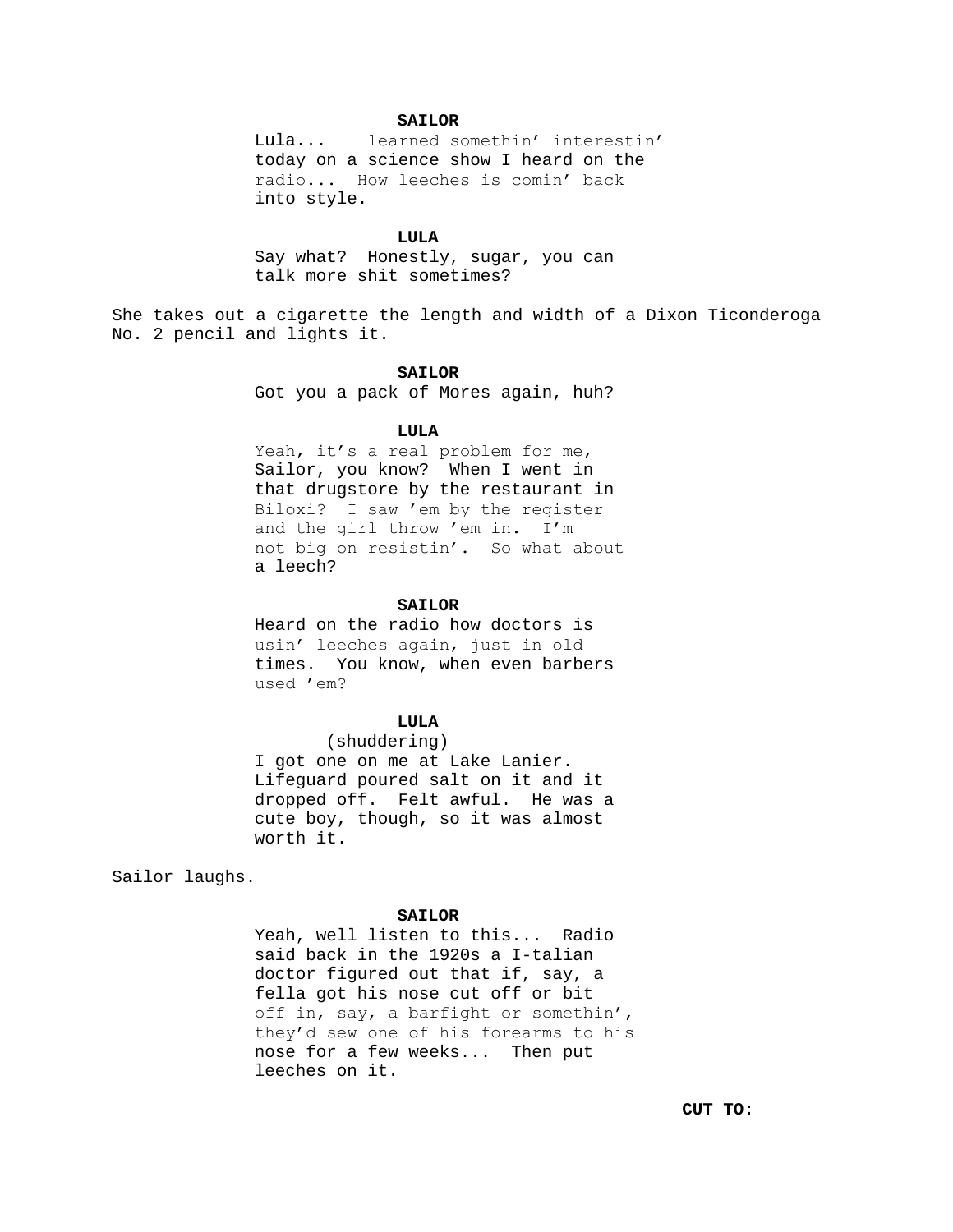**SAILOR**
Lula... I learned somethin' interestin' today on a science show I heard on the radio... How leeches is comin' back into style.

**LULA**
Say what? Honestly, sugar, you can talk more shit sometimes?

She takes out a cigarette the length and width of a Dixon Ticonderoga No. 2 pencil and lights it.

**SAILOR**
Got you a pack of Mores again, huh?

**LULA**
Yeah, it's a real problem for me, Sailor, you know? When I went in that drugstore by the restaurant in Biloxi? I saw 'em by the register and the girl throw 'em in. I'm not big on resistin'. So what about a leech?

**SAILOR**
Heard on the radio how doctors is usin' leeches again, just in old times. You know, when even barbers used 'em?

**LULA**
(shuddering)
I got one on me at Lake Lanier. Lifeguard poured salt on it and it dropped off. Felt awful. He was a cute boy, though, so it was almost worth it.

Sailor laughs.

**SAILOR**
Yeah, well listen to this... Radio said back in the 1920s a I-talian doctor figured out that if, say, a fella got his nose cut off or bit off in, say, a barfight or somethin', they'd sew one of his forearms to his nose for a few weeks... Then put leeches on it.

**CUT TO:**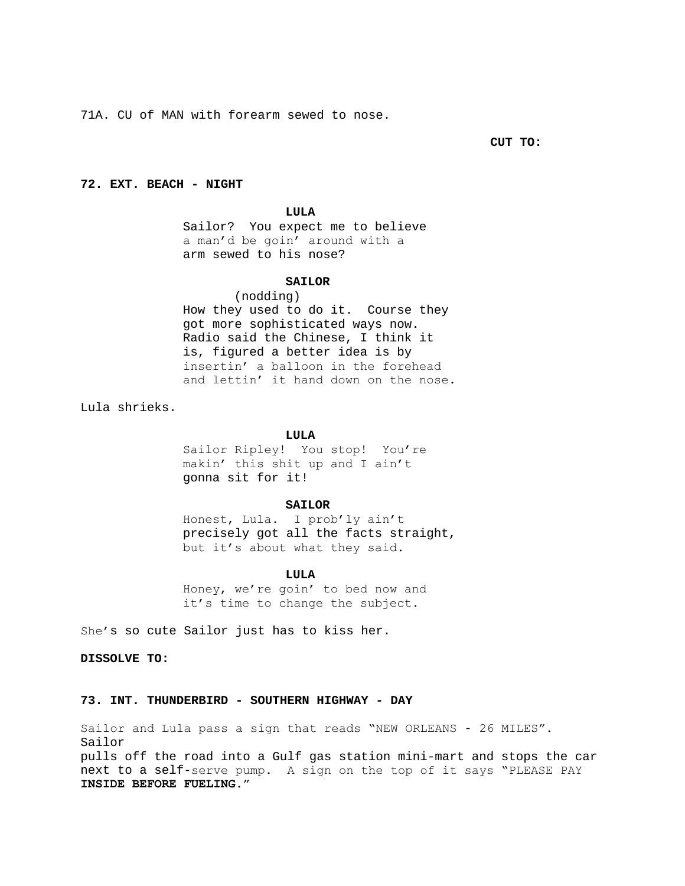71A. CU of MAN with forearm sewed to nose.

**CUT TO:**

**72. EXT. BEACH - NIGHT**

**LULA**
Sailor? You expect me to believe a man'd be goin' around with a arm sewed to his nose?

**SAILOR**
(nodding)
How they used to do it. Course they got more sophisticated ways now. Radio said the Chinese, I think it is, figured a better idea is by insertin' a balloon in the forehead and lettin' it hand down on the nose.

Lula shrieks.

**LULA**
Sailor Ripley! You stop! You're makin' this shit up and I ain't gonna sit for it!

**SAILOR**
Honest, Lula. I prob'ly ain't precisely got all the facts straight, but it's about what they said.

**LULA**
Honey, we're goin' to bed now and it's time to change the subject.

She's so cute Sailor just has to kiss her.

**DISSOLVE TO:**

**73. INT. THUNDERBIRD - SOUTHERN HIGHWAY - DAY**

Sailor and Lula pass a sign that reads "NEW ORLEANS - 26 MILES". Sailor pulls off the road into a Gulf gas station mini-mart and stops the car next to a self-serve pump. A sign on the top of it says "PLEASE PAY **INSIDE BEFORE FUELING."**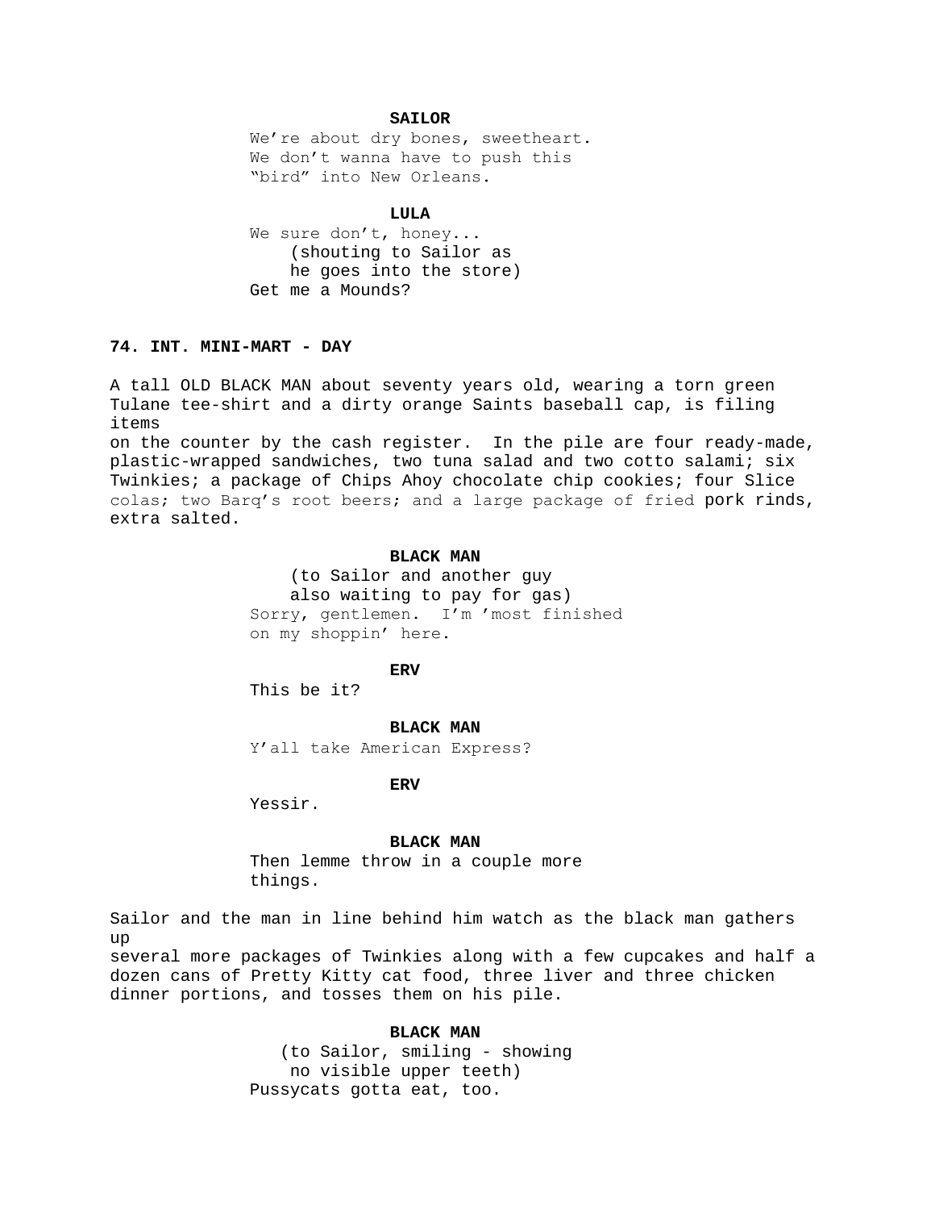**SAILOR**

We're about dry bones, sweetheart. We don't wanna have to push this "bird" into New Orleans.

**LULA**

We sure don't, honey...
(shouting to Sailor as he goes into the store)
Get me a Mounds?

**74. INT. MINI-MART - DAY**

A tall OLD BLACK MAN about seventy years old, wearing a torn green Tulane tee-shirt and a dirty orange Saints baseball cap, is filing items
on the counter by the cash register. In the pile are four ready-made, plastic-wrapped sandwiches, two tuna salad and two cotto salami; six Twinkies; a package of Chips Ahoy chocolate chip cookies; four Slice colas; two Barq's root beers; and a large package of fried pork rinds, extra salted.

**BLACK MAN**

(to Sailor and another guy also waiting to pay for gas)
Sorry, gentlemen. I'm 'most finished on my shoppin' here.

**ERV**

This be it?

**BLACK MAN**

Y'all take American Express?

**ERV**

Yessir.

**BLACK MAN**

Then lemme throw in a couple more things.

Sailor and the man in line behind him watch as the black man gathers up
several more packages of Twinkies along with a few cupcakes and half a dozen cans of Pretty Kitty cat food, three liver and three chicken dinner portions, and tosses them on his pile.

**BLACK MAN**

(to Sailor, smiling - showing no visible upper teeth)
Pussycats gotta eat, too.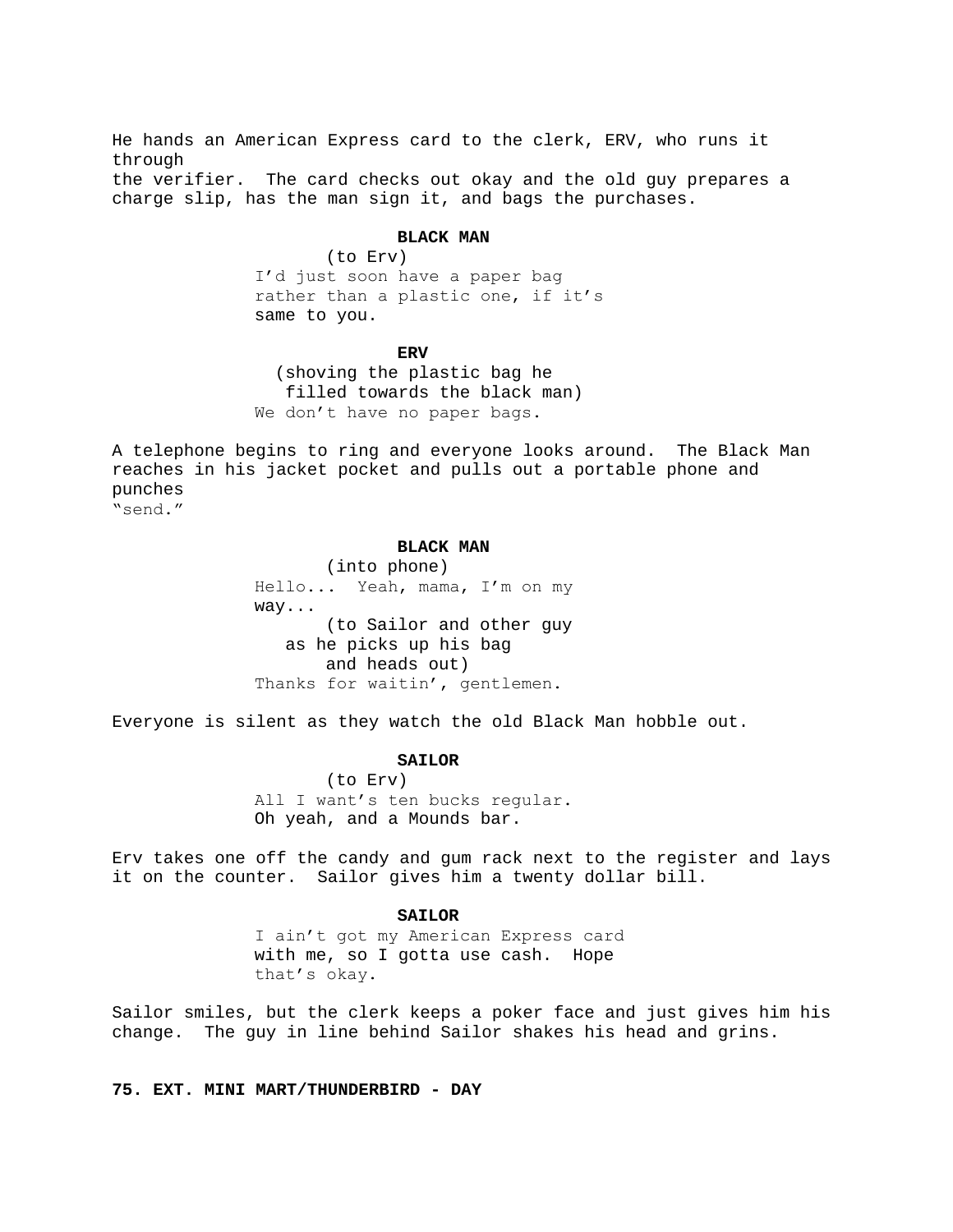He hands an American Express card to the clerk, ERV, who runs it through
the verifier. The card checks out okay and the old guy prepares a charge slip, has the man sign it, and bags the purchases.

**BLACK MAN**
(to Erv)
I'd just soon have a paper bag rather than a plastic one, if it's same to you.

**ERV**
(shoving the plastic bag he filled towards the black man)
We don't have no paper bags.

A telephone begins to ring and everyone looks around. The Black Man reaches in his jacket pocket and pulls out a portable phone and punches
"send."

**BLACK MAN**
(into phone)
Hello... Yeah, mama, I'm on my way...
(to Sailor and other guy as he picks up his bag and heads out)
Thanks for waitin', gentlemen.

Everyone is silent as they watch the old Black Man hobble out.

**SAILOR**
(to Erv)
All I want's ten bucks regular. Oh yeah, and a Mounds bar.

Erv takes one off the candy and gum rack next to the register and lays it on the counter. Sailor gives him a twenty dollar bill.

**SAILOR**
I ain't got my American Express card with me, so I gotta use cash. Hope that's okay.

Sailor smiles, but the clerk keeps a poker face and just gives him his change. The guy in line behind Sailor shakes his head and grins.

**75. EXT. MINI MART/THUNDERBIRD - DAY**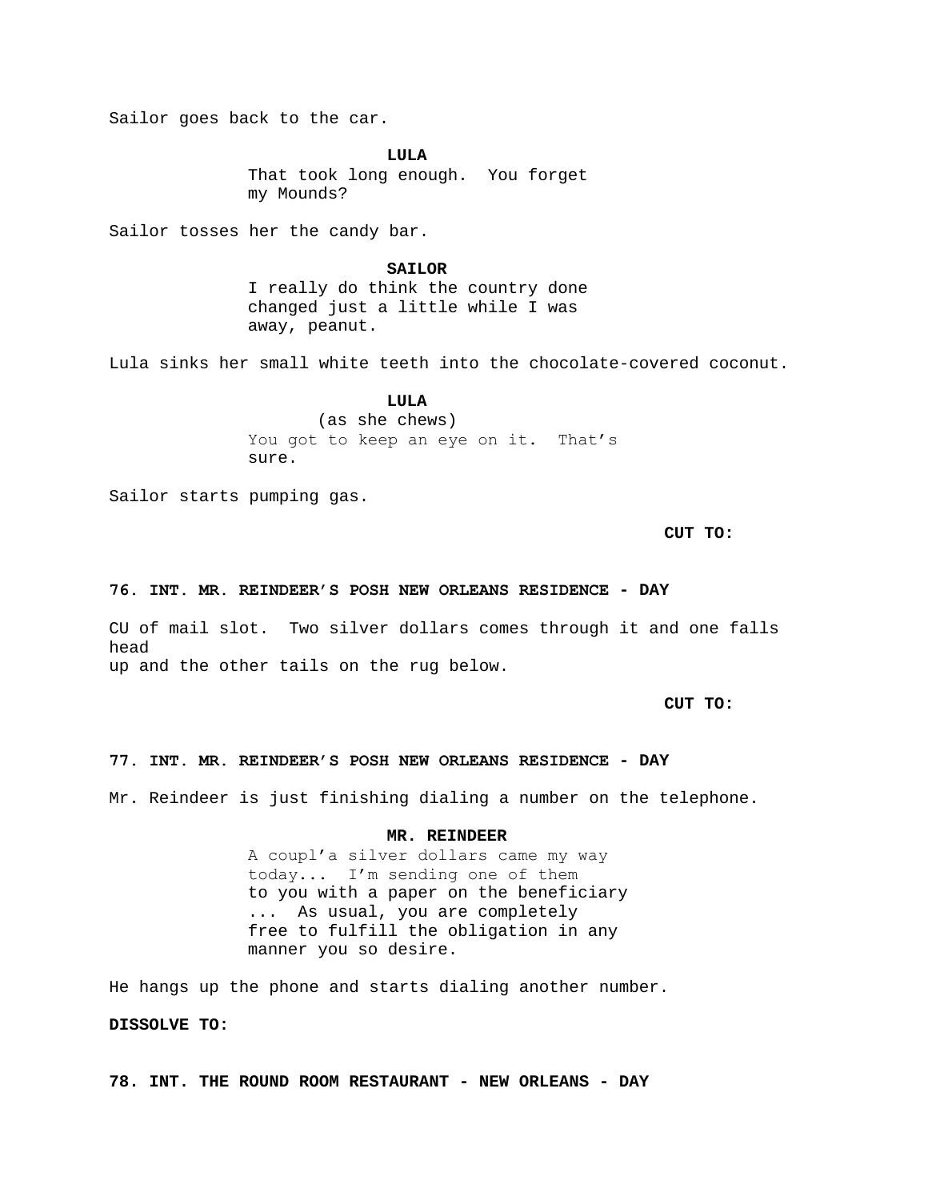Sailor goes back to the car.

**LULA**

That took long enough.  You forget my Mounds?

Sailor tosses her the candy bar.

**SAILOR**

I really do think the country done changed just a little while I was away, peanut.

Lula sinks her small white teeth into the chocolate-covered coconut.

**LULA**

(as she chews)

You got to keep an eye on it.  That's sure.

Sailor starts pumping gas.

**CUT TO:**

**76. INT. MR. REINDEER'S POSH NEW ORLEANS RESIDENCE - DAY**

CU of mail slot.  Two silver dollars comes through it and one falls head up and the other tails on the rug below.

**CUT TO:**

**77. INT. MR. REINDEER'S POSH NEW ORLEANS RESIDENCE - DAY**

Mr. Reindeer is just finishing dialing a number on the telephone.

**MR. REINDEER**

A coupl'a silver dollars came my way today...  I'm sending one of them to you with a paper on the beneficiary ...  As usual, you are completely free to fulfill the obligation in any manner you so desire.

He hangs up the phone and starts dialing another number.

**DISSOLVE TO:**

**78. INT. THE ROUND ROOM RESTAURANT - NEW ORLEANS - DAY**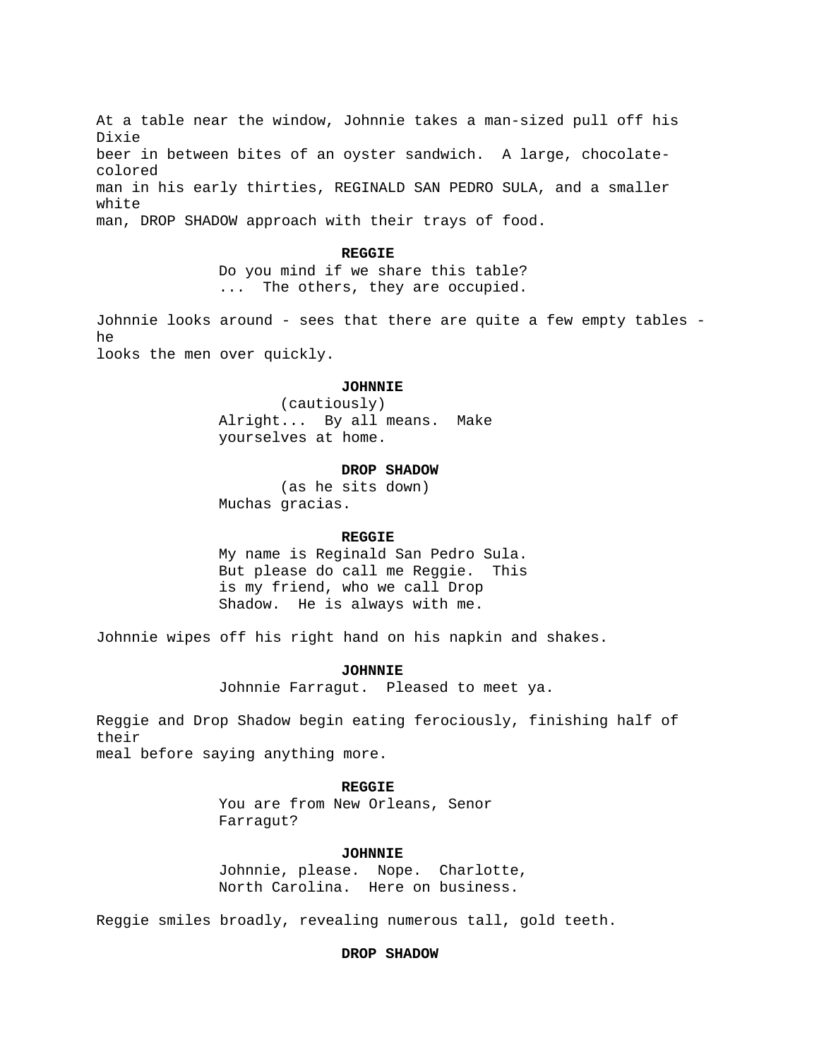At a table near the window, Johnnie takes a man-sized pull off his Dixie beer in between bites of an oyster sandwich. A large, chocolate-colored man in his early thirties, REGINALD SAN PEDRO SULA, and a smaller white man, DROP SHADOW approach with their trays of food.

**REGGIE**

Do you mind if we share this table?
... The others, they are occupied.

Johnnie looks around - sees that there are quite a few empty tables - he looks the men over quickly.

**JOHNNIE**

(cautiously)

Alright... By all means. Make yourselves at home.

**DROP SHADOW**

(as he sits down)

Muchas gracias.

**REGGIE**

My name is Reginald San Pedro Sula. But please do call me Reggie. This is my friend, who we call Drop Shadow. He is always with me.

Johnnie wipes off his right hand on his napkin and shakes.

**JOHNNIE**

Johnnie Farragut. Pleased to meet ya.

Reggie and Drop Shadow begin eating ferociously, finishing half of their meal before saying anything more.

**REGGIE**

You are from New Orleans, Senor Farragut?

**JOHNNIE**

Johnnie, please. Nope. Charlotte, North Carolina. Here on business.

Reggie smiles broadly, revealing numerous tall, gold teeth.

**DROP SHADOW**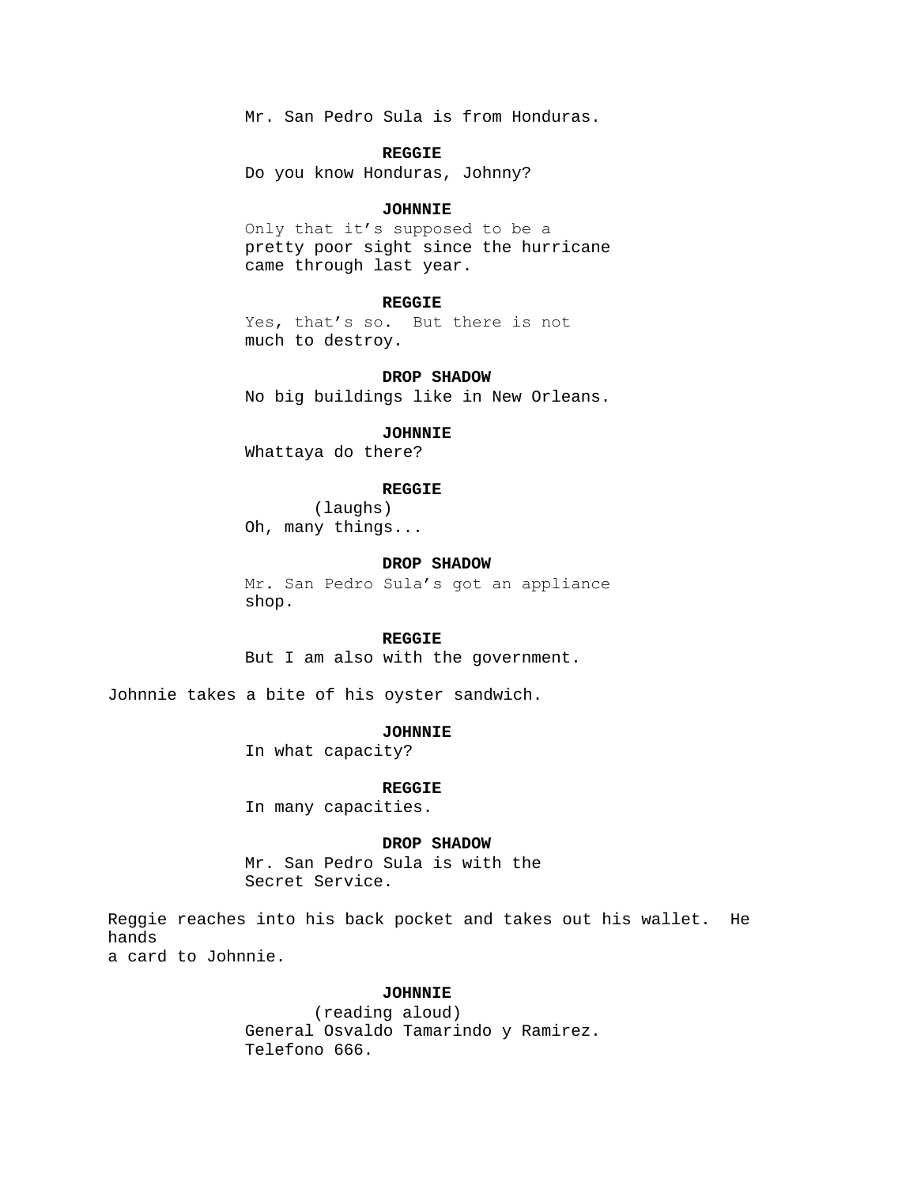Mr. San Pedro Sula is from Honduras.

**REGGIE**

Do you know Honduras, Johnny?

**JOHNNIE**

Only that it's supposed to be a pretty poor sight since the hurricane came through last year.

**REGGIE**

Yes, that's so. But there is not much to destroy.

**DROP SHADOW**

No big buildings like in New Orleans.

**JOHNNIE**

Whattaya do there?

**REGGIE**

(laughs)

Oh, many things...

**DROP SHADOW**

Mr. San Pedro Sula's got an appliance shop.

**REGGIE**

But I am also with the government.

Johnnie takes a bite of his oyster sandwich.

**JOHNNIE**

In what capacity?

**REGGIE**

In many capacities.

**DROP SHADOW**

Mr. San Pedro Sula is with the Secret Service.

Reggie reaches into his back pocket and takes out his wallet. He hands a card to Johnnie.

**JOHNNIE**

(reading aloud)

General Osvaldo Tamarindo y Ramirez. Telefono 666.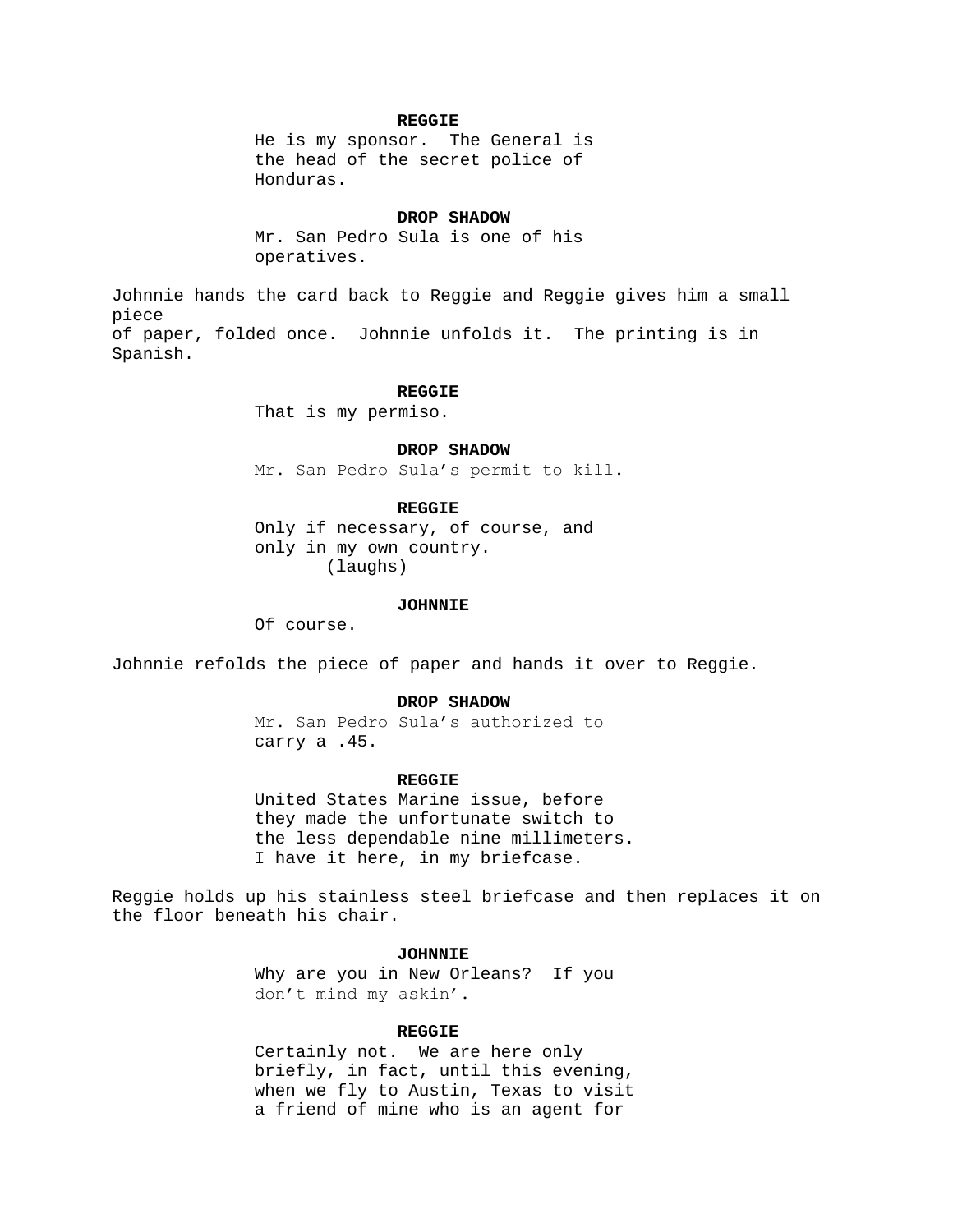**REGGIE**
He is my sponsor. The General is the head of the secret police of Honduras.

**DROP SHADOW**
Mr. San Pedro Sula is one of his operatives.

Johnnie hands the card back to Reggie and Reggie gives him a small piece of paper, folded once. Johnnie unfolds it. The printing is in Spanish.

**REGGIE**
That is my permiso.

**DROP SHADOW**
Mr. San Pedro Sula's permit to kill.

**REGGIE**
Only if necessary, of course, and only in my own country.
(laughs)

**JOHNNIE**
Of course.

Johnnie refolds the piece of paper and hands it over to Reggie.

**DROP SHADOW**
Mr. San Pedro Sula's authorized to carry a .45.

**REGGIE**
United States Marine issue, before they made the unfortunate switch to the less dependable nine millimeters. I have it here, in my briefcase.

Reggie holds up his stainless steel briefcase and then replaces it on the floor beneath his chair.

**JOHNNIE**
Why are you in New Orleans? If you don't mind my askin'.

**REGGIE**
Certainly not. We are here only briefly, in fact, until this evening, when we fly to Austin, Texas to visit a friend of mine who is an agent for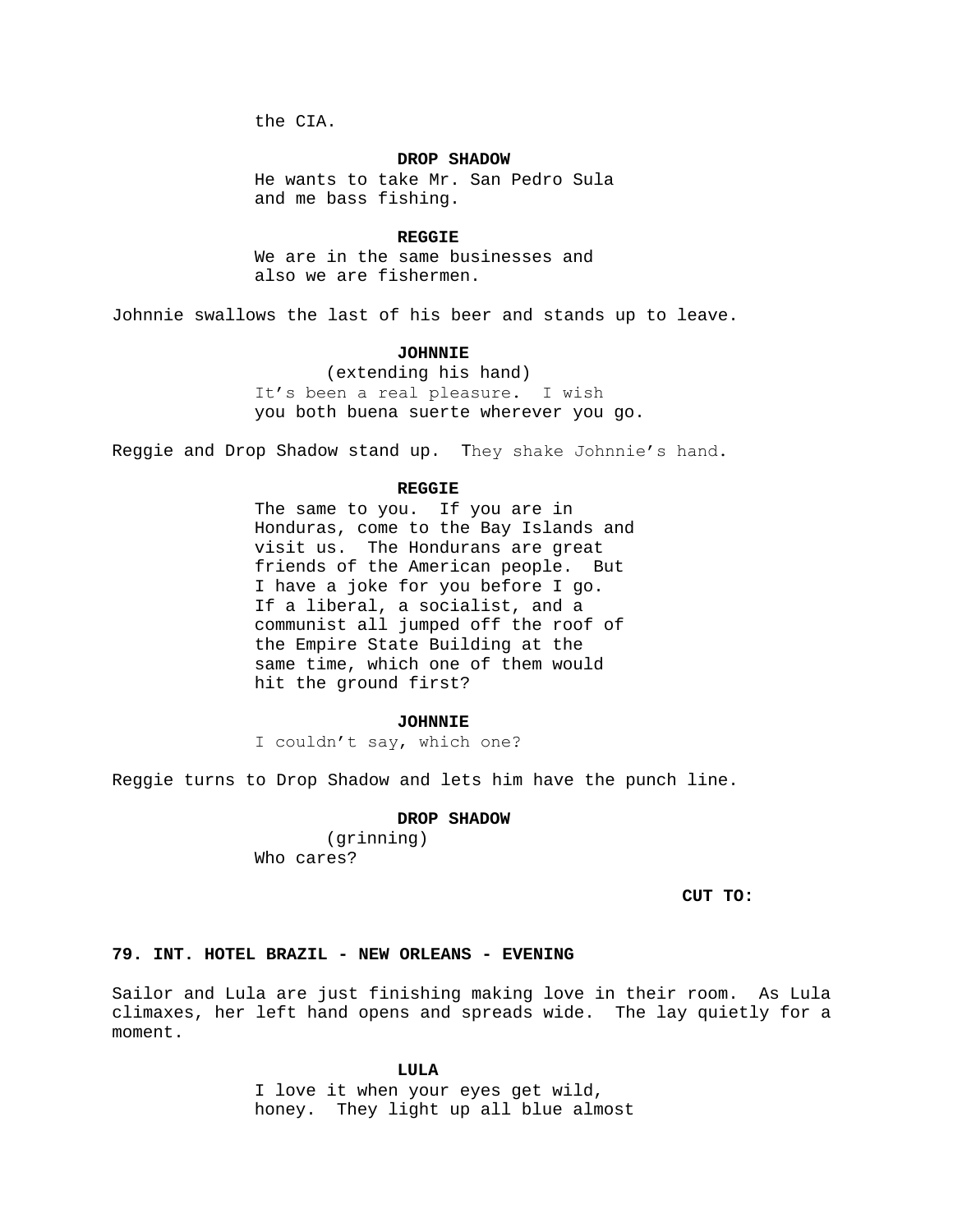the CIA.

**DROP SHADOW**

He wants to take Mr. San Pedro Sula and me bass fishing.

**REGGIE**

We are in the same businesses and also we are fishermen.

Johnnie swallows the last of his beer and stands up to leave.

**JOHNNIE**

(extending his hand)

It's been a real pleasure. I wish you both buena suerte wherever you go.

Reggie and Drop Shadow stand up. They shake Johnnie's hand.

**REGGIE**

The same to you. If you are in Honduras, come to the Bay Islands and visit us. The Hondurans are great friends of the American people. But I have a joke for you before I go. If a liberal, a socialist, and a communist all jumped off the roof of the Empire State Building at the same time, which one of them would hit the ground first?

**JOHNNIE**

I couldn't say, which one?

Reggie turns to Drop Shadow and lets him have the punch line.

**DROP SHADOW**

(grinning)

Who cares?

**CUT TO:**

**79. INT. HOTEL BRAZIL - NEW ORLEANS - EVENING**

Sailor and Lula are just finishing making love in their room. As Lula climaxes, her left hand opens and spreads wide. The lay quietly for a moment.

**LULA**

I love it when your eyes get wild, honey. They light up all blue almost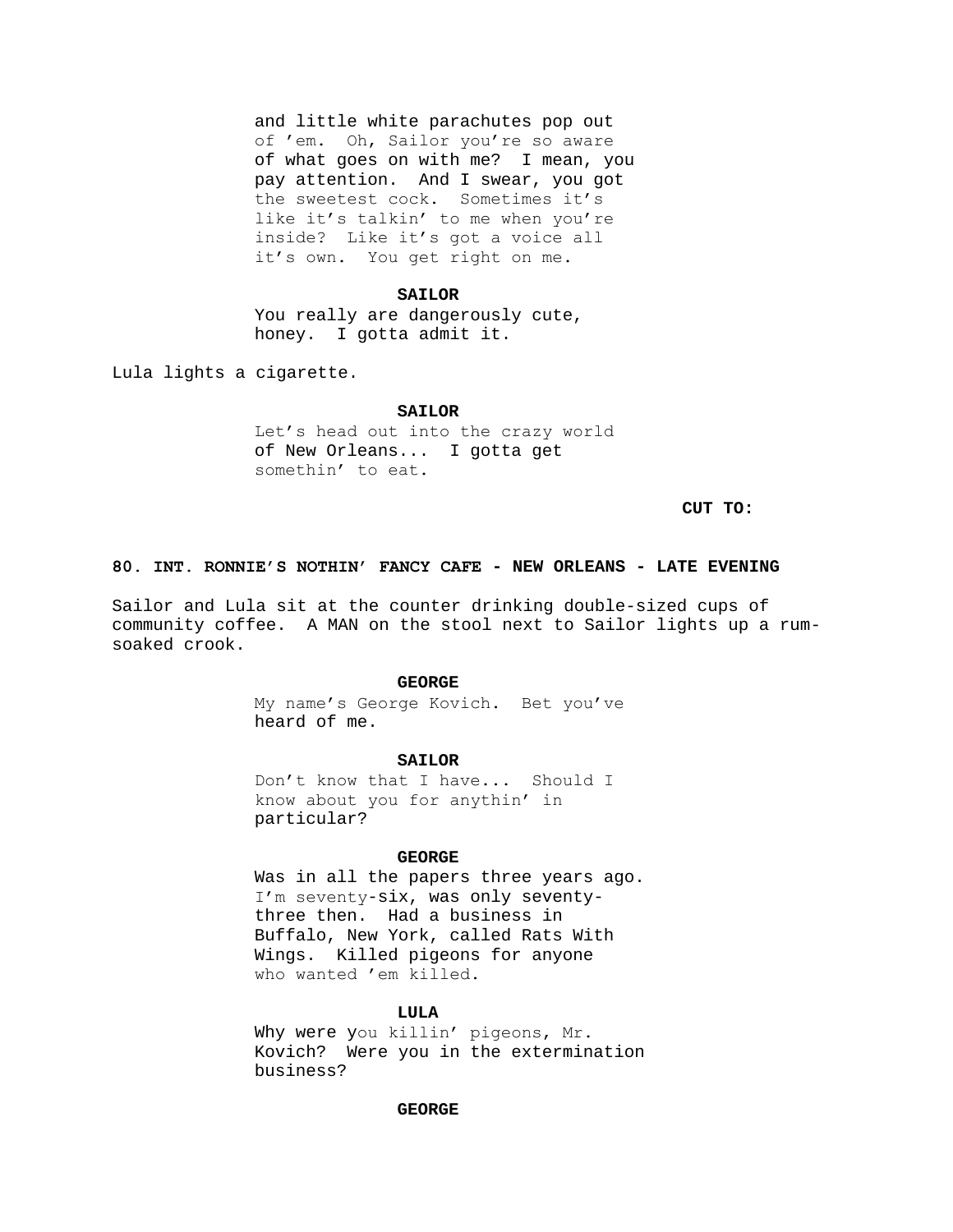and little white parachutes pop out of 'em. Oh, Sailor you're so aware of what goes on with me? I mean, you pay attention. And I swear, you got the sweetest cock. Sometimes it's like it's talkin' to me when you're inside? Like it's got a voice all it's own. You get right on me.

**SAILOR**
You really are dangerously cute, honey. I gotta admit it.

Lula lights a cigarette.

**SAILOR**
Let's head out into the crazy world of New Orleans... I gotta get somethin' to eat.

**CUT TO:**

**80. INT. RONNIE'S NOTHIN' FANCY CAFE - NEW ORLEANS - LATE EVENING**

Sailor and Lula sit at the counter drinking double-sized cups of community coffee. A MAN on the stool next to Sailor lights up a rum-soaked crook.

**GEORGE**
My name's George Kovich. Bet you've heard of me.

**SAILOR**
Don't know that I have... Should I know about you for anythin' in particular?

**GEORGE**
Was in all the papers three years ago. I'm seventy-six, was only seventy-three then. Had a business in Buffalo, New York, called Rats With Wings. Killed pigeons for anyone who wanted 'em killed.

**LULA**
Why were you killin' pigeons, Mr. Kovich? Were you in the extermination business?

**GEORGE**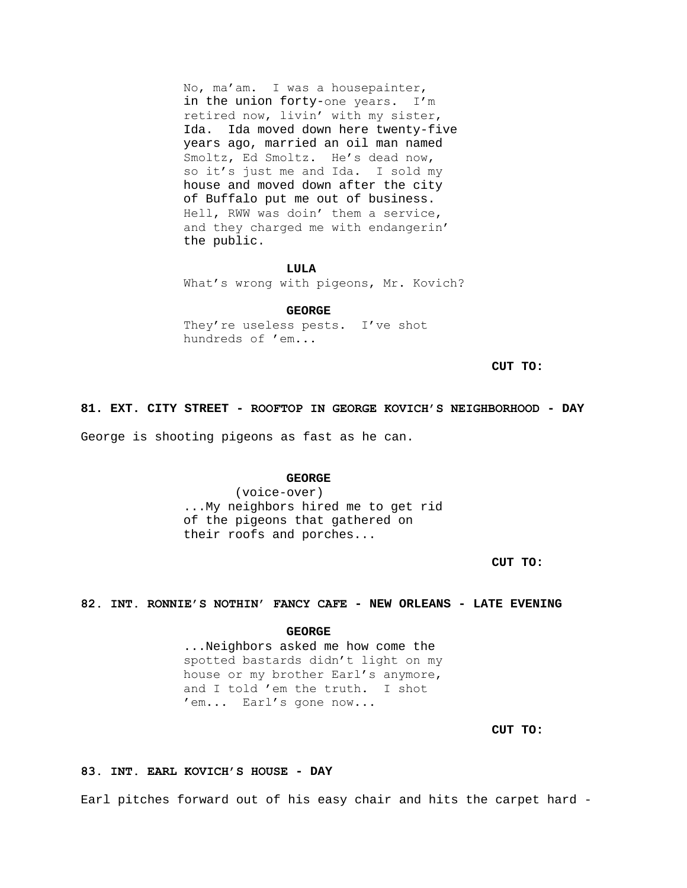No, ma'am. I was a housepainter, in the union forty-one years. I'm retired now, livin' with my sister, Ida. Ida moved down here twenty-five years ago, married an oil man named Smoltz, Ed Smoltz. He's dead now, so it's just me and Ida. I sold my house and moved down after the city of Buffalo put me out of business. Hell, RWW was doin' them a service, and they charged me with endangerin' the public.

**LULA**

What's wrong with pigeons, Mr. Kovich?

**GEORGE**

They're useless pests. I've shot hundreds of 'em...

**CUT TO:**

**81. EXT. CITY STREET - ROOFTOP IN GEORGE KOVICH'S NEIGHBORHOOD - DAY**

George is shooting pigeons as fast as he can.

**GEORGE**

(voice-over)

...My neighbors hired me to get rid of the pigeons that gathered on their roofs and porches...

**CUT TO:**

**82. INT. RONNIE'S NOTHIN' FANCY CAFE - NEW ORLEANS - LATE EVENING**

**GEORGE**

...Neighbors asked me how come the spotted bastards didn't light on my house or my brother Earl's anymore, and I told 'em the truth. I shot 'em... Earl's gone now...

**CUT TO:**

**83. INT. EARL KOVICH'S HOUSE - DAY**

Earl pitches forward out of his easy chair and hits the carpet hard -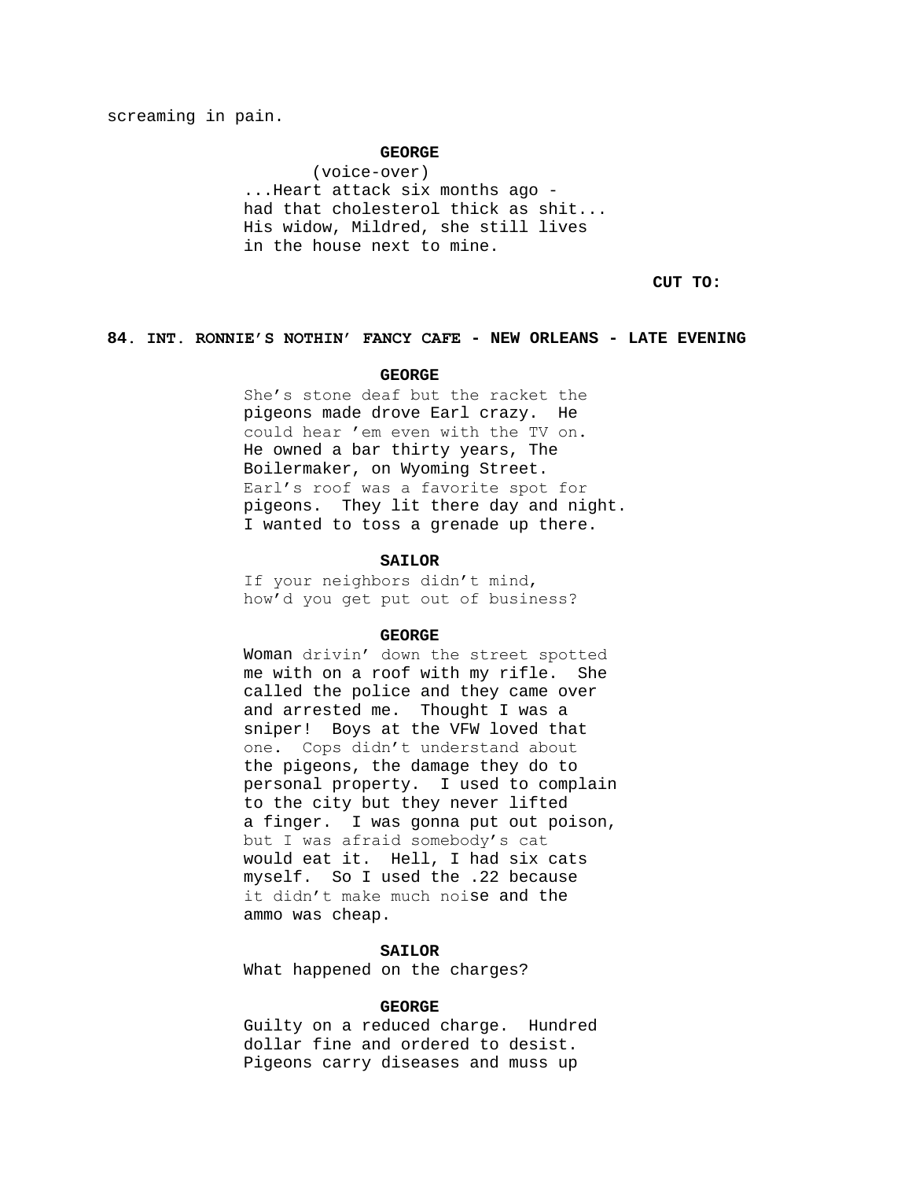screaming in pain.

**GEORGE**
(voice-over)
...Heart attack six months ago -
had that cholesterol thick as shit...
His widow, Mildred, she still lives
in the house next to mine.

**CUT TO:**

**84. INT. RONNIE'S NOTHIN' FANCY CAFE - NEW ORLEANS - LATE EVENING**

**GEORGE**
She's stone deaf but the racket the
pigeons made drove Earl crazy. He
could hear 'em even with the TV on.
He owned a bar thirty years, The
Boilermaker, on Wyoming Street.
Earl's roof was a favorite spot for
pigeons. They lit there day and night.
I wanted to toss a grenade up there.

**SAILOR**
If your neighbors didn't mind,
how'd you get put out of business?

**GEORGE**
Woman drivin' down the street spotted
me with on a roof with my rifle. She
called the police and they came over
and arrested me. Thought I was a
sniper! Boys at the VFW loved that
one. Cops didn't understand about
the pigeons, the damage they do to
personal property. I used to complain
to the city but they never lifted
a finger. I was gonna put out poison,
but I was afraid somebody's cat
would eat it. Hell, I had six cats
myself. So I used the .22 because
it didn't make much noise and the
ammo was cheap.

**SAILOR**
What happened on the charges?

**GEORGE**
Guilty on a reduced charge. Hundred
dollar fine and ordered to desist.
Pigeons carry diseases and muss up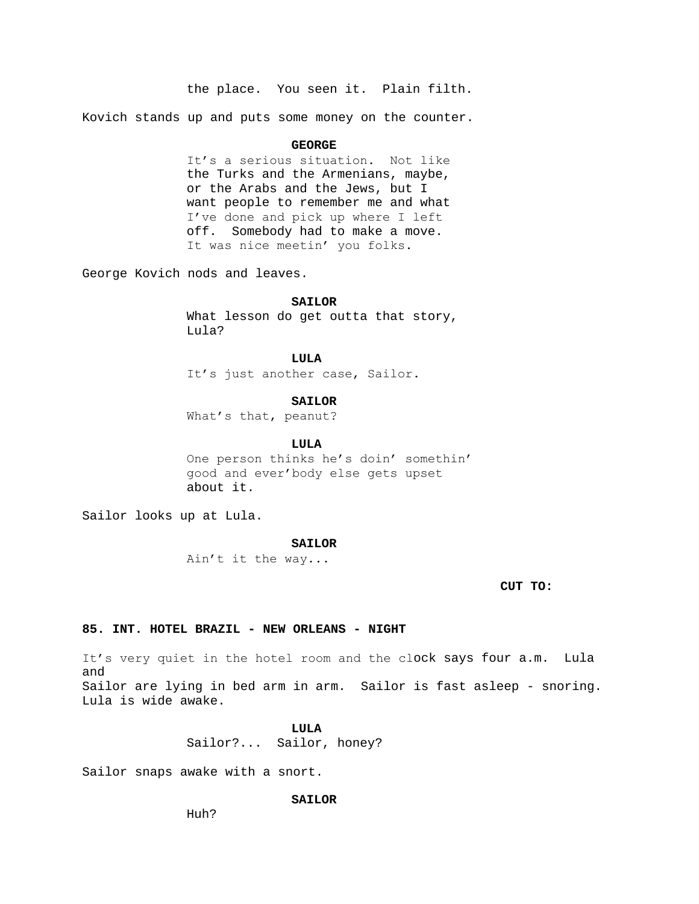the place.  You seen it.  Plain filth.

Kovich stands up and puts some money on the counter.

**GEORGE**

It's a serious situation.  Not like the Turks and the Armenians, maybe, or the Arabs and the Jews, but I want people to remember me and what I've done and pick up where I left off.  Somebody had to make a move.  It was nice meetin' you folks.

George Kovich nods and leaves.

**SAILOR**

What lesson do get outta that story, Lula?

**LULA**

It's just another case, Sailor.

**SAILOR**

What's that, peanut?

**LULA**

One person thinks he's doin' somethin' good and ever'body else gets upset about it.

Sailor looks up at Lula.

**SAILOR**

Ain't it the way...

**CUT TO:**

**85. INT. HOTEL BRAZIL - NEW ORLEANS - NIGHT**

It's very quiet in the hotel room and the clock says four a.m.  Lula and
Sailor are lying in bed arm in arm.  Sailor is fast asleep - snoring.
Lula is wide awake.

**LULA**

Sailor?...  Sailor, honey?

Sailor snaps awake with a snort.

**SAILOR**

Huh?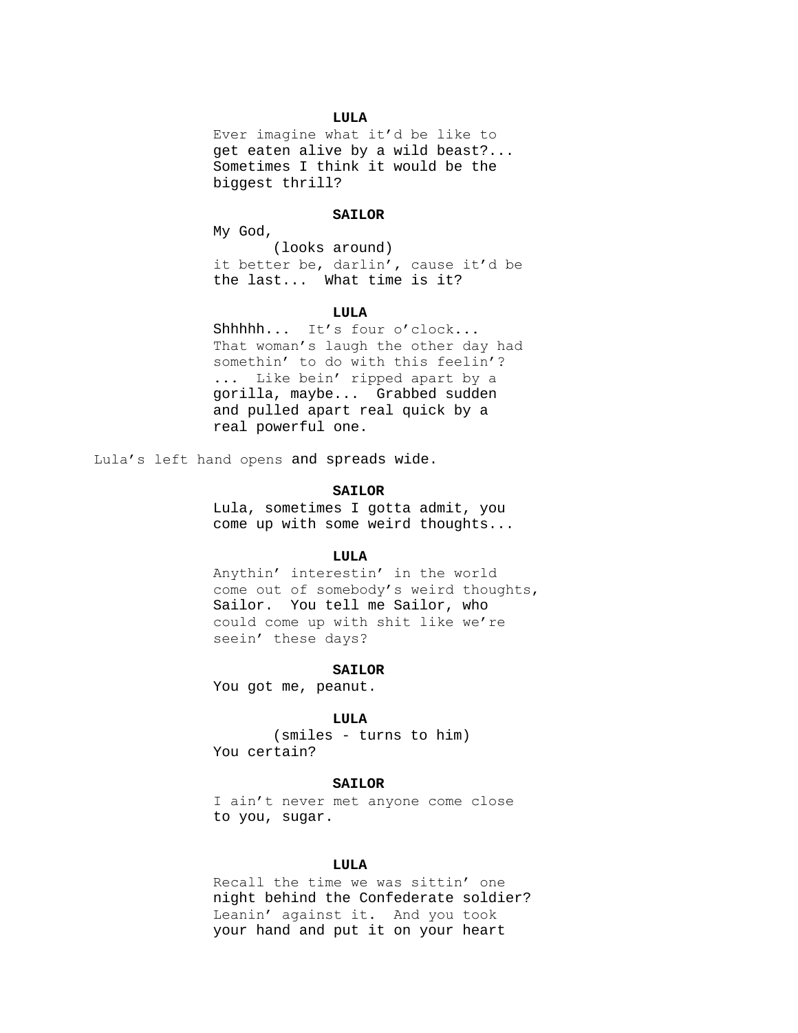**LULA**

Ever imagine what it'd be like to get eaten alive by a wild beast?... Sometimes I think it would be the biggest thrill?

**SAILOR**

My God,

(looks around)

it better be, darlin', cause it'd be the last... What time is it?

**LULA**

Shhhhh... It's four o'clock... That woman's laugh the other day had somethin' to do with this feelin'? ... Like bein' ripped apart by a gorilla, maybe... Grabbed sudden and pulled apart real quick by a real powerful one.

Lula's left hand opens and spreads wide.

**SAILOR**

Lula, sometimes I gotta admit, you come up with some weird thoughts...

**LULA**

Anythin' interestin' in the world come out of somebody's weird thoughts, Sailor. You tell me Sailor, who could come up with shit like we're seein' these days?

**SAILOR**

You got me, peanut.

**LULA**

(smiles - turns to him)

You certain?

**SAILOR**

I ain't never met anyone come close to you, sugar.

**LULA**

Recall the time we was sittin' one night behind the Confederate soldier? Leanin' against it. And you took your hand and put it on your heart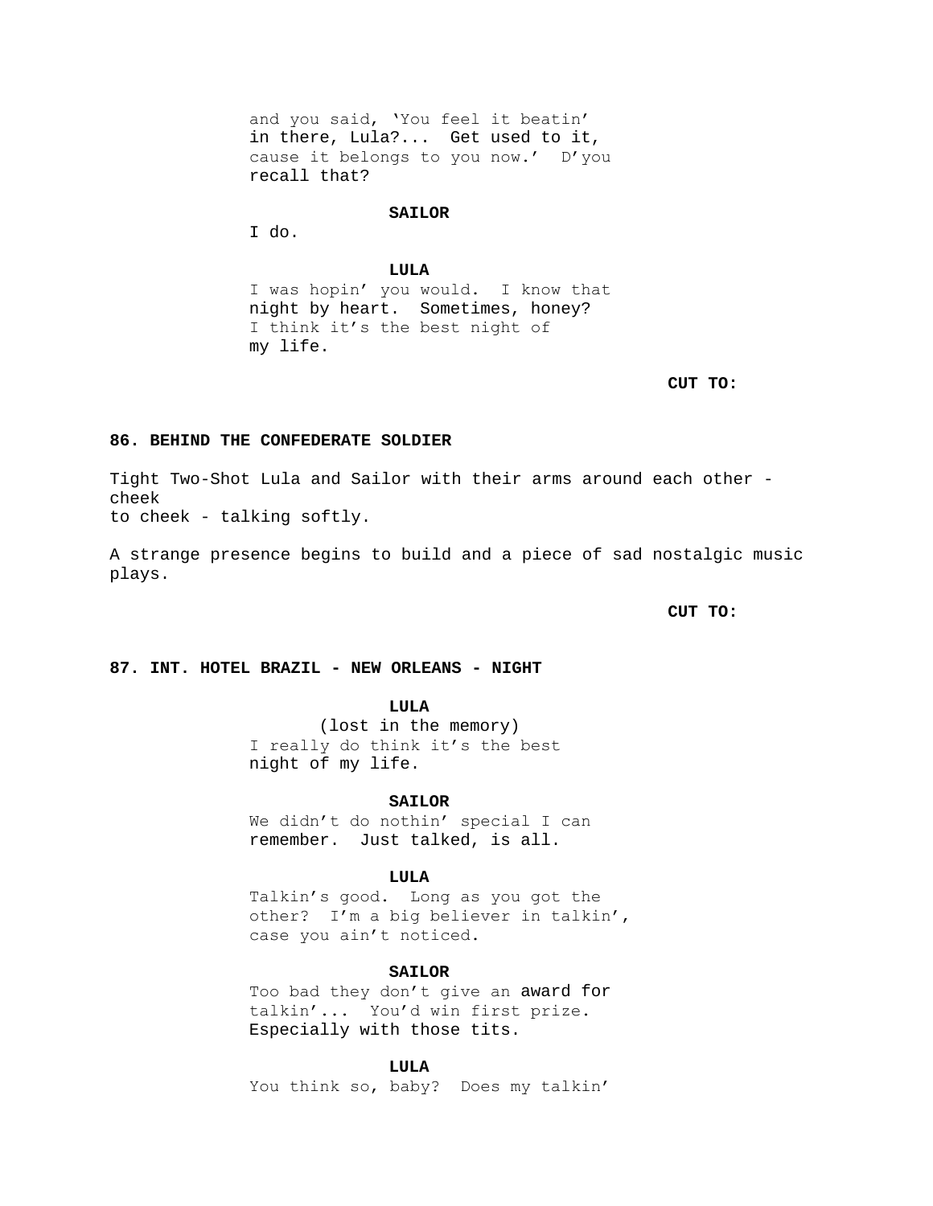and you said, 'You feel it beatin' in there, Lula?... Get used to it, cause it belongs to you now.' D'you recall that?

**SAILOR**

I do.

**LULA**

I was hopin' you would. I know that night by heart. Sometimes, honey? I think it's the best night of my life.

**CUT TO:**

**86. BEHIND THE CONFEDERATE SOLDIER**

Tight Two-Shot Lula and Sailor with their arms around each other - cheek to cheek - talking softly.

A strange presence begins to build and a piece of sad nostalgic music plays.

**CUT TO:**

**87. INT. HOTEL BRAZIL - NEW ORLEANS - NIGHT**

**LULA**

(lost in the memory)

I really do think it's the best night of my life.

**SAILOR**

We didn't do nothin' special I can remember. Just talked, is all.

**LULA**

Talkin's good. Long as you got the other? I'm a big believer in talkin', case you ain't noticed.

**SAILOR**

Too bad they don't give an award for talkin'... You'd win first prize. Especially with those tits.

**LULA**

You think so, baby? Does my talkin'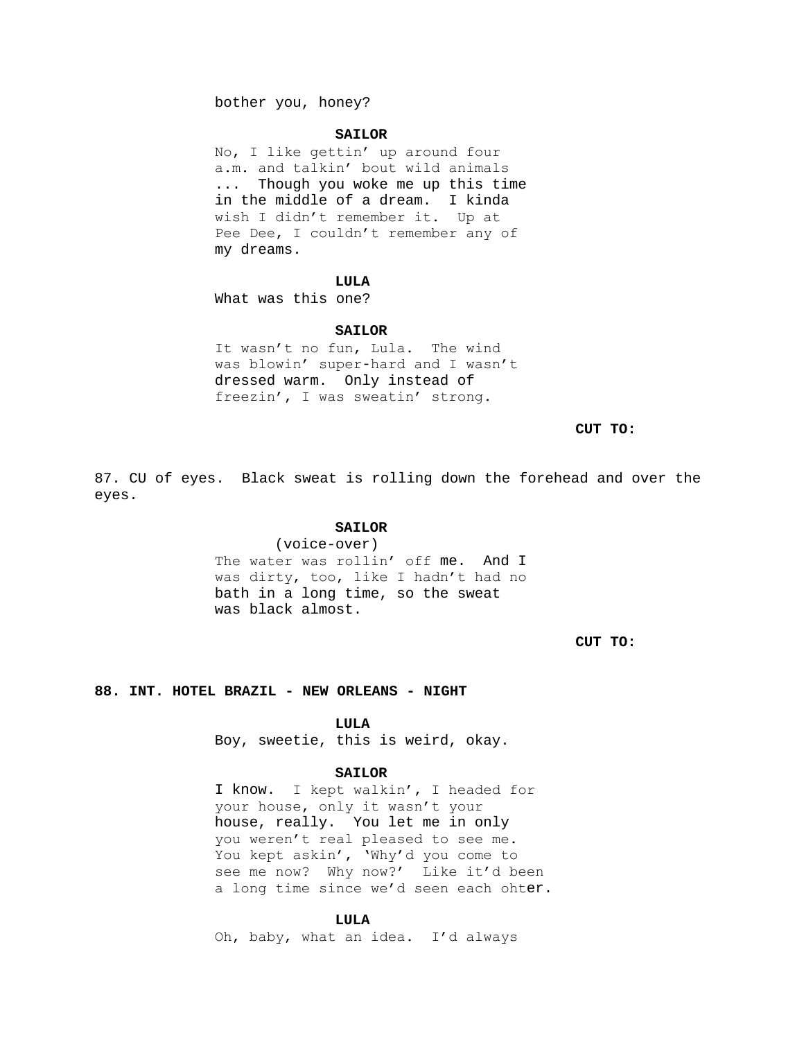bother you, honey?

**SAILOR**

No, I like gettin' up around four a.m. and talkin' bout wild animals ... Though you woke me up this time in the middle of a dream. I kinda wish I didn't remember it. Up at Pee Dee, I couldn't remember any of my dreams.

**LULA**

What was this one?

**SAILOR**

It wasn't no fun, Lula. The wind was blowin' super-hard and I wasn't dressed warm. Only instead of freezin', I was sweatin' strong.

**CUT TO:**

87. CU of eyes. Black sweat is rolling down the forehead and over the eyes.

**SAILOR**

(voice-over)

The water was rollin' off me. And I was dirty, too, like I hadn't had no bath in a long time, so the sweat was black almost.

**CUT TO:**

**88. INT. HOTEL BRAZIL - NEW ORLEANS - NIGHT**

**LULA**

Boy, sweetie, this is weird, okay.

**SAILOR**

I know. I kept walkin', I headed for your house, only it wasn't your house, really. You let me in only you weren't real pleased to see me. You kept askin', 'Why'd you come to see me now? Why now?' Like it'd been a long time since we'd seen each ohter.

**LULA**

Oh, baby, what an idea. I'd always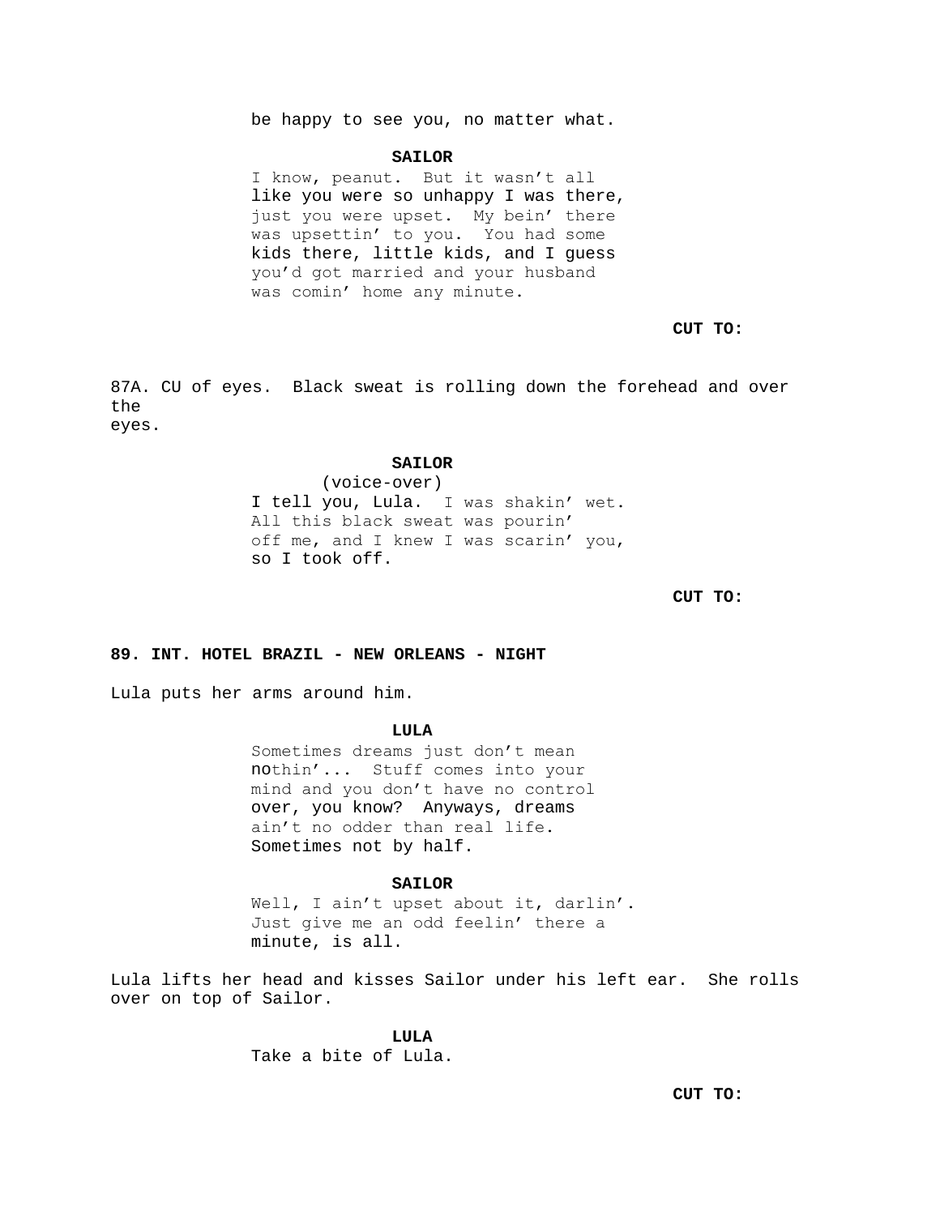be happy to see you, no matter what.

**SAILOR**

I know, peanut. But it wasn't all like you were so unhappy I was there, just you were upset. My bein' there was upsettin' to you. You had some kids there, little kids, and I guess you'd got married and your husband was comin' home any minute.

**CUT TO:**

87A. CU of eyes. Black sweat is rolling down the forehead and over the eyes.

**SAILOR**

(voice-over)

I tell you, Lula. I was shakin' wet. All this black sweat was pourin' off me, and I knew I was scarin' you, so I took off.

**CUT TO:**

**89. INT. HOTEL BRAZIL - NEW ORLEANS - NIGHT**

Lula puts her arms around him.

**LULA**

Sometimes dreams just don't mean nothin'... Stuff comes into your mind and you don't have no control over, you know? Anyways, dreams ain't no odder than real life. Sometimes not by half.

**SAILOR**

Well, I ain't upset about it, darlin'. Just give me an odd feelin' there a minute, is all.

Lula lifts her head and kisses Sailor under his left ear. She rolls over on top of Sailor.

**LULA**

Take a bite of Lula.

**CUT TO:**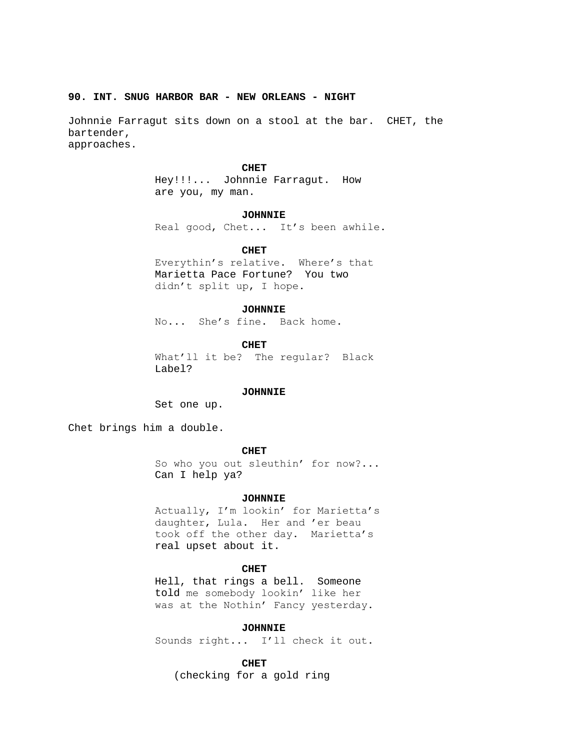**90. INT. SNUG HARBOR BAR - NEW ORLEANS - NIGHT**

Johnnie Farragut sits down on a stool at the bar. CHET, the bartender, approaches.

**CHET**
Hey!!!... Johnnie Farragut. How are you, my man.

**JOHNNIE**
Real good, Chet... It's been awhile.

**CHET**
Everythin's relative. Where's that Marietta Pace Fortune? You two didn't split up, I hope.

**JOHNNIE**
No... She's fine. Back home.

**CHET**
What'll it be? The regular? Black Label?

**JOHNNIE**
Set one up.

Chet brings him a double.

**CHET**
So who you out sleuthin' for now?... Can I help ya?

**JOHNNIE**
Actually, I'm lookin' for Marietta's daughter, Lula. Her and 'er beau took off the other day. Marietta's real upset about it.

**CHET**
Hell, that rings a bell. Someone told me somebody lookin' like her was at the Nothin' Fancy yesterday.

**JOHNNIE**
Sounds right... I'll check it out.

**CHET**
(checking for a gold ring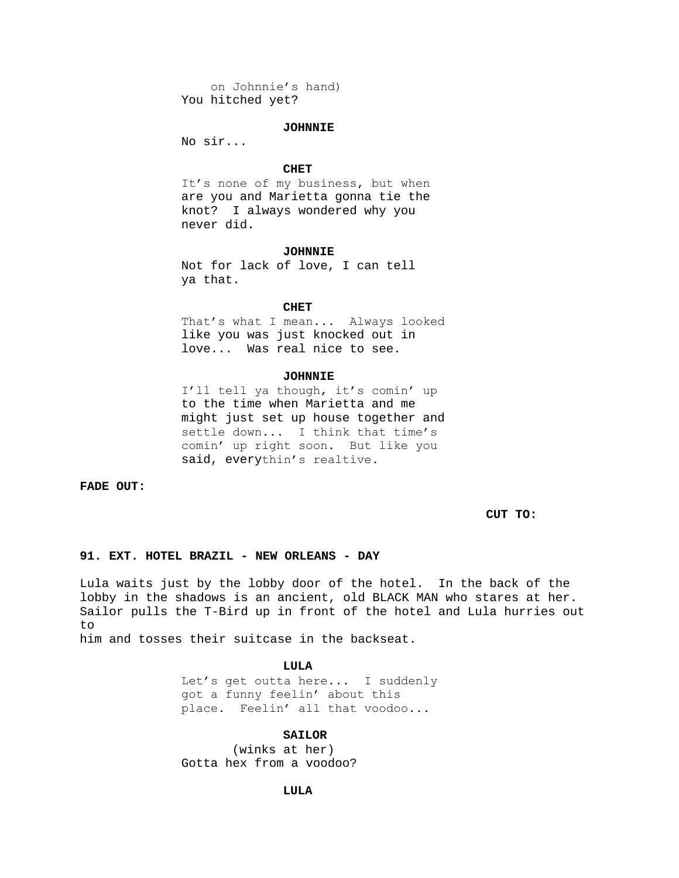on Johnnie's hand)
You hitched yet?

**JOHNNIE**

No sir...

**CHET**

It's none of my business, but when are you and Marietta gonna tie the knot? I always wondered why you never did.

**JOHNNIE**

Not for lack of love, I can tell ya that.

**CHET**

That's what I mean... Always looked like you was just knocked out in love... Was real nice to see.

**JOHNNIE**

I'll tell ya though, it's comin' up to the time when Marietta and me might just set up house together and settle down... I think that time's comin' up right soon. But like you said, everythin's realtive.

**FADE OUT:**

**CUT TO:**

**91. EXT. HOTEL BRAZIL - NEW ORLEANS - DAY**

Lula waits just by the lobby door of the hotel. In the back of the lobby in the shadows is an ancient, old BLACK MAN who stares at her. Sailor pulls the T-Bird up in front of the hotel and Lula hurries out to
him and tosses their suitcase in the backseat.

**LULA**

Let's get outta here... I suddenly got a funny feelin' about this place. Feelin' all that voodoo...

**SAILOR**

(winks at her)
Gotta hex from a voodoo?

**LULA**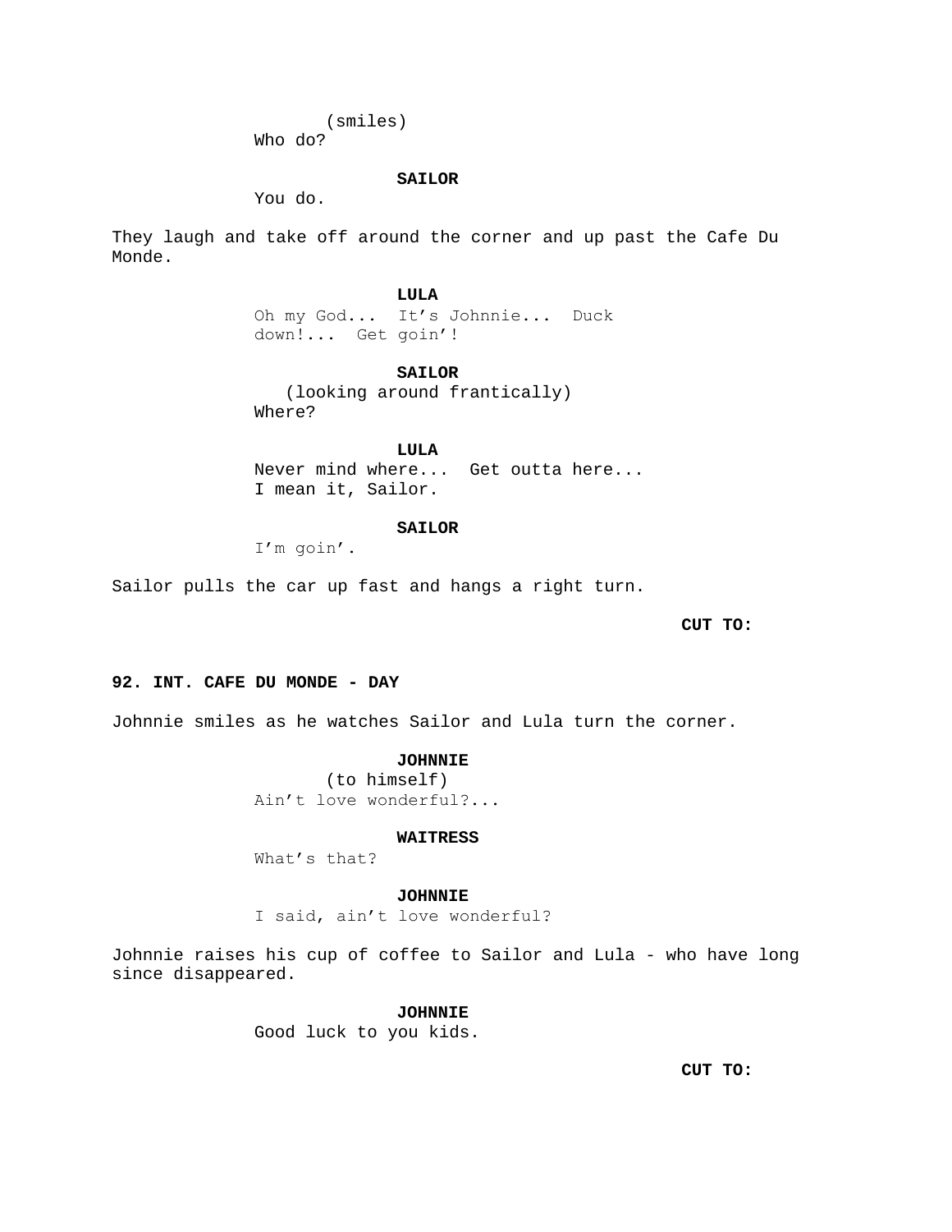(smiles)
Who do?

**SAILOR**
You do.

They laugh and take off around the corner and up past the Cafe Du Monde.

**LULA**
Oh my God... It's Johnnie... Duck down!... Get goin'!

**SAILOR**
(looking around frantically)
Where?

**LULA**
Never mind where... Get outta here... I mean it, Sailor.

**SAILOR**
I'm goin'.

Sailor pulls the car up fast and hangs a right turn.

**CUT TO:**

**92. INT. CAFE DU MONDE - DAY**

Johnnie smiles as he watches Sailor and Lula turn the corner.

**JOHNNIE**
(to himself)
Ain't love wonderful?...

**WAITRESS**
What's that?

**JOHNNIE**
I said, ain't love wonderful?

Johnnie raises his cup of coffee to Sailor and Lula - who have long since disappeared.

**JOHNNIE**
Good luck to you kids.

**CUT TO:**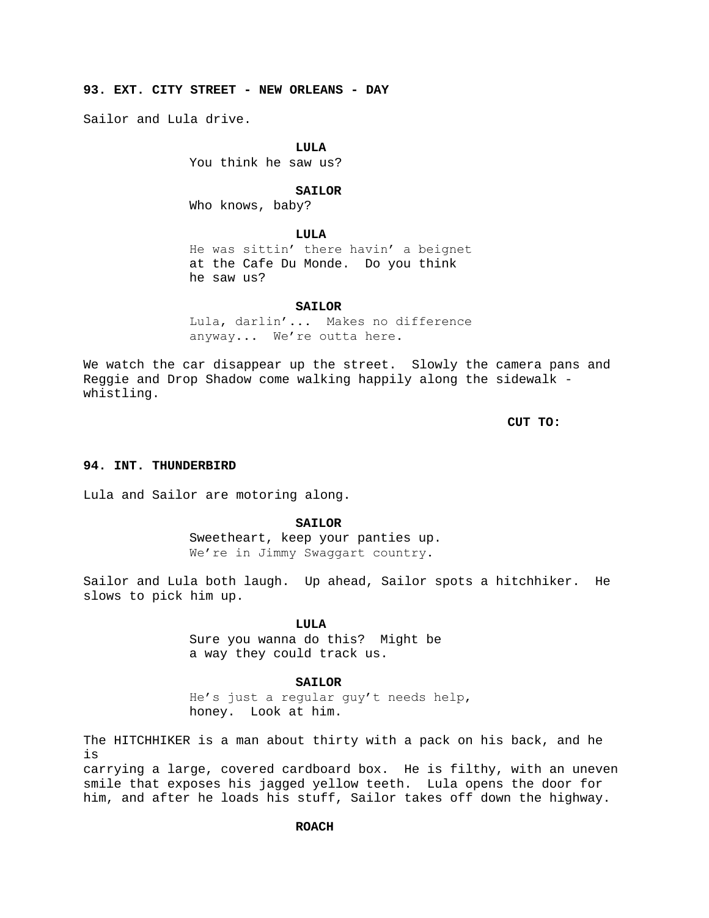**93. EXT. CITY STREET - NEW ORLEANS - DAY**

Sailor and Lula drive.

**LULA**
You think he saw us?

**SAILOR**
Who knows, baby?

**LULA**
He was sittin' there havin' a beignet at the Cafe Du Monde. Do you think he saw us?

**SAILOR**
Lula, darlin'... Makes no difference anyway... We're outta here.

We watch the car disappear up the street. Slowly the camera pans and Reggie and Drop Shadow come walking happily along the sidewalk - whistling.

**CUT TO:**

**94. INT. THUNDERBIRD**

Lula and Sailor are motoring along.

**SAILOR**
Sweetheart, keep your panties up. We're in Jimmy Swaggart country.

Sailor and Lula both laugh. Up ahead, Sailor spots a hitchhiker. He slows to pick him up.

**LULA**
Sure you wanna do this? Might be a way they could track us.

**SAILOR**
He's just a regular guy't needs help, honey. Look at him.

The HITCHHIKER is a man about thirty with a pack on his back, and he is
carrying a large, covered cardboard box. He is filthy, with an uneven smile that exposes his jagged yellow teeth. Lula opens the door for him, and after he loads his stuff, Sailor takes off down the highway.

**ROACH**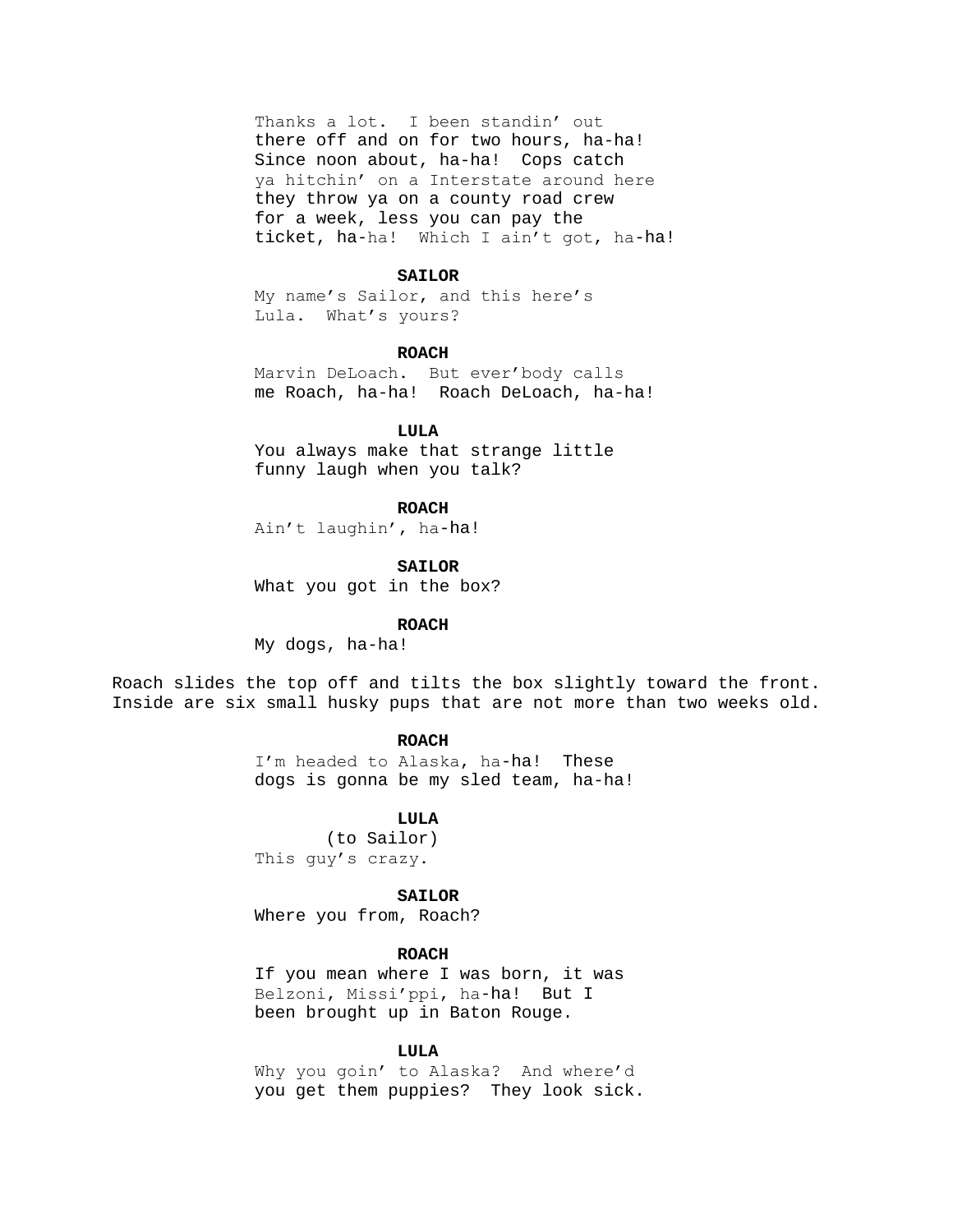Thanks a lot.  I been standin' out there off and on for two hours, ha-ha! Since noon about, ha-ha!  Cops catch ya hitchin' on a Interstate around here they throw ya on a county road crew for a week, less you can pay the ticket, ha-ha!  Which I ain't got, ha-ha!

**SAILOR**

My name's Sailor, and this here's Lula.  What's yours?

**ROACH**

Marvin DeLoach.  But ever'body calls me Roach, ha-ha!  Roach DeLoach, ha-ha!

**LULA**

You always make that strange little funny laugh when you talk?

**ROACH**

Ain't laughin', ha-ha!

**SAILOR**

What you got in the box?

**ROACH**

My dogs, ha-ha!

Roach slides the top off and tilts the box slightly toward the front. Inside are six small husky pups that are not more than two weeks old.

**ROACH**

I'm headed to Alaska, ha-ha!  These dogs is gonna be my sled team, ha-ha!

**LULA**

(to Sailor)

This guy's crazy.

**SAILOR**

Where you from, Roach?

**ROACH**

If you mean where I was born, it was Belzoni, Missi'ppi, ha-ha!  But I been brought up in Baton Rouge.

**LULA**

Why you goin' to Alaska?  And where'd you get them puppies?  They look sick.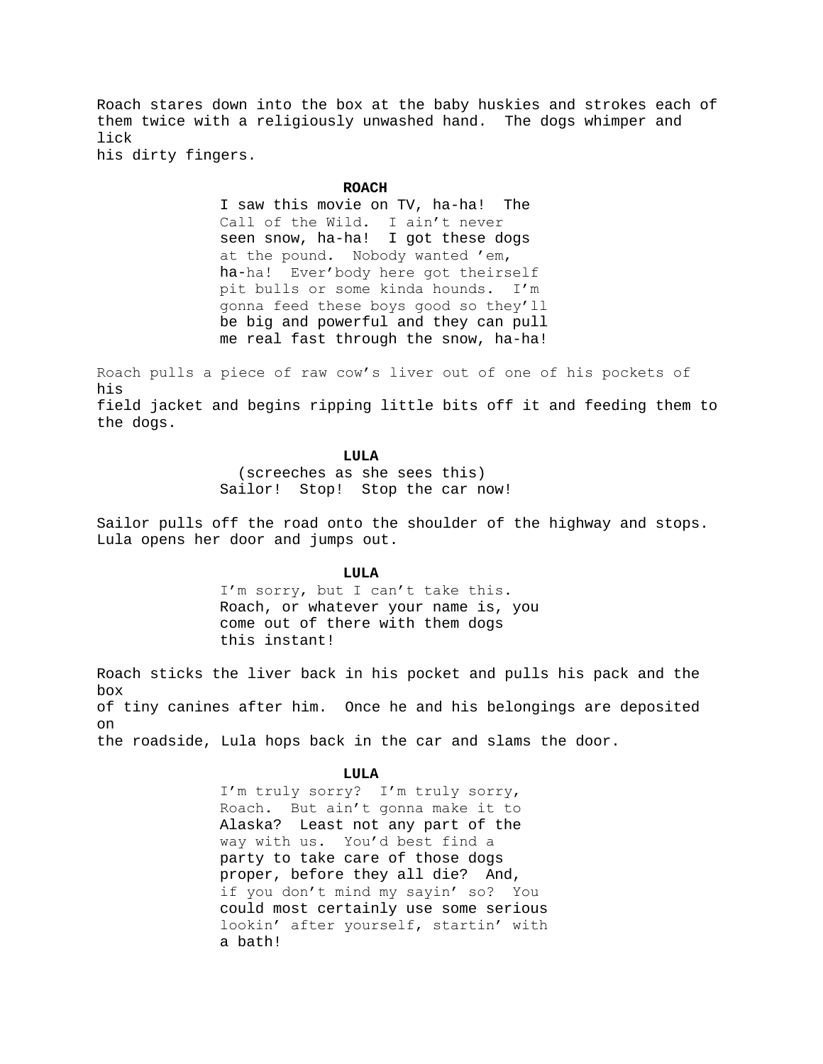Roach stares down into the box at the baby huskies and strokes each of them twice with a religiously unwashed hand. The dogs whimper and lick his dirty fingers.

**ROACH**

I saw this movie on TV, ha-ha! The Call of the Wild. I ain't never seen snow, ha-ha! I got these dogs at the pound. Nobody wanted 'em, ha-ha! Ever'body here got theirself pit bulls or some kinda hounds. I'm gonna feed these boys good so they'll be big and powerful and they can pull me real fast through the snow, ha-ha!

Roach pulls a piece of raw cow's liver out of one of his pockets of his field jacket and begins ripping little bits off it and feeding them to the dogs.

**LULA**

(screeches as she sees this)

Sailor! Stop! Stop the car now!

Sailor pulls off the road onto the shoulder of the highway and stops. Lula opens her door and jumps out.

**LULA**

I'm sorry, but I can't take this. Roach, or whatever your name is, you come out of there with them dogs this instant!

Roach sticks the liver back in his pocket and pulls his pack and the box of tiny canines after him. Once he and his belongings are deposited on the roadside, Lula hops back in the car and slams the door.

**LULA**

I'm truly sorry? I'm truly sorry, Roach. But ain't gonna make it to Alaska? Least not any part of the way with us. You'd best find a party to take care of those dogs proper, before they all die? And, if you don't mind my sayin' so? You could most certainly use some serious lookin' after yourself, startin' with a bath!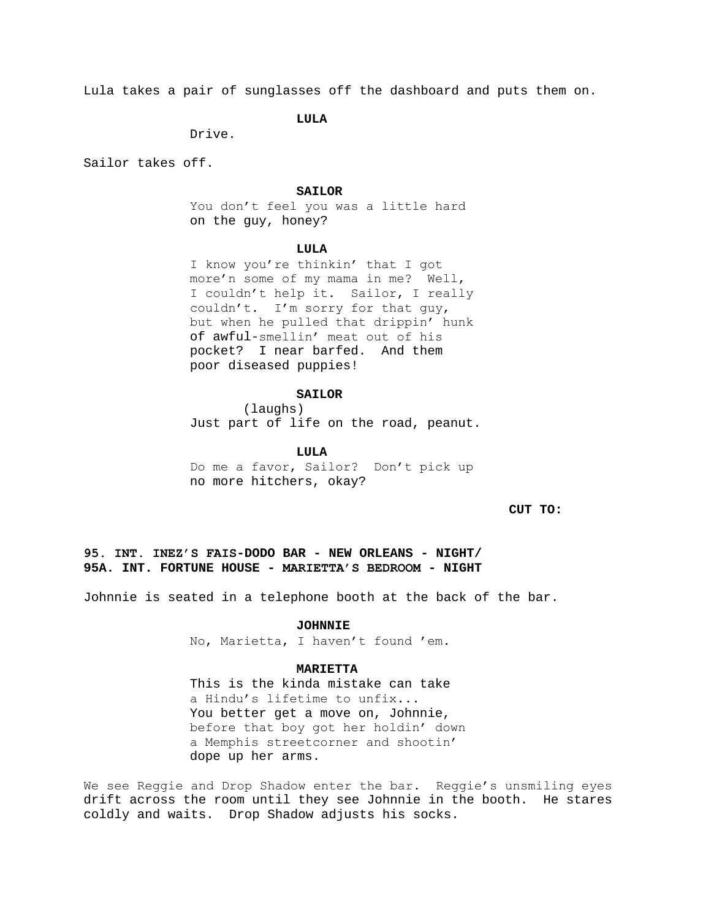Lula takes a pair of sunglasses off the dashboard and puts them on.

**LULA**

Drive.

Sailor takes off.

**SAILOR**

You don't feel you was a little hard on the guy, honey?

**LULA**

I know you're thinkin' that I got more'n some of my mama in me? Well, I couldn't help it. Sailor, I really couldn't. I'm sorry for that guy, but when he pulled that drippin' hunk of awful-smellin' meat out of his pocket? I near barfed. And them poor diseased puppies!

**SAILOR**

(laughs)

Just part of life on the road, peanut.

**LULA**

Do me a favor, Sailor? Don't pick up no more hitchers, okay?

**CUT TO:**

**95. INT. INEZ'S FAIS-DODO BAR - NEW ORLEANS - NIGHT/**
**95A. INT. FORTUNE HOUSE - MARIETTA'S BEDROOM - NIGHT**

Johnnie is seated in a telephone booth at the back of the bar.

**JOHNNIE**

No, Marietta, I haven't found 'em.

**MARIETTA**

This is the kinda mistake can take a Hindu's lifetime to unfix... You better get a move on, Johnnie, before that boy got her holdin' down a Memphis streetcorner and shootin' dope up her arms.

We see Reggie and Drop Shadow enter the bar. Reggie's unsmiling eyes drift across the room until they see Johnnie in the booth. He stares coldly and waits. Drop Shadow adjusts his socks.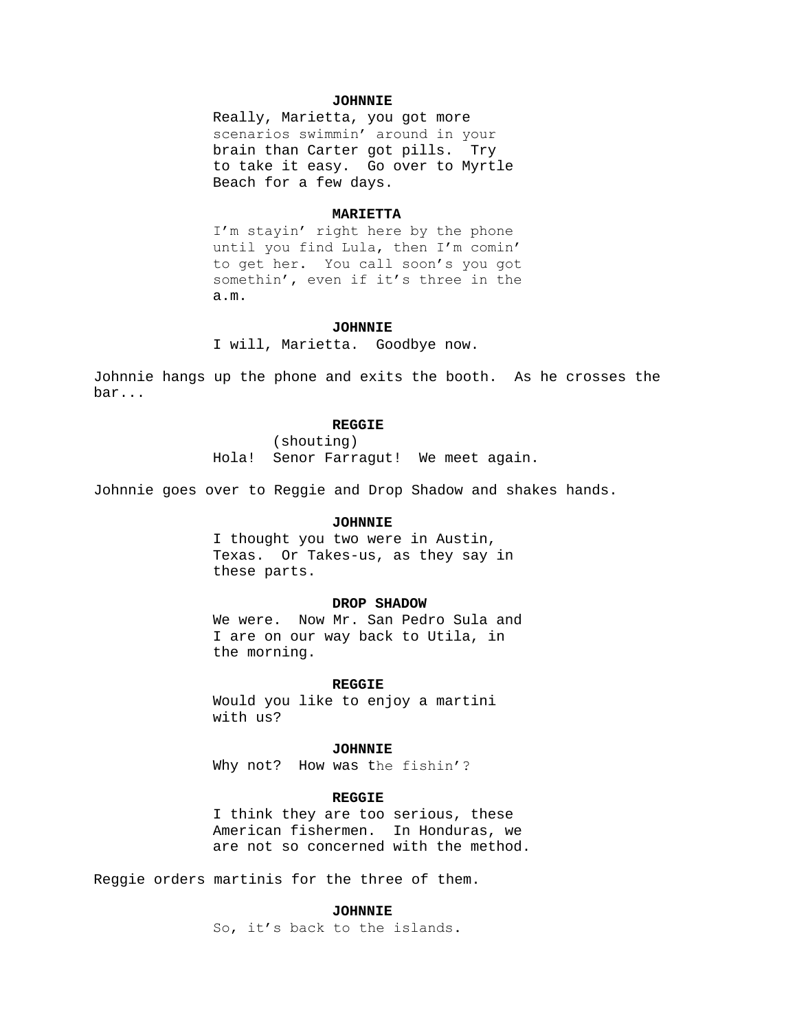**JOHNNIE**

Really, Marietta, you got more scenarios swimmin' around in your brain than Carter got pills. Try to take it easy. Go over to Myrtle Beach for a few days.

**MARIETTA**

I'm stayin' right here by the phone until you find Lula, then I'm comin' to get her. You call soon's you got somethin', even if it's three in the a.m.

**JOHNNIE**

I will, Marietta. Goodbye now.

Johnnie hangs up the phone and exits the booth. As he crosses the bar...

**REGGIE**

(shouting)

Hola! Senor Farragut! We meet again.

Johnnie goes over to Reggie and Drop Shadow and shakes hands.

**JOHNNIE**

I thought you two were in Austin, Texas. Or Takes-us, as they say in these parts.

**DROP SHADOW**

We were. Now Mr. San Pedro Sula and I are on our way back to Utila, in the morning.

**REGGIE**

Would you like to enjoy a martini with us?

**JOHNNIE**

Why not? How was the fishin'?

**REGGIE**

I think they are too serious, these American fishermen. In Honduras, we are not so concerned with the method.

Reggie orders martinis for the three of them.

**JOHNNIE**

So, it's back to the islands.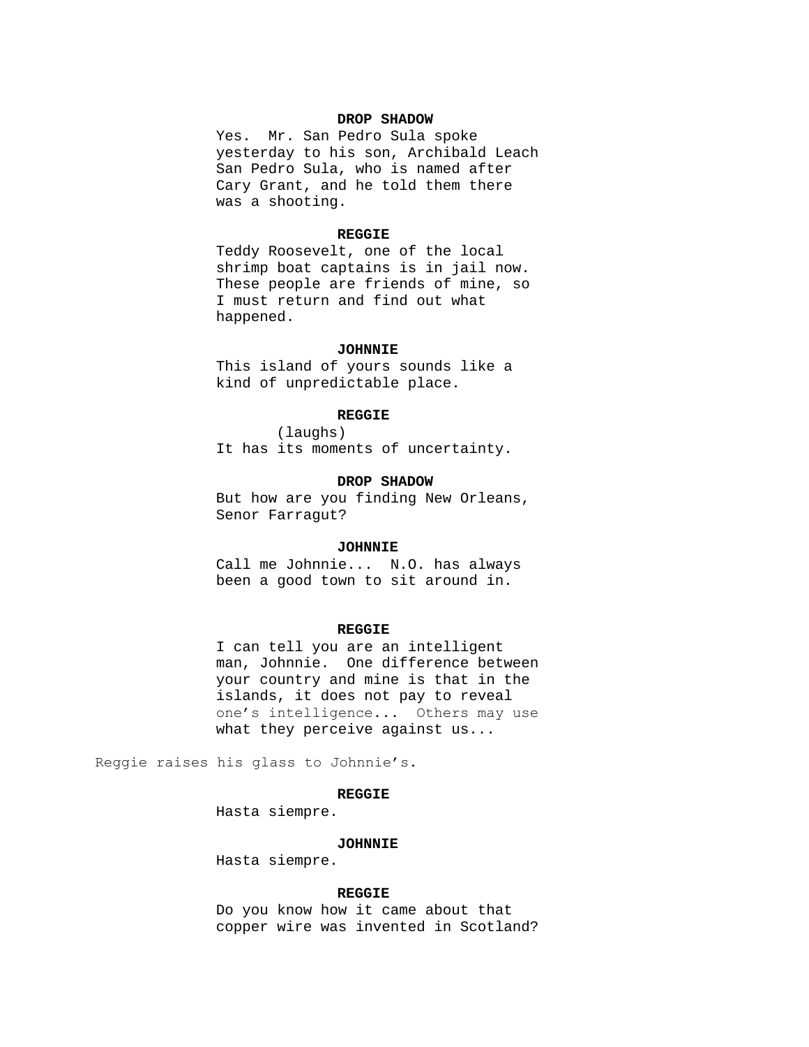**DROP SHADOW**

Yes. Mr. San Pedro Sula spoke yesterday to his son, Archibald Leach San Pedro Sula, who is named after Cary Grant, and he told them there was a shooting.

**REGGIE**

Teddy Roosevelt, one of the local shrimp boat captains is in jail now. These people are friends of mine, so I must return and find out what happened.

**JOHNNIE**

This island of yours sounds like a kind of unpredictable place.

**REGGIE**

(laughs)

It has its moments of uncertainty.

**DROP SHADOW**

But how are you finding New Orleans, Senor Farragut?

**JOHNNIE**

Call me Johnnie... N.O. has always been a good town to sit around in.

**REGGIE**

I can tell you are an intelligent man, Johnnie. One difference between your country and mine is that in the islands, it does not pay to reveal one's intelligence... Others may use what they perceive against us...

Reggie raises his glass to Johnnie's.

**REGGIE**

Hasta siempre.

**JOHNNIE**

Hasta siempre.

**REGGIE**

Do you know how it came about that copper wire was invented in Scotland?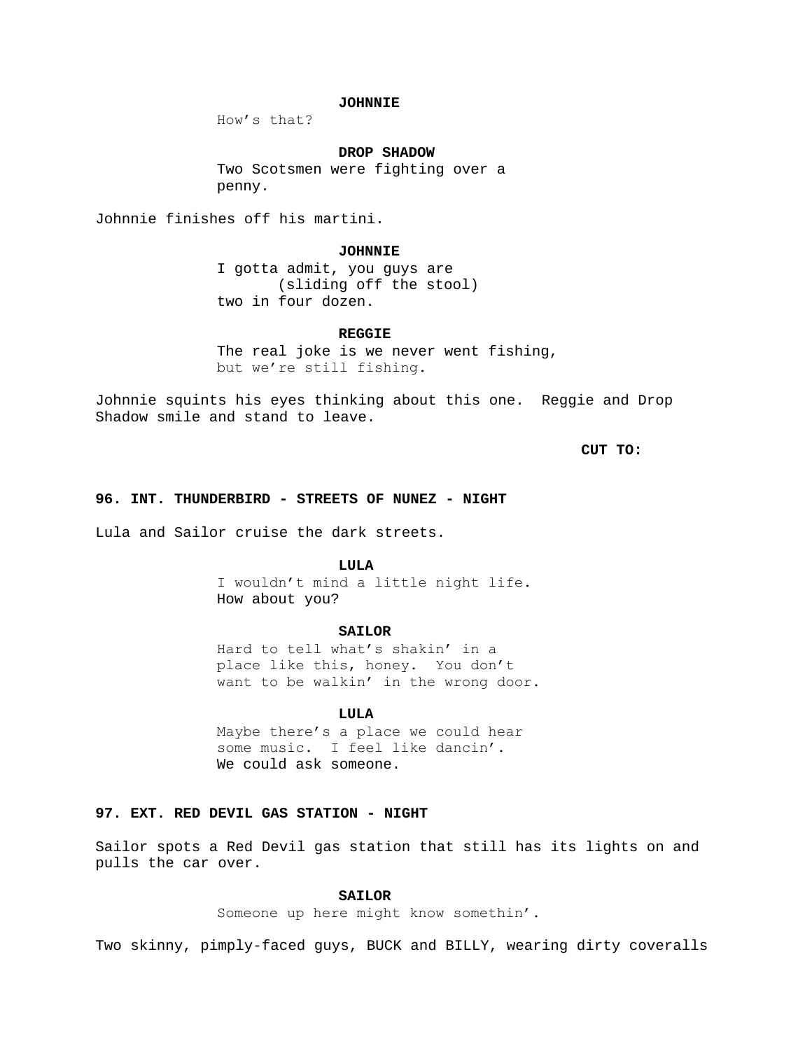**JOHNNIE**

How's that?

**DROP SHADOW**

Two Scotsmen were fighting over a penny.

Johnnie finishes off his martini.

**JOHNNIE**

I gotta admit, you guys are
(sliding off the stool)
two in four dozen.

**REGGIE**

The real joke is we never went fishing, but we're still fishing.

Johnnie squints his eyes thinking about this one. Reggie and Drop Shadow smile and stand to leave.

**CUT TO:**

**96. INT. THUNDERBIRD - STREETS OF NUNEZ - NIGHT**

Lula and Sailor cruise the dark streets.

**LULA**

I wouldn't mind a little night life. How about you?

**SAILOR**

Hard to tell what's shakin' in a place like this, honey. You don't want to be walkin' in the wrong door.

**LULA**

Maybe there's a place we could hear some music. I feel like dancin'. We could ask someone.

**97. EXT. RED DEVIL GAS STATION - NIGHT**

Sailor spots a Red Devil gas station that still has its lights on and pulls the car over.

**SAILOR**

Someone up here might know somethin'.

Two skinny, pimply-faced guys, BUCK and BILLY, wearing dirty coveralls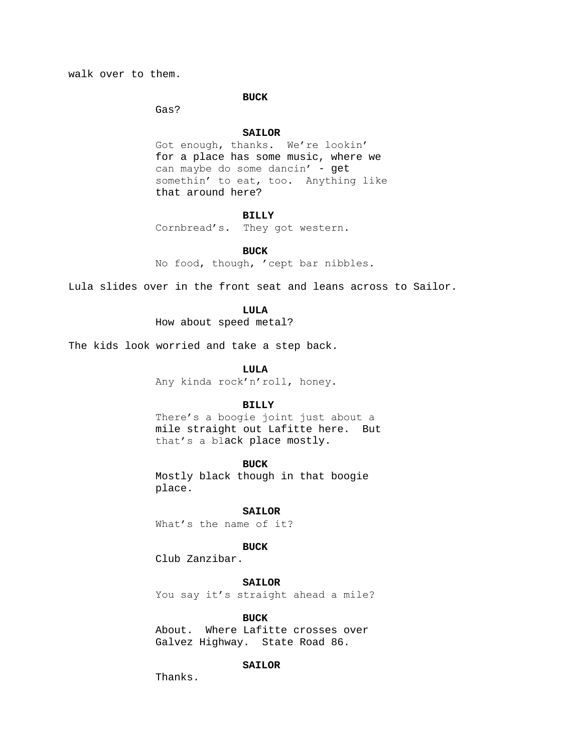walk over to them.

**BUCK**

Gas?

**SAILOR**

Got enough, thanks. We're lookin' for a place has some music, where we can maybe do some dancin' - get somethin' to eat, too. Anything like that around here?

**BILLY**

Cornbread's. They got western.

**BUCK**

No food, though, 'cept bar nibbles.

Lula slides over in the front seat and leans across to Sailor.

**LULA**

How about speed metal?

The kids look worried and take a step back.

**LULA**

Any kinda rock'n'roll, honey.

**BILLY**

There's a boogie joint just about a mile straight out Lafitte here. But that's a black place mostly.

**BUCK**

Mostly black though in that boogie place.

**SAILOR**

What's the name of it?

**BUCK**

Club Zanzibar.

**SAILOR**

You say it's straight ahead a mile?

**BUCK**

About. Where Lafitte crosses over Galvez Highway. State Road 86.

**SAILOR**

Thanks.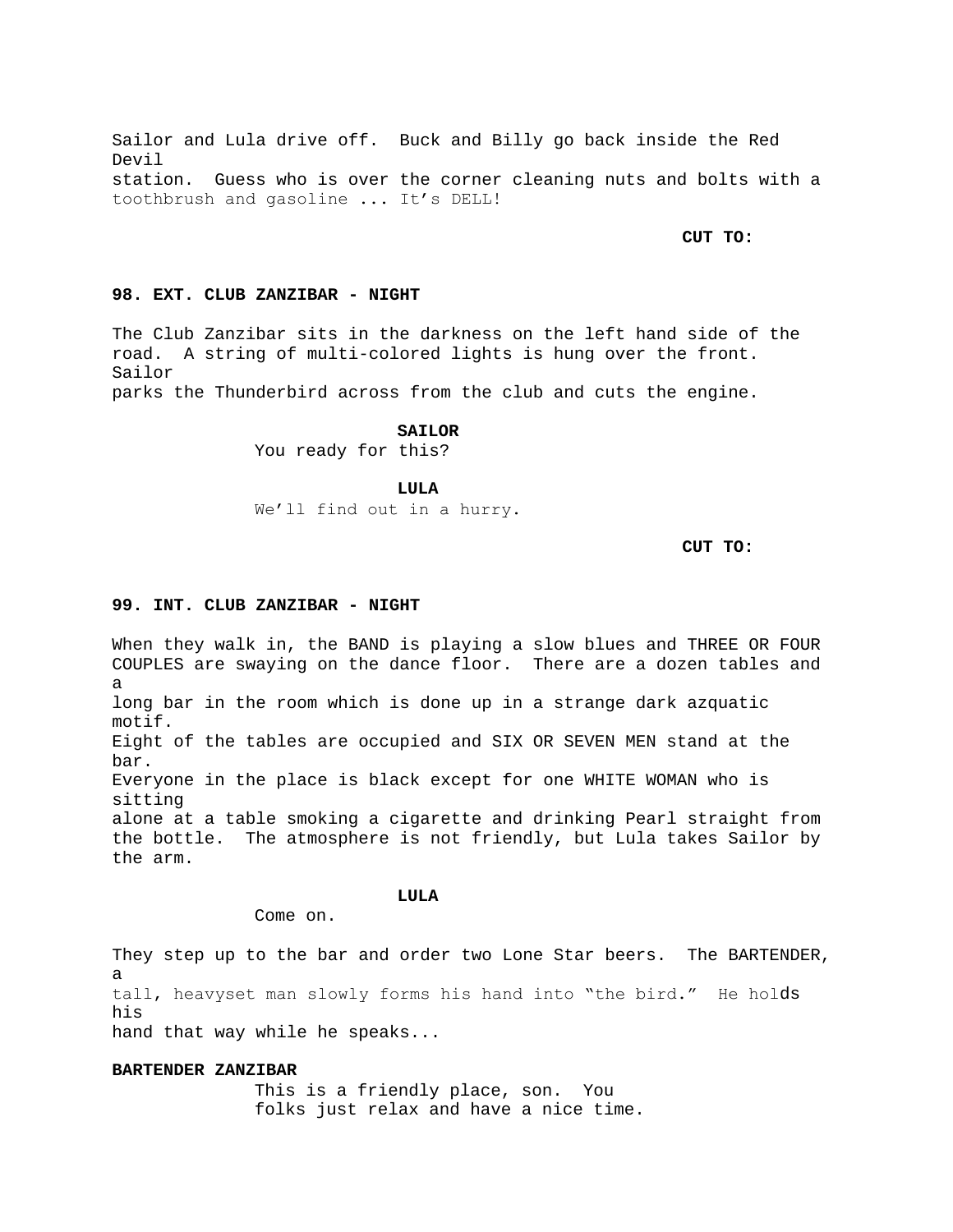Sailor and Lula drive off. Buck and Billy go back inside the Red Devil station. Guess who is over the corner cleaning nuts and bolts with a toothbrush and gasoline ... It's DELL!

**CUT TO:**

**98. EXT. CLUB ZANZIBAR - NIGHT**

The Club Zanzibar sits in the darkness on the left hand side of the road. A string of multi-colored lights is hung over the front. Sailor parks the Thunderbird across from the club and cuts the engine.

**SAILOR**
You ready for this?

**LULA**
We'll find out in a hurry.

**CUT TO:**

**99. INT. CLUB ZANZIBAR - NIGHT**

When they walk in, the BAND is playing a slow blues and THREE OR FOUR COUPLES are swaying on the dance floor. There are a dozen tables and a long bar in the room which is done up in a strange dark azquatic motif. Eight of the tables are occupied and SIX OR SEVEN MEN stand at the bar. Everyone in the place is black except for one WHITE WOMAN who is sitting alone at a table smoking a cigarette and drinking Pearl straight from the bottle. The atmosphere is not friendly, but Lula takes Sailor by the arm.

**LULA**
Come on.

They step up to the bar and order two Lone Star beers. The BARTENDER, a tall, heavyset man slowly forms his hand into "the bird." He holds his hand that way while he speaks...

**BARTENDER ZANZIBAR**
This is a friendly place, son. You folks just relax and have a nice time.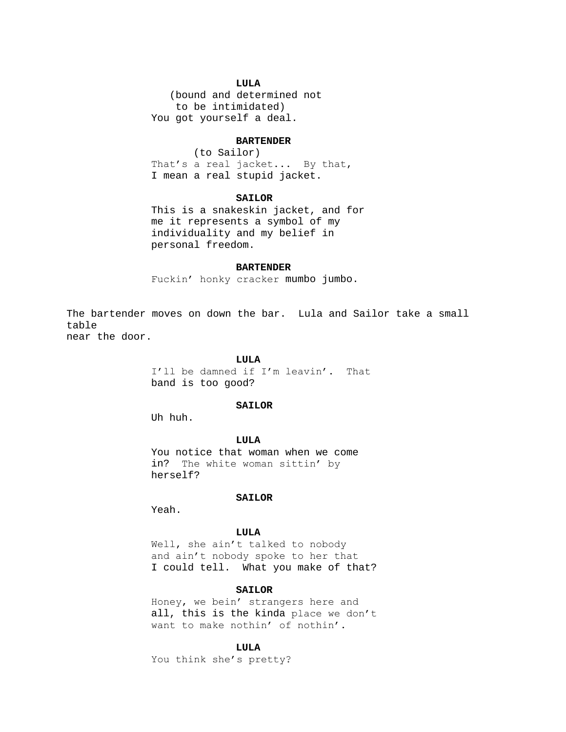**LULA**
(bound and determined not to be intimidated)
You got yourself a deal.

**BARTENDER**
(to Sailor)
That's a real jacket... By that, I mean a real stupid jacket.

**SAILOR**
This is a snakeskin jacket, and for me it represents a symbol of my individuality and my belief in personal freedom.

**BARTENDER**
Fuckin' honky cracker mumbo jumbo.

The bartender moves on down the bar. Lula and Sailor take a small table
near the door.

**LULA**
I'll be damned if I'm leavin'. That band is too good?

**SAILOR**
Uh huh.

**LULA**
You notice that woman when we come in? The white woman sittin' by herself?

**SAILOR**
Yeah.

**LULA**
Well, she ain't talked to nobody and ain't nobody spoke to her that I could tell. What you make of that?

**SAILOR**
Honey, we bein' strangers here and all, this is the kinda place we don't want to make nothin' of nothin'.

**LULA**
You think she's pretty?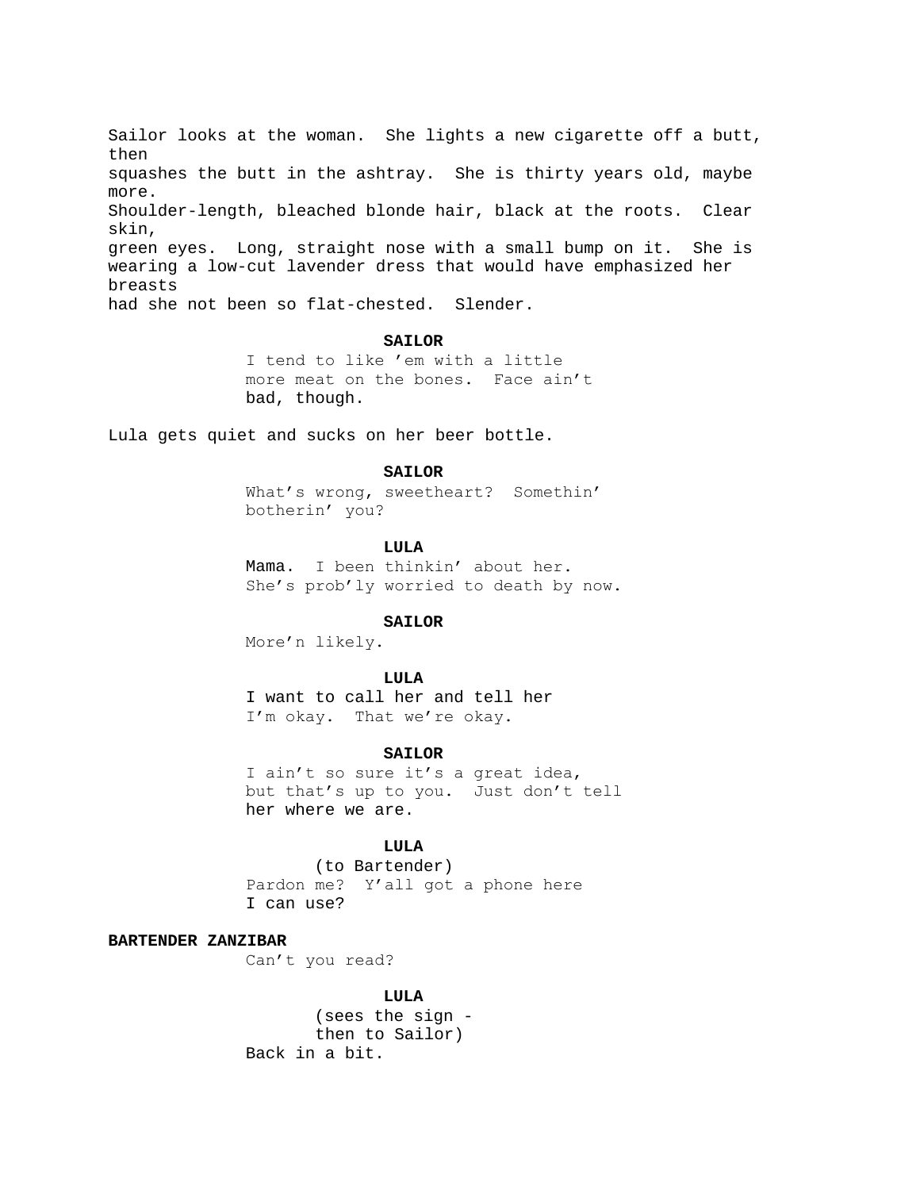Sailor looks at the woman. She lights a new cigarette off a butt, then squashes the butt in the ashtray. She is thirty years old, maybe more. Shoulder-length, bleached blonde hair, black at the roots. Clear skin, green eyes. Long, straight nose with a small bump on it. She is wearing a low-cut lavender dress that would have emphasized her breasts had she not been so flat-chested. Slender.

**SAILOR**

I tend to like 'em with a little more meat on the bones. Face ain't bad, though.

Lula gets quiet and sucks on her beer bottle.

**SAILOR**

What's wrong, sweetheart? Somethin' botherin' you?

**LULA**

Mama. I been thinkin' about her. She's prob'ly worried to death by now.

**SAILOR**

More'n likely.

**LULA**

I want to call her and tell her I'm okay. That we're okay.

**SAILOR**

I ain't so sure it's a great idea, but that's up to you. Just don't tell her where we are.

**LULA**

(to Bartender)

Pardon me? Y'all got a phone here I can use?

**BARTENDER ZANZIBAR**

Can't you read?

**LULA**

(sees the sign - then to Sailor)

Back in a bit.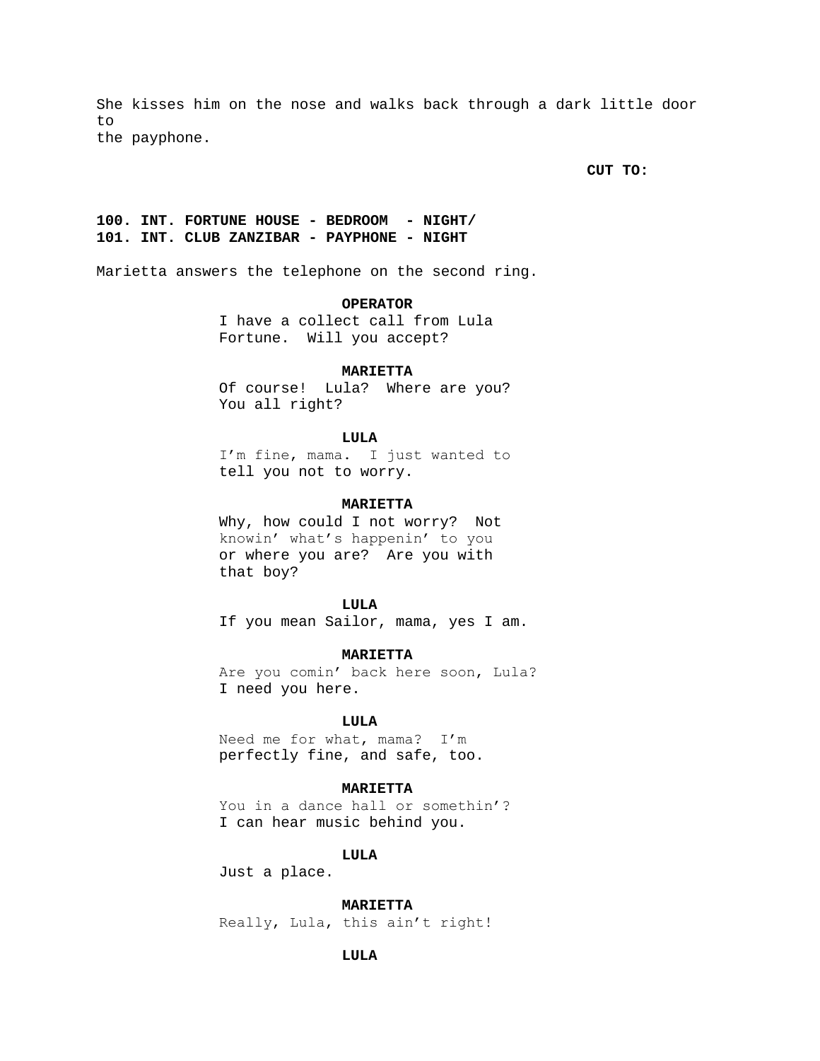She kisses him on the nose and walks back through a dark little door to
the payphone.

**CUT TO:**

**100. INT. FORTUNE HOUSE - BEDROOM - NIGHT/**
**101. INT. CLUB ZANZIBAR - PAYPHONE - NIGHT**

Marietta answers the telephone on the second ring.

**OPERATOR**
I have a collect call from Lula Fortune. Will you accept?

**MARIETTA**
Of course! Lula? Where are you? You all right?

**LULA**
I'm fine, mama. I just wanted to tell you not to worry.

**MARIETTA**
Why, how could I not worry? Not knowin' what's happenin' to you or where you are? Are you with that boy?

**LULA**
If you mean Sailor, mama, yes I am.

**MARIETTA**
Are you comin' back here soon, Lula? I need you here.

**LULA**
Need me for what, mama? I'm perfectly fine, and safe, too.

**MARIETTA**
You in a dance hall or somethin'? I can hear music behind you.

**LULA**
Just a place.

**MARIETTA**
Really, Lula, this ain't right!

**LULA**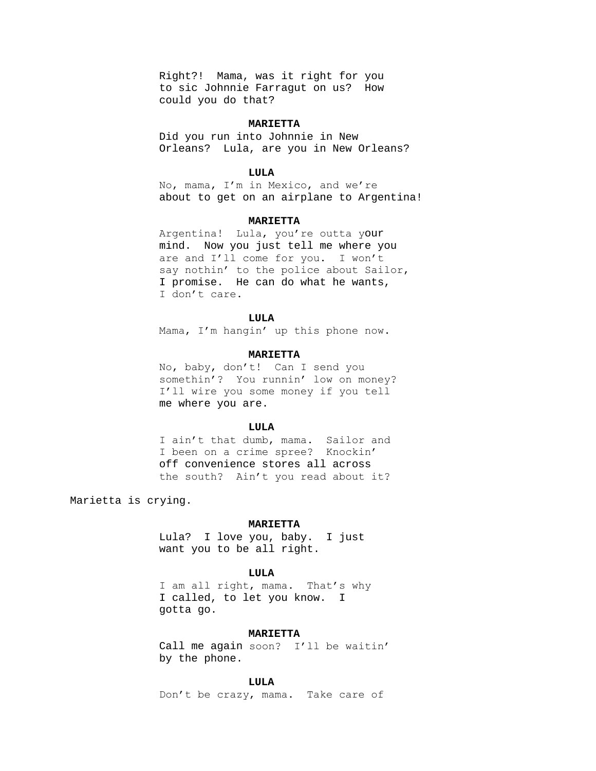Right?! Mama, was it right for you to sic Johnnie Farragut on us? How could you do that?

**MARIETTA**

Did you run into Johnnie in New Orleans? Lula, are you in New Orleans?

**LULA**

No, mama, I'm in Mexico, and we're about to get on an airplane to Argentina!

**MARIETTA**

Argentina! Lula, you're outta your mind. Now you just tell me where you are and I'll come for you. I won't say nothin' to the police about Sailor, I promise. He can do what he wants, I don't care.

**LULA**

Mama, I'm hangin' up this phone now.

**MARIETTA**

No, baby, don't! Can I send you somethin'? You runnin' low on money? I'll wire you some money if you tell me where you are.

**LULA**

I ain't that dumb, mama. Sailor and I been on a crime spree? Knockin' off convenience stores all across the south? Ain't you read about it?

Marietta is crying.

**MARIETTA**

Lula? I love you, baby. I just want you to be all right.

**LULA**

I am all right, mama. That's why I called, to let you know. I gotta go.

**MARIETTA**

Call me again soon? I'll be waitin' by the phone.

**LULA**

Don't be crazy, mama. Take care of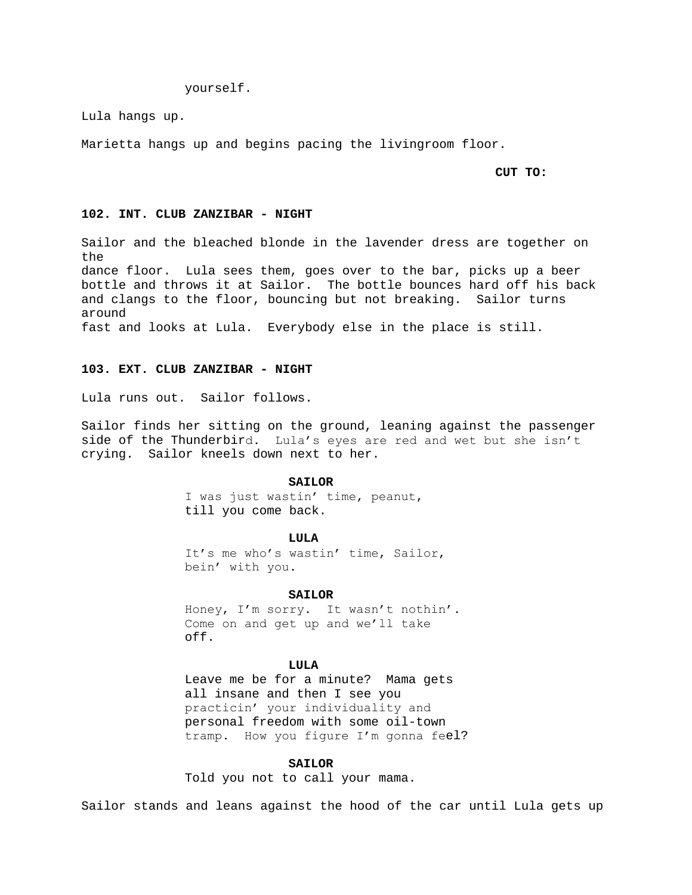yourself.

Lula hangs up.

Marietta hangs up and begins pacing the livingroom floor.

**CUT TO:**

**102. INT. CLUB ZANZIBAR - NIGHT**

Sailor and the bleached blonde in the lavender dress are together on the dance floor. Lula sees them, goes over to the bar, picks up a beer bottle and throws it at Sailor. The bottle bounces hard off his back and clangs to the floor, bouncing but not breaking. Sailor turns around fast and looks at Lula. Everybody else in the place is still.

**103. EXT. CLUB ZANZIBAR - NIGHT**

Lula runs out. Sailor follows.

Sailor finds her sitting on the ground, leaning against the passenger side of the Thunderbird. Lula's eyes are red and wet but she isn't crying. Sailor kneels down next to her.

**SAILOR**
I was just wastin' time, peanut, till you come back.

**LULA**
It's me who's wastin' time, Sailor, bein' with you.

**SAILOR**
Honey, I'm sorry. It wasn't nothin'. Come on and get up and we'll take off.

**LULA**
Leave me be for a minute? Mama gets all insane and then I see you practicin' your individuality and personal freedom with some oil-town tramp. How you figure I'm gonna feel?

**SAILOR**
Told you not to call your mama.

Sailor stands and leans against the hood of the car until Lula gets up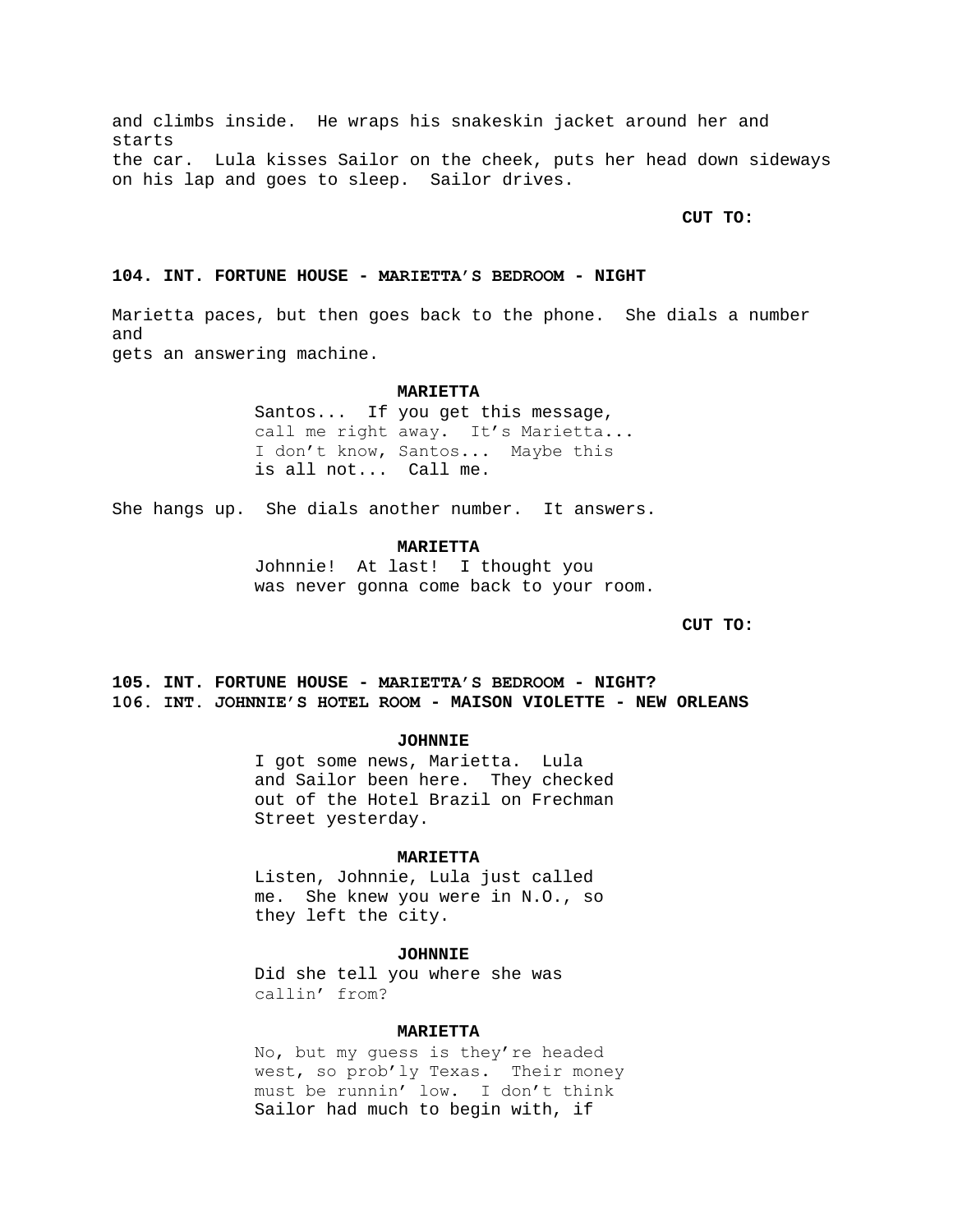and climbs inside. He wraps his snakeskin jacket around her and starts
the car. Lula kisses Sailor on the cheek, puts her head down sideways
on his lap and goes to sleep. Sailor drives.

**CUT TO:**

**104. INT. FORTUNE HOUSE - MARIETTA'S BEDROOM - NIGHT**

Marietta paces, but then goes back to the phone. She dials a number and
gets an answering machine.

**MARIETTA**
Santos... If you get this message,
call me right away. It's Marietta...
I don't know, Santos... Maybe this
is all not... Call me.

She hangs up. She dials another number. It answers.

**MARIETTA**
Johnnie! At last! I thought you
was never gonna come back to your room.

**CUT TO:**

**105. INT. FORTUNE HOUSE - MARIETTA'S BEDROOM - NIGHT?**
**106. INT. JOHNNIE'S HOTEL ROOM - MAISON VIOLETTE - NEW ORLEANS**

**JOHNNIE**
I got some news, Marietta. Lula
and Sailor been here. They checked
out of the Hotel Brazil on Frechman
Street yesterday.

**MARIETTA**
Listen, Johnnie, Lula just called
me. She knew you were in N.O., so
they left the city.

**JOHNNIE**
Did she tell you where she was
callin' from?

**MARIETTA**
No, but my guess is they're headed
west, so prob'ly Texas. Their money
must be runnin' low. I don't think
Sailor had much to begin with, if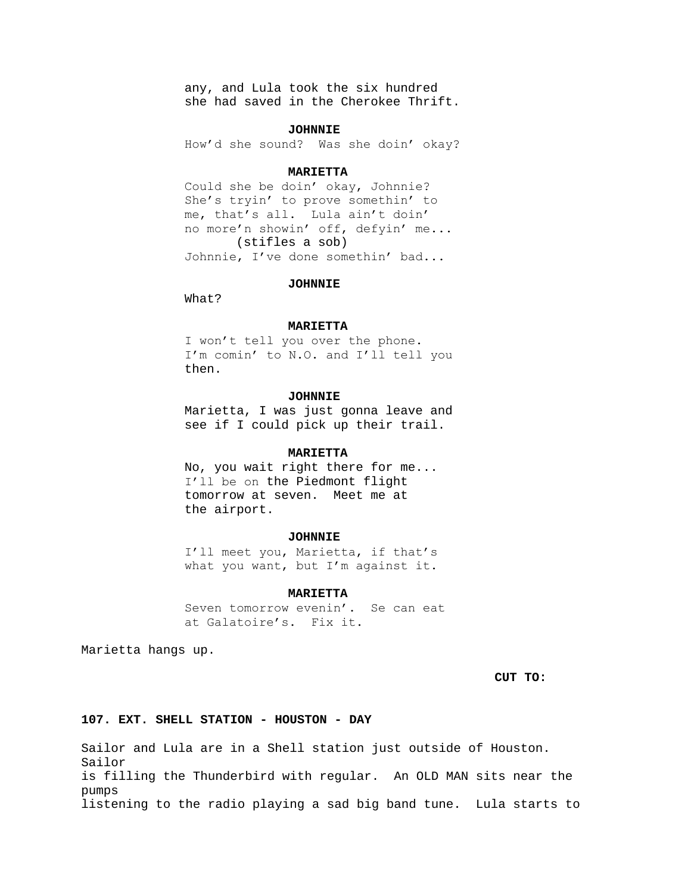any, and Lula took the six hundred
she had saved in the Cherokee Thrift.

**JOHNNIE**

How'd she sound? Was she doin' okay?

**MARIETTA**

Could she be doin' okay, Johnnie?
She's tryin' to prove somethin' to
me, that's all. Lula ain't doin'
no more'n showin' off, defyin' me...
(stifles a sob)
Johnnie, I've done somethin' bad...

**JOHNNIE**

What?

**MARIETTA**

I won't tell you over the phone.
I'm comin' to N.O. and I'll tell you
then.

**JOHNNIE**

Marietta, I was just gonna leave and
see if I could pick up their trail.

**MARIETTA**

No, you wait right there for me...
I'll be on the Piedmont flight
tomorrow at seven. Meet me at
the airport.

**JOHNNIE**

I'll meet you, Marietta, if that's
what you want, but I'm against it.

**MARIETTA**

Seven tomorrow evenin'. Se can eat
at Galatoire's. Fix it.

Marietta hangs up.

**CUT TO:**

**107. EXT. SHELL STATION - HOUSTON - DAY**

Sailor and Lula are in a Shell station just outside of Houston.
Sailor
is filling the Thunderbird with regular. An OLD MAN sits near the
pumps
listening to the radio playing a sad big band tune. Lula starts to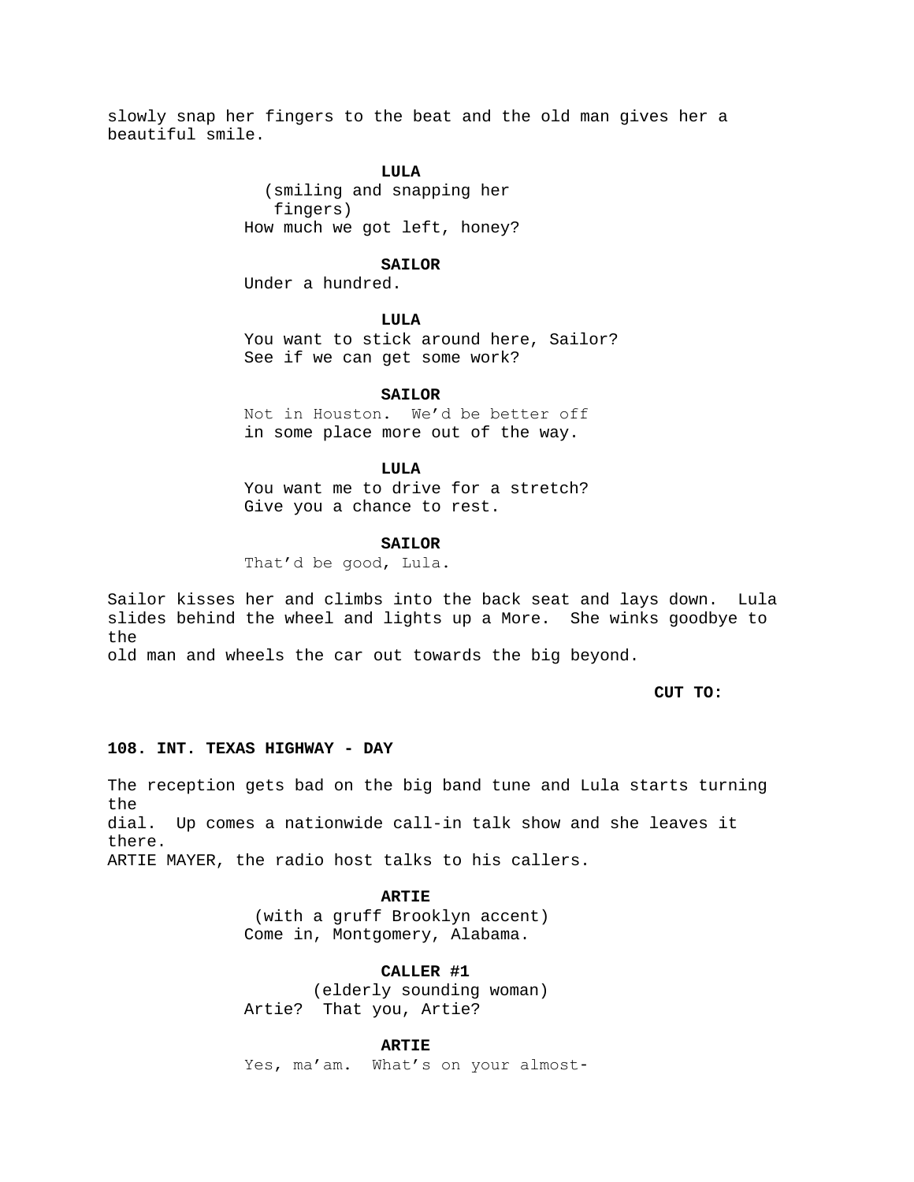slowly snap her fingers to the beat and the old man gives her a beautiful smile.

**LULA**
(smiling and snapping her fingers)
How much we got left, honey?

**SAILOR**
Under a hundred.

**LULA**
You want to stick around here, Sailor? See if we can get some work?

**SAILOR**
Not in Houston. We'd be better off in some place more out of the way.

**LULA**
You want me to drive for a stretch? Give you a chance to rest.

**SAILOR**
That'd be good, Lula.

Sailor kisses her and climbs into the back seat and lays down. Lula slides behind the wheel and lights up a More. She winks goodbye to the old man and wheels the car out towards the big beyond.

**CUT TO:**

**108. INT. TEXAS HIGHWAY - DAY**

The reception gets bad on the big band tune and Lula starts turning the dial. Up comes a nationwide call-in talk show and she leaves it there.
ARTIE MAYER, the radio host talks to his callers.

**ARTIE**
(with a gruff Brooklyn accent)
Come in, Montgomery, Alabama.

**CALLER #1**
(elderly sounding woman)
Artie? That you, Artie?

**ARTIE**
Yes, ma'am. What's on your almost-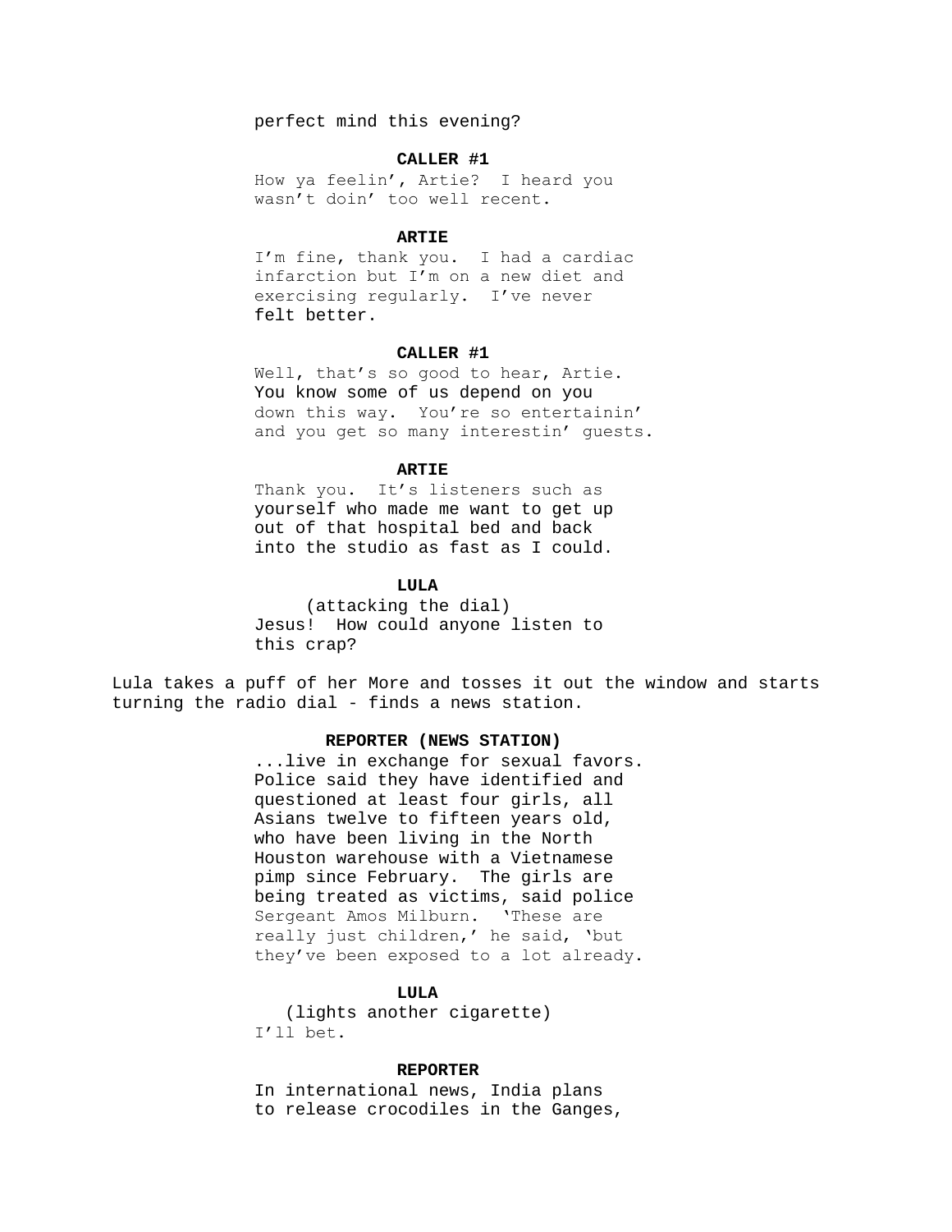perfect mind this evening?

**CALLER #1**

How ya feelin', Artie? I heard you wasn't doin' too well recent.

**ARTIE**

I'm fine, thank you. I had a cardiac infarction but I'm on a new diet and exercising regularly. I've never felt better.

**CALLER #1**

Well, that's so good to hear, Artie. You know some of us depend on you down this way. You're so entertainin' and you get so many interestin' guests.

**ARTIE**

Thank you. It's listeners such as yourself who made me want to get up out of that hospital bed and back into the studio as fast as I could.

**LULA**

(attacking the dial)

Jesus! How could anyone listen to this crap?

Lula takes a puff of her More and tosses it out the window and starts turning the radio dial - finds a news station.

**REPORTER (NEWS STATION)**

...live in exchange for sexual favors. Police said they have identified and questioned at least four girls, all Asians twelve to fifteen years old, who have been living in the North Houston warehouse with a Vietnamese pimp since February. The girls are being treated as victims, said police Sergeant Amos Milburn. 'These are really just children,' he said, 'but they've been exposed to a lot already.

**LULA**

(lights another cigarette)

I'll bet.

**REPORTER**

In international news, India plans to release crocodiles in the Ganges,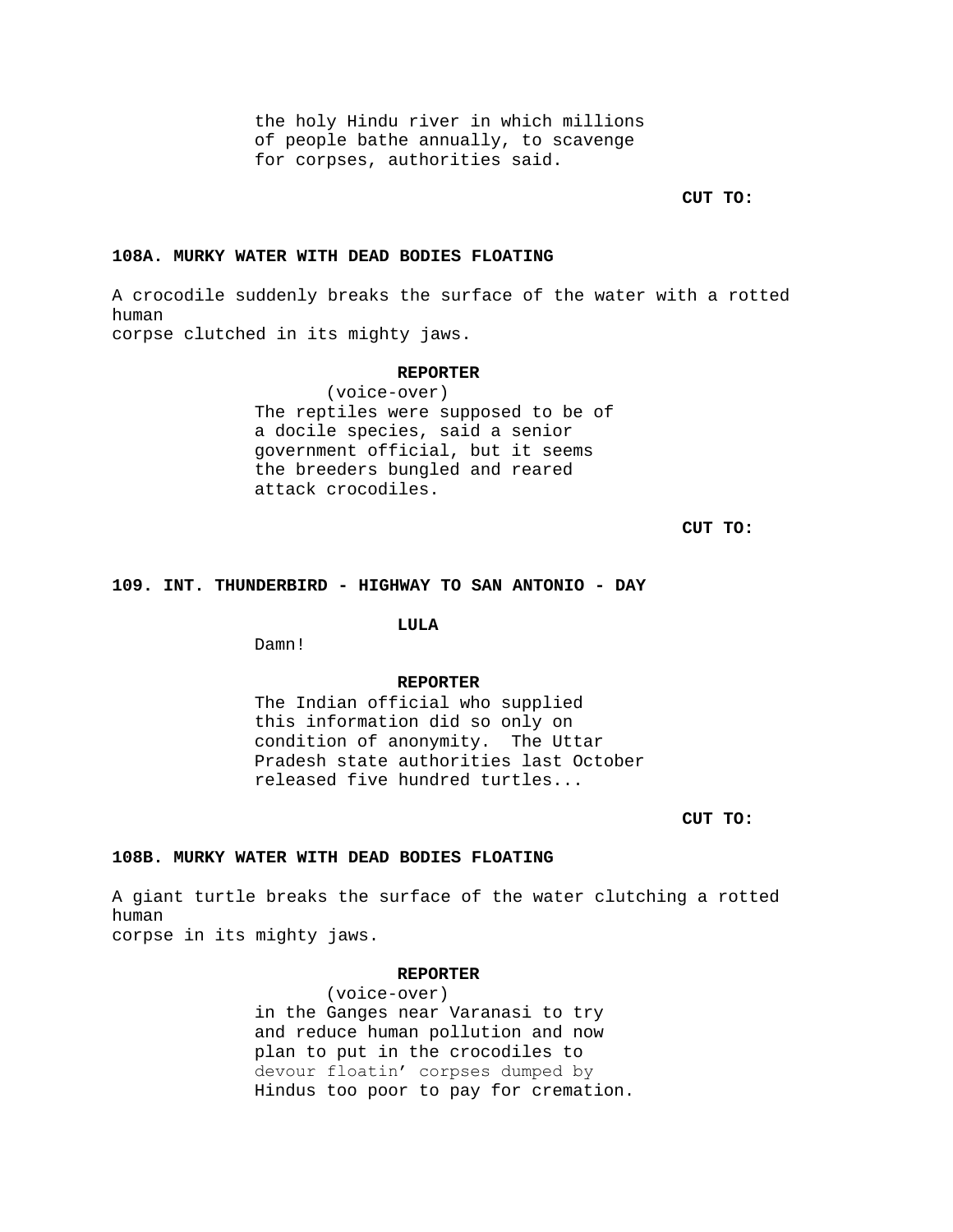the holy Hindu river in which millions
of people bathe annually, to scavenge
for corpses, authorities said.

**CUT TO:**

**108A. MURKY WATER WITH DEAD BODIES FLOATING**

A crocodile suddenly breaks the surface of the water with a rotted human
corpse clutched in its mighty jaws.

**REPORTER**
(voice-over)
The reptiles were supposed to be of
a docile species, said a senior
government official, but it seems
the breeders bungled and reared
attack crocodiles.

**CUT TO:**

**109. INT. THUNDERBIRD - HIGHWAY TO SAN ANTONIO - DAY**

**LULA**
Damn!

**REPORTER**
The Indian official who supplied
this information did so only on
condition of anonymity. The Uttar
Pradesh state authorities last October
released five hundred turtles...

**CUT TO:**

**108B. MURKY WATER WITH DEAD BODIES FLOATING**

A giant turtle breaks the surface of the water clutching a rotted human
corpse in its mighty jaws.

**REPORTER**
(voice-over)
in the Ganges near Varanasi to try
and reduce human pollution and now
plan to put in the crocodiles to
devour floatin' corpses dumped by
Hindus too poor to pay for cremation.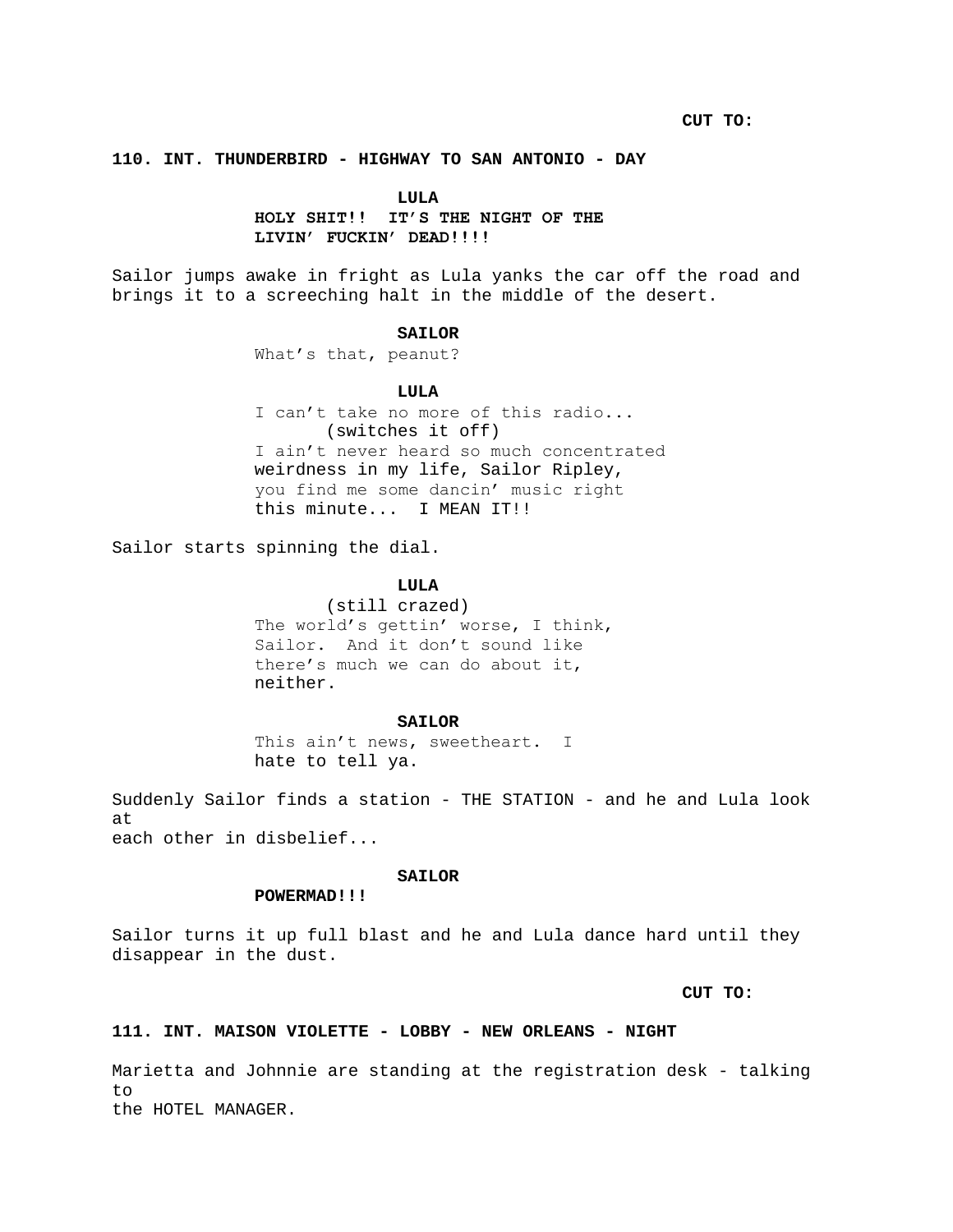CUT TO:

**110. INT. THUNDERBIRD - HIGHWAY TO SAN ANTONIO - DAY**

**LULA**
**HOLY SHIT!! IT'S THE NIGHT OF THE LIVIN' FUCKIN' DEAD!!!!**

Sailor jumps awake in fright as Lula yanks the car off the road and brings it to a screeching halt in the middle of the desert.

**SAILOR**
What's that, peanut?

**LULA**
I can't take no more of this radio...
(switches it off)
I ain't never heard so much concentrated weirdness in my life, Sailor Ripley, you find me some dancin' music right this minute... I MEAN IT!!

Sailor starts spinning the dial.

**LULA**
(still crazed)
The world's gettin' worse, I think, Sailor. And it don't sound like there's much we can do about it, neither.

**SAILOR**
This ain't news, sweetheart. I hate to tell ya.

Suddenly Sailor finds a station - THE STATION - and he and Lula look at each other in disbelief...

**SAILOR**
**POWERMAD!!!**

Sailor turns it up full blast and he and Lula dance hard until they disappear in the dust.

CUT TO:

**111. INT. MAISON VIOLETTE - LOBBY - NEW ORLEANS - NIGHT**

Marietta and Johnnie are standing at the registration desk - talking to the HOTEL MANAGER.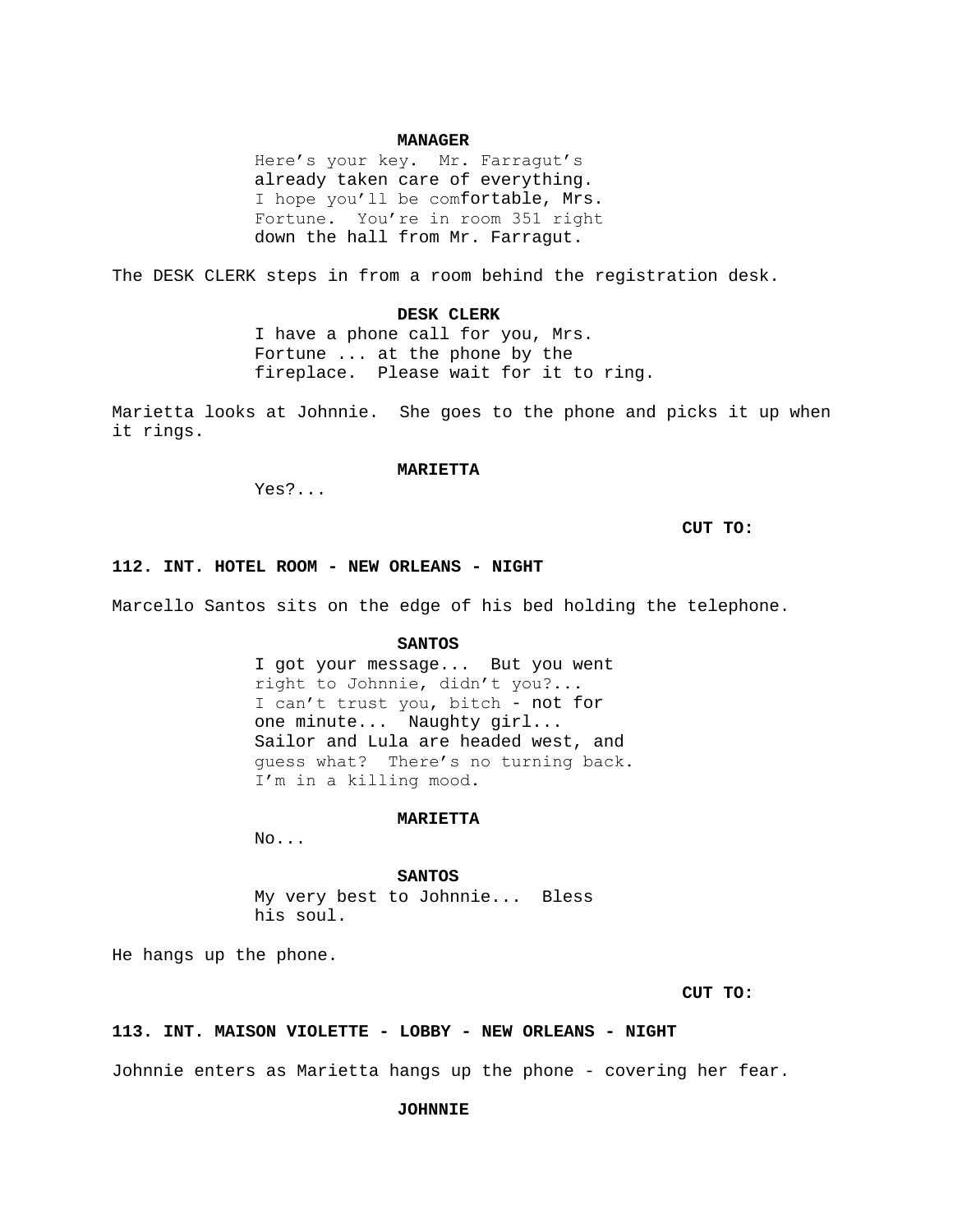**MANAGER**

Here's your key. Mr. Farragut's already taken care of everything. I hope you'll be comfortable, Mrs. Fortune. You're in room 351 right down the hall from Mr. Farragut.

The DESK CLERK steps in from a room behind the registration desk.

**DESK CLERK**

I have a phone call for you, Mrs. Fortune ... at the phone by the fireplace. Please wait for it to ring.

Marietta looks at Johnnie. She goes to the phone and picks it up when it rings.

**MARIETTA**

Yes?...

**CUT TO:**

**112. INT. HOTEL ROOM - NEW ORLEANS - NIGHT**

Marcello Santos sits on the edge of his bed holding the telephone.

**SANTOS**

I got your message... But you went right to Johnnie, didn't you?... I can't trust you, bitch - not for one minute... Naughty girl... Sailor and Lula are headed west, and guess what? There's no turning back. I'm in a killing mood.

**MARIETTA**

No...

**SANTOS**

My very best to Johnnie... Bless his soul.

He hangs up the phone.

**CUT TO:**

**113. INT. MAISON VIOLETTE - LOBBY - NEW ORLEANS - NIGHT**

Johnnie enters as Marietta hangs up the phone - covering her fear.

**JOHNNIE**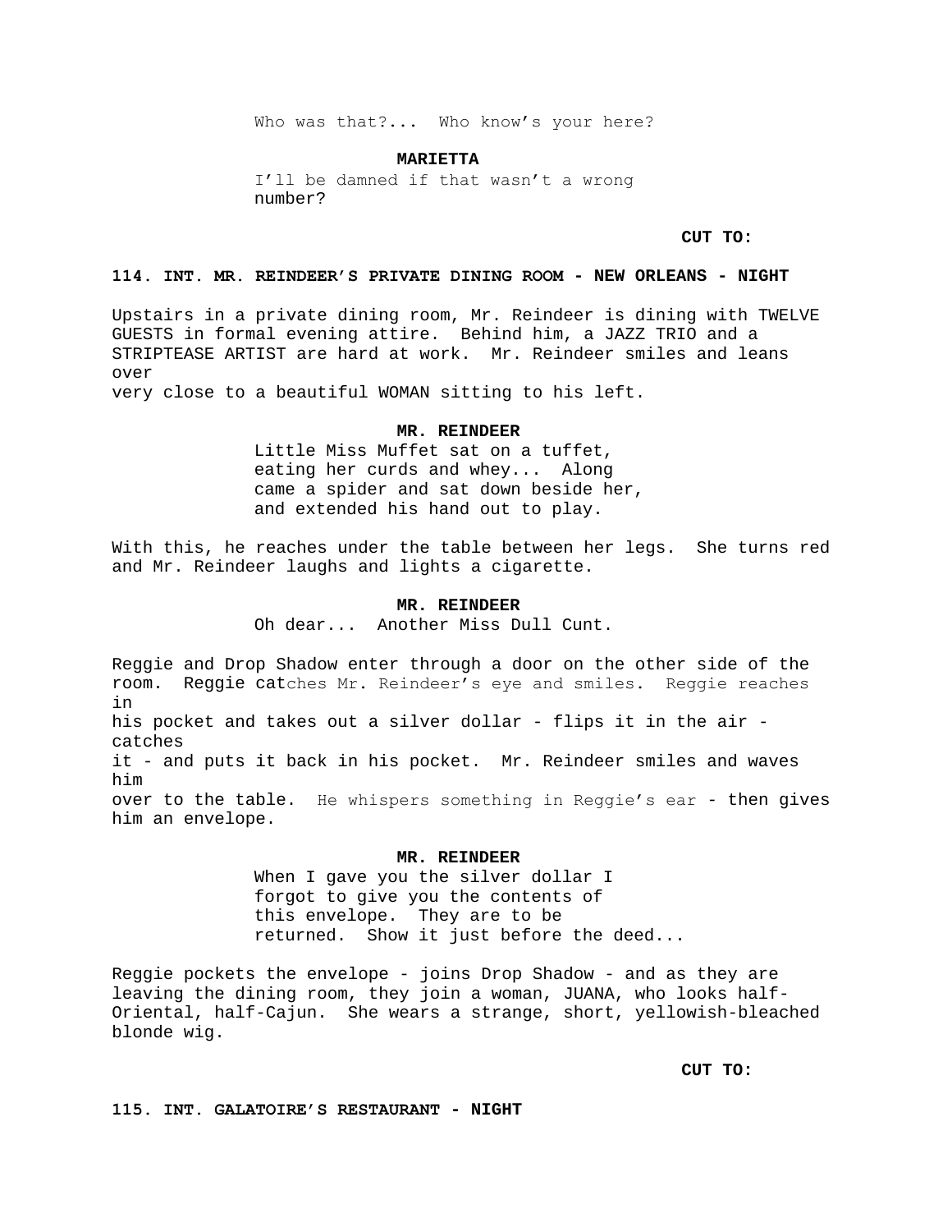Who was that?... Who know's your here?

**MARIETTA**

I'll be damned if that wasn't a wrong number?

**CUT TO:**

**114. INT. MR. REINDEER'S PRIVATE DINING ROOM - NEW ORLEANS - NIGHT**

Upstairs in a private dining room, Mr. Reindeer is dining with TWELVE GUESTS in formal evening attire. Behind him, a JAZZ TRIO and a STRIPTEASE ARTIST are hard at work. Mr. Reindeer smiles and leans over very close to a beautiful WOMAN sitting to his left.

**MR. REINDEER**

Little Miss Muffet sat on a tuffet, eating her curds and whey... Along came a spider and sat down beside her, and extended his hand out to play.

With this, he reaches under the table between her legs. She turns red and Mr. Reindeer laughs and lights a cigarette.

**MR. REINDEER**

Oh dear... Another Miss Dull Cunt.

Reggie and Drop Shadow enter through a door on the other side of the room. Reggie catches Mr. Reindeer's eye and smiles. Reggie reaches in his pocket and takes out a silver dollar - flips it in the air - catches it - and puts it back in his pocket. Mr. Reindeer smiles and waves him over to the table. He whispers something in Reggie's ear - then gives him an envelope.

**MR. REINDEER**

When I gave you the silver dollar I forgot to give you the contents of this envelope. They are to be returned. Show it just before the deed...

Reggie pockets the envelope - joins Drop Shadow - and as they are leaving the dining room, they join a woman, JUANA, who looks half-Oriental, half-Cajun. She wears a strange, short, yellowish-bleached blonde wig.

**CUT TO:**

**115. INT. GALATOIRE'S RESTAURANT - NIGHT**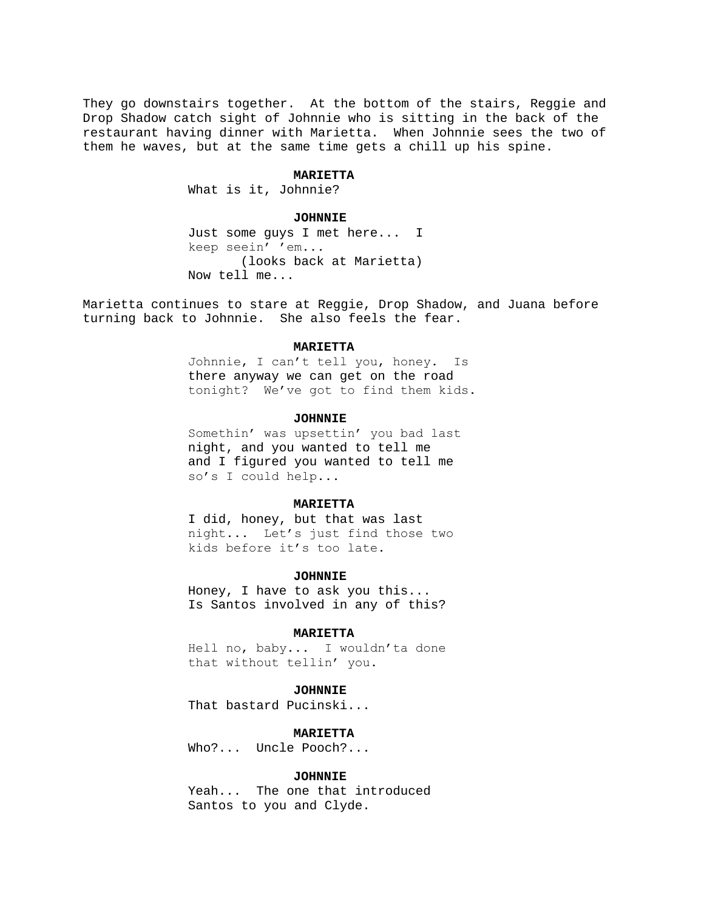They go downstairs together.  At the bottom of the stairs, Reggie and Drop Shadow catch sight of Johnnie who is sitting in the back of the restaurant having dinner with Marietta.  When Johnnie sees the two of them he waves, but at the same time gets a chill up his spine.

**MARIETTA**

What is it, Johnnie?

**JOHNNIE**

Just some guys I met here...  I keep seein' 'em...
(looks back at Marietta)
Now tell me...

Marietta continues to stare at Reggie, Drop Shadow, and Juana before turning back to Johnnie.  She also feels the fear.

**MARIETTA**

Johnnie, I can't tell you, honey.  Is there anyway we can get on the road tonight?  We've got to find them kids.

**JOHNNIE**

Somethin' was upsettin' you bad last night, and you wanted to tell me and I figured you wanted to tell me so's I could help...

**MARIETTA**

I did, honey, but that was last night...  Let's just find those two kids before it's too late.

**JOHNNIE**

Honey, I have to ask you this...
Is Santos involved in any of this?

**MARIETTA**

Hell no, baby...  I wouldn'ta done that without tellin' you.

**JOHNNIE**

That bastard Pucinski...

**MARIETTA**

Who?...  Uncle Pooch?...

**JOHNNIE**

Yeah...  The one that introduced Santos to you and Clyde.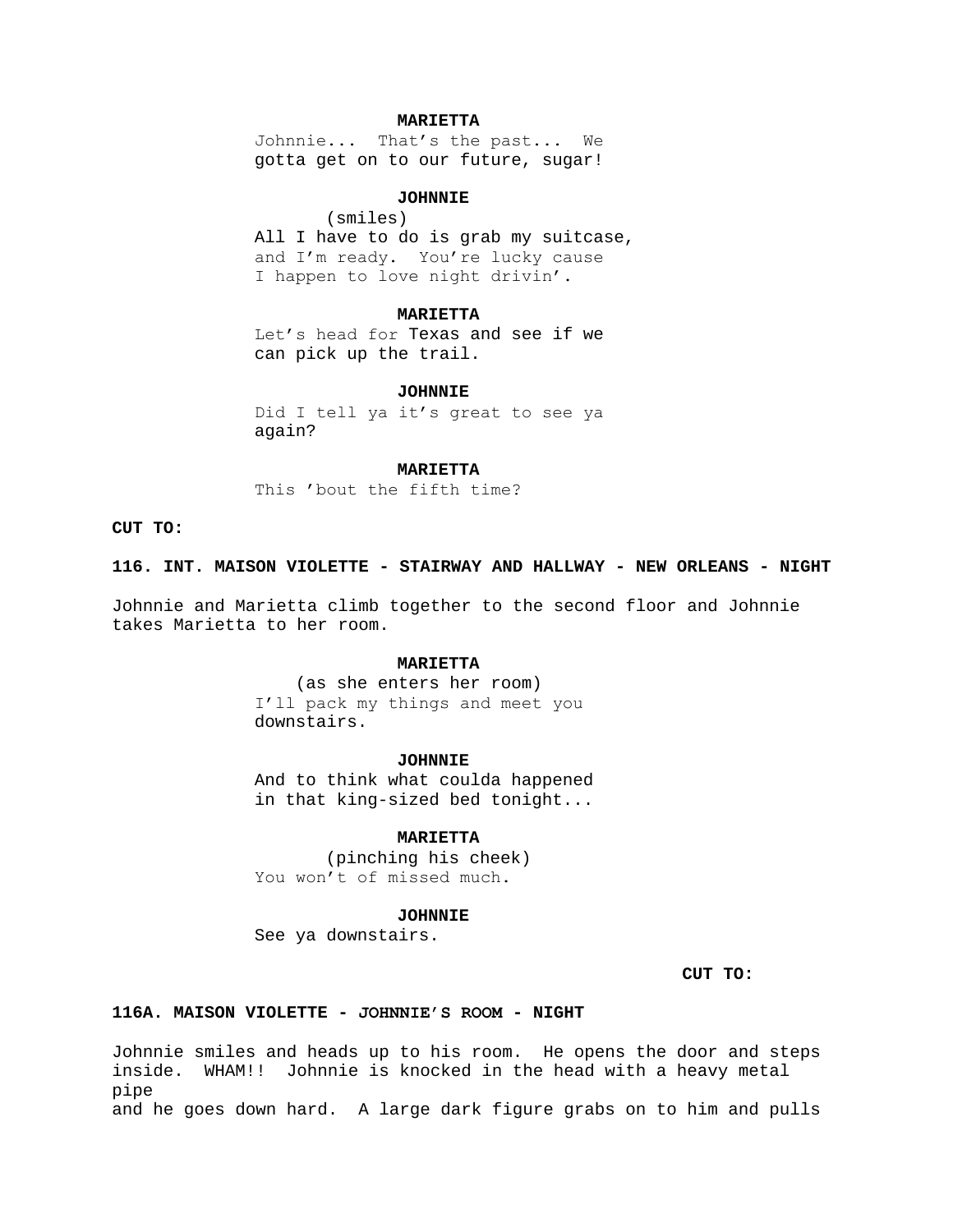**MARIETTA**

Johnnie... That's the past... We gotta get on to our future, sugar!

**JOHNNIE**

(smiles)

All I have to do is grab my suitcase, and I'm ready. You're lucky cause I happen to love night drivin'.

**MARIETTA**

Let's head for Texas and see if we can pick up the trail.

**JOHNNIE**

Did I tell ya it's great to see ya again?

**MARIETTA**

This 'bout the fifth time?

**CUT TO:**

**116. INT. MAISON VIOLETTE - STAIRWAY AND HALLWAY - NEW ORLEANS - NIGHT**

Johnnie and Marietta climb together to the second floor and Johnnie takes Marietta to her room.

**MARIETTA**

(as she enters her room)

I'll pack my things and meet you downstairs.

**JOHNNIE**

And to think what coulda happened in that king-sized bed tonight...

**MARIETTA**

(pinching his cheek)

You won't of missed much.

**JOHNNIE**

See ya downstairs.

**CUT TO:**

**116A. MAISON VIOLETTE - JOHNNIE'S ROOM - NIGHT**

Johnnie smiles and heads up to his room. He opens the door and steps inside. WHAM!! Johnnie is knocked in the head with a heavy metal pipe
and he goes down hard. A large dark figure grabs on to him and pulls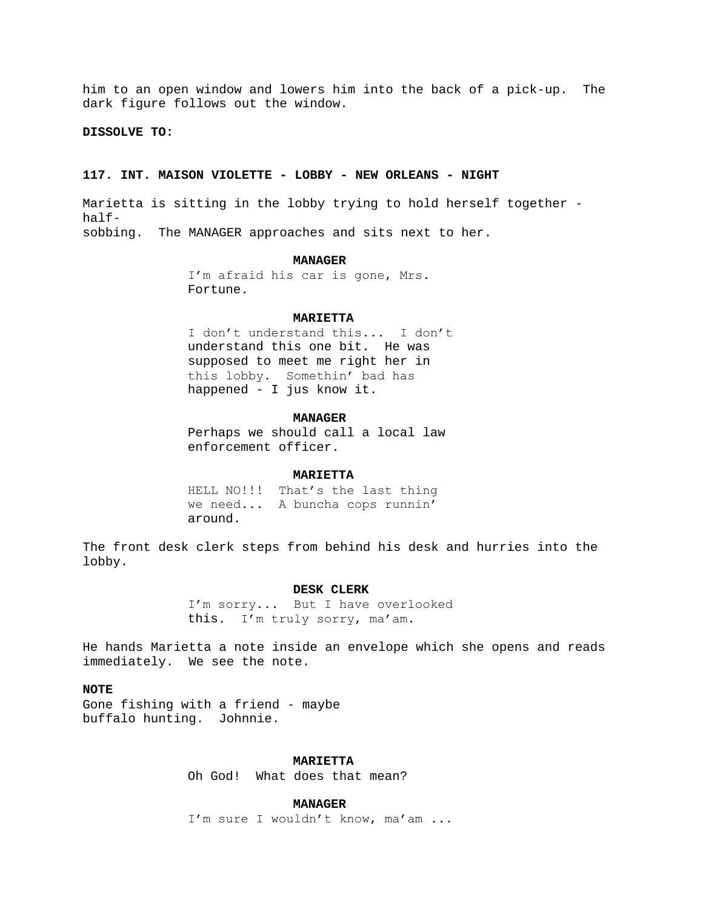him to an open window and lowers him into the back of a pick-up. The dark figure follows out the window.

**DISSOLVE TO:**

**117. INT. MAISON VIOLETTE - LOBBY - NEW ORLEANS - NIGHT**

Marietta is sitting in the lobby trying to hold herself together - half-sobbing. The MANAGER approaches and sits next to her.

**MANAGER**
I'm afraid his car is gone, Mrs. Fortune.

**MARIETTA**
I don't understand this... I don't understand this one bit. He was supposed to meet me right her in this lobby. Somethin' bad has happened - I jus know it.

**MANAGER**
Perhaps we should call a local law enforcement officer.

**MARIETTA**
HELL NO!!! That's the last thing we need... A buncha cops runnin' around.

The front desk clerk steps from behind his desk and hurries into the lobby.

**DESK CLERK**
I'm sorry... But I have overlooked this. I'm truly sorry, ma'am.

He hands Marietta a note inside an envelope which she opens and reads immediately. We see the note.

**NOTE**
Gone fishing with a friend - maybe buffalo hunting. Johnnie.

**MARIETTA**
Oh God! What does that mean?

**MANAGER**
I'm sure I wouldn't know, ma'am ...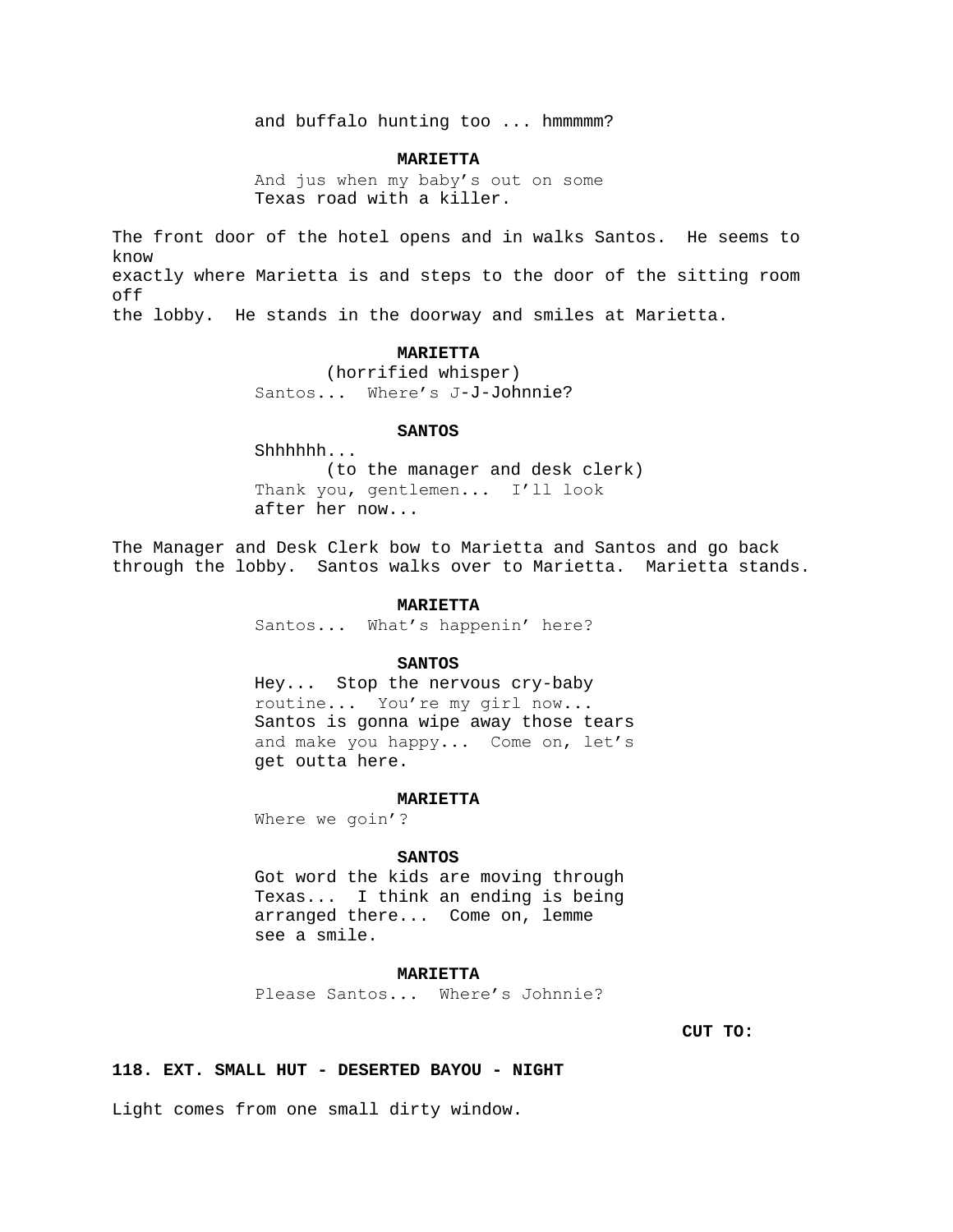and buffalo hunting too ... hmmmmm?

**MARIETTA**

And jus when my baby's out on some Texas road with a killer.

The front door of the hotel opens and in walks Santos. He seems to know exactly where Marietta is and steps to the door of the sitting room off the lobby. He stands in the doorway and smiles at Marietta.

**MARIETTA**

(horrified whisper)

Santos... Where's J-J-Johnnie?

**SANTOS**

Shhhhhh...

(to the manager and desk clerk)

Thank you, gentlemen... I'll look after her now...

The Manager and Desk Clerk bow to Marietta and Santos and go back through the lobby. Santos walks over to Marietta. Marietta stands.

**MARIETTA**

Santos... What's happenin' here?

**SANTOS**

Hey... Stop the nervous cry-baby routine... You're my girl now... Santos is gonna wipe away those tears and make you happy... Come on, let's get outta here.

**MARIETTA**

Where we goin'?

**SANTOS**

Got word the kids are moving through Texas... I think an ending is being arranged there... Come on, lemme see a smile.

**MARIETTA**

Please Santos... Where's Johnnie?

**CUT TO:**

**118. EXT. SMALL HUT - DESERTED BAYOU - NIGHT**

Light comes from one small dirty window.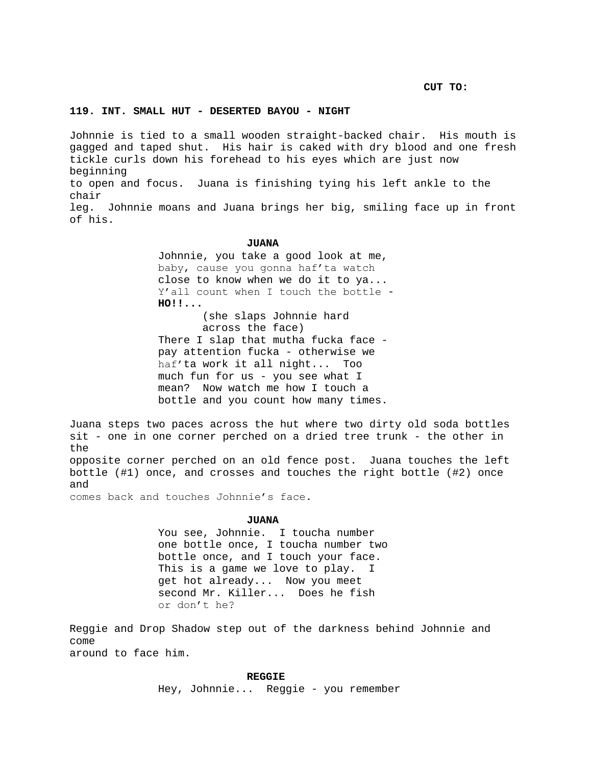**CUT TO:**

**119. INT. SMALL HUT - DESERTED BAYOU - NIGHT**

Johnnie is tied to a small wooden straight-backed chair. His mouth is gagged and taped shut. His hair is caked with dry blood and one fresh tickle curls down his forehead to his eyes which are just now beginning to open and focus. Juana is finishing tying his left ankle to the chair leg. Johnnie moans and Juana brings her big, smiling face up in front of his.

**JUANA**

Johnnie, you take a good look at me, baby, cause you gonna haf'ta watch close to know when we do it to ya... Y'all count when I touch the bottle - **HO!!...**

(she slaps Johnnie hard across the face)

There I slap that mutha fucka face - pay attention fucka - otherwise we haf'ta work it all night... Too much fun for us - you see what I mean? Now watch me how I touch a bottle and you count how many times.

Juana steps two paces across the hut where two dirty old soda bottles sit - one in one corner perched on a dried tree trunk - the other in the opposite corner perched on an old fence post. Juana touches the left bottle (#1) once, and crosses and touches the right bottle (#2) once and comes back and touches Johnnie's face.

**JUANA**

You see, Johnnie. I toucha number one bottle once, I toucha number two bottle once, and I touch your face. This is a game we love to play. I get hot already... Now you meet second Mr. Killer... Does he fish or don't he?

Reggie and Drop Shadow step out of the darkness behind Johnnie and come around to face him.

**REGGIE**

Hey, Johnnie... Reggie - you remember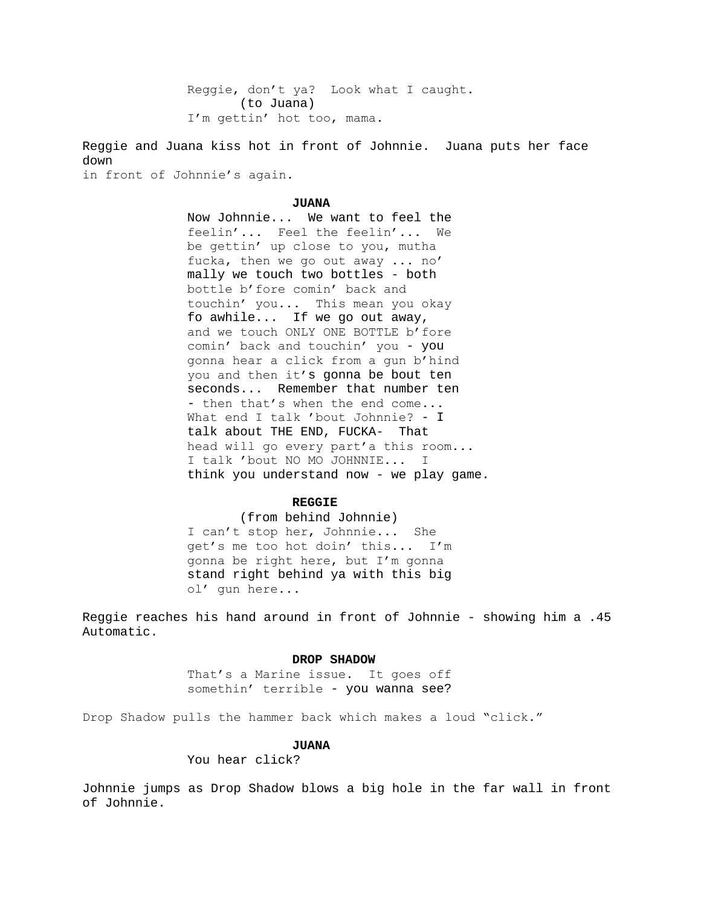Reggie, don't ya?  Look what I caught.
(to Juana)
I'm gettin' hot too, mama.

Reggie and Juana kiss hot in front of Johnnie.  Juana puts her face down
in front of Johnnie's again.

**JUANA**

Now Johnnie...  We want to feel the feelin'...  Feel the feelin'...  We be gettin' up close to you, mutha fucka, then we go out away ... no'mally we touch two bottles - both bottle b'fore comin' back and touchin' you...  This mean you okay fo awhile...  If we go out away, and we touch ONLY ONE BOTTLE b'fore comin' back and touchin' you - you gonna hear a click from a gun b'hind you and then it's gonna be bout ten seconds...  Remember that number ten - then that's when the end come... What end I talk 'bout Johnnie? - I talk about THE END, FUCKA-  That head will go every part'a this room... I talk 'bout NO MO JOHNNIE...  I think you understand now - we play game.

**REGGIE**

(from behind Johnnie)
I can't stop her, Johnnie...  She get's me too hot doin' this...  I'm gonna be right here, but I'm gonna stand right behind ya with this big ol' gun here...

Reggie reaches his hand around in front of Johnnie - showing him a .45 Automatic.

**DROP SHADOW**

That's a Marine issue.  It goes off somethin' terrible - you wanna see?

Drop Shadow pulls the hammer back which makes a loud "click."

**JUANA**

You hear click?

Johnnie jumps as Drop Shadow blows a big hole in the far wall in front of Johnnie.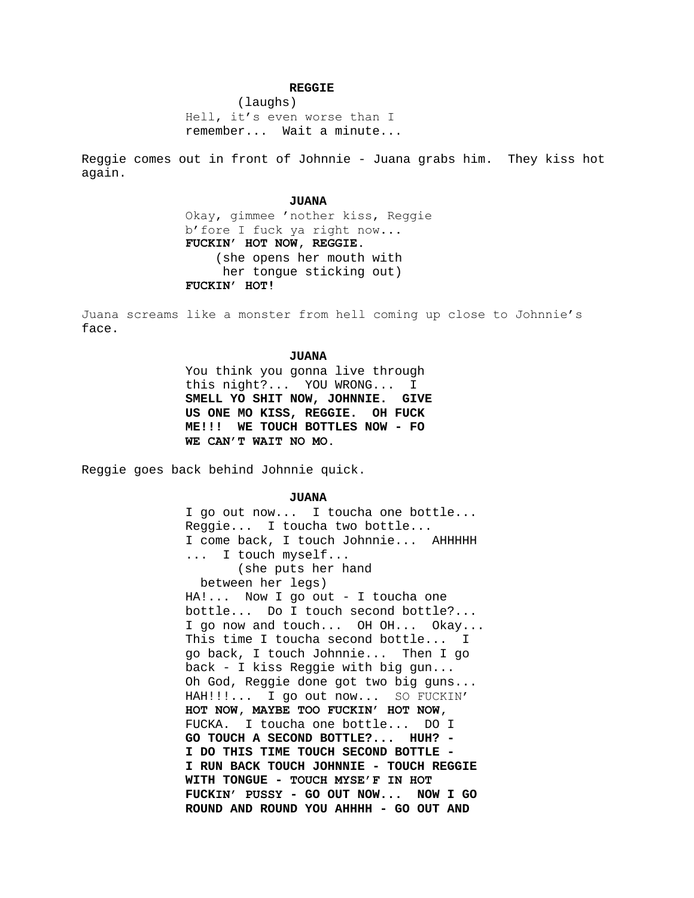**REGGIE**

(laughs)

Hell, it's even worse than I remember... Wait a minute...

Reggie comes out in front of Johnnie - Juana grabs him. They kiss hot again.

**JUANA**

Okay, gimmee 'nother kiss, Reggie b'fore I fuck ya right now... **FUCKIN' HOT NOW, REGGIE.**

(she opens her mouth with her tongue sticking out)

**FUCKIN' HOT!**

Juana screams like a monster from hell coming up close to Johnnie's face.

**JUANA**

You think you gonna live through this night?... YOU WRONG... I **SMELL YO SHIT NOW, JOHNNIE. GIVE US ONE MO KISS, REGGIE. OH FUCK ME!!! WE TOUCH BOTTLES NOW - FO WE CAN'T WAIT NO MO.**

Reggie goes back behind Johnnie quick.

**JUANA**

I go out now... I toucha one bottle... Reggie... I toucha two bottle... I come back, I touch Johnnie... AHHHHH ... I touch myself...

(she puts her hand between her legs)

HA!... Now I go out - I toucha one bottle... Do I touch second bottle?... I go now and touch... OH OH... Okay... This time I toucha second bottle... I go back, I touch Johnnie... Then I go back - I kiss Reggie with big gun... Oh God, Reggie done got two big guns... HAH!!!... I go out now... SO FUCKIN' **HOT NOW, MAYBE TOO FUCKIN' HOT NOW,** FUCKA. I toucha one bottle... DO I **GO TOUCH A SECOND BOTTLE?... HUH? - I DO THIS TIME TOUCH SECOND BOTTLE - I RUN BACK TOUCH JOHNNIE - TOUCH REGGIE WITH TONGUE - TOUCH MYSE'F IN HOT FUCKIN' PUSSY - GO OUT NOW... NOW I GO ROUND AND ROUND YOU AHHHH - GO OUT AND**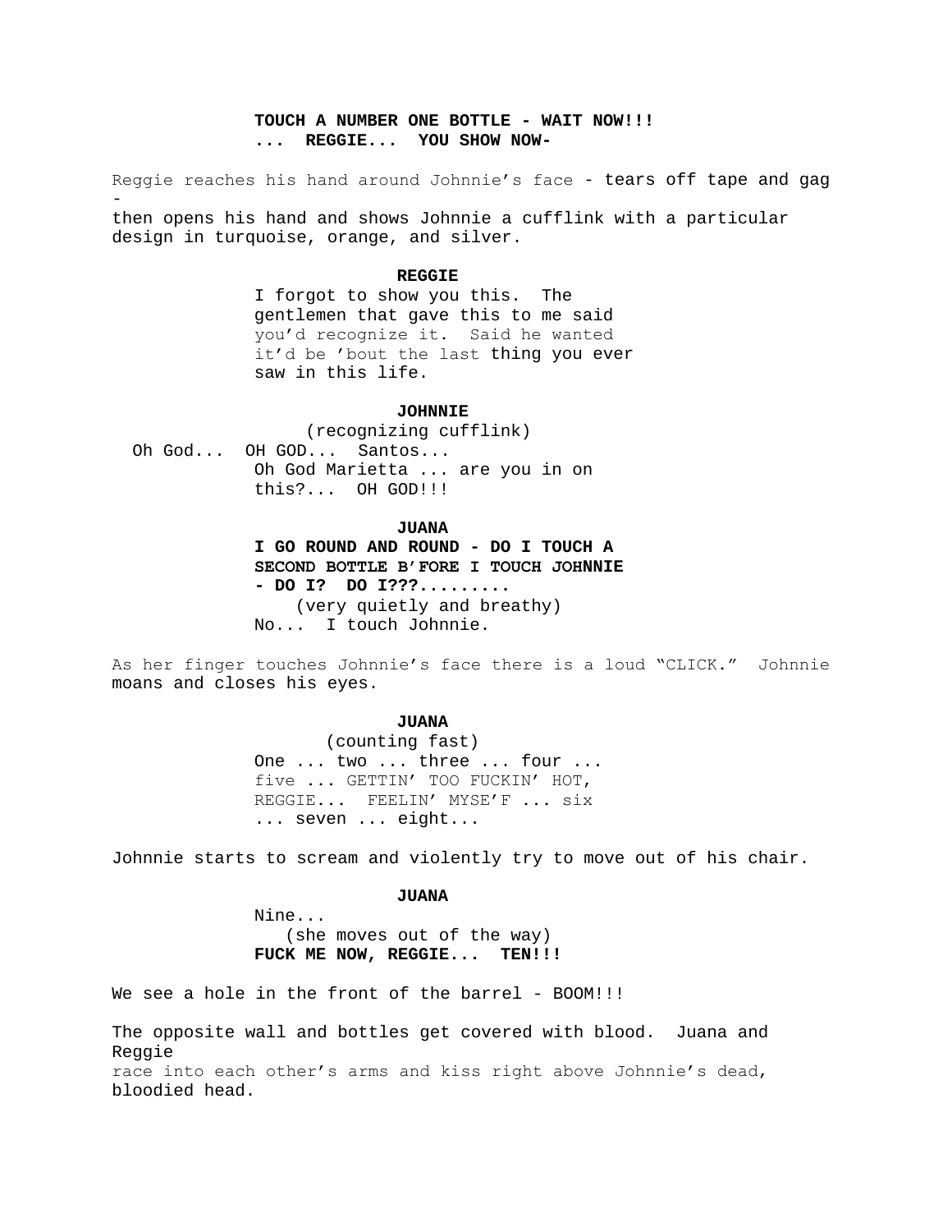**TOUCH A NUMBER ONE BOTTLE - WAIT NOW!!!**
**... REGGIE... YOU SHOW NOW-**

Reggie reaches his hand around Johnnie's face - tears off tape and gag -
then opens his hand and shows Johnnie a cufflink with a particular design in turquoise, orange, and silver.

**REGGIE**
I forgot to show you this. The gentlemen that gave this to me said you'd recognize it. Said he wanted it'd be 'bout the last thing you ever saw in this life.

**JOHNNIE**
(recognizing cufflink)
Oh God... OH GOD... Santos...
Oh God Marietta ... are you in on this?... OH GOD!!!

**JUANA**
**I GO ROUND AND ROUND - DO I TOUCH A SECOND BOTTLE B'FORE I TOUCH JOHNNIE - DO I? DO I???.........**
(very quietly and breathy)
No... I touch Johnnie.

As her finger touches Johnnie's face there is a loud "CLICK." Johnnie moans and closes his eyes.

**JUANA**
(counting fast)
One ... two ... three ... four ... five ... GETTIN' TOO FUCKIN' HOT, REGGIE... FEELIN' MYSE'F ... six ... seven ... eight...

Johnnie starts to scream and violently try to move out of his chair.

**JUANA**
Nine...
(she moves out of the way)
**FUCK ME NOW, REGGIE... TEN!!!**

We see a hole in the front of the barrel - BOOM!!!

The opposite wall and bottles get covered with blood. Juana and Reggie
race into each other's arms and kiss right above Johnnie's dead, bloodied head.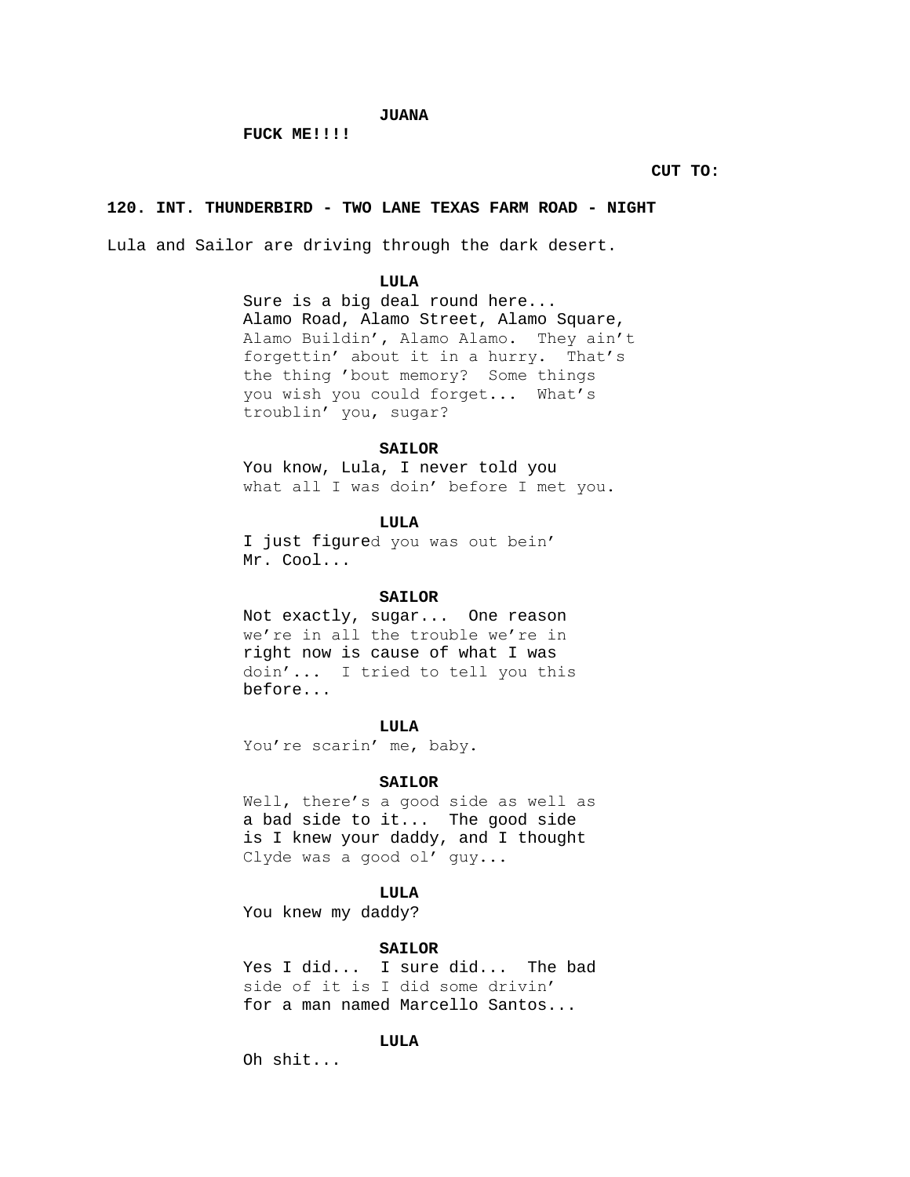**JUANA**

**FUCK ME!!!!**

**CUT TO:**

**120. INT. THUNDERBIRD - TWO LANE TEXAS FARM ROAD - NIGHT**

Lula and Sailor are driving through the dark desert.

**LULA**

Sure is a big deal round here... Alamo Road, Alamo Street, Alamo Square, Alamo Buildin', Alamo Alamo. They ain't forgettin' about it in a hurry. That's the thing 'bout memory? Some things you wish you could forget... What's troublin' you, sugar?

**SAILOR**

You know, Lula, I never told you what all I was doin' before I met you.

**LULA**

I just figured you was out bein' Mr. Cool...

**SAILOR**

Not exactly, sugar... One reason we're in all the trouble we're in right now is cause of what I was doin'... I tried to tell you this before...

**LULA**

You're scarin' me, baby.

**SAILOR**

Well, there's a good side as well as a bad side to it... The good side is I knew your daddy, and I thought Clyde was a good ol' guy...

**LULA**

You knew my daddy?

**SAILOR**

Yes I did... I sure did... The bad side of it is I did some drivin' for a man named Marcello Santos...

**LULA**

Oh shit...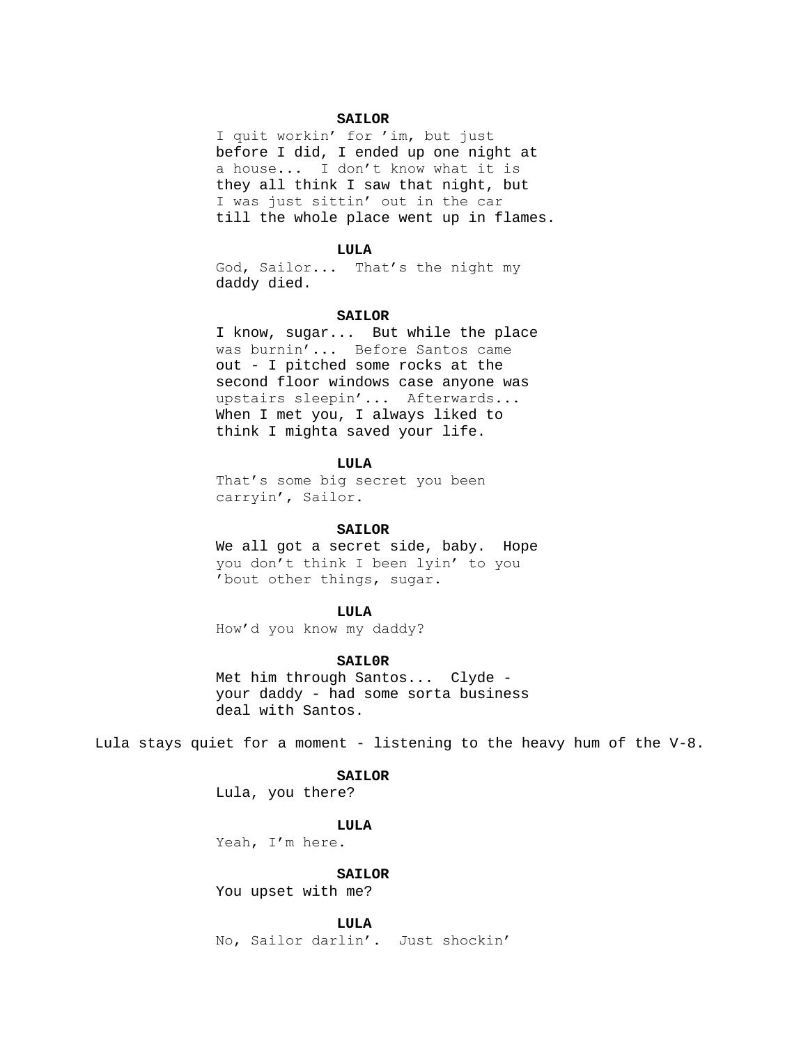**SAILOR**

I quit workin' for 'im, but just before I did, I ended up one night at a house... I don't know what it is they all think I saw that night, but I was just sittin' out in the car till the whole place went up in flames.

**LULA**

God, Sailor... That's the night my daddy died.

**SAILOR**

I know, sugar... But while the place was burnin'... Before Santos came out - I pitched some rocks at the second floor windows case anyone was upstairs sleepin'... Afterwards... When I met you, I always liked to think I mighta saved your life.

**LULA**

That's some big secret you been carryin', Sailor.

**SAILOR**

We all got a secret side, baby. Hope you don't think I been lyin' to you 'bout other things, sugar.

**LULA**

How'd you know my daddy?

**SAIL0R**

Met him through Santos... Clyde - your daddy - had some sorta business deal with Santos.

Lula stays quiet for a moment - listening to the heavy hum of the V-8.

**SAILOR**

Lula, you there?

**LULA**

Yeah, I'm here.

**SAILOR**

You upset with me?

**LULA**

No, Sailor darlin'. Just shockin'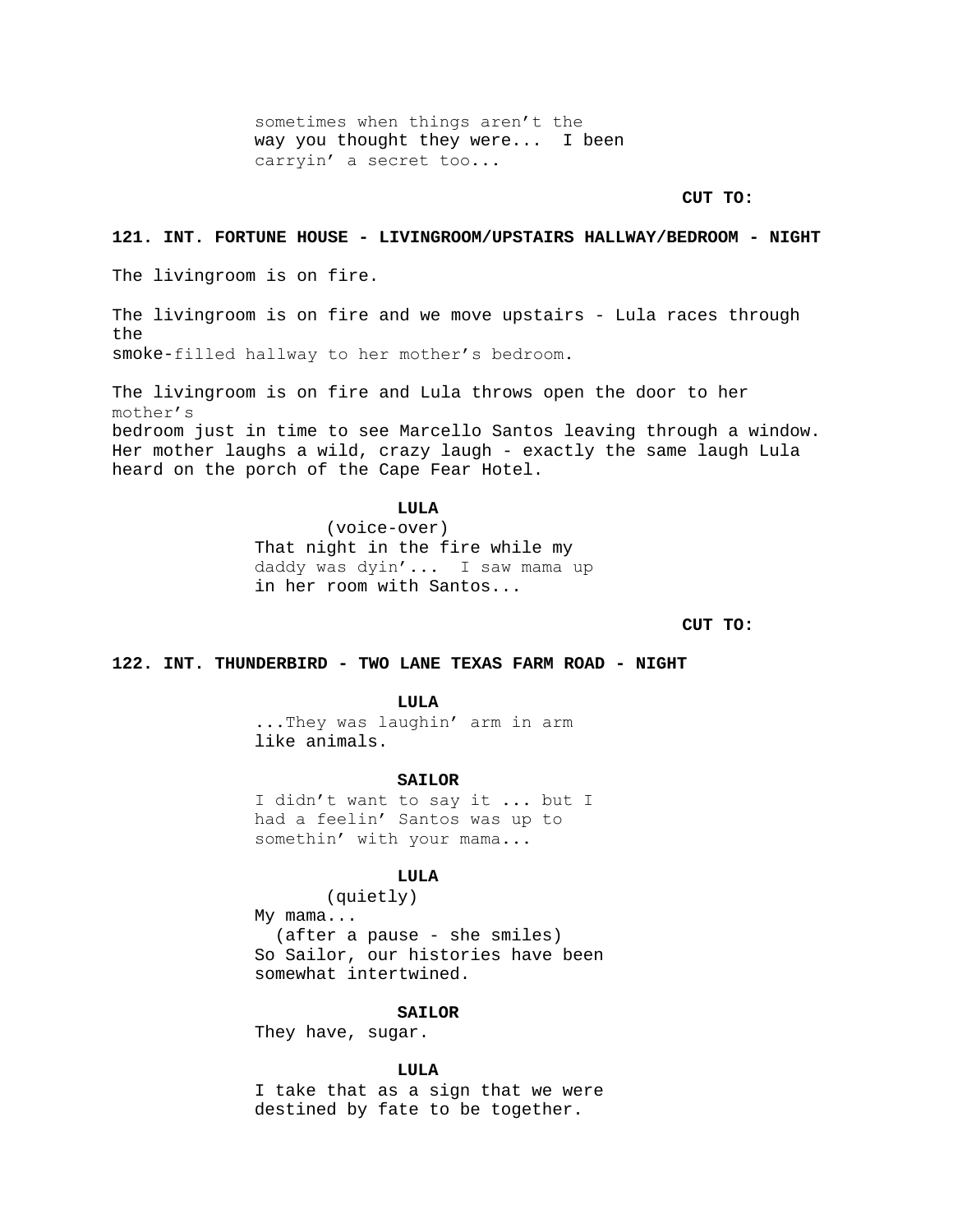sometimes when things aren't the
way you thought they were... I been
carryin' a secret too...

**CUT TO:**

**121. INT. FORTUNE HOUSE - LIVINGROOM/UPSTAIRS HALLWAY/BEDROOM - NIGHT**

The livingroom is on fire.

The livingroom is on fire and we move upstairs - Lula races through the
smoke-filled hallway to her mother's bedroom.

The livingroom is on fire and Lula throws open the door to her mother's
bedroom just in time to see Marcello Santos leaving through a window. Her mother laughs a wild, crazy laugh - exactly the same laugh Lula heard on the porch of the Cape Fear Hotel.

**LULA**
(voice-over)
That night in the fire while my
daddy was dyin'... I saw mama up
in her room with Santos...

**CUT TO:**

**122. INT. THUNDERBIRD - TWO LANE TEXAS FARM ROAD - NIGHT**

**LULA**
...They was laughin' arm in arm
like animals.

**SAILOR**
I didn't want to say it ... but I
had a feelin' Santos was up to
somethin' with your mama...

**LULA**
(quietly)
My mama...
(after a pause - she smiles)
So Sailor, our histories have been
somewhat intertwined.

**SAILOR**
They have, sugar.

**LULA**
I take that as a sign that we were
destined by fate to be together.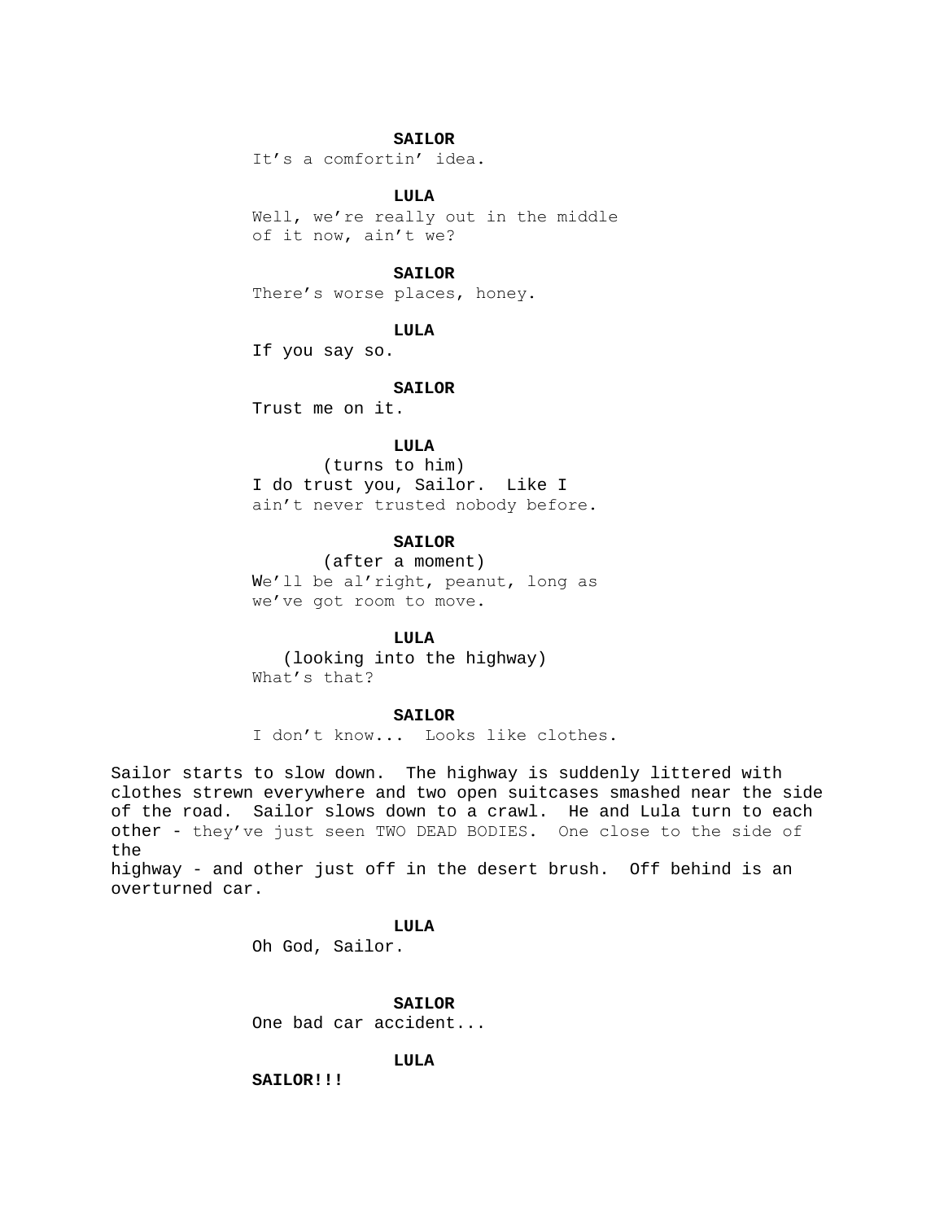**SAILOR**

It's a comfortin' idea.

**LULA**

Well, we're really out in the middle
of it now, ain't we?

**SAILOR**

There's worse places, honey.

**LULA**

If you say so.

**SAILOR**

Trust me on it.

**LULA**

(turns to him)

I do trust you, Sailor. Like I
ain't never trusted nobody before.

**SAILOR**

(after a moment)

We'll be al'right, peanut, long as
we've got room to move.

**LULA**

(looking into the highway)

What's that?

**SAILOR**

I don't know... Looks like clothes.

Sailor starts to slow down. The highway is suddenly littered with clothes strewn everywhere and two open suitcases smashed near the side of the road. Sailor slows down to a crawl. He and Lula turn to each other - they've just seen TWO DEAD BODIES. One close to the side of the
highway - and other just off in the desert brush. Off behind is an overturned car.

**LULA**

Oh God, Sailor.

**SAILOR**

One bad car accident...

**LULA**

**SAILOR!!!**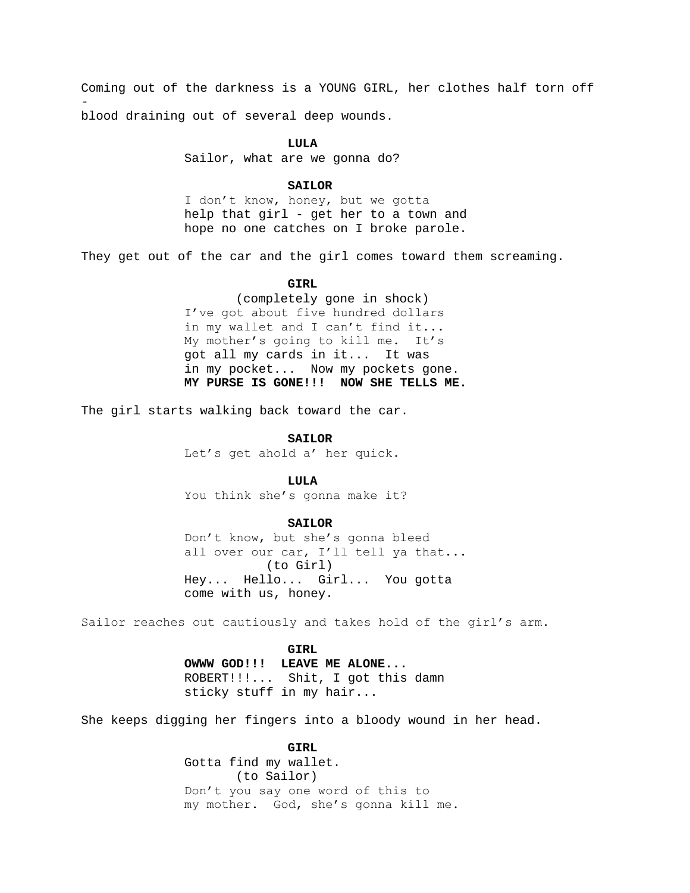Coming out of the darkness is a YOUNG GIRL, her clothes half torn off -
blood draining out of several deep wounds.

**LULA**
Sailor, what are we gonna do?

**SAILOR**
I don't know, honey, but we gotta
help that girl - get her to a town and
hope no one catches on I broke parole.

They get out of the car and the girl comes toward them screaming.

**GIRL**
(completely gone in shock)
I've got about five hundred dollars
in my wallet and I can't find it...
My mother's going to kill me. It's
got all my cards in it... It was
in my pocket... Now my pockets gone.
**MY PURSE IS GONE!!! NOW SHE TELLS ME.**

The girl starts walking back toward the car.

**SAILOR**
Let's get ahold a' her quick.

**LULA**
You think she's gonna make it?

**SAILOR**
Don't know, but she's gonna bleed
all over our car, I'll tell ya that...
(to Girl)
Hey... Hello... Girl... You gotta
come with us, honey.

Sailor reaches out cautiously and takes hold of the girl's arm.

**GIRL**
**OWWW GOD!!! LEAVE ME ALONE...**
ROBERT!!!... Shit, I got this damn
sticky stuff in my hair...

She keeps digging her fingers into a bloody wound in her head.

**GIRL**
Gotta find my wallet.
(to Sailor)
Don't you say one word of this to
my mother. God, she's gonna kill me.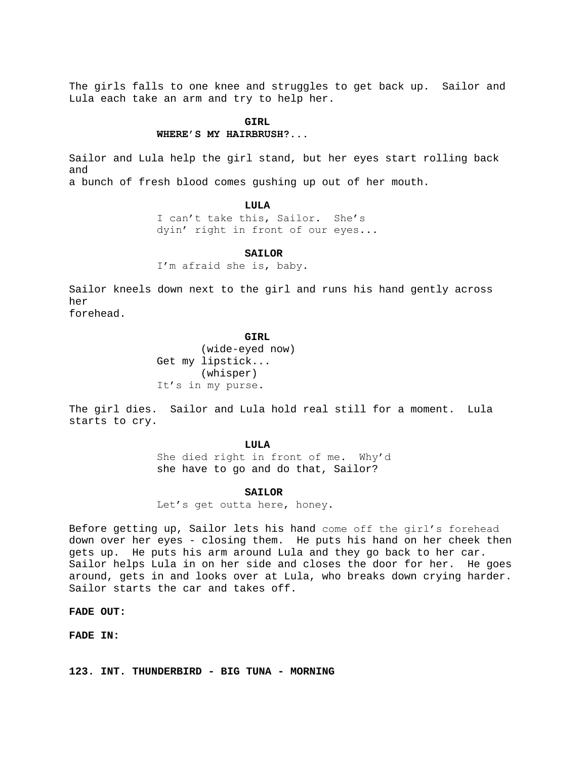The girls falls to one knee and struggles to get back up. Sailor and Lula each take an arm and try to help her.

**GIRL**
**WHERE'S MY HAIRBRUSH?...**

Sailor and Lula help the girl stand, but her eyes start rolling back and
a bunch of fresh blood comes gushing up out of her mouth.

**LULA**
I can't take this, Sailor. She's dyin' right in front of our eyes...

**SAILOR**
I'm afraid she is, baby.

Sailor kneels down next to the girl and runs his hand gently across her
forehead.

**GIRL**
(wide-eyed now)
Get my lipstick...
(whisper)
It's in my purse.

The girl dies. Sailor and Lula hold real still for a moment. Lula starts to cry.

**LULA**
She died right in front of me. Why'd she have to go and do that, Sailor?

**SAILOR**
Let's get outta here, honey.

Before getting up, Sailor lets his hand come off the girl's forehead down over her eyes - closing them. He puts his hand on her cheek then gets up. He puts his arm around Lula and they go back to her car. Sailor helps Lula in on her side and closes the door for her. He goes around, gets in and looks over at Lula, who breaks down crying harder. Sailor starts the car and takes off.

**FADE OUT:**

**FADE IN:**

**123. INT. THUNDERBIRD - BIG TUNA - MORNING**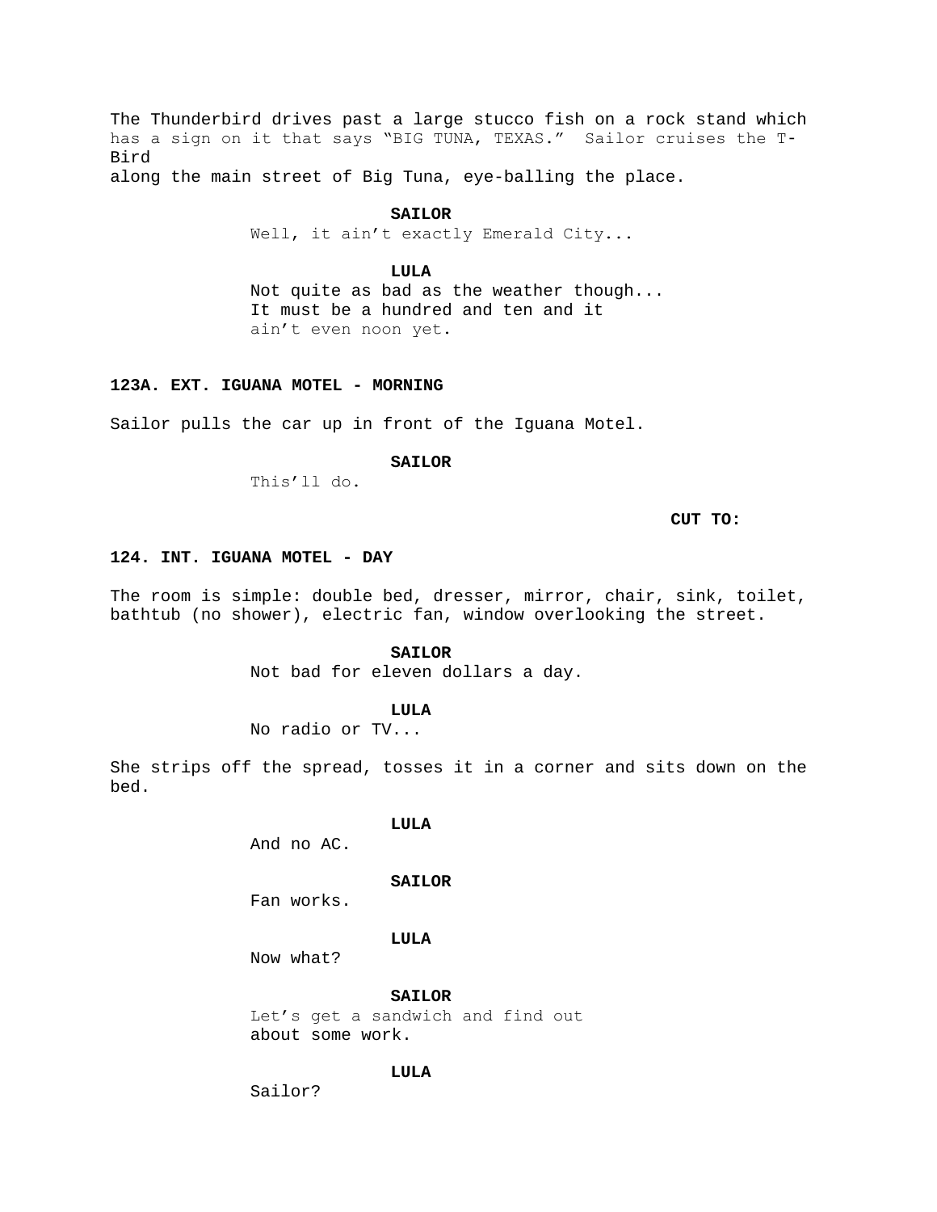The Thunderbird drives past a large stucco fish on a rock stand which has a sign on it that says "BIG TUNA, TEXAS." Sailor cruises the T-Bird along the main street of Big Tuna, eye-balling the place.

**SAILOR**
Well, it ain't exactly Emerald City...

**LULA**
Not quite as bad as the weather though...
It must be a hundred and ten and it
ain't even noon yet.

**123A. EXT. IGUANA MOTEL - MORNING**

Sailor pulls the car up in front of the Iguana Motel.

**SAILOR**
This'll do.

**CUT TO:**

**124. INT. IGUANA MOTEL - DAY**

The room is simple: double bed, dresser, mirror, chair, sink, toilet, bathtub (no shower), electric fan, window overlooking the street.

**SAILOR**
Not bad for eleven dollars a day.

**LULA**
No radio or TV...

She strips off the spread, tosses it in a corner and sits down on the bed.

**LULA**
And no AC.

**SAILOR**
Fan works.

**LULA**
Now what?

**SAILOR**
Let's get a sandwich and find out
about some work.

**LULA**
Sailor?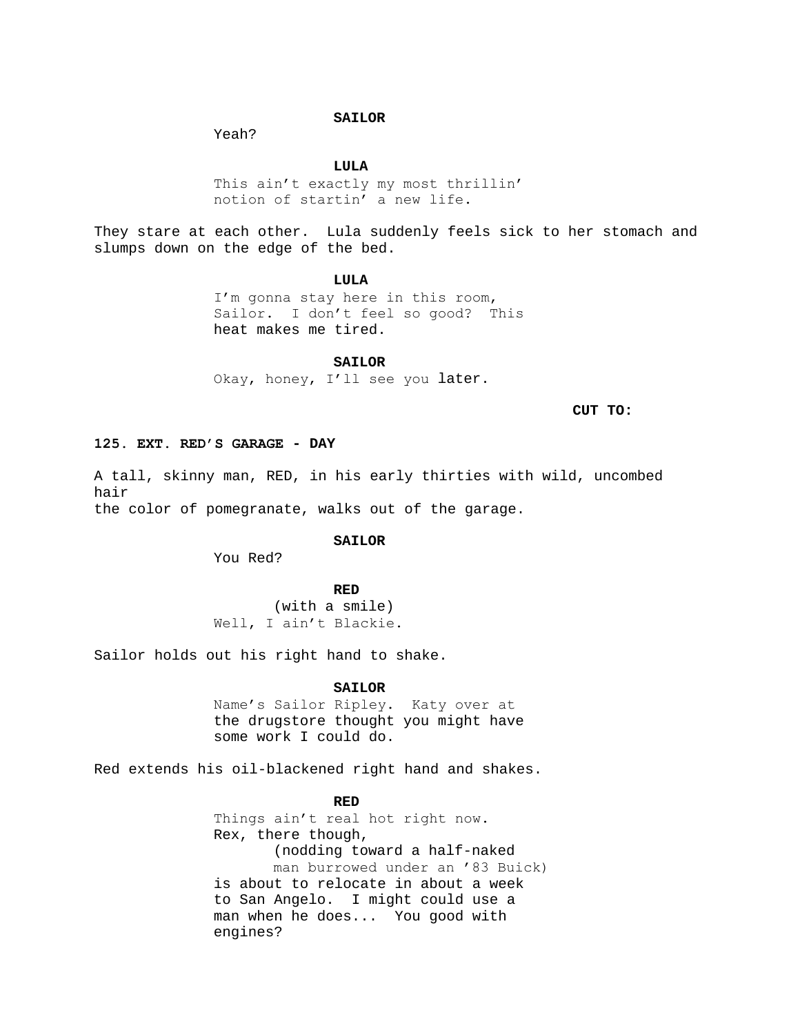**SAILOR**

Yeah?

**LULA**

This ain't exactly my most thrillin' notion of startin' a new life.

They stare at each other. Lula suddenly feels sick to her stomach and slumps down on the edge of the bed.

**LULA**

I'm gonna stay here in this room, Sailor. I don't feel so good? This heat makes me tired.

**SAILOR**

Okay, honey, I'll see you later.

**CUT TO:**

**125. EXT. RED'S GARAGE - DAY**

A tall, skinny man, RED, in his early thirties with wild, uncombed hair the color of pomegranate, walks out of the garage.

**SAILOR**

You Red?

**RED**

(with a smile)
Well, I ain't Blackie.

Sailor holds out his right hand to shake.

**SAILOR**

Name's Sailor Ripley. Katy over at the drugstore thought you might have some work I could do.

Red extends his oil-blackened right hand and shakes.

**RED**

Things ain't real hot right now. Rex, there though,
(nodding toward a half-naked man burrowed under an '83 Buick)
is about to relocate in about a week to San Angelo. I might could use a man when he does... You good with engines?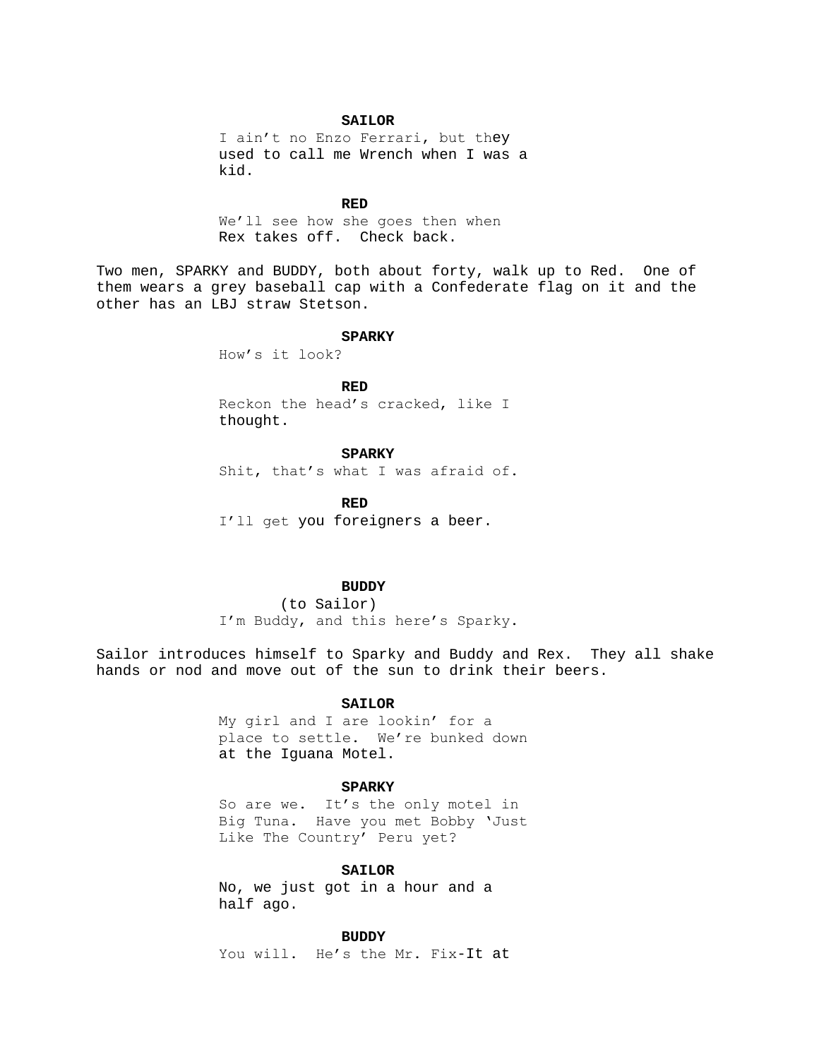**SAILOR**

I ain't no Enzo Ferrari, but they used to call me Wrench when I was a kid.

**RED**

We'll see how she goes then when Rex takes off. Check back.

Two men, SPARKY and BUDDY, both about forty, walk up to Red. One of them wears a grey baseball cap with a Confederate flag on it and the other has an LBJ straw Stetson.

**SPARKY**

How's it look?

**RED**

Reckon the head's cracked, like I thought.

**SPARKY**

Shit, that's what I was afraid of.

**RED**

I'll get you foreigners a beer.

**BUDDY**

(to Sailor)

I'm Buddy, and this here's Sparky.

Sailor introduces himself to Sparky and Buddy and Rex. They all shake hands or nod and move out of the sun to drink their beers.

**SAILOR**

My girl and I are lookin' for a place to settle. We're bunked down at the Iguana Motel.

**SPARKY**

So are we. It's the only motel in Big Tuna. Have you met Bobby 'Just Like The Country' Peru yet?

**SAILOR**

No, we just got in a hour and a half ago.

**BUDDY**

You will. He's the Mr. Fix-It at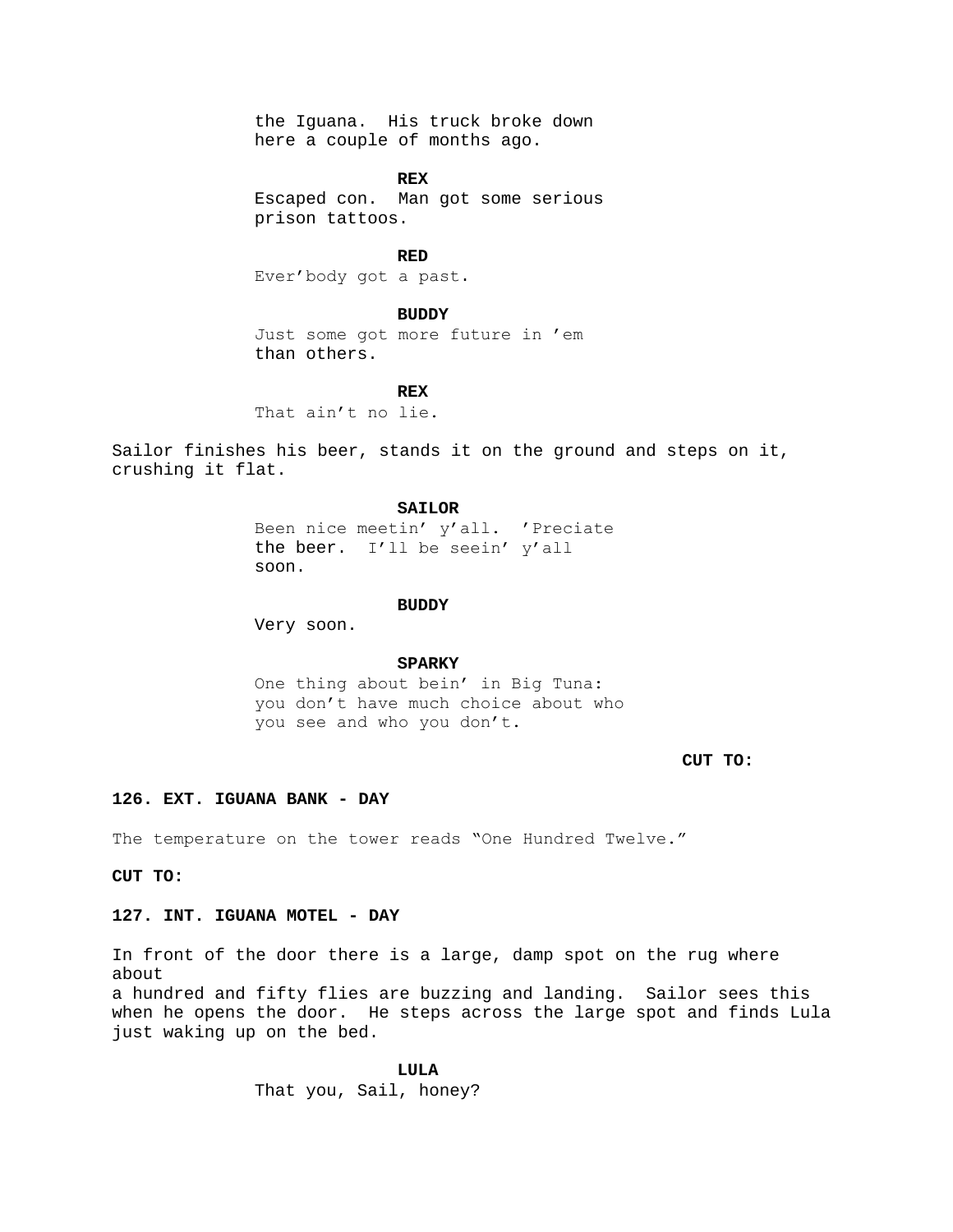the Iguana. His truck broke down here a couple of months ago.

**REX**
Escaped con. Man got some serious prison tattoos.

**RED**
Ever'body got a past.

**BUDDY**
Just some got more future in 'em than others.

**REX**
That ain't no lie.

Sailor finishes his beer, stands it on the ground and steps on it, crushing it flat.

**SAILOR**
Been nice meetin' y'all. 'Preciate the beer. I'll be seein' y'all soon.

**BUDDY**
Very soon.

**SPARKY**
One thing about bein' in Big Tuna: you don't have much choice about who you see and who you don't.

**CUT TO:**

**126. EXT. IGUANA BANK - DAY**

The temperature on the tower reads "One Hundred Twelve."

**CUT TO:**

**127. INT. IGUANA MOTEL - DAY**

In front of the door there is a large, damp spot on the rug where about
a hundred and fifty flies are buzzing and landing. Sailor sees this when he opens the door. He steps across the large spot and finds Lula just waking up on the bed.

**LULA**
That you, Sail, honey?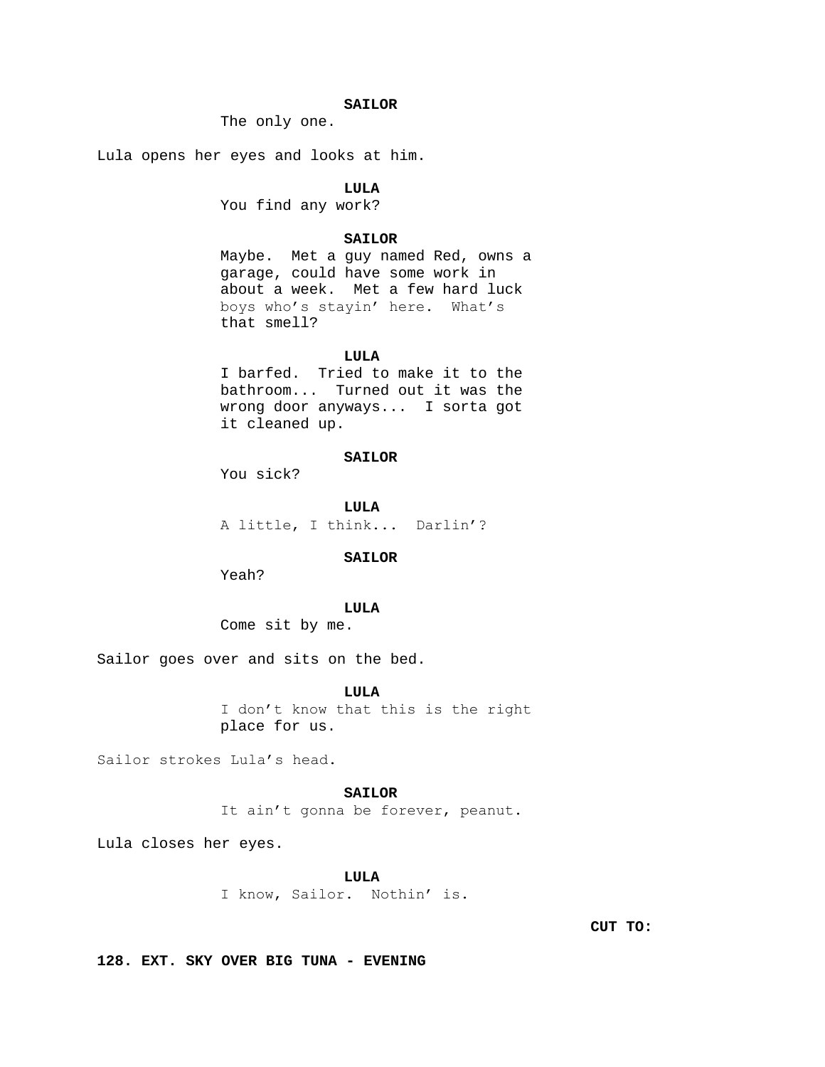**SAILOR**

The only one.

Lula opens her eyes and looks at him.

**LULA**

You find any work?

**SAILOR**

Maybe. Met a guy named Red, owns a garage, could have some work in about a week. Met a few hard luck boys who's stayin' here. What's that smell?

**LULA**

I barfed. Tried to make it to the bathroom... Turned out it was the wrong door anyways... I sorta got it cleaned up.

**SAILOR**

You sick?

**LULA**

A little, I think... Darlin'?

**SAILOR**

Yeah?

**LULA**

Come sit by me.

Sailor goes over and sits on the bed.

**LULA**

I don't know that this is the right place for us.

Sailor strokes Lula's head.

**SAILOR**

It ain't gonna be forever, peanut.

Lula closes her eyes.

**LULA**

I know, Sailor. Nothin' is.

**CUT TO:**

**128. EXT. SKY OVER BIG TUNA - EVENING**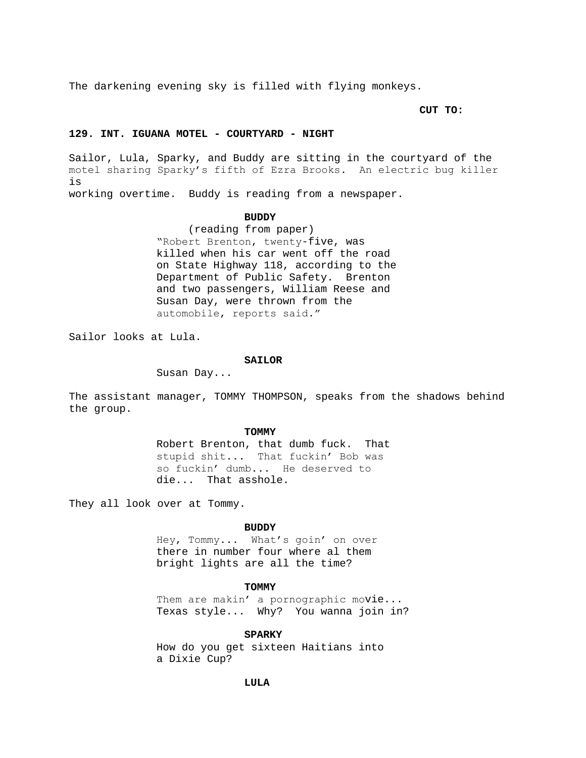The darkening evening sky is filled with flying monkeys.

**CUT TO:**

**129. INT. IGUANA MOTEL - COURTYARD - NIGHT**

Sailor, Lula, Sparky, and Buddy are sitting in the courtyard of the motel sharing Sparky's fifth of Ezra Brooks. An electric bug killer is
working overtime. Buddy is reading from a newspaper.

**BUDDY**
(reading from paper)
"Robert Brenton, twenty-five, was killed when his car went off the road on State Highway 118, according to the Department of Public Safety. Brenton and two passengers, William Reese and Susan Day, were thrown from the automobile, reports said."

Sailor looks at Lula.

**SAILOR**
Susan Day...

The assistant manager, TOMMY THOMPSON, speaks from the shadows behind the group.

**TOMMY**
Robert Brenton, that dumb fuck. That stupid shit... That fuckin' Bob was so fuckin' dumb... He deserved to die... That asshole.

They all look over at Tommy.

**BUDDY**
Hey, Tommy... What's goin' on over there in number four where al them bright lights are all the time?

**TOMMY**
Them are makin' a pornographic movie... Texas style... Why? You wanna join in?

**SPARKY**
How do you get sixteen Haitians into a Dixie Cup?

**LULA**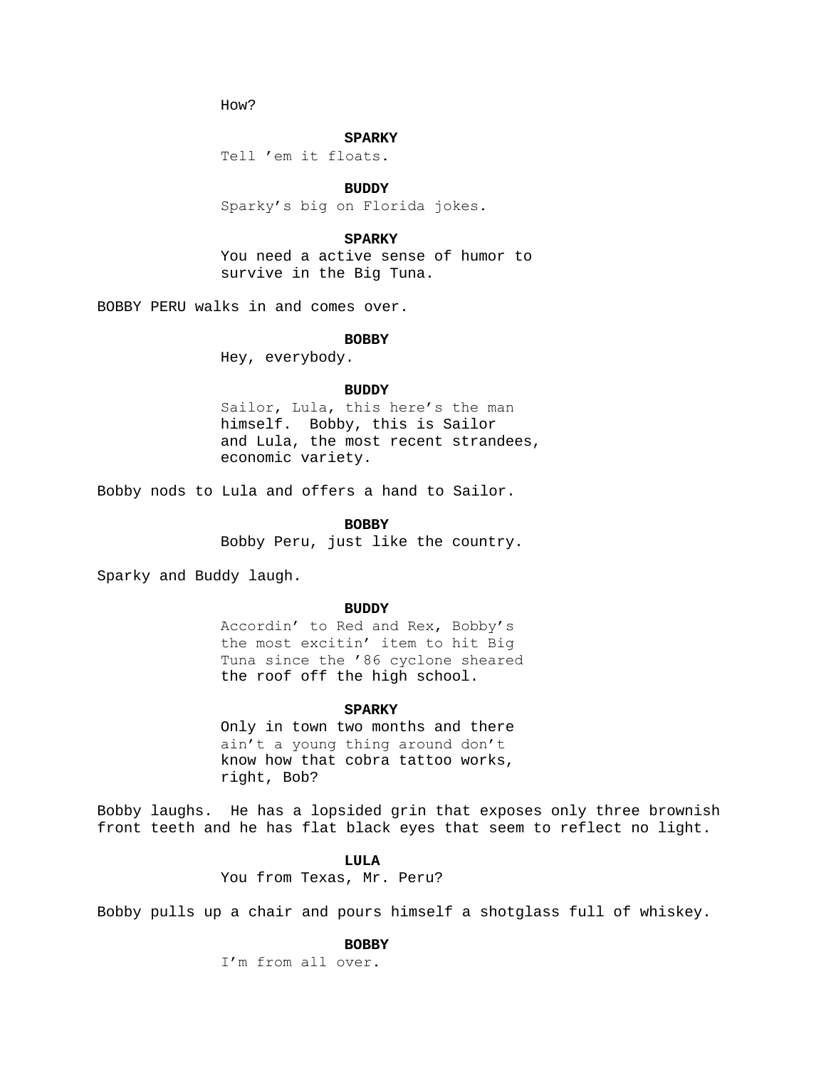How?

**SPARKY**

Tell 'em it floats.

**BUDDY**

Sparky's big on Florida jokes.

**SPARKY**

You need a active sense of humor to survive in the Big Tuna.

BOBBY PERU walks in and comes over.

**BOBBY**

Hey, everybody.

**BUDDY**

Sailor, Lula, this here's the man himself. Bobby, this is Sailor and Lula, the most recent strandees, economic variety.

Bobby nods to Lula and offers a hand to Sailor.

**BOBBY**

Bobby Peru, just like the country.

Sparky and Buddy laugh.

**BUDDY**

Accordin' to Red and Rex, Bobby's the most excitin' item to hit Big Tuna since the '86 cyclone sheared the roof off the high school.

**SPARKY**

Only in town two months and there ain't a young thing around don't know how that cobra tattoo works, right, Bob?

Bobby laughs. He has a lopsided grin that exposes only three brownish front teeth and he has flat black eyes that seem to reflect no light.

**LULA**

You from Texas, Mr. Peru?

Bobby pulls up a chair and pours himself a shotglass full of whiskey.

**BOBBY**

I'm from all over.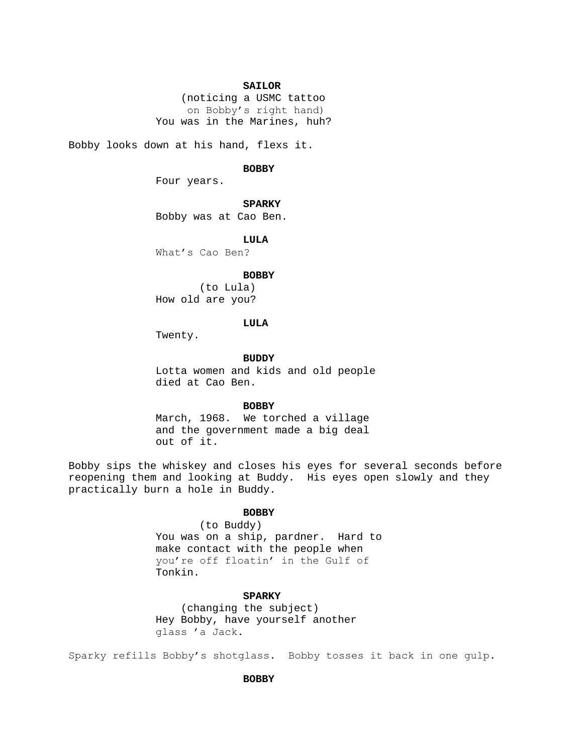**SAILOR**
(noticing a USMC tattoo on Bobby's right hand)
You was in the Marines, huh?

Bobby looks down at his hand, flexs it.

**BOBBY**
Four years.

**SPARKY**
Bobby was at Cao Ben.

**LULA**
What's Cao Ben?

**BOBBY**
(to Lula)
How old are you?

**LULA**
Twenty.

**BUDDY**
Lotta women and kids and old people died at Cao Ben.

**BOBBY**
March, 1968. We torched a village and the government made a big deal out of it.

Bobby sips the whiskey and closes his eyes for several seconds before reopening them and looking at Buddy. His eyes open slowly and they practically burn a hole in Buddy.

**BOBBY**
(to Buddy)
You was on a ship, pardner. Hard to make contact with the people when you're off floatin' in the Gulf of Tonkin.

**SPARKY**
(changing the subject)
Hey Bobby, have yourself another glass 'a Jack.

Sparky refills Bobby's shotglass. Bobby tosses it back in one gulp.

**BOBBY**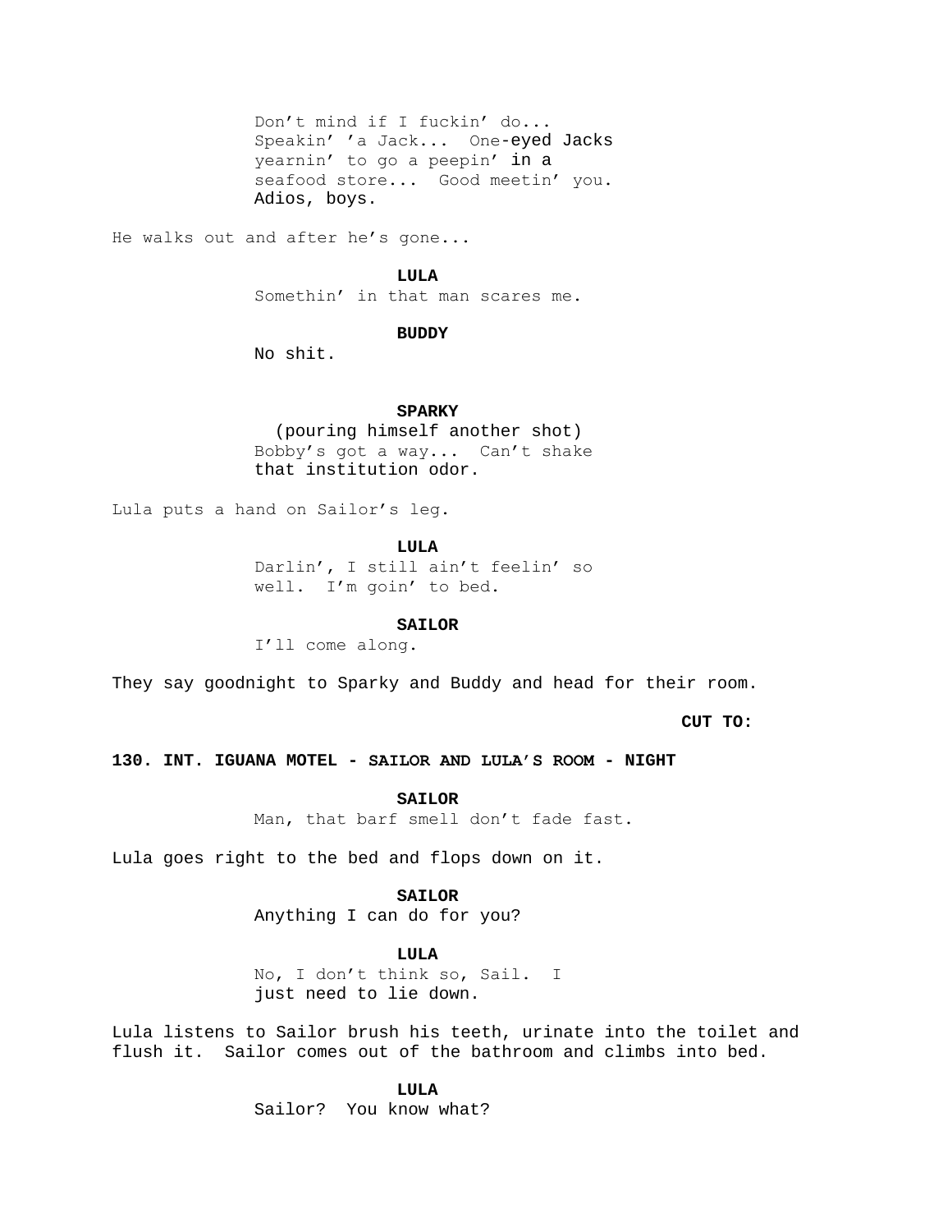Don't mind if I fuckin' do...
Speakin' 'a Jack... One-eyed Jacks
yearnin' to go a peepin' in a
seafood store... Good meetin' you.
Adios, boys.

He walks out and after he's gone...

**LULA**

Somethin' in that man scares me.

**BUDDY**

No shit.

**SPARKY**

(pouring himself another shot)
Bobby's got a way... Can't shake
that institution odor.

Lula puts a hand on Sailor's leg.

**LULA**

Darlin', I still ain't feelin' so
well. I'm goin' to bed.

**SAILOR**

I'll come along.

They say goodnight to Sparky and Buddy and head for their room.

**CUT TO:**

**130. INT. IGUANA MOTEL - SAILOR AND LULA'S ROOM - NIGHT**

**SAILOR**

Man, that barf smell don't fade fast.

Lula goes right to the bed and flops down on it.

**SAILOR**

Anything I can do for you?

**LULA**

No, I don't think so, Sail. I
just need to lie down.

Lula listens to Sailor brush his teeth, urinate into the toilet and flush it. Sailor comes out of the bathroom and climbs into bed.

**LULA**

Sailor? You know what?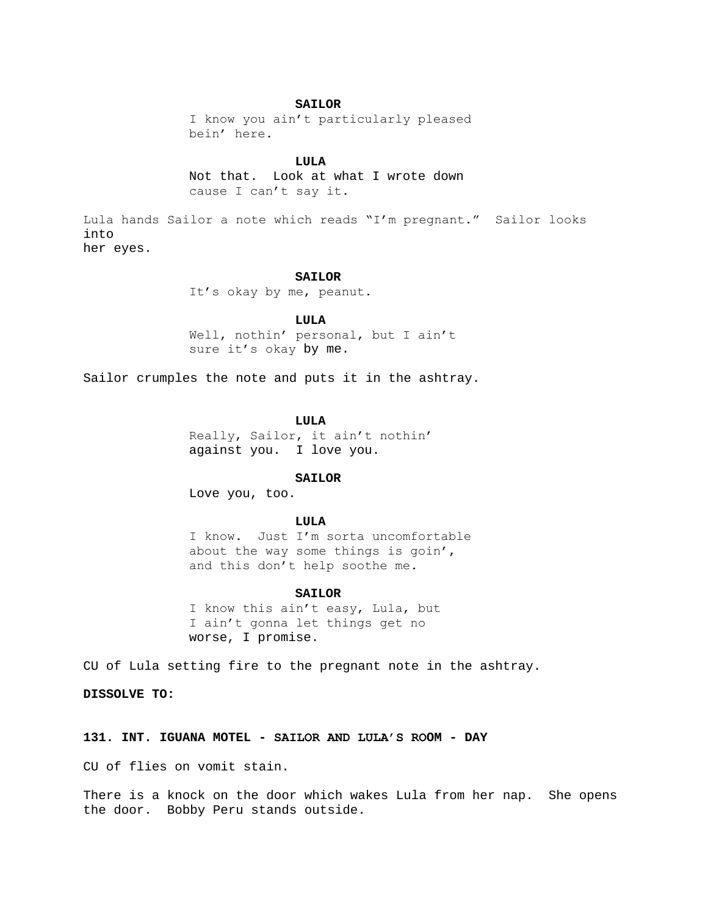**SAILOR**

I know you ain't particularly pleased bein' here.

**LULA**

Not that. Look at what I wrote down cause I can't say it.

Lula hands Sailor a note which reads "I'm pregnant." Sailor looks into her eyes.

**SAILOR**

It's okay by me, peanut.

**LULA**

Well, nothin' personal, but I ain't sure it's okay by me.

Sailor crumples the note and puts it in the ashtray.

**LULA**

Really, Sailor, it ain't nothin' against you. I love you.

**SAILOR**

Love you, too.

**LULA**

I know. Just I'm sorta uncomfortable about the way some things is goin', and this don't help soothe me.

**SAILOR**

I know this ain't easy, Lula, but I ain't gonna let things get no worse, I promise.

CU of Lula setting fire to the pregnant note in the ashtray.

**DISSOLVE TO:**

**131. INT. IGUANA MOTEL - SAILOR AND LULA'S ROOM - DAY**

CU of flies on vomit stain.

There is a knock on the door which wakes Lula from her nap. She opens the door. Bobby Peru stands outside.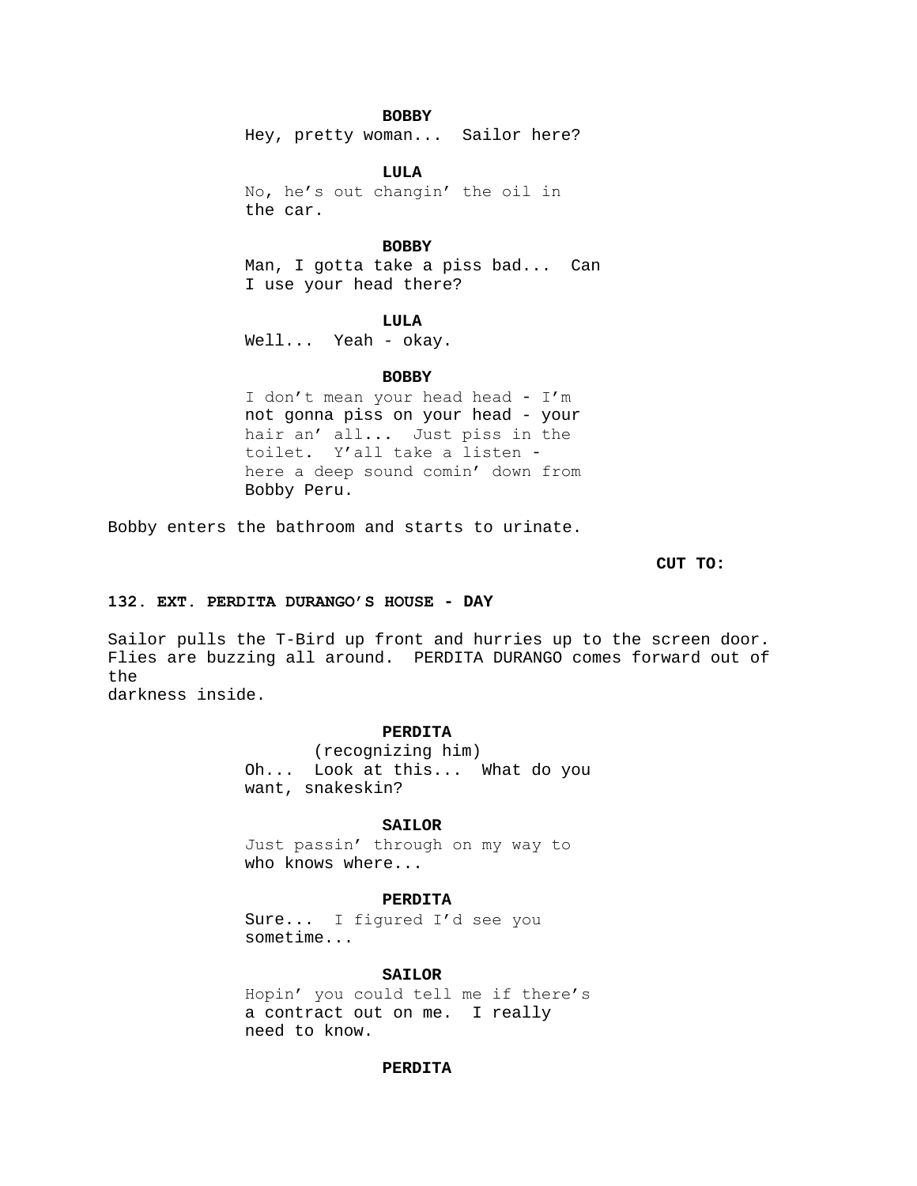**BOBBY**
Hey, pretty woman... Sailor here?

**LULA**
No, he's out changin' the oil in the car.

**BOBBY**
Man, I gotta take a piss bad... Can I use your head there?

**LULA**
Well... Yeah - okay.

**BOBBY**
I don't mean your head head - I'm not gonna piss on your head - your hair an' all... Just piss in the toilet. Y'all take a listen - here a deep sound comin' down from Bobby Peru.

Bobby enters the bathroom and starts to urinate.

**CUT TO:**

**132. EXT. PERDITA DURANGO'S HOUSE - DAY**

Sailor pulls the T-Bird up front and hurries up to the screen door. Flies are buzzing all around. PERDITA DURANGO comes forward out of the
darkness inside.

**PERDITA**
(recognizing him)
Oh... Look at this... What do you want, snakeskin?

**SAILOR**
Just passin' through on my way to who knows where...

**PERDITA**
Sure... I figured I'd see you sometime...

**SAILOR**
Hopin' you could tell me if there's a contract out on me. I really need to know.

**PERDITA**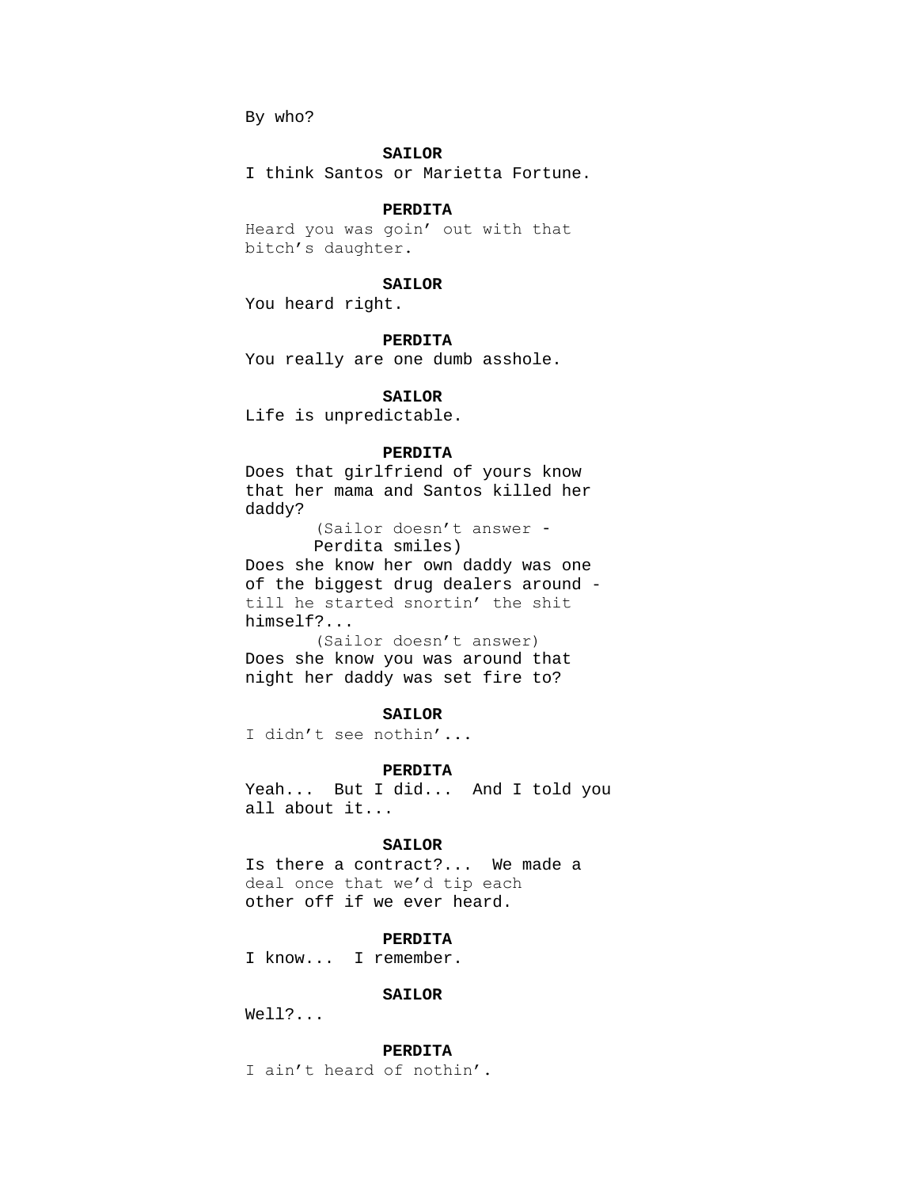By who?

**SAILOR**

I think Santos or Marietta Fortune.

**PERDITA**

Heard you was goin' out with that bitch's daughter.

**SAILOR**

You heard right.

**PERDITA**

You really are one dumb asshole.

**SAILOR**

Life is unpredictable.

**PERDITA**

Does that girlfriend of yours know that her mama and Santos killed her daddy?

(Sailor doesn't answer - Perdita smiles)

Does she know her own daddy was one of the biggest drug dealers around - till he started snortin' the shit himself?...

(Sailor doesn't answer)

Does she know you was around that night her daddy was set fire to?

**SAILOR**

I didn't see nothin'...

**PERDITA**

Yeah... But I did... And I told you all about it...

**SAILOR**

Is there a contract?... We made a deal once that we'd tip each other off if we ever heard.

**PERDITA**

I know... I remember.

**SAILOR**

Well?...

**PERDITA**

I ain't heard of nothin'.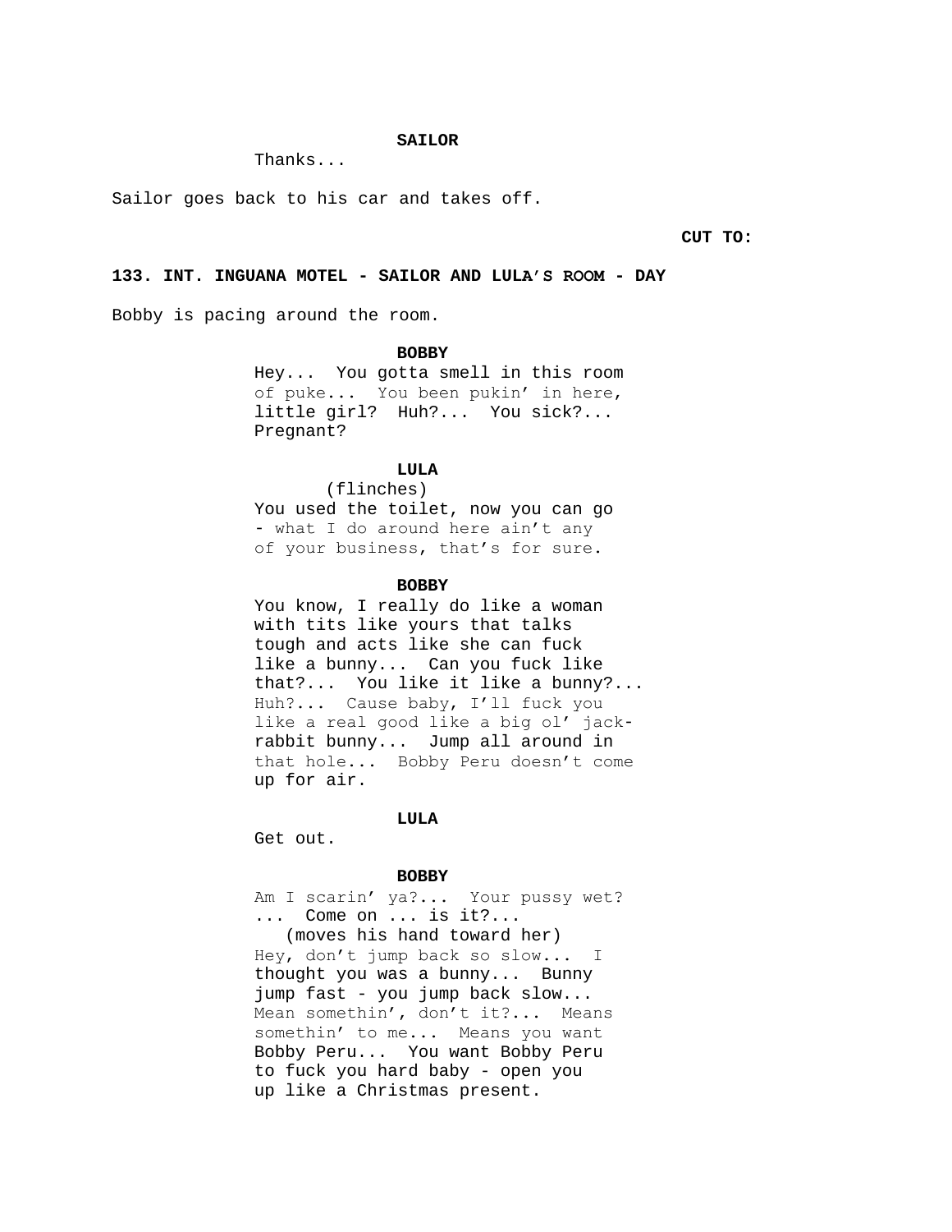**SAILOR**

Thanks...

Sailor goes back to his car and takes off.

**CUT TO:**

**133. INT. INGUANA MOTEL - SAILOR AND LULA'S ROOM - DAY**

Bobby is pacing around the room.

**BOBBY**

Hey... You gotta smell in this room of puke... You been pukin' in here, little girl? Huh?... You sick?... Pregnant?

**LULA**

(flinches)

You used the toilet, now you can go - what I do around here ain't any of your business, that's for sure.

**BOBBY**

You know, I really do like a woman with tits like yours that talks tough and acts like she can fuck like a bunny... Can you fuck like that?... You like it like a bunny?... Huh?... Cause baby, I'll fuck you like a real good like a big ol' jack-rabbit bunny... Jump all around in that hole... Bobby Peru doesn't come up for air.

**LULA**

Get out.

**BOBBY**

Am I scarin' ya?... Your pussy wet? ... Come on ... is it?...

(moves his hand toward her)

Hey, don't jump back so slow... I thought you was a bunny... Bunny jump fast - you jump back slow... Mean somethin', don't it?... Means somethin' to me... Means you want Bobby Peru... You want Bobby Peru to fuck you hard baby - open you up like a Christmas present.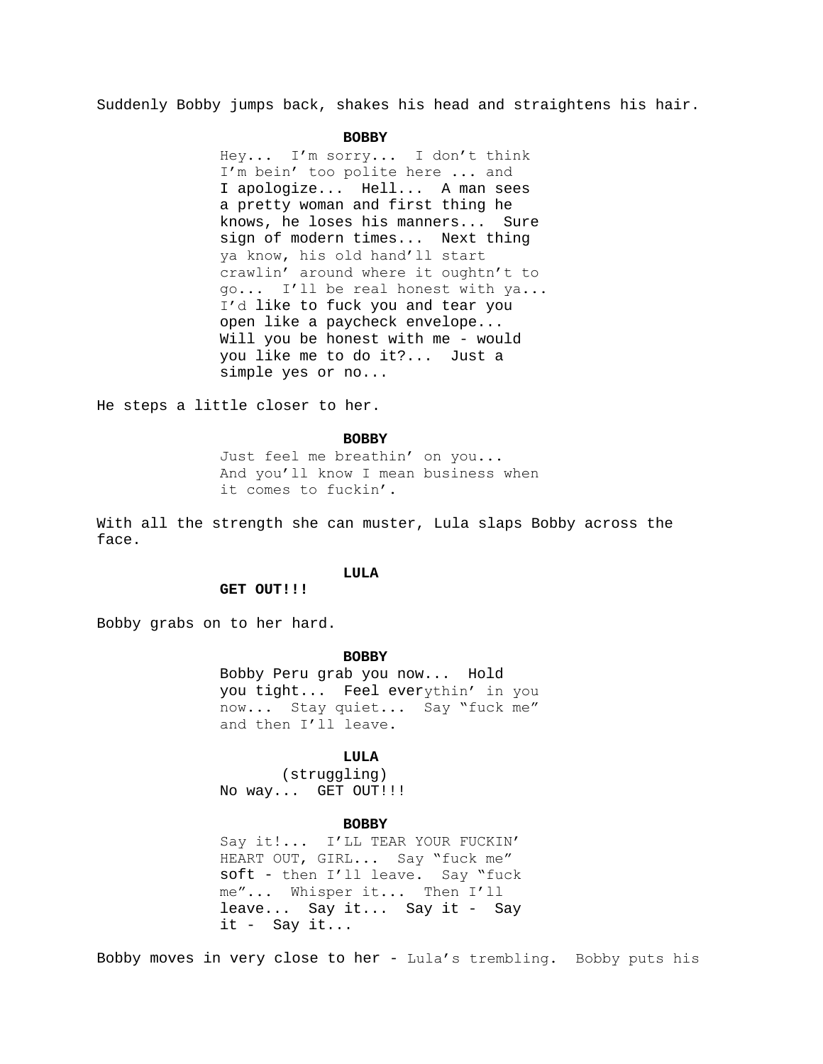Suddenly Bobby jumps back, shakes his head and straightens his hair.

**BOBBY**

Hey... I'm sorry... I don't think I'm bein' too polite here ... and I apologize... Hell... A man sees a pretty woman and first thing he knows, he loses his manners... Sure sign of modern times... Next thing ya know, his old hand'll start crawlin' around where it oughtn't to go... I'll be real honest with ya... I'd like to fuck you and tear you open like a paycheck envelope... Will you be honest with me - would you like me to do it?... Just a simple yes or no...

He steps a little closer to her.

**BOBBY**

Just feel me breathin' on you... And you'll know I mean business when it comes to fuckin'.

With all the strength she can muster, Lula slaps Bobby across the face.

**LULA**

**GET OUT!!!**

Bobby grabs on to her hard.

**BOBBY**

Bobby Peru grab you now... Hold you tight... Feel everythin' in you now... Stay quiet... Say "fuck me" and then I'll leave.

**LULA**

(struggling)

No way... GET OUT!!!

**BOBBY**

Say it!... I'LL TEAR YOUR FUCKIN' HEART OUT, GIRL... Say "fuck me" soft - then I'll leave. Say "fuck me"... Whisper it... Then I'll leave... Say it... Say it - Say it - Say it...

Bobby moves in very close to her - Lula's trembling. Bobby puts his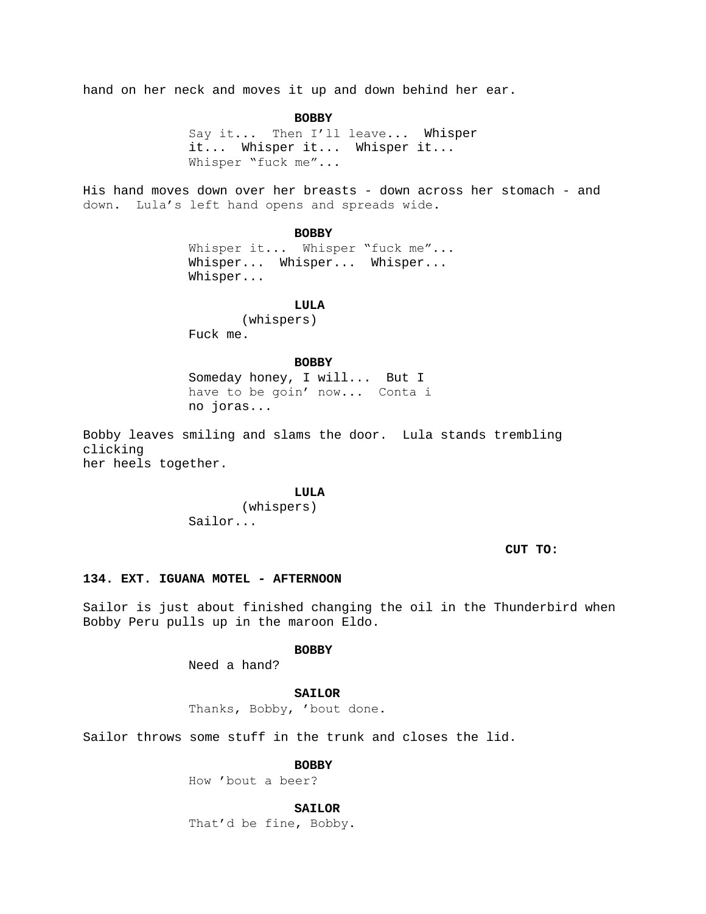hand on her neck and moves it up and down behind her ear.

**BOBBY**

Say it... Then I'll leave... Whisper it... Whisper it... Whisper it... Whisper "fuck me"...

His hand moves down over her breasts - down across her stomach - and down. Lula's left hand opens and spreads wide.

**BOBBY**

Whisper it... Whisper "fuck me"... Whisper... Whisper... Whisper... Whisper...

**LULA**

(whispers)
Fuck me.

**BOBBY**

Someday honey, I will... But I have to be goin' now... Conta i no joras...

Bobby leaves smiling and slams the door. Lula stands trembling clicking
her heels together.

**LULA**

(whispers)
Sailor...

**CUT TO:**

**134. EXT. IGUANA MOTEL - AFTERNOON**

Sailor is just about finished changing the oil in the Thunderbird when Bobby Peru pulls up in the maroon Eldo.

**BOBBY**

Need a hand?

**SAILOR**

Thanks, Bobby, 'bout done.

Sailor throws some stuff in the trunk and closes the lid.

**BOBBY**

How 'bout a beer?

**SAILOR**

That'd be fine, Bobby.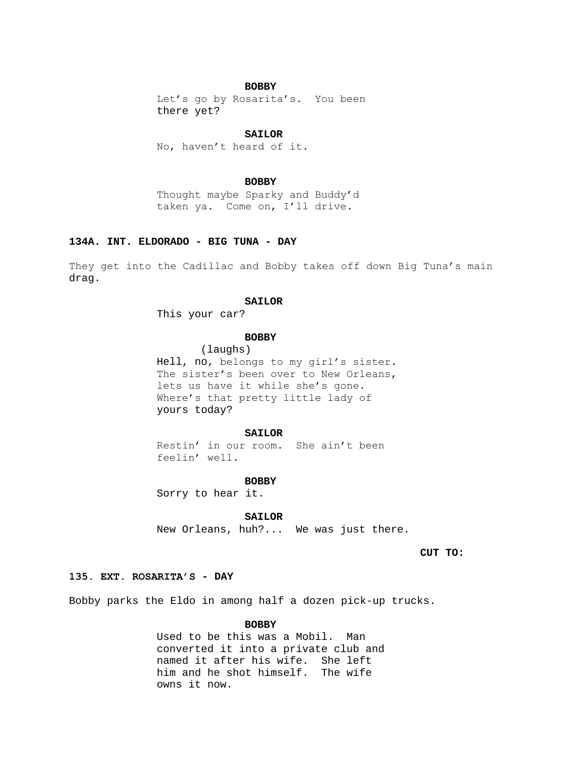**BOBBY**
Let's go by Rosarita's. You been there yet?

**SAILOR**
No, haven't heard of it.

**BOBBY**
Thought maybe Sparky and Buddy'd taken ya. Come on, I'll drive.

**134A. INT. ELDORADO - BIG TUNA - DAY**

They get into the Cadillac and Bobby takes off down Big Tuna's main drag.

**SAILOR**
This your car?

**BOBBY**
(laughs)
Hell, no, belongs to my girl's sister. The sister's been over to New Orleans, lets us have it while she's gone. Where's that pretty little lady of yours today?

**SAILOR**
Restin' in our room. She ain't been feelin' well.

**BOBBY**
Sorry to hear it.

**SAILOR**
New Orleans, huh?... We was just there.

**CUT TO:**

**135. EXT. ROSARITA'S - DAY**

Bobby parks the Eldo in among half a dozen pick-up trucks.

**BOBBY**
Used to be this was a Mobil. Man converted it into a private club and named it after his wife. She left him and he shot himself. The wife owns it now.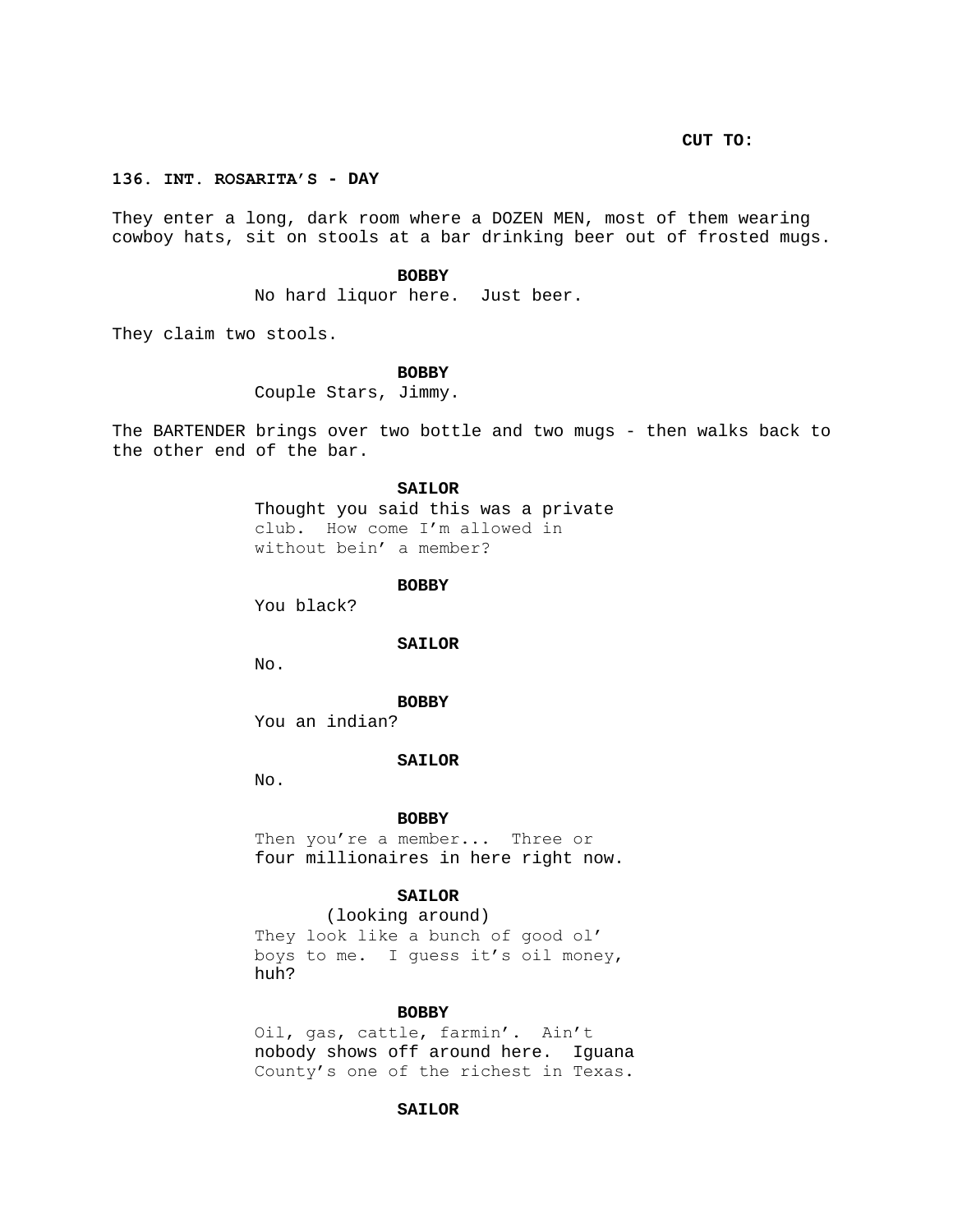CUT TO:

**136. INT. ROSARITA'S - DAY**

They enter a long, dark room where a DOZEN MEN, most of them wearing cowboy hats, sit on stools at a bar drinking beer out of frosted mugs.

**BOBBY**
No hard liquor here.  Just beer.

They claim two stools.

**BOBBY**
Couple Stars, Jimmy.

The BARTENDER brings over two bottle and two mugs - then walks back to the other end of the bar.

**SAILOR**
Thought you said this was a private club.  How come I'm allowed in without bein' a member?

**BOBBY**
You black?

**SAILOR**
No.

**BOBBY**
You an indian?

**SAILOR**
No.

**BOBBY**
Then you're a member...  Three or four millionaires in here right now.

**SAILOR**
(looking around)
They look like a bunch of good ol' boys to me.  I guess it's oil money, huh?

**BOBBY**
Oil, gas, cattle, farmin'.  Ain't nobody shows off around here.  Iguana County's one of the richest in Texas.

**SAILOR**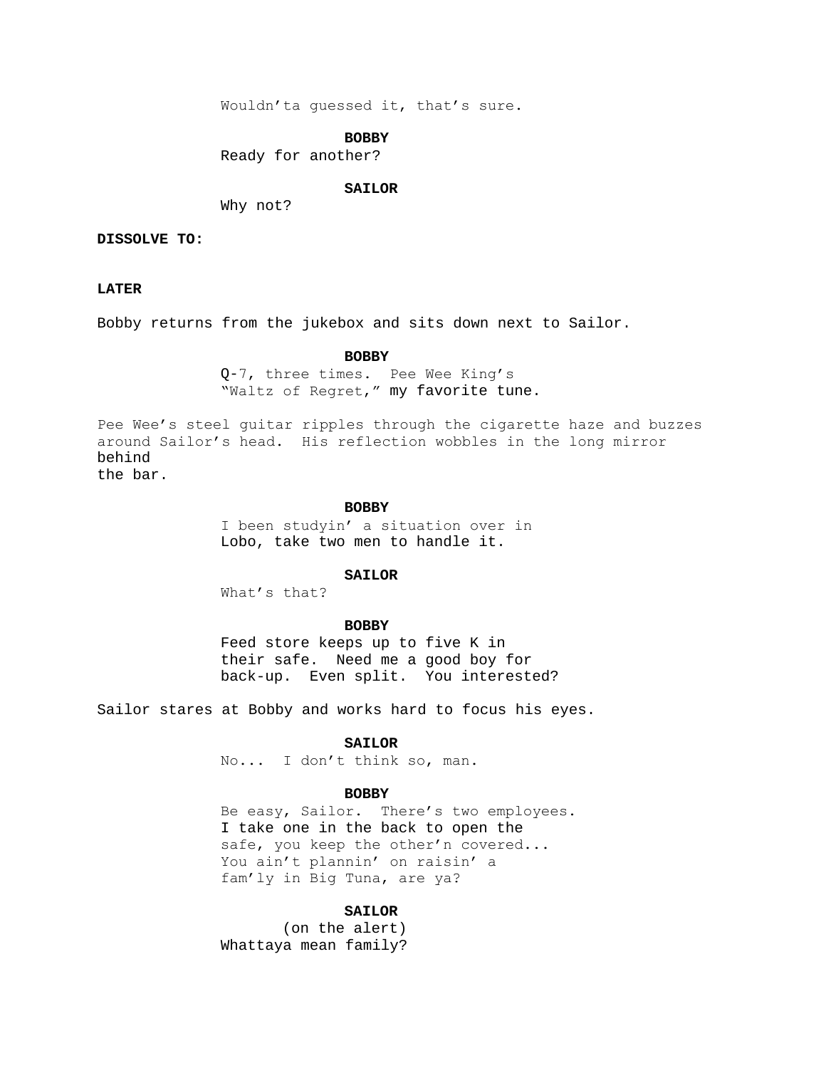Wouldn'ta guessed it, that's sure.

**BOBBY**

Ready for another?

**SAILOR**

Why not?

**DISSOLVE TO:**

**LATER**

Bobby returns from the jukebox and sits down next to Sailor.

**BOBBY**

Q-7, three times. Pee Wee King's "Waltz of Regret," my favorite tune.

Pee Wee's steel guitar ripples through the cigarette haze and buzzes around Sailor's head. His reflection wobbles in the long mirror behind the bar.

**BOBBY**

I been studyin' a situation over in Lobo, take two men to handle it.

**SAILOR**

What's that?

**BOBBY**

Feed store keeps up to five K in their safe. Need me a good boy for back-up. Even split. You interested?

Sailor stares at Bobby and works hard to focus his eyes.

**SAILOR**

No... I don't think so, man.

**BOBBY**

Be easy, Sailor. There's two employees. I take one in the back to open the safe, you keep the other'n covered... You ain't plannin' on raisin' a fam'ly in Big Tuna, are ya?

**SAILOR**

(on the alert)

Whattaya mean family?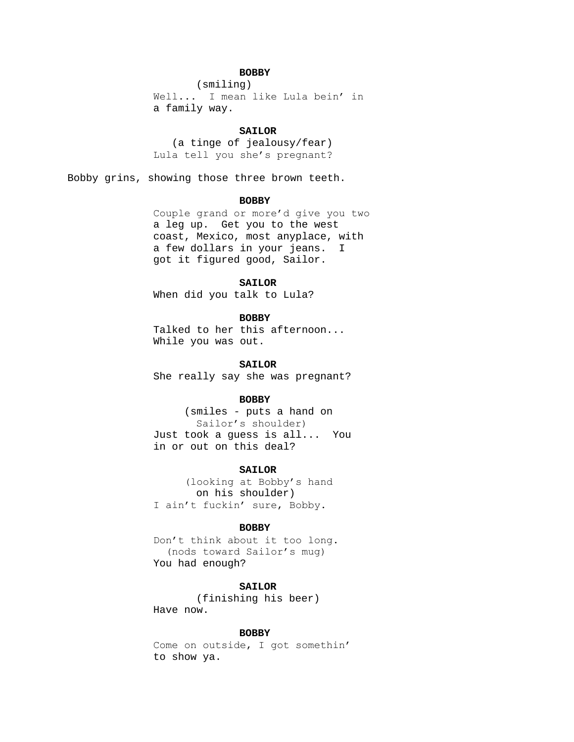**BOBBY**
(smiling)
Well... I mean like Lula bein' in a family way.

**SAILOR**
(a tinge of jealousy/fear)
Lula tell you she's pregnant?

Bobby grins, showing those three brown teeth.

**BOBBY**
Couple grand or more'd give you two a leg up. Get you to the west coast, Mexico, most anyplace, with a few dollars in your jeans. I got it figured good, Sailor.

**SAILOR**
When did you talk to Lula?

**BOBBY**
Talked to her this afternoon... While you was out.

**SAILOR**
She really say she was pregnant?

**BOBBY**
(smiles - puts a hand on Sailor's shoulder)
Just took a guess is all... You in or out on this deal?

**SAILOR**
(looking at Bobby's hand on his shoulder)
I ain't fuckin' sure, Bobby.

**BOBBY**
Don't think about it too long.
(nods toward Sailor's mug)
You had enough?

**SAILOR**
(finishing his beer)
Have now.

**BOBBY**
Come on outside, I got somethin' to show ya.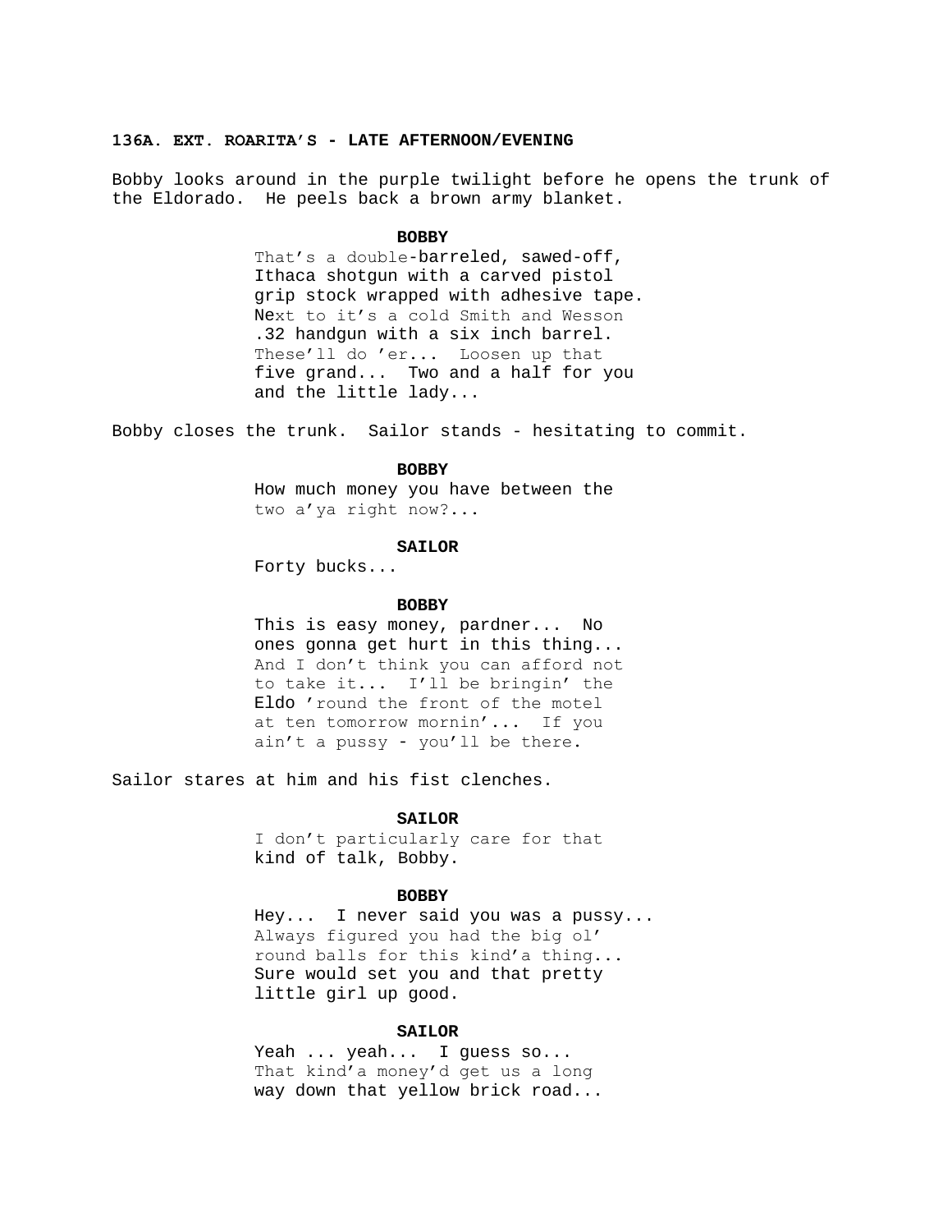**136A. EXT. ROARITA'S - LATE AFTERNOON/EVENING**

Bobby looks around in the purple twilight before he opens the trunk of the Eldorado. He peels back a brown army blanket.

**BOBBY**

That's a double-barreled, sawed-off, Ithaca shotgun with a carved pistol grip stock wrapped with adhesive tape. Next to it's a cold Smith and Wesson .32 handgun with a six inch barrel. These'll do 'er... Loosen up that five grand... Two and a half for you and the little lady...

Bobby closes the trunk. Sailor stands - hesitating to commit.

**BOBBY**

How much money you have between the two a'ya right now?...

**SAILOR**

Forty bucks...

**BOBBY**

This is easy money, pardner... No ones gonna get hurt in this thing... And I don't think you can afford not to take it... I'll be bringin' the Eldo 'round the front of the motel at ten tomorrow mornin'... If you ain't a pussy - you'll be there.

Sailor stares at him and his fist clenches.

**SAILOR**

I don't particularly care for that kind of talk, Bobby.

**BOBBY**

Hey... I never said you was a pussy... Always figured you had the big ol' round balls for this kind'a thing... Sure would set you and that pretty little girl up good.

**SAILOR**

Yeah ... yeah... I guess so... That kind'a money'd get us a long way down that yellow brick road...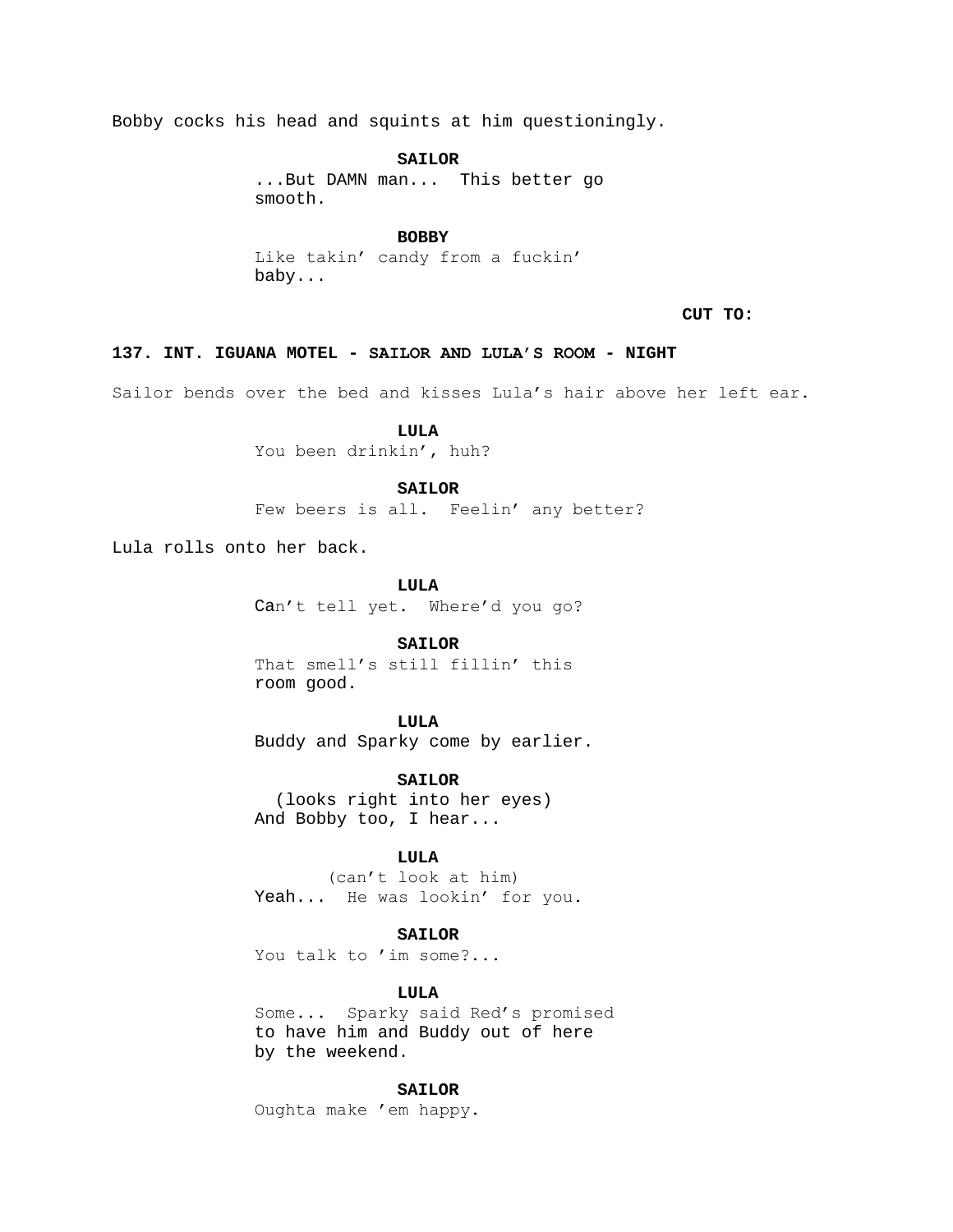Bobby cocks his head and squints at him questioningly.

**SAILOR**
...But DAMN man... This better go smooth.

**BOBBY**
Like takin' candy from a fuckin' baby...

**CUT TO:**

**137. INT. IGUANA MOTEL - SAILOR AND LULA'S ROOM - NIGHT**

Sailor bends over the bed and kisses Lula's hair above her left ear.

**LULA**
You been drinkin', huh?

**SAILOR**
Few beers is all. Feelin' any better?

Lula rolls onto her back.

**LULA**
Can't tell yet. Where'd you go?

**SAILOR**
That smell's still fillin' this room good.

**LULA**
Buddy and Sparky come by earlier.

**SAILOR**
(looks right into her eyes)
And Bobby too, I hear...

**LULA**
(can't look at him)
Yeah... He was lookin' for you.

**SAILOR**
You talk to 'im some?...

**LULA**
Some... Sparky said Red's promised to have him and Buddy out of here by the weekend.

**SAILOR**
Oughta make 'em happy.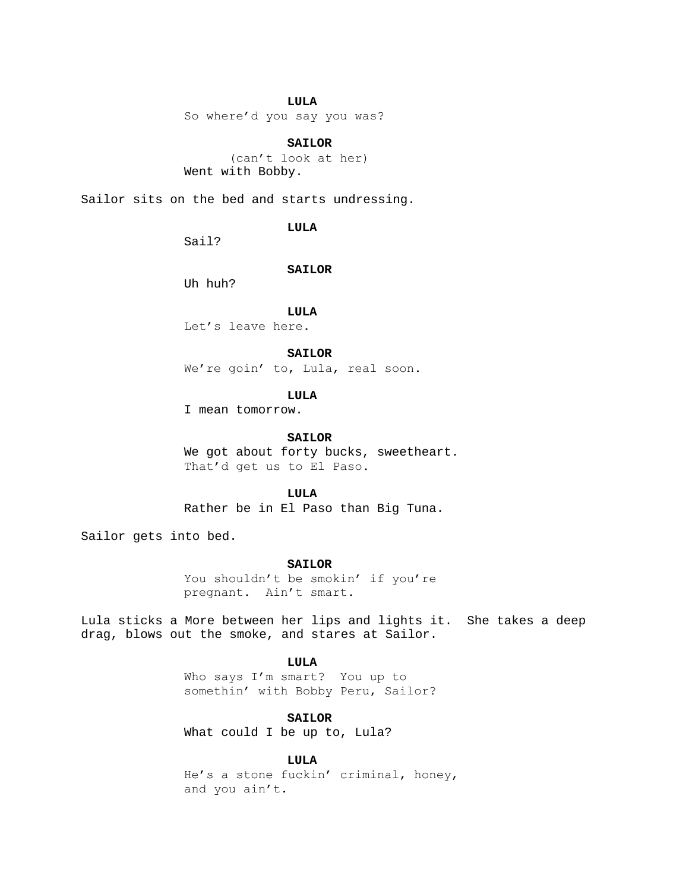**LULA**
So where'd you say you was?

**SAILOR**
(can't look at her)
Went with Bobby.

Sailor sits on the bed and starts undressing.

**LULA**
Sail?

**SAILOR**
Uh huh?

**LULA**
Let's leave here.

**SAILOR**
We're goin' to, Lula, real soon.

**LULA**
I mean tomorrow.

**SAILOR**
We got about forty bucks, sweetheart.
That'd get us to El Paso.

**LULA**
Rather be in El Paso than Big Tuna.

Sailor gets into bed.

**SAILOR**
You shouldn't be smokin' if you're
pregnant. Ain't smart.

Lula sticks a More between her lips and lights it. She takes a deep drag, blows out the smoke, and stares at Sailor.

**LULA**
Who says I'm smart? You up to
somethin' with Bobby Peru, Sailor?

**SAILOR**
What could I be up to, Lula?

**LULA**
He's a stone fuckin' criminal, honey,
and you ain't.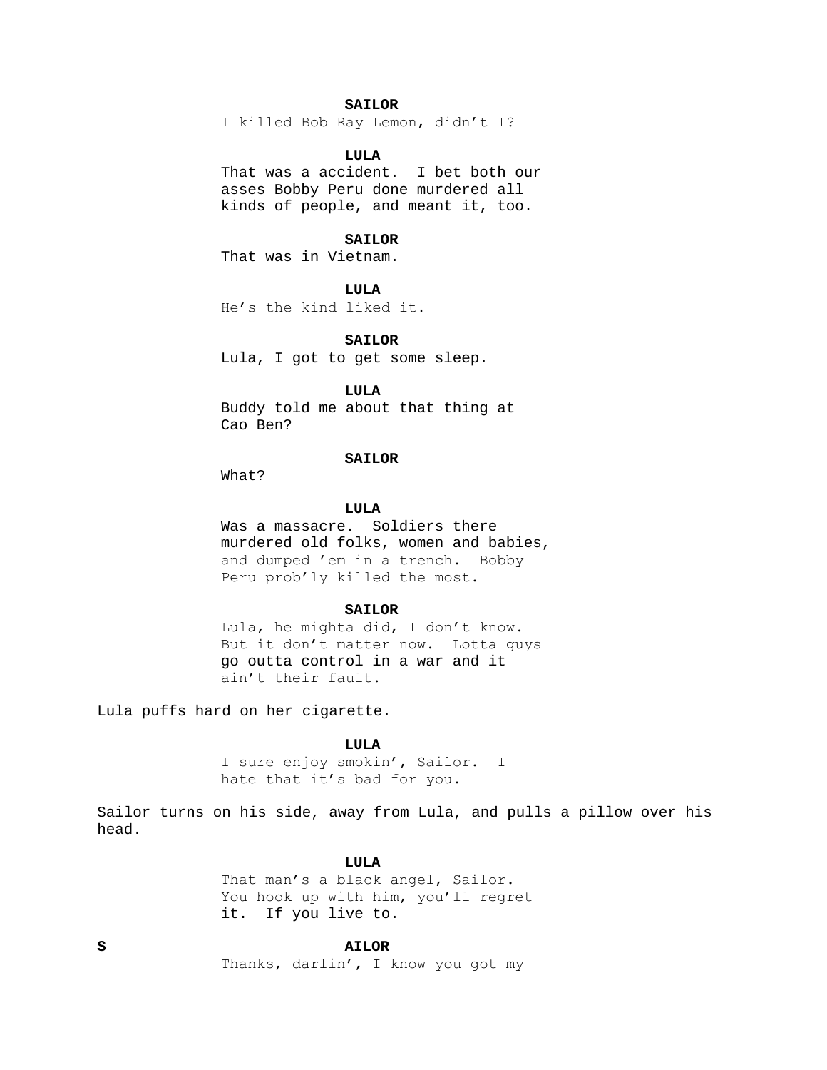**SAILOR**
I killed Bob Ray Lemon, didn't I?

**LULA**
That was a accident.  I bet both our asses Bobby Peru done murdered all kinds of people, and meant it, too.

**SAILOR**
That was in Vietnam.

**LULA**
He's the kind liked it.

**SAILOR**
Lula, I got to get some sleep.

**LULA**
Buddy told me about that thing at Cao Ben?

**SAILOR**
What?

**LULA**
Was a massacre.  Soldiers there murdered old folks, women and babies, and dumped 'em in a trench.  Bobby Peru prob'ly killed the most.

**SAILOR**
Lula, he mighta did, I don't know. But it don't matter now.  Lotta guys go outta control in a war and it ain't their fault.

Lula puffs hard on her cigarette.

**LULA**
I sure enjoy smokin', Sailor.  I hate that it's bad for you.

Sailor turns on his side, away from Lula, and pulls a pillow over his head.

**LULA**
That man's a black angel, Sailor. You hook up with him, you'll regret it.  If you live to.

**S AILOR**
Thanks, darlin', I know you got my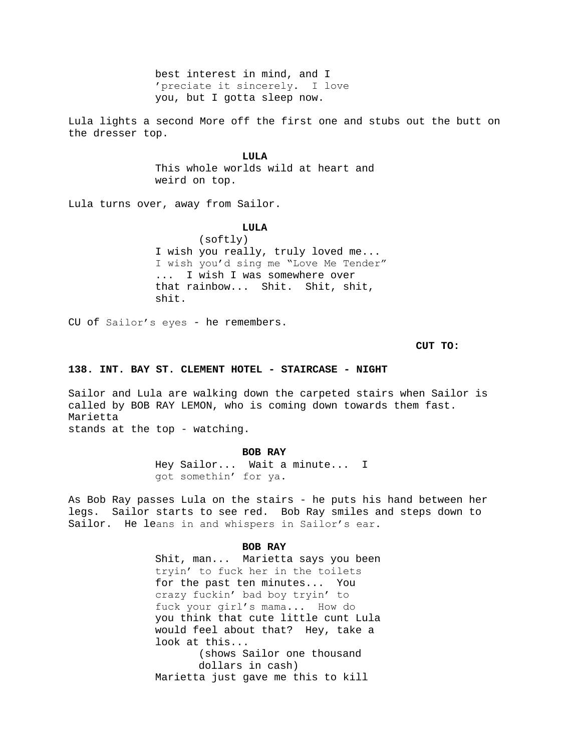best interest in mind, and I
'preciate it sincerely. I love
you, but I gotta sleep now.

Lula lights a second More off the first one and stubs out the butt on the dresser top.

**LULA**

This whole worlds wild at heart and
weird on top.

Lula turns over, away from Sailor.

**LULA**

(softly)

I wish you really, truly loved me...
I wish you'd sing me "Love Me Tender"
... I wish I was somewhere over
that rainbow... Shit. Shit, shit,
shit.

CU of Sailor's eyes - he remembers.

**CUT TO:**

**138. INT. BAY ST. CLEMENT HOTEL - STAIRCASE - NIGHT**

Sailor and Lula are walking down the carpeted stairs when Sailor is called by BOB RAY LEMON, who is coming down towards them fast.
Marietta
stands at the top - watching.

**BOB RAY**

Hey Sailor... Wait a minute... I
got somethin' for ya.

As Bob Ray passes Lula on the stairs - he puts his hand between her legs. Sailor starts to see red. Bob Ray smiles and steps down to Sailor. He leans in and whispers in Sailor's ear.

**BOB RAY**

Shit, man... Marietta says you been
tryin' to fuck her in the toilets
for the past ten minutes... You
crazy fuckin' bad boy tryin' to
fuck your girl's mama... How do
you think that cute little cunt Lula
would feel about that? Hey, take a
look at this...

(shows Sailor one thousand
dollars in cash)

Marietta just gave me this to kill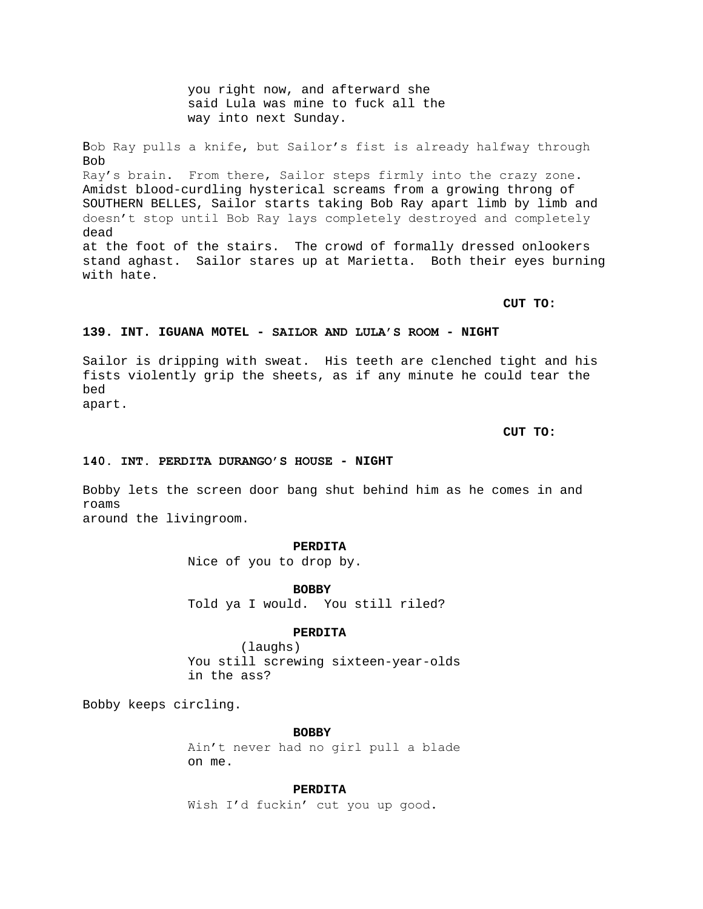you right now, and afterward she
said Lula was mine to fuck all the
way into next Sunday.

Bob Ray pulls a knife, but Sailor's fist is already halfway through Bob Ray's brain. From there, Sailor steps firmly into the crazy zone. Amidst blood-curdling hysterical screams from a growing throng of SOUTHERN BELLES, Sailor starts taking Bob Ray apart limb by limb and doesn't stop until Bob Ray lays completely destroyed and completely dead at the foot of the stairs. The crowd of formally dressed onlookers stand aghast. Sailor stares up at Marietta. Both their eyes burning with hate.

**CUT TO:**

**139. INT. IGUANA MOTEL - SAILOR AND LULA'S ROOM - NIGHT**

Sailor is dripping with sweat. His teeth are clenched tight and his fists violently grip the sheets, as if any minute he could tear the bed apart.

**CUT TO:**

**140. INT. PERDITA DURANGO'S HOUSE - NIGHT**

Bobby lets the screen door bang shut behind him as he comes in and roams around the livingroom.

**PERDITA**
Nice of you to drop by.

**BOBBY**
Told ya I would. You still riled?

**PERDITA**
(laughs)
You still screwing sixteen-year-olds in the ass?

Bobby keeps circling.

**BOBBY**
Ain't never had no girl pull a blade on me.

**PERDITA**
Wish I'd fuckin' cut you up good.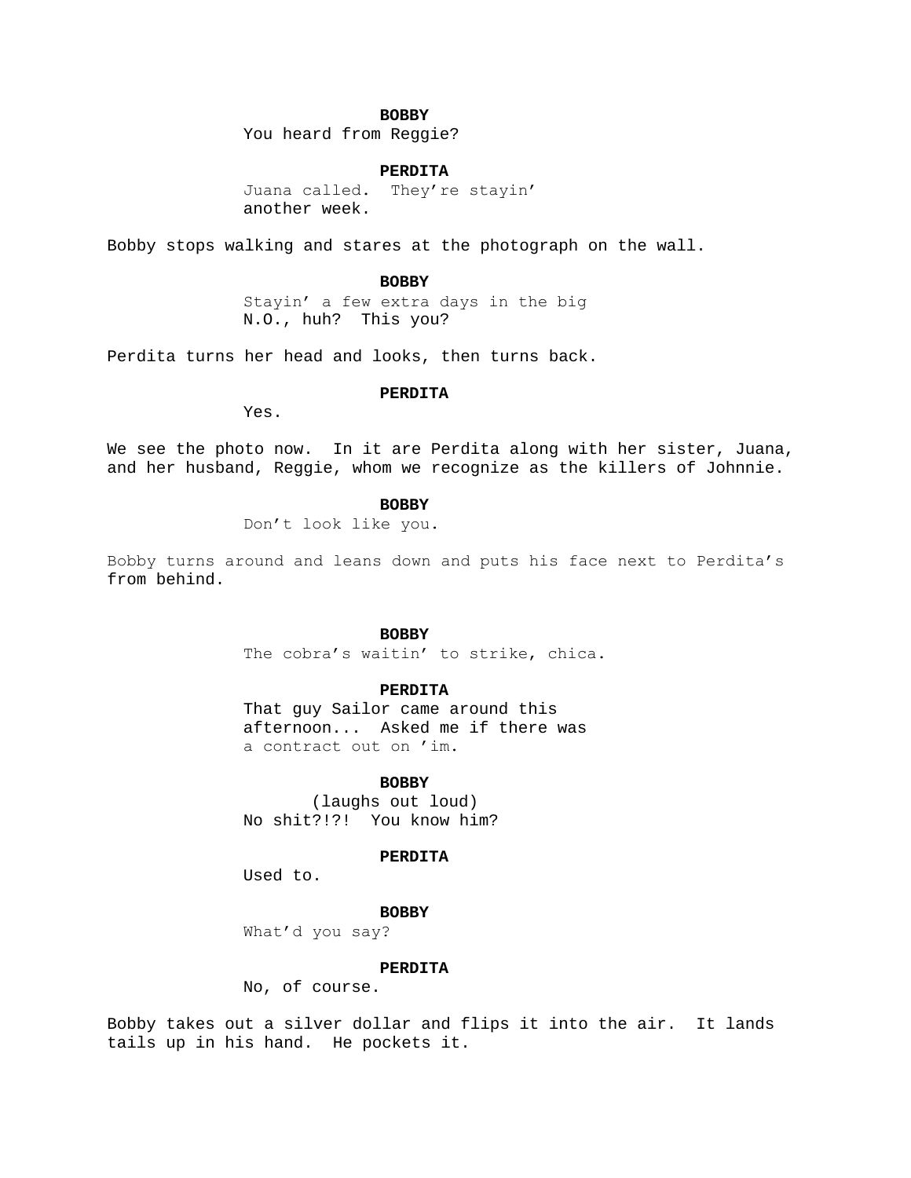**BOBBY**
You heard from Reggie?

**PERDITA**
Juana called. They're stayin' another week.

Bobby stops walking and stares at the photograph on the wall.

**BOBBY**
Stayin' a few extra days in the big N.O., huh? This you?

Perdita turns her head and looks, then turns back.

**PERDITA**
Yes.

We see the photo now. In it are Perdita along with her sister, Juana, and her husband, Reggie, whom we recognize as the killers of Johnnie.

**BOBBY**
Don't look like you.

Bobby turns around and leans down and puts his face next to Perdita's from behind.

**BOBBY**
The cobra's waitin' to strike, chica.

**PERDITA**
That guy Sailor came around this afternoon... Asked me if there was a contract out on 'im.

**BOBBY**
(laughs out loud)
No shit?!?! You know him?

**PERDITA**
Used to.

**BOBBY**
What'd you say?

**PERDITA**
No, of course.

Bobby takes out a silver dollar and flips it into the air. It lands tails up in his hand. He pockets it.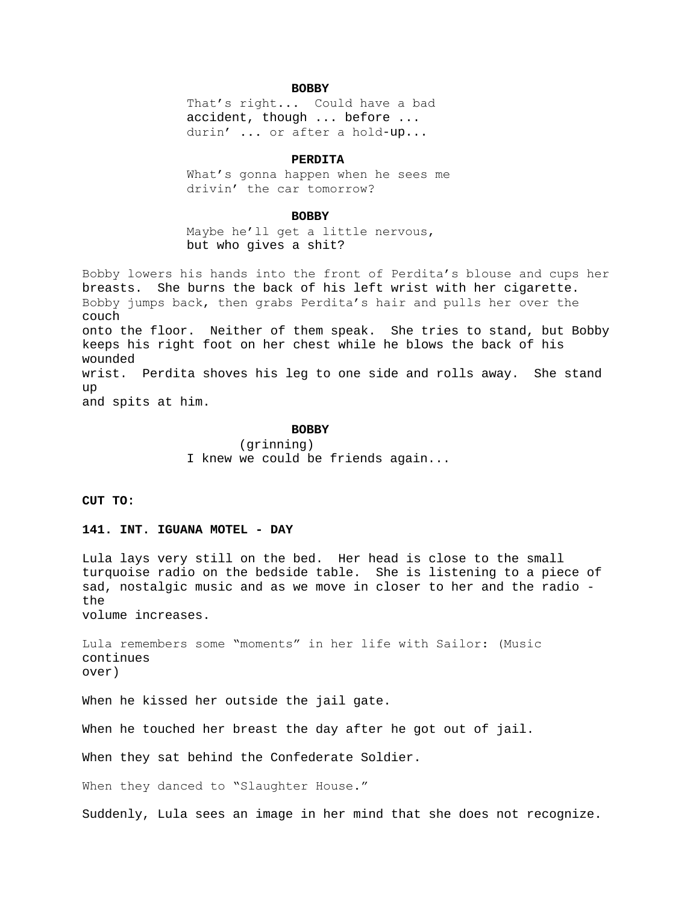**BOBBY**

That's right... Could have a bad accident, though ... before ... durin' ... or after a hold-up...

**PERDITA**

What's gonna happen when he sees me drivin' the car tomorrow?

**BOBBY**

Maybe he'll get a little nervous, but who gives a shit?

Bobby lowers his hands into the front of Perdita's blouse and cups her breasts. She burns the back of his left wrist with her cigarette. Bobby jumps back, then grabs Perdita's hair and pulls her over the couch onto the floor. Neither of them speak. She tries to stand, but Bobby keeps his right foot on her chest while he blows the back of his wounded wrist. Perdita shoves his leg to one side and rolls away. She stand up and spits at him.

**BOBBY**

(grinning)

I knew we could be friends again...

**CUT TO:**

**141. INT. IGUANA MOTEL - DAY**

Lula lays very still on the bed. Her head is close to the small turquoise radio on the bedside table. She is listening to a piece of sad, nostalgic music and as we move in closer to her and the radio - the volume increases.

Lula remembers some "moments" in her life with Sailor: (Music continues over)

When he kissed her outside the jail gate.

When he touched her breast the day after he got out of jail.

When they sat behind the Confederate Soldier.

When they danced to "Slaughter House."

Suddenly, Lula sees an image in her mind that she does not recognize.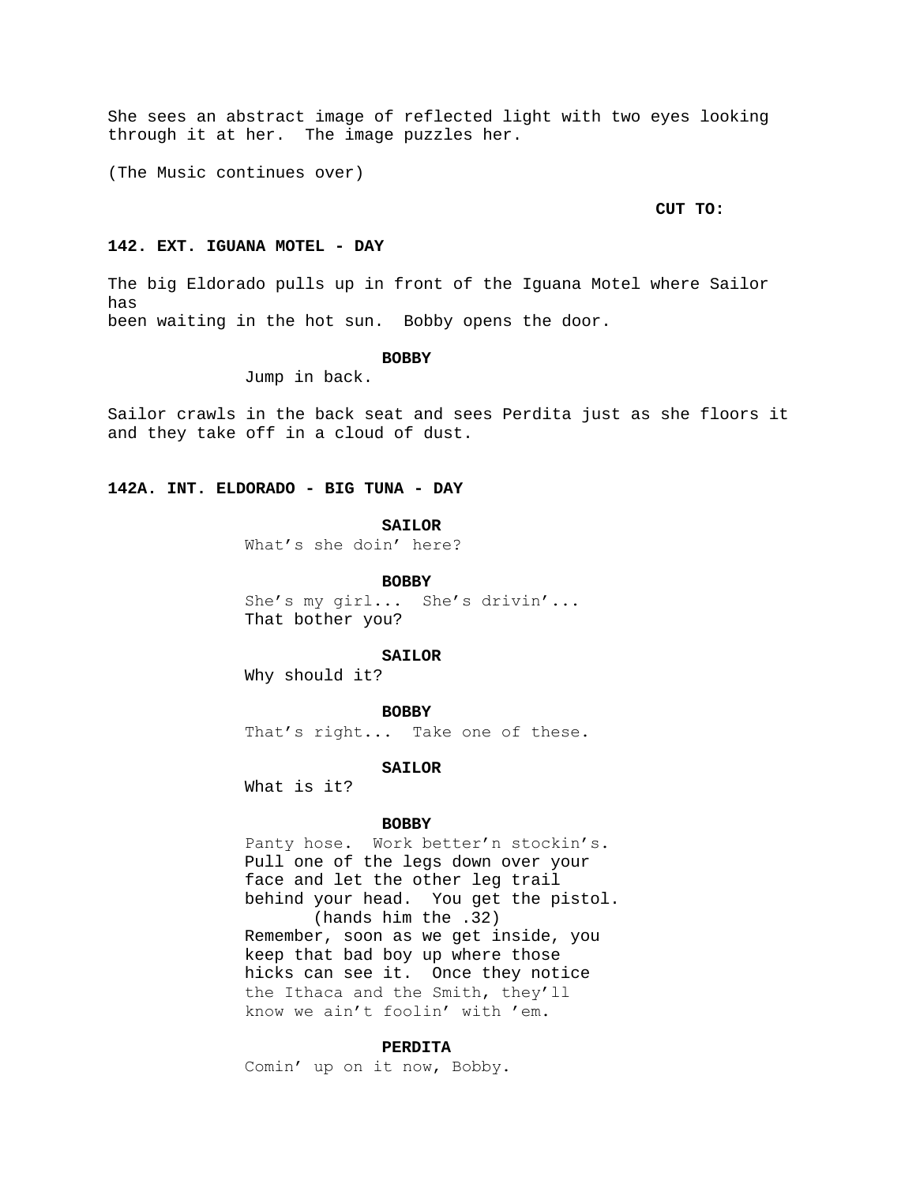She sees an abstract image of reflected light with two eyes looking through it at her. The image puzzles her.

(The Music continues over)

**CUT TO:**

**142. EXT. IGUANA MOTEL - DAY**

The big Eldorado pulls up in front of the Iguana Motel where Sailor has
been waiting in the hot sun. Bobby opens the door.

**BOBBY**

Jump in back.

Sailor crawls in the back seat and sees Perdita just as she floors it and they take off in a cloud of dust.

**142A. INT. ELDORADO - BIG TUNA - DAY**

**SAILOR**

What's she doin' here?

**BOBBY**

She's my girl... She's drivin'...
That bother you?

**SAILOR**

Why should it?

**BOBBY**

That's right... Take one of these.

**SAILOR**

What is it?

**BOBBY**

Panty hose. Work better'n stockin's.
Pull one of the legs down over your face and let the other leg trail behind your head. You get the pistol.
(hands him the .32)
Remember, soon as we get inside, you keep that bad boy up where those hicks can see it. Once they notice the Ithaca and the Smith, they'll know we ain't foolin' with 'em.

**PERDITA**

Comin' up on it now, Bobby.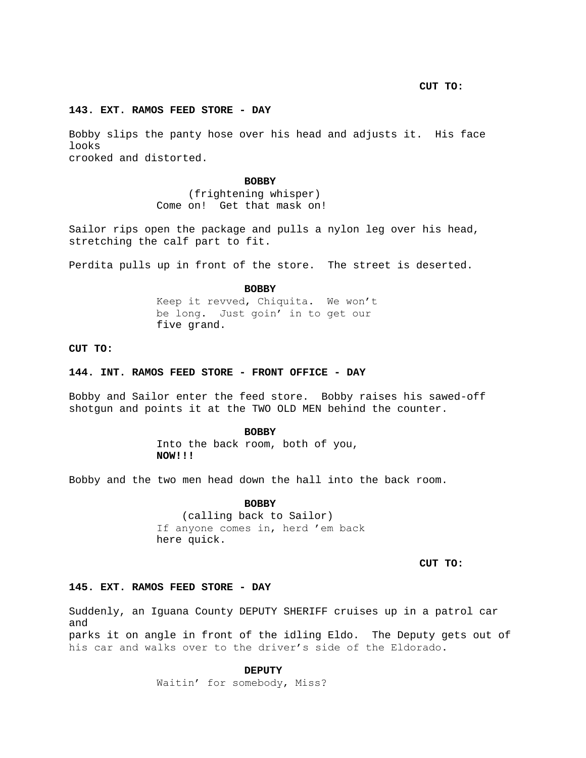**CUT TO:**

**143. EXT. RAMOS FEED STORE - DAY**

Bobby slips the panty hose over his head and adjusts it. His face looks crooked and distorted.

**BOBBY**
(frightening whisper)
Come on! Get that mask on!

Sailor rips open the package and pulls a nylon leg over his head, stretching the calf part to fit.

Perdita pulls up in front of the store. The street is deserted.

**BOBBY**
Keep it revved, Chiquita. We won't be long. Just goin' in to get our five grand.

**CUT TO:**

**144. INT. RAMOS FEED STORE - FRONT OFFICE - DAY**

Bobby and Sailor enter the feed store. Bobby raises his sawed-off shotgun and points it at the TWO OLD MEN behind the counter.

**BOBBY**
Into the back room, both of you, **NOW!!!**

Bobby and the two men head down the hall into the back room.

**BOBBY**
(calling back to Sailor)
If anyone comes in, herd 'em back here quick.

**CUT TO:**

**145. EXT. RAMOS FEED STORE - DAY**

Suddenly, an Iguana County DEPUTY SHERIFF cruises up in a patrol car and parks it on angle in front of the idling Eldo. The Deputy gets out of his car and walks over to the driver's side of the Eldorado.

**DEPUTY**
Waitin' for somebody, Miss?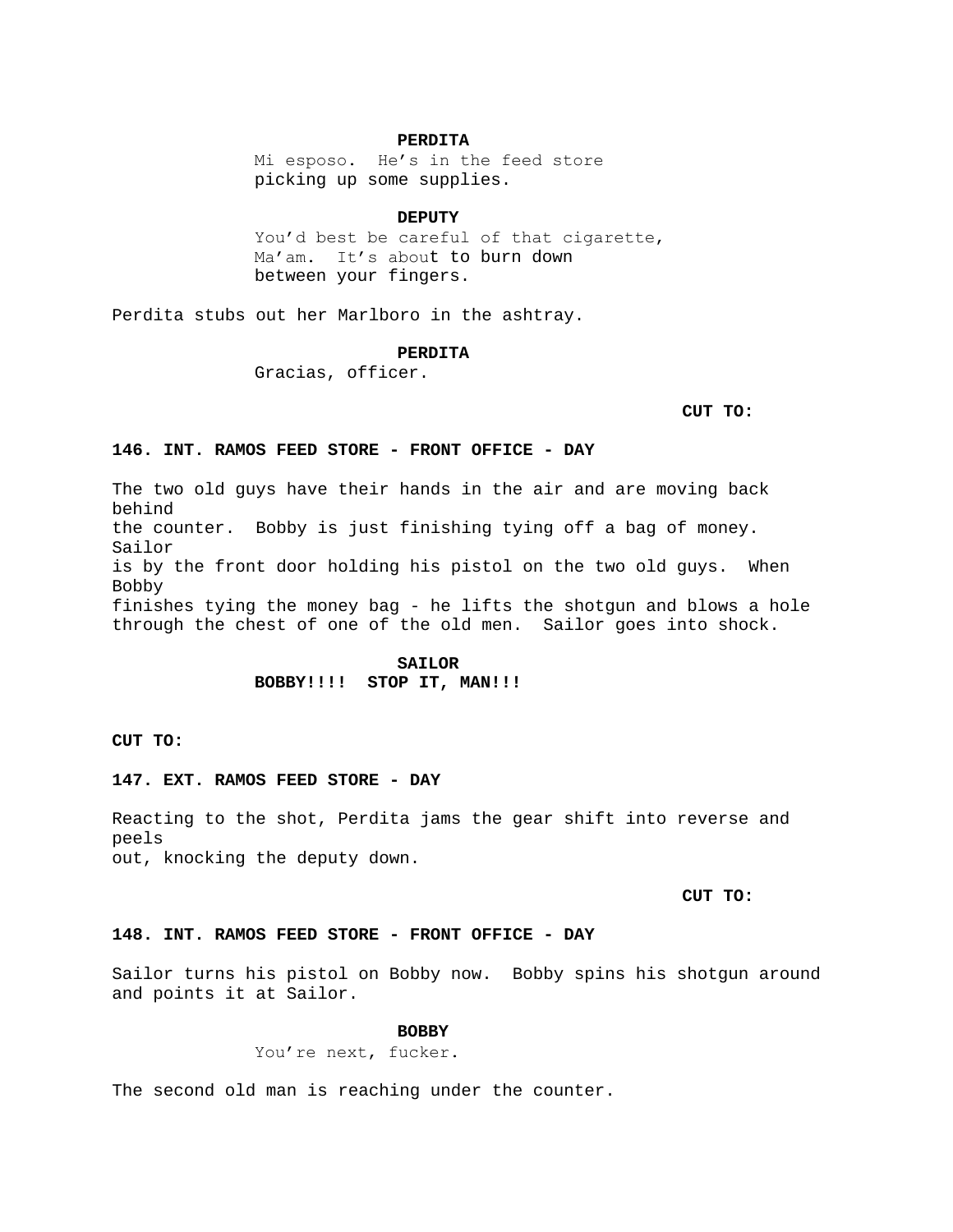**PERDITA**

Mi esposo. He's in the feed store picking up some supplies.

**DEPUTY**

You'd best be careful of that cigarette, Ma'am. It's about to burn down between your fingers.

Perdita stubs out her Marlboro in the ashtray.

**PERDITA**

Gracias, officer.

**CUT TO:**

**146. INT. RAMOS FEED STORE - FRONT OFFICE - DAY**

The two old guys have their hands in the air and are moving back behind the counter. Bobby is just finishing tying off a bag of money. Sailor is by the front door holding his pistol on the two old guys. When Bobby finishes tying the money bag - he lifts the shotgun and blows a hole through the chest of one of the old men. Sailor goes into shock.

**SAILOR**

**BOBBY!!!! STOP IT, MAN!!!**

**CUT TO:**

**147. EXT. RAMOS FEED STORE - DAY**

Reacting to the shot, Perdita jams the gear shift into reverse and peels out, knocking the deputy down.

**CUT TO:**

**148. INT. RAMOS FEED STORE - FRONT OFFICE - DAY**

Sailor turns his pistol on Bobby now. Bobby spins his shotgun around and points it at Sailor.

**BOBBY**

You're next, fucker.

The second old man is reaching under the counter.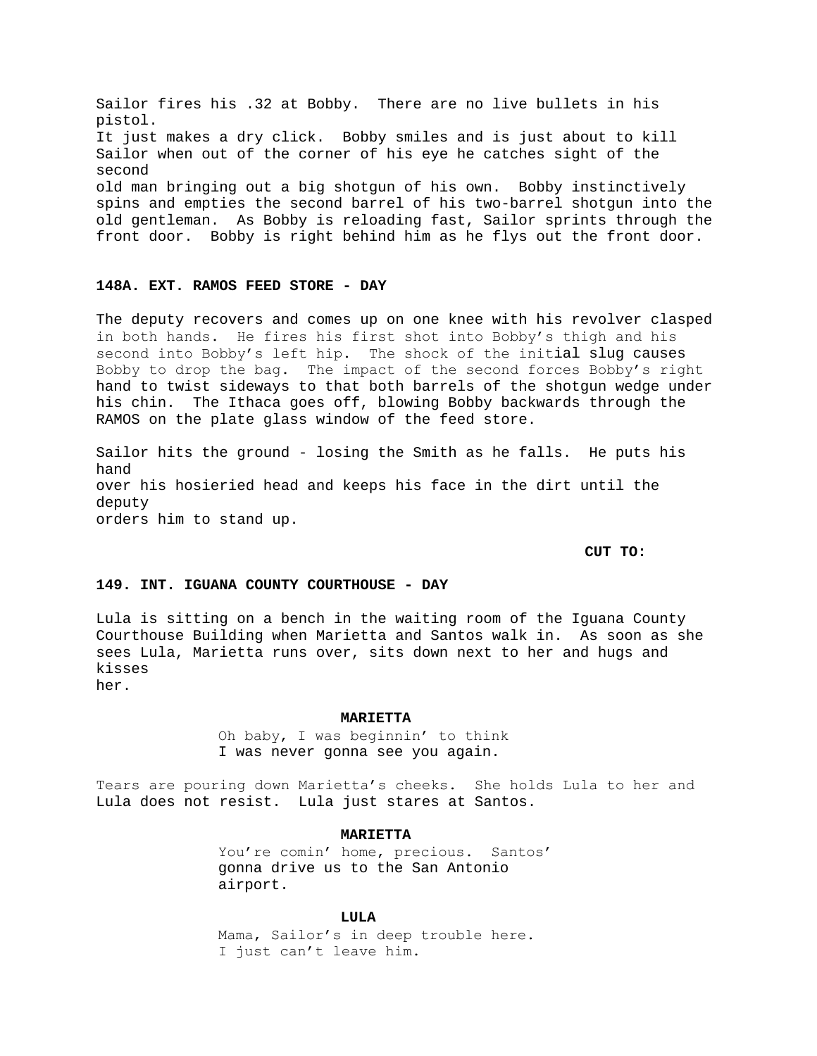Sailor fires his .32 at Bobby. There are no live bullets in his pistol. It just makes a dry click. Bobby smiles and is just about to kill Sailor when out of the corner of his eye he catches sight of the second old man bringing out a big shotgun of his own. Bobby instinctively spins and empties the second barrel of his two-barrel shotgun into the old gentleman. As Bobby is reloading fast, Sailor sprints through the front door. Bobby is right behind him as he flys out the front door.

**148A. EXT. RAMOS FEED STORE - DAY**

The deputy recovers and comes up on one knee with his revolver clasped in both hands. He fires his first shot into Bobby's thigh and his second into Bobby's left hip. The shock of the initial slug causes Bobby to drop the bag. The impact of the second forces Bobby's right hand to twist sideways to that both barrels of the shotgun wedge under his chin. The Ithaca goes off, blowing Bobby backwards through the RAMOS on the plate glass window of the feed store.

Sailor hits the ground - losing the Smith as he falls. He puts his hand over his hosieried head and keeps his face in the dirt until the deputy orders him to stand up.

**CUT TO:**

**149. INT. IGUANA COUNTY COURTHOUSE - DAY**

Lula is sitting on a bench in the waiting room of the Iguana County Courthouse Building when Marietta and Santos walk in. As soon as she sees Lula, Marietta runs over, sits down next to her and hugs and kisses her.

**MARIETTA**

Oh baby, I was beginnin' to think I was never gonna see you again.

Tears are pouring down Marietta's cheeks. She holds Lula to her and Lula does not resist. Lula just stares at Santos.

**MARIETTA**

You're comin' home, precious. Santos' gonna drive us to the San Antonio airport.

**LULA**

Mama, Sailor's in deep trouble here. I just can't leave him.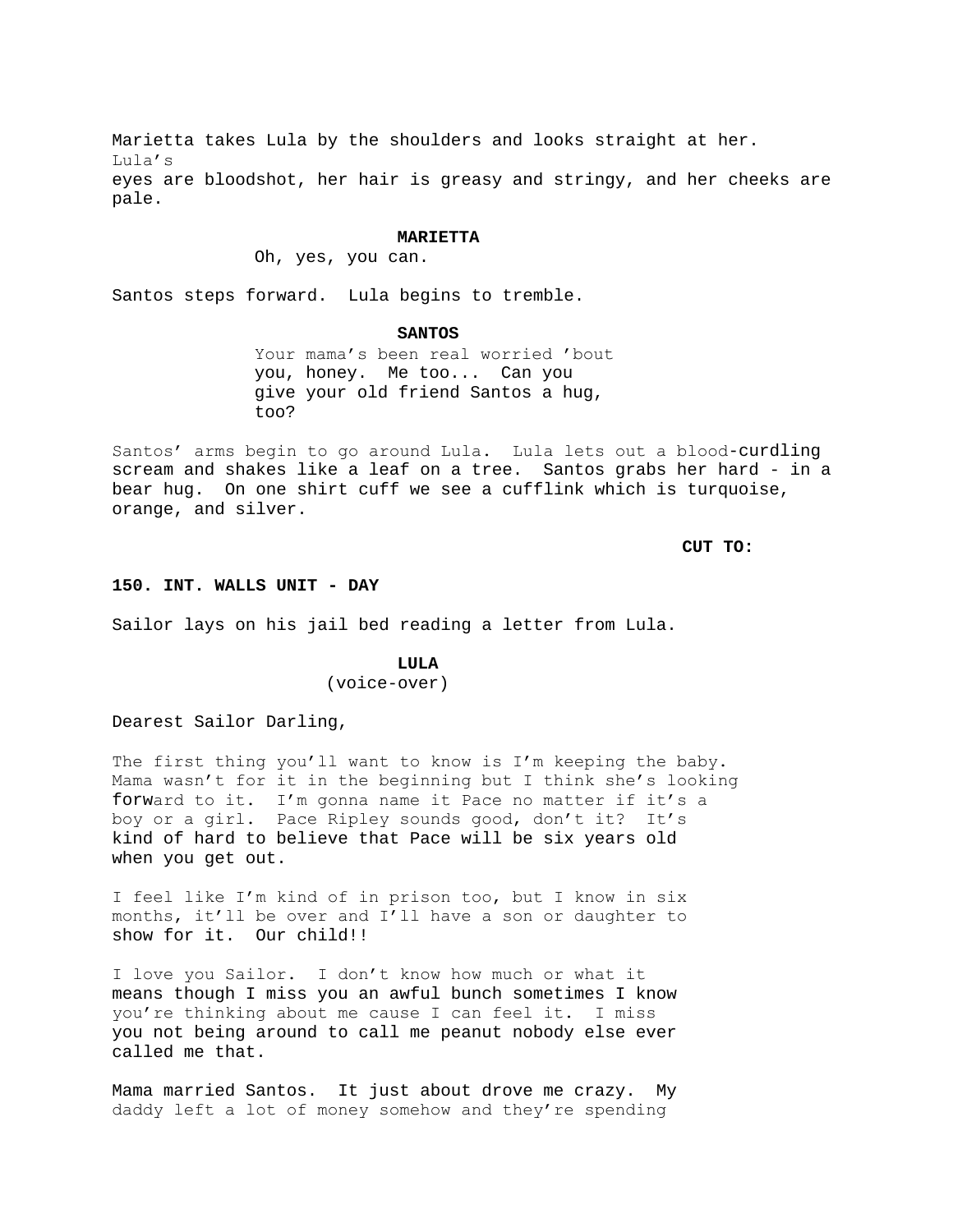Marietta takes Lula by the shoulders and looks straight at her. Lula's eyes are bloodshot, her hair is greasy and stringy, and her cheeks are pale.

**MARIETTA**

Oh, yes, you can.

Santos steps forward. Lula begins to tremble.

**SANTOS**

Your mama's been real worried 'bout you, honey. Me too... Can you give your old friend Santos a hug, too?

Santos' arms begin to go around Lula. Lula lets out a blood-curdling scream and shakes like a leaf on a tree. Santos grabs her hard - in a bear hug. On one shirt cuff we see a cufflink which is turquoise, orange, and silver.

**CUT TO:**

**150. INT. WALLS UNIT - DAY**

Sailor lays on his jail bed reading a letter from Lula.

**LULA**
(voice-over)

Dearest Sailor Darling,

The first thing you'll want to know is I'm keeping the baby. Mama wasn't for it in the beginning but I think she's looking forward to it. I'm gonna name it Pace no matter if it's a boy or a girl. Pace Ripley sounds good, don't it? It's kind of hard to believe that Pace will be six years old when you get out.

I feel like I'm kind of in prison too, but I know in six months, it'll be over and I'll have a son or daughter to show for it. Our child!!

I love you Sailor. I don't know how much or what it means though I miss you an awful bunch sometimes I know you're thinking about me cause I can feel it. I miss you not being around to call me peanut nobody else ever called me that.

Mama married Santos. It just about drove me crazy. My daddy left a lot of money somehow and they're spending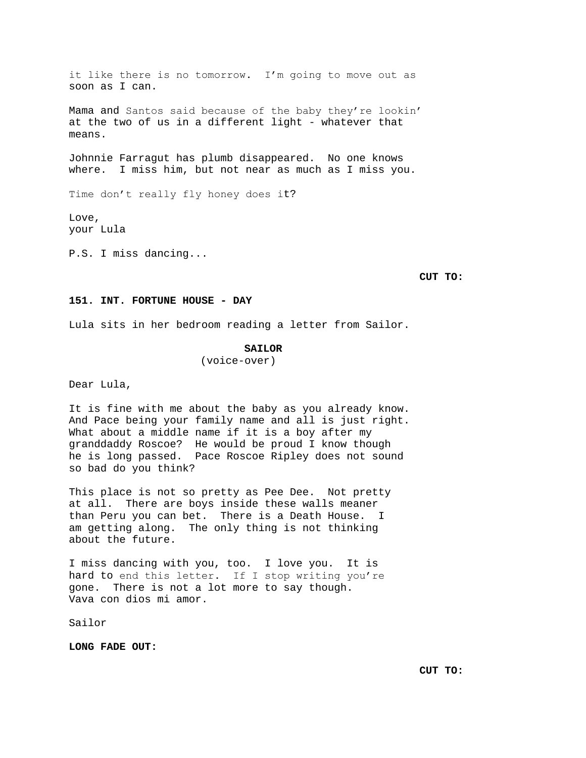it like there is no tomorrow. I'm going to move out as soon as I can.

Mama and Santos said because of the baby they're lookin' at the two of us in a different light - whatever that means.

Johnnie Farragut has plumb disappeared. No one knows where. I miss him, but not near as much as I miss you.

Time don't really fly honey does it?

Love,
your Lula

P.S. I miss dancing...

**CUT TO:**

**151. INT. FORTUNE HOUSE - DAY**

Lula sits in her bedroom reading a letter from Sailor.

**SAILOR**
(voice-over)

Dear Lula,

It is fine with me about the baby as you already know. And Pace being your family name and all is just right. What about a middle name if it is a boy after my granddaddy Roscoe? He would be proud I know though he is long passed. Pace Roscoe Ripley does not sound so bad do you think?

This place is not so pretty as Pee Dee. Not pretty at all. There are boys inside these walls meaner than Peru you can bet. There is a Death House. I am getting along. The only thing is not thinking about the future.

I miss dancing with you, too. I love you. It is hard to end this letter. If I stop writing you're gone. There is not a lot more to say though. Vava con dios mi amor.

Sailor

**LONG FADE OUT:**

**CUT TO:**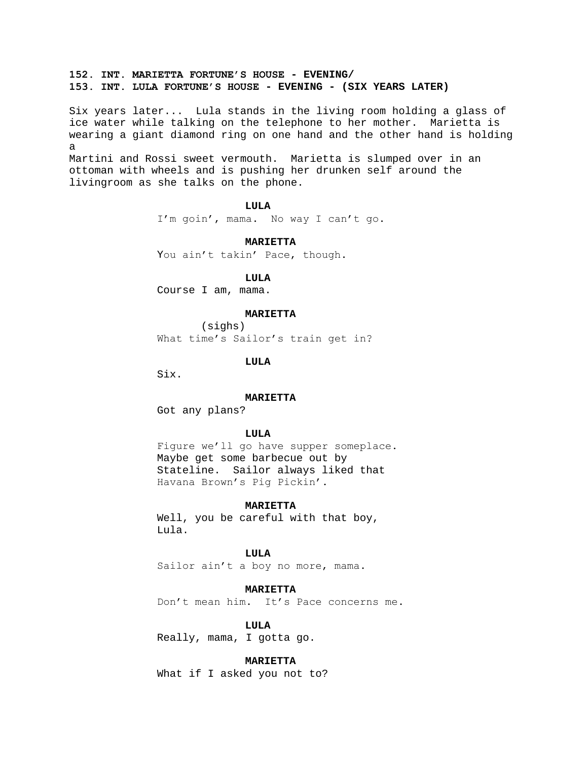**152. INT. MARIETTA FORTUNE'S HOUSE - EVENING/**
**153. INT. LULA FORTUNE'S HOUSE - EVENING - (SIX YEARS LATER)**

Six years later... Lula stands in the living room holding a glass of ice water while talking on the telephone to her mother. Marietta is wearing a giant diamond ring on one hand and the other hand is holding a
Martini and Rossi sweet vermouth. Marietta is slumped over in an ottoman with wheels and is pushing her drunken self around the livingroom as she talks on the phone.

**LULA**
I'm goin', mama. No way I can't go.

**MARIETTA**
You ain't takin' Pace, though.

**LULA**
Course I am, mama.

**MARIETTA**
(sighs)
What time's Sailor's train get in?

**LULA**
Six.

**MARIETTA**
Got any plans?

**LULA**
Figure we'll go have supper someplace. Maybe get some barbecue out by Stateline. Sailor always liked that Havana Brown's Pig Pickin'.

**MARIETTA**
Well, you be careful with that boy, Lula.

**LULA**
Sailor ain't a boy no more, mama.

**MARIETTA**
Don't mean him. It's Pace concerns me.

**LULA**
Really, mama, I gotta go.

**MARIETTA**
What if I asked you not to?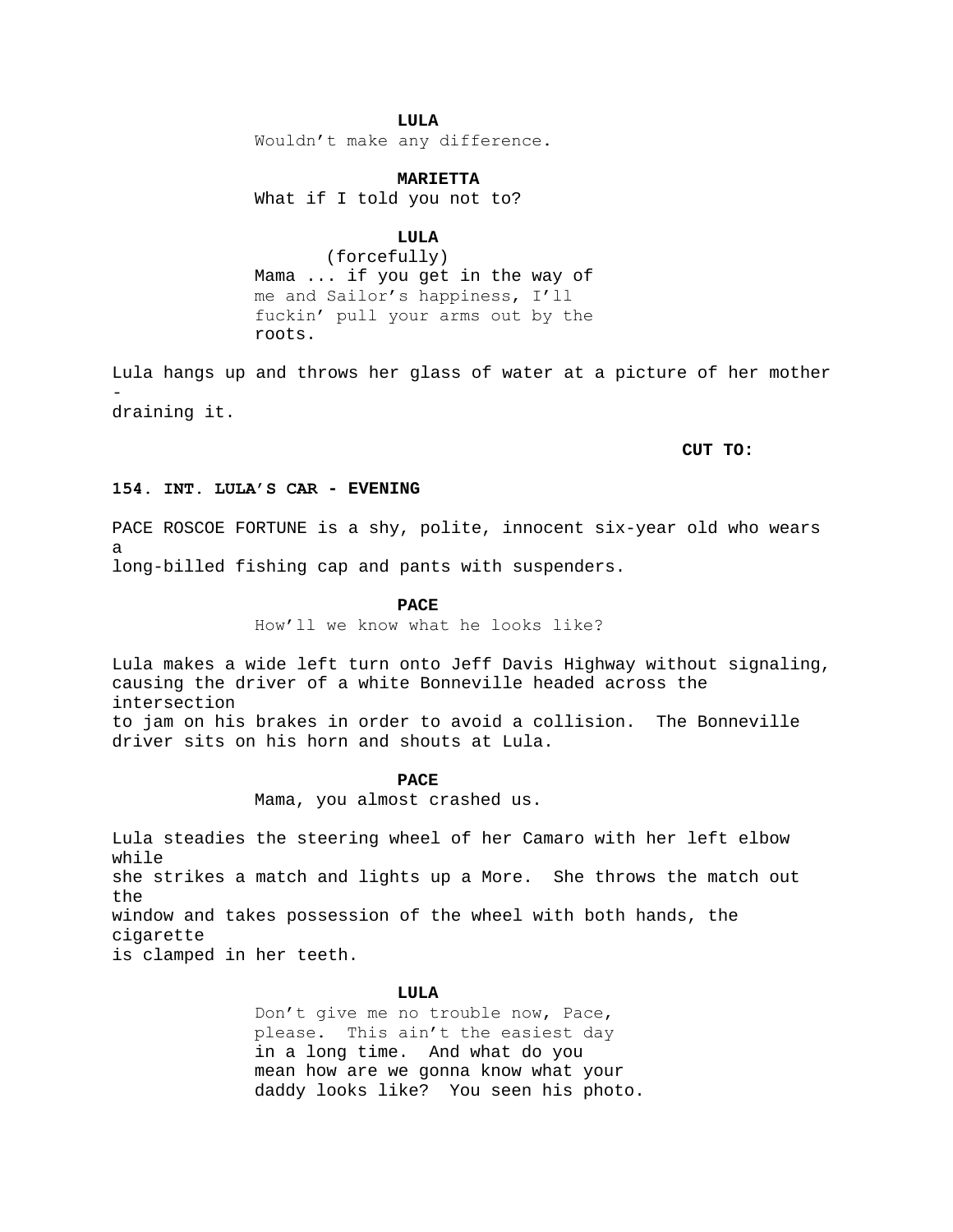**LULA**
Wouldn't make any difference.

**MARIETTA**
What if I told you not to?

**LULA**
(forcefully)
Mama ... if you get in the way of me and Sailor's happiness, I'll fuckin' pull your arms out by the roots.

Lula hangs up and throws her glass of water at a picture of her mother - draining it.

**CUT TO:**

**154. INT. LULA'S CAR - EVENING**

PACE ROSCOE FORTUNE is a shy, polite, innocent six-year old who wears a long-billed fishing cap and pants with suspenders.

**PACE**
How'll we know what he looks like?

Lula makes a wide left turn onto Jeff Davis Highway without signaling, causing the driver of a white Bonneville headed across the intersection to jam on his brakes in order to avoid a collision. The Bonneville driver sits on his horn and shouts at Lula.

**PACE**
Mama, you almost crashed us.

Lula steadies the steering wheel of her Camaro with her left elbow while she strikes a match and lights up a More. She throws the match out the window and takes possession of the wheel with both hands, the cigarette is clamped in her teeth.

**LULA**
Don't give me no trouble now, Pace, please. This ain't the easiest day in a long time. And what do you mean how are we gonna know what your daddy looks like? You seen his photo.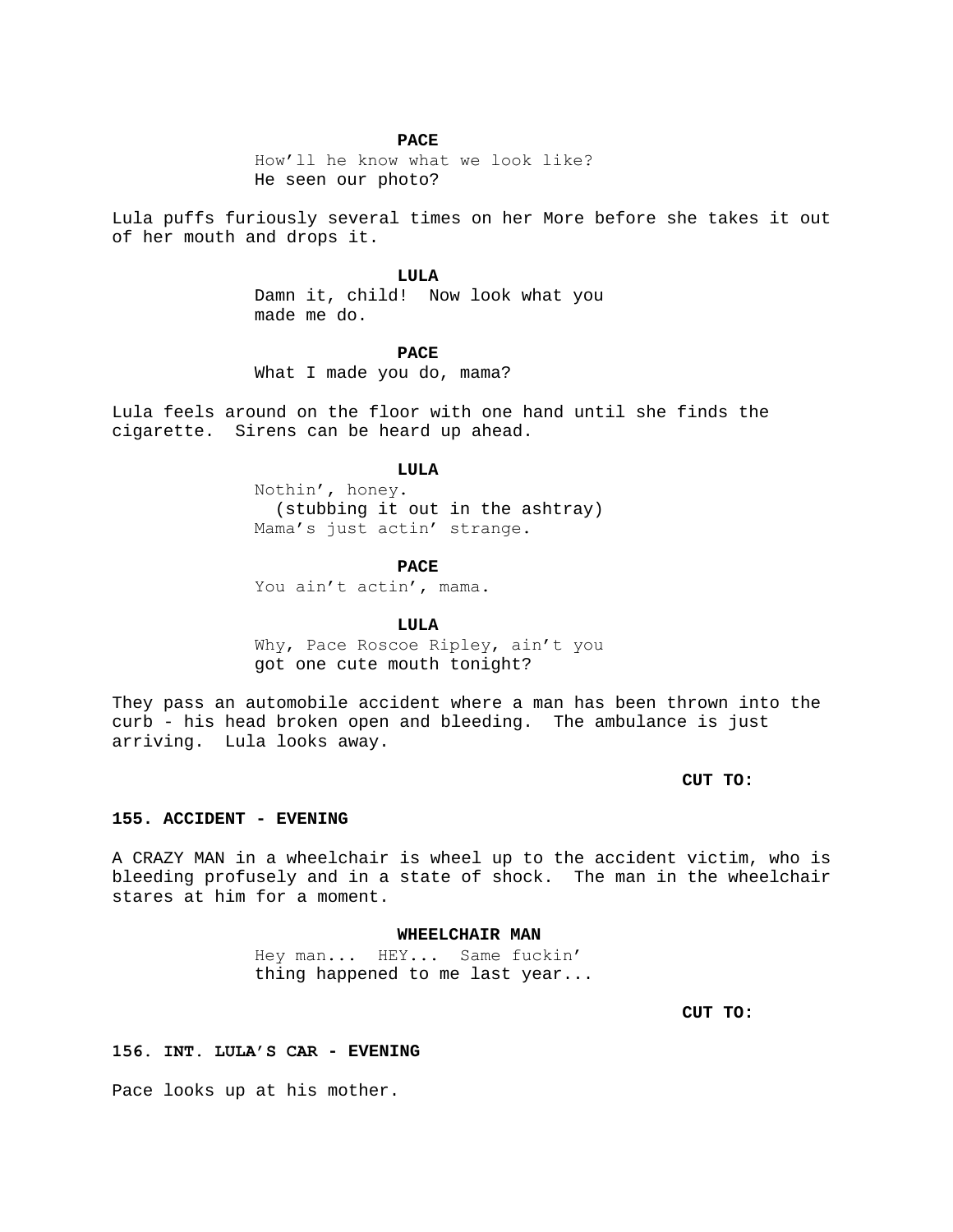**PACE**

How'll he know what we look like? He seen our photo?

Lula puffs furiously several times on her More before she takes it out of her mouth and drops it.

**LULA**

Damn it, child! Now look what you made me do.

**PACE**

What I made you do, mama?

Lula feels around on the floor with one hand until she finds the cigarette. Sirens can be heard up ahead.

**LULA**

Nothin', honey.
(stubbing it out in the ashtray)
Mama's just actin' strange.

**PACE**

You ain't actin', mama.

**LULA**

Why, Pace Roscoe Ripley, ain't you got one cute mouth tonight?

They pass an automobile accident where a man has been thrown into the curb - his head broken open and bleeding. The ambulance is just arriving. Lula looks away.

**CUT TO:**

**155. ACCIDENT - EVENING**

A CRAZY MAN in a wheelchair is wheel up to the accident victim, who is bleeding profusely and in a state of shock. The man in the wheelchair stares at him for a moment.

**WHEELCHAIR MAN**

Hey man... HEY... Same fuckin' thing happened to me last year...

**CUT TO:**

**156. INT. LULA'S CAR - EVENING**

Pace looks up at his mother.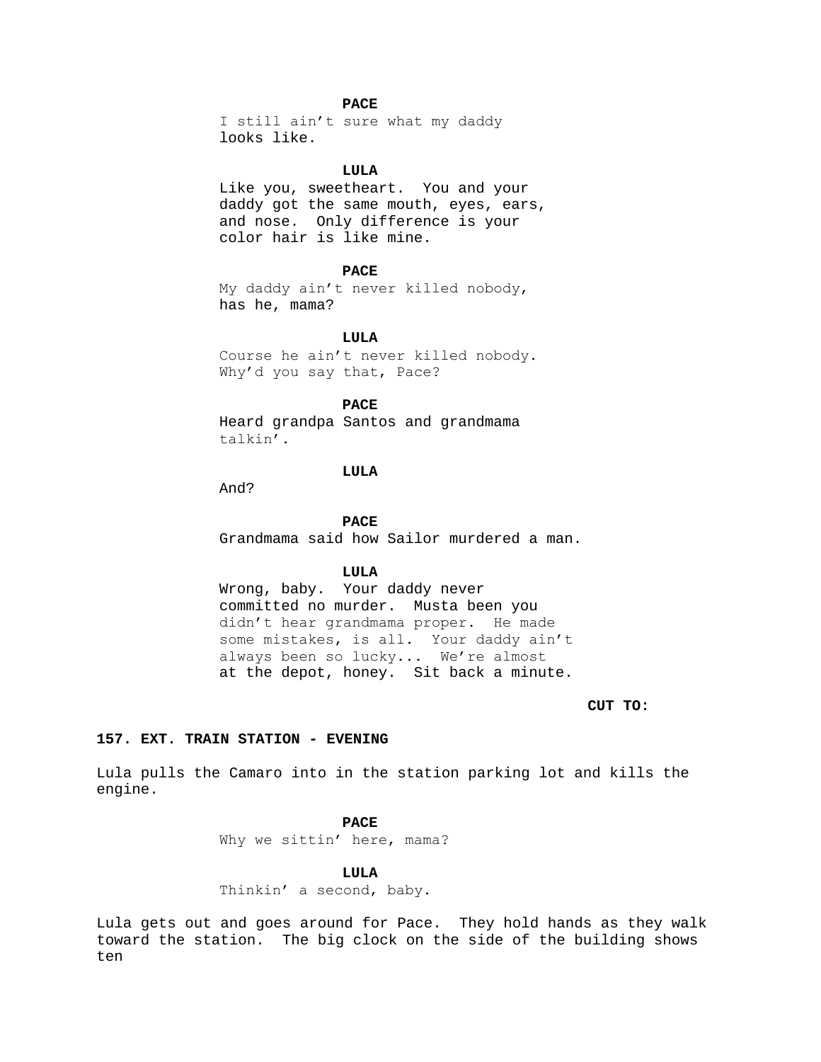**PACE**

I still ain't sure what my daddy looks like.

**LULA**

Like you, sweetheart. You and your daddy got the same mouth, eyes, ears, and nose. Only difference is your color hair is like mine.

**PACE**

My daddy ain't never killed nobody, has he, mama?

**LULA**

Course he ain't never killed nobody. Why'd you say that, Pace?

**PACE**

Heard grandpa Santos and grandmama talkin'.

**LULA**

And?

**PACE**

Grandmama said how Sailor murdered a man.

**LULA**

Wrong, baby. Your daddy never committed no murder. Musta been you didn't hear grandmama proper. He made some mistakes, is all. Your daddy ain't always been so lucky... We're almost at the depot, honey. Sit back a minute.

**CUT TO:**

**157. EXT. TRAIN STATION - EVENING**

Lula pulls the Camaro into in the station parking lot and kills the engine.

**PACE**

Why we sittin' here, mama?

**LULA**

Thinkin' a second, baby.

Lula gets out and goes around for Pace. They hold hands as they walk toward the station. The big clock on the side of the building shows ten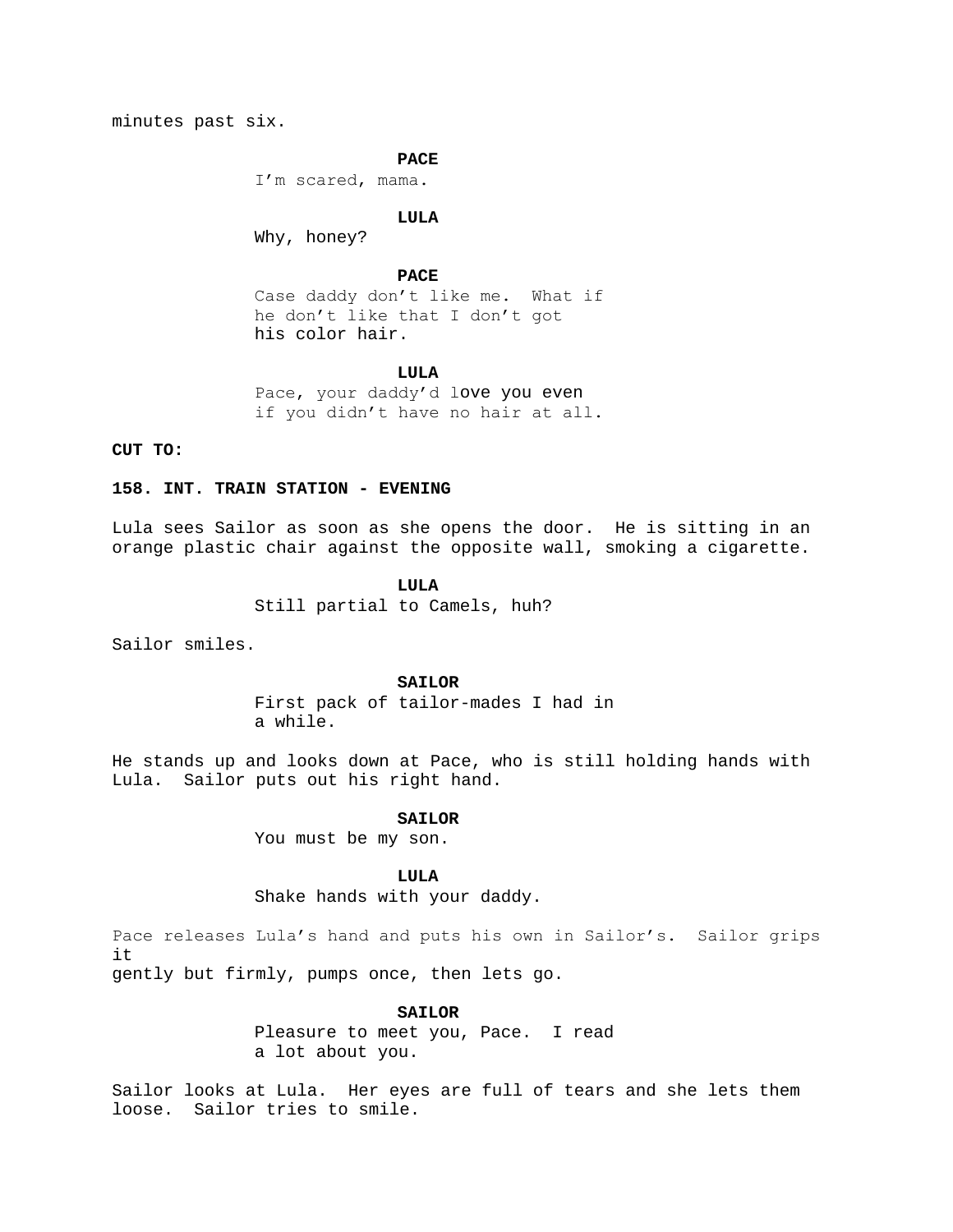minutes past six.

**PACE**

I'm scared, mama.

**LULA**

Why, honey?

**PACE**

Case daddy don't like me. What if he don't like that I don't got his color hair.

**LULA**

Pace, your daddy'd love you even if you didn't have no hair at all.

**CUT TO:**

**158. INT. TRAIN STATION - EVENING**

Lula sees Sailor as soon as she opens the door. He is sitting in an orange plastic chair against the opposite wall, smoking a cigarette.

**LULA**

Still partial to Camels, huh?

Sailor smiles.

**SAILOR**

First pack of tailor-mades I had in a while.

He stands up and looks down at Pace, who is still holding hands with Lula. Sailor puts out his right hand.

**SAILOR**

You must be my son.

**LULA**

Shake hands with your daddy.

Pace releases Lula's hand and puts his own in Sailor's. Sailor grips it gently but firmly, pumps once, then lets go.

**SAILOR**

Pleasure to meet you, Pace. I read a lot about you.

Sailor looks at Lula. Her eyes are full of tears and she lets them loose. Sailor tries to smile.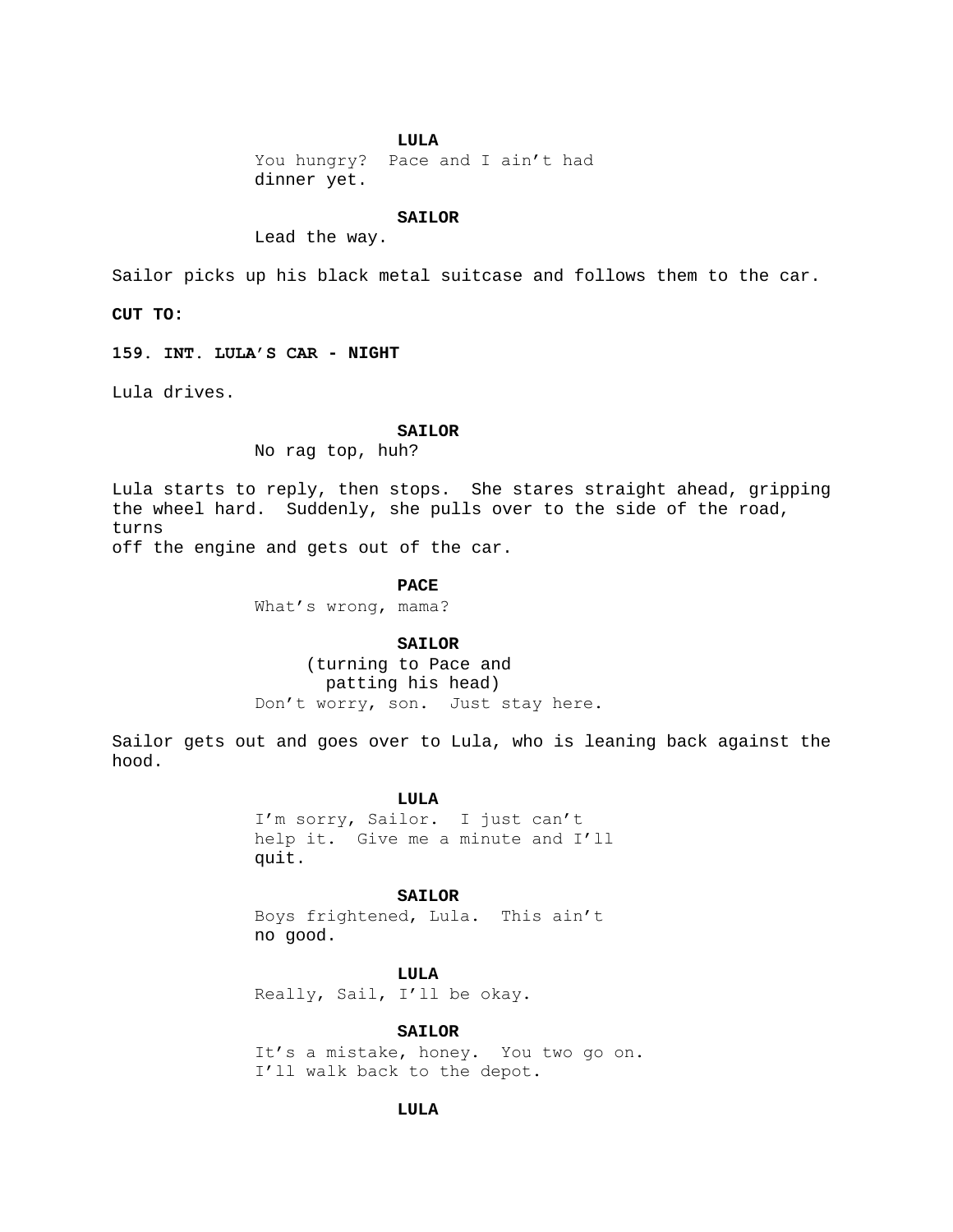**LULA**
You hungry?  Pace and I ain't had
dinner yet.

**SAILOR**
Lead the way.

Sailor picks up his black metal suitcase and follows them to the car.

**CUT TO:**

**159. INT. LULA'S CAR - NIGHT**

Lula drives.

**SAILOR**
No rag top, huh?

Lula starts to reply, then stops.  She stares straight ahead, gripping the wheel hard.  Suddenly, she pulls over to the side of the road, turns
off the engine and gets out of the car.

**PACE**
What's wrong, mama?

**SAILOR**
(turning to Pace and
patting his head)
Don't worry, son.  Just stay here.

Sailor gets out and goes over to Lula, who is leaning back against the hood.

**LULA**
I'm sorry, Sailor.  I just can't
help it.  Give me a minute and I'll
quit.

**SAILOR**
Boys frightened, Lula.  This ain't
no good.

**LULA**
Really, Sail, I'll be okay.

**SAILOR**
It's a mistake, honey.  You two go on.
I'll walk back to the depot.

**LULA**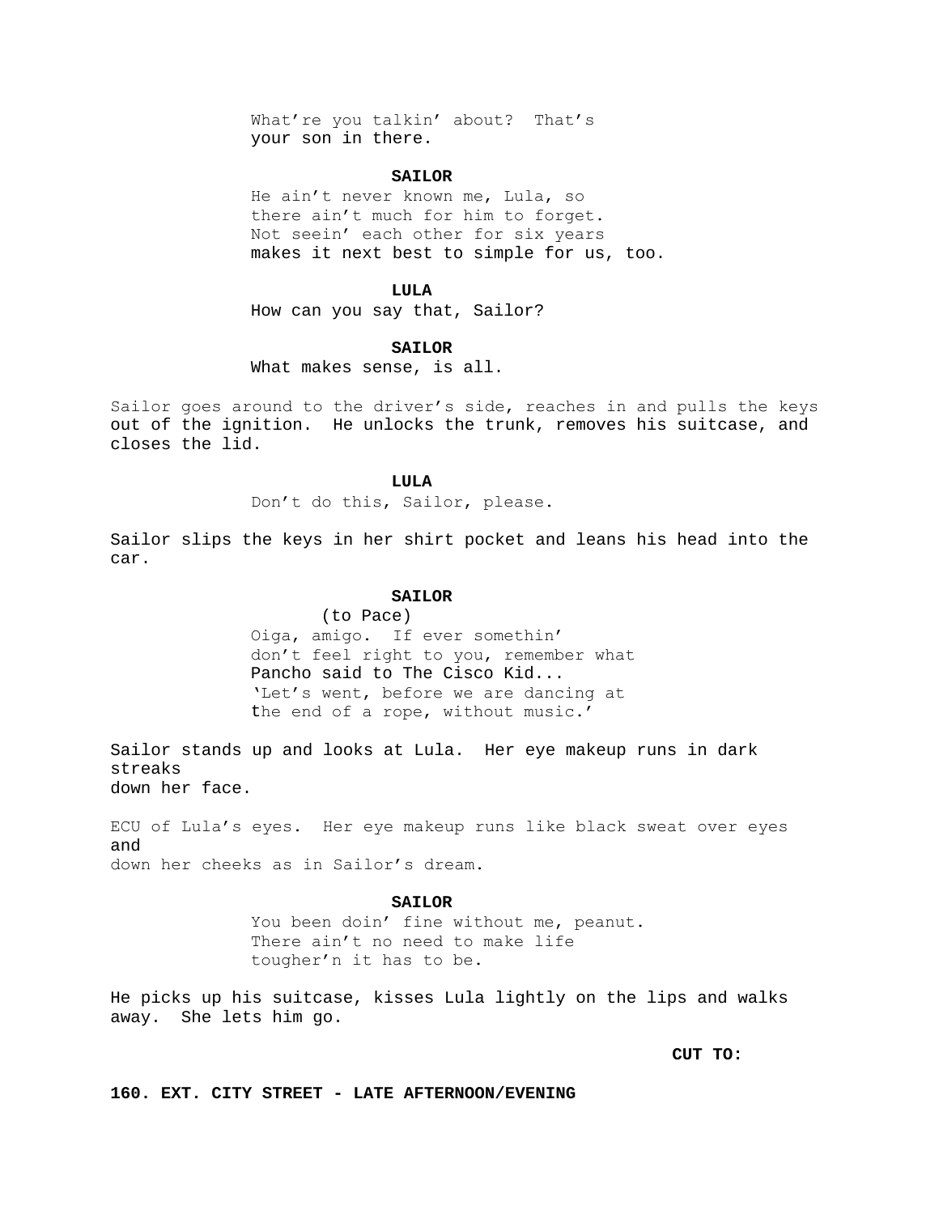What're you talkin' about? That's
your son in there.

**SAILOR**

He ain't never known me, Lula, so
there ain't much for him to forget.
Not seein' each other for six years
makes it next best to simple for us, too.

**LULA**

How can you say that, Sailor?

**SAILOR**

What makes sense, is all.

Sailor goes around to the driver's side, reaches in and pulls the keys out of the ignition. He unlocks the trunk, removes his suitcase, and closes the lid.

**LULA**

Don't do this, Sailor, please.

Sailor slips the keys in her shirt pocket and leans his head into the car.

**SAILOR**

(to Pace)
Oiga, amigo. If ever somethin'
don't feel right to you, remember what
Pancho said to The Cisco Kid...
'Let's went, before we are dancing at
the end of a rope, without music.'

Sailor stands up and looks at Lula. Her eye makeup runs in dark streaks
down her face.

ECU of Lula's eyes. Her eye makeup runs like black sweat over eyes and
down her cheeks as in Sailor's dream.

**SAILOR**

You been doin' fine without me, peanut.
There ain't no need to make life
tougher'n it has to be.

He picks up his suitcase, kisses Lula lightly on the lips and walks away. She lets him go.

**CUT TO:**

**160. EXT. CITY STREET - LATE AFTERNOON/EVENING**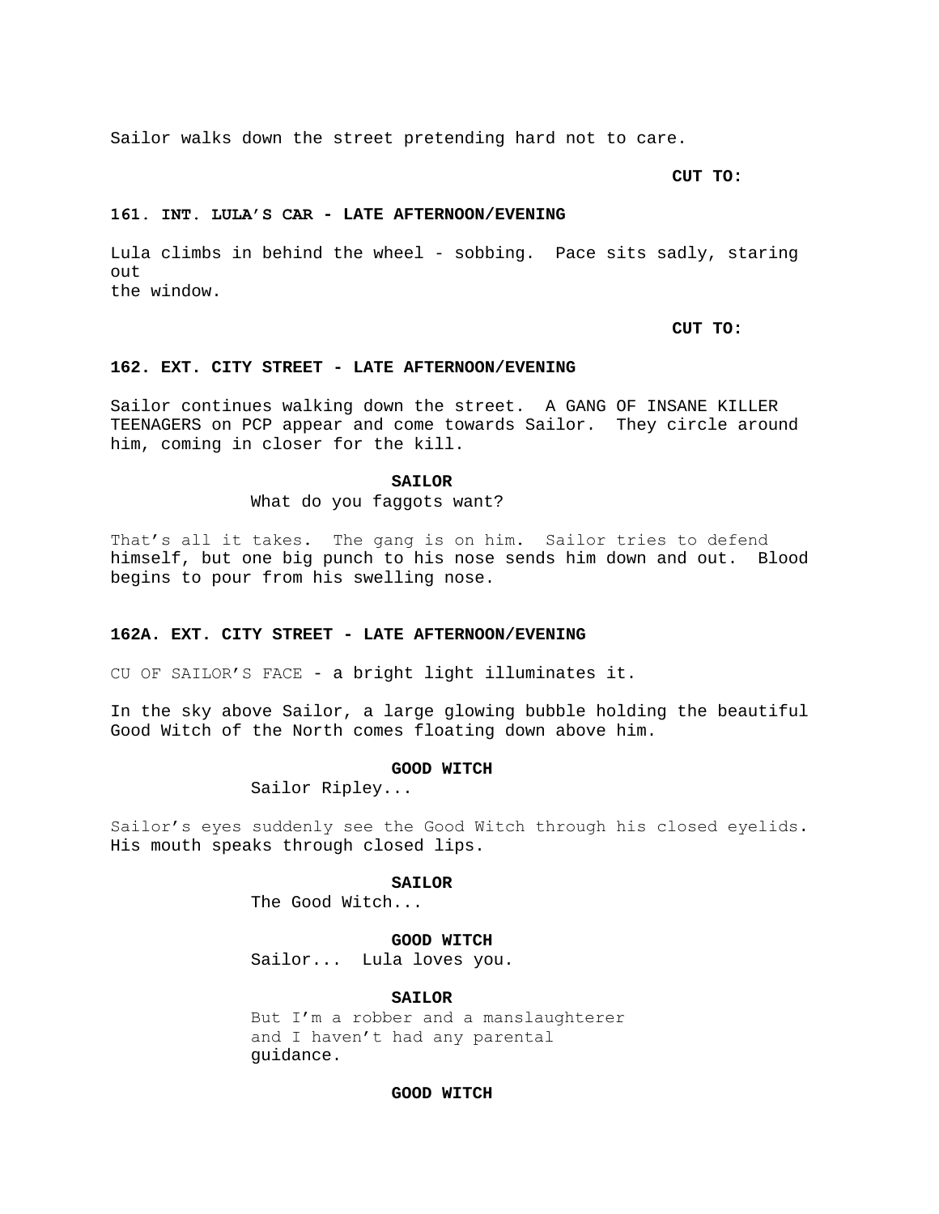Sailor walks down the street pretending hard not to care.

**CUT TO:**

**161. INT. LULA'S CAR - LATE AFTERNOON/EVENING**

Lula climbs in behind the wheel - sobbing. Pace sits sadly, staring out
the window.

**CUT TO:**

**162. EXT. CITY STREET - LATE AFTERNOON/EVENING**

Sailor continues walking down the street. A GANG OF INSANE KILLER TEENAGERS on PCP appear and come towards Sailor. They circle around him, coming in closer for the kill.

**SAILOR**

What do you faggots want?

That's all it takes. The gang is on him. Sailor tries to defend himself, but one big punch to his nose sends him down and out. Blood begins to pour from his swelling nose.

**162A. EXT. CITY STREET - LATE AFTERNOON/EVENING**

CU OF SAILOR'S FACE - a bright light illuminates it.

In the sky above Sailor, a large glowing bubble holding the beautiful Good Witch of the North comes floating down above him.

**GOOD WITCH**

Sailor Ripley...

Sailor's eyes suddenly see the Good Witch through his closed eyelids. His mouth speaks through closed lips.

**SAILOR**

The Good Witch...

**GOOD WITCH**

Sailor... Lula loves you.

**SAILOR**

But I'm a robber and a manslaughterer and I haven't had any parental guidance.

**GOOD WITCH**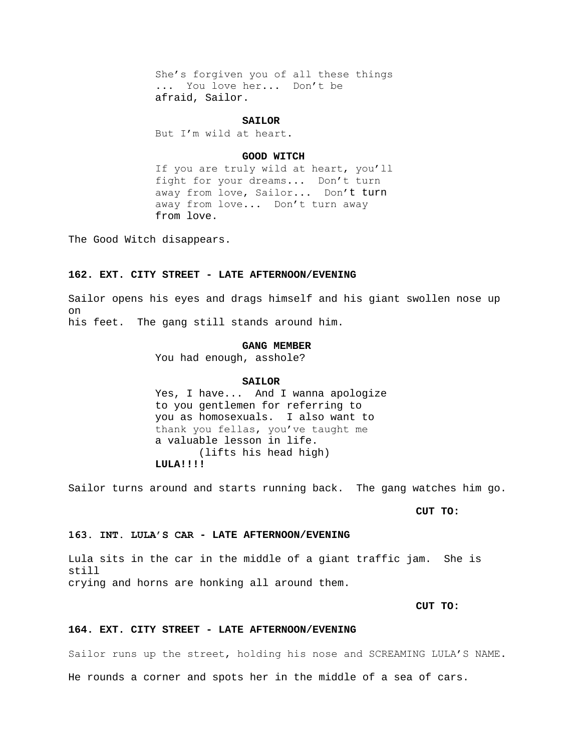She's forgiven you of all these things ... You love her... Don't be afraid, Sailor.

**SAILOR**

But I'm wild at heart.

**GOOD WITCH**

If you are truly wild at heart, you'll fight for your dreams... Don't turn away from love, Sailor... Don't turn away from love... Don't turn away from love.

The Good Witch disappears.

**162. EXT. CITY STREET - LATE AFTERNOON/EVENING**

Sailor opens his eyes and drags himself and his giant swollen nose up on his feet. The gang still stands around him.

**GANG MEMBER**

You had enough, asshole?

**SAILOR**

Yes, I have... And I wanna apologize to you gentlemen for referring to you as homosexuals. I also want to thank you fellas, you've taught me a valuable lesson in life.

(lifts his head high)

**LULA!!!!**

Sailor turns around and starts running back. The gang watches him go.

**CUT TO:**

**163. INT. LULA'S CAR - LATE AFTERNOON/EVENING**

Lula sits in the car in the middle of a giant traffic jam. She is still crying and horns are honking all around them.

**CUT TO:**

**164. EXT. CITY STREET - LATE AFTERNOON/EVENING**

Sailor runs up the street, holding his nose and SCREAMING LULA'S NAME.

He rounds a corner and spots her in the middle of a sea of cars.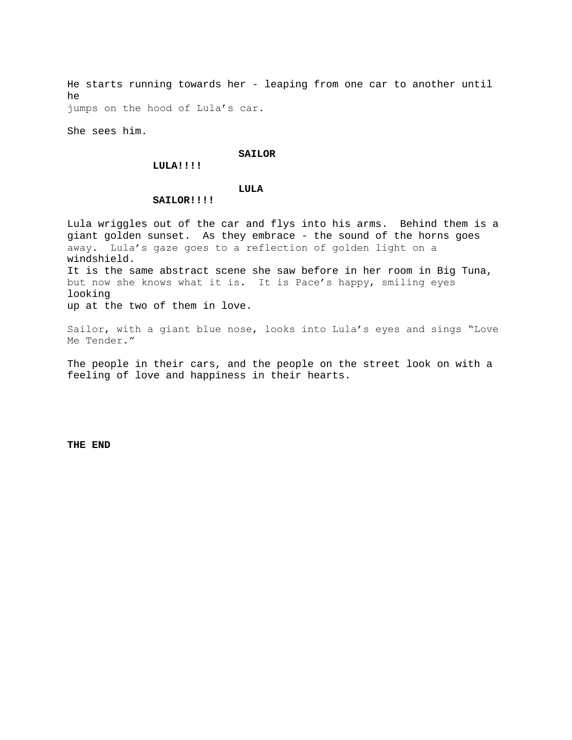He starts running towards her - leaping from one car to another until he
jumps on the hood of Lula's car.

She sees him.

**SAILOR**

**LULA!!!!**

**LULA**

**SAILOR!!!!**

Lula wriggles out of the car and flys into his arms. Behind them is a giant golden sunset. As they embrace - the sound of the horns goes away. Lula's gaze goes to a reflection of golden light on a windshield.
It is the same abstract scene she saw before in her room in Big Tuna, but now she knows what it is. It is Pace's happy, smiling eyes looking
up at the two of them in love.

Sailor, with a giant blue nose, looks into Lula's eyes and sings "Love Me Tender."

The people in their cars, and the people on the street look on with a feeling of love and happiness in their hearts.

**THE END**